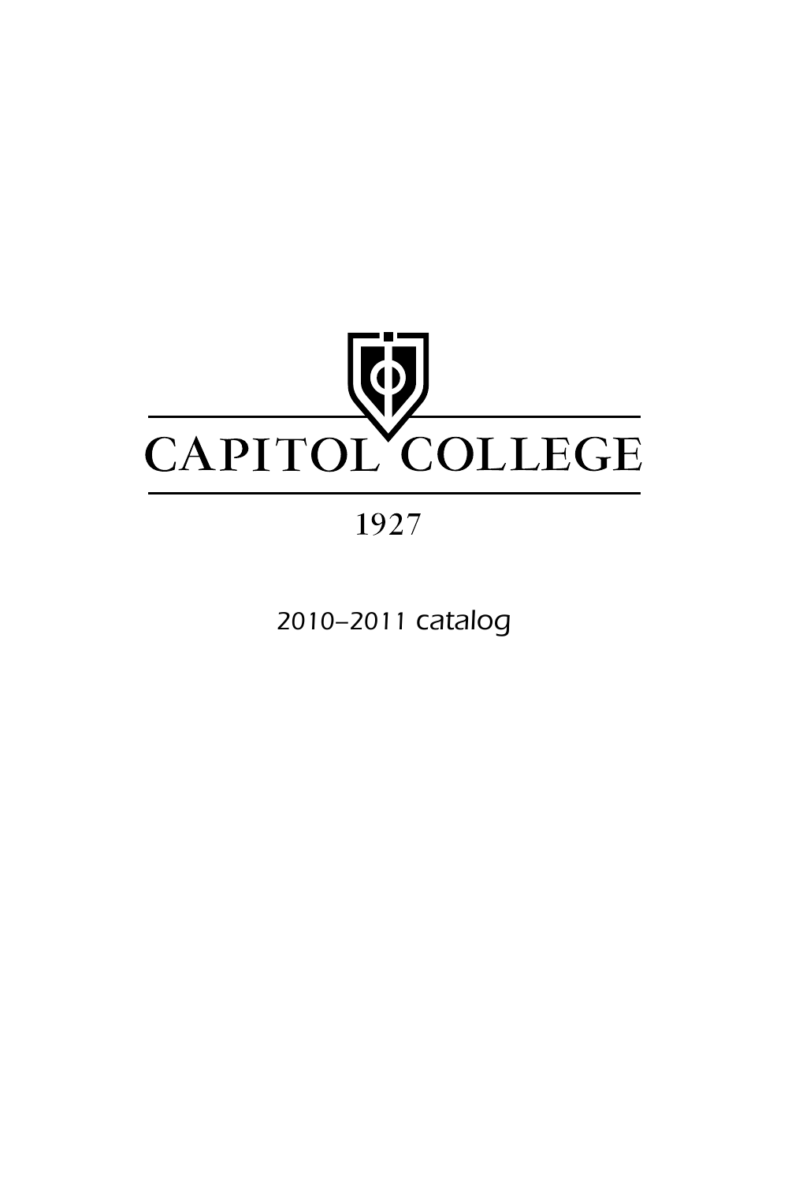# CAPITOL COLLEGE

1927

2010–2011 catalog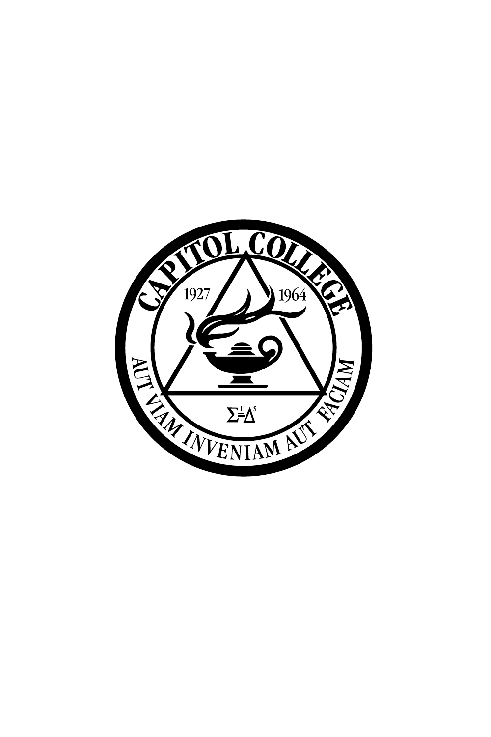CAPITOL COLLEGE

1927 1964

$\Sigma \overset{I}{=} \Delta^{S}$

AUT VIAM INVENIAM AUT FACIAM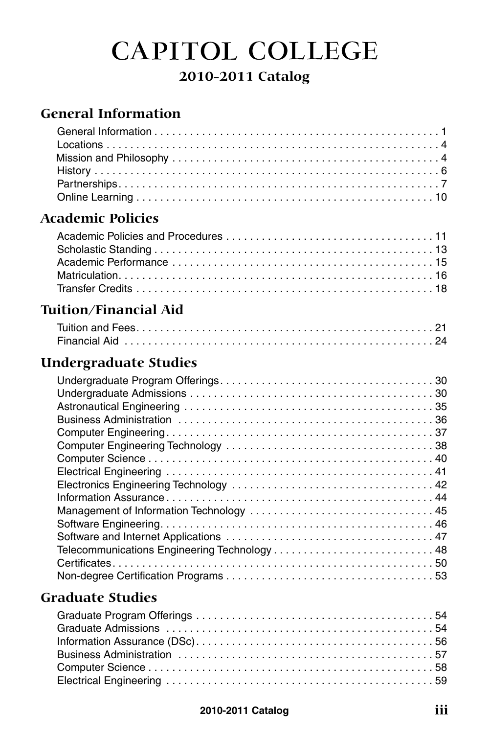# CAPITOL COLLEGE

## 2010-2011 Catalog

### General Information

General Information . . . . . . . . . . . . . . . . . . . . . . . . . . . . . . . . . . . . . . . . . . . . . . . . 1
Locations . . . . . . . . . . . . . . . . . . . . . . . . . . . . . . . . . . . . . . . . . . . . . . . . . . . . . . . 4
Mission and Philosophy . . . . . . . . . . . . . . . . . . . . . . . . . . . . . . . . . . . . . . . . . . . . . 4
History . . . . . . . . . . . . . . . . . . . . . . . . . . . . . . . . . . . . . . . . . . . . . . . . . . . . . . . . . 6
Partnerships. . . . . . . . . . . . . . . . . . . . . . . . . . . . . . . . . . . . . . . . . . . . . . . . . . . . . . 7
Online Learning . . . . . . . . . . . . . . . . . . . . . . . . . . . . . . . . . . . . . . . . . . . . . . . . . . 10

### Academic Policies

Academic Policies and Procedures . . . . . . . . . . . . . . . . . . . . . . . . . . . . . . . . . . . 11
Scholastic Standing . . . . . . . . . . . . . . . . . . . . . . . . . . . . . . . . . . . . . . . . . . . . . . . 13
Academic Performance . . . . . . . . . . . . . . . . . . . . . . . . . . . . . . . . . . . . . . . . . . . . 15
Matriculation. . . . . . . . . . . . . . . . . . . . . . . . . . . . . . . . . . . . . . . . . . . . . . . . . . . . 16
Transfer Credits . . . . . . . . . . . . . . . . . . . . . . . . . . . . . . . . . . . . . . . . . . . . . . . . . . 18

### Tuition/Financial Aid

Tuition and Fees. . . . . . . . . . . . . . . . . . . . . . . . . . . . . . . . . . . . . . . . . . . . . . . . . . 21
Financial Aid . . . . . . . . . . . . . . . . . . . . . . . . . . . . . . . . . . . . . . . . . . . . . . . . . . . . 24

### Undergraduate Studies

Undergraduate Program Offerings. . . . . . . . . . . . . . . . . . . . . . . . . . . . . . . . . . . . 30
Undergraduate Admissions . . . . . . . . . . . . . . . . . . . . . . . . . . . . . . . . . . . . . . . . . 30
Astronautical Engineering . . . . . . . . . . . . . . . . . . . . . . . . . . . . . . . . . . . . . . . . . . 35
Business Administration . . . . . . . . . . . . . . . . . . . . . . . . . . . . . . . . . . . . . . . . . . . 36
Computer Engineering. . . . . . . . . . . . . . . . . . . . . . . . . . . . . . . . . . . . . . . . . . . . . 37
Computer Engineering Technology . . . . . . . . . . . . . . . . . . . . . . . . . . . . . . . . . . . 38
Computer Science . . . . . . . . . . . . . . . . . . . . . . . . . . . . . . . . . . . . . . . . . . . . . . . . 40
Electrical Engineering . . . . . . . . . . . . . . . . . . . . . . . . . . . . . . . . . . . . . . . . . . . . . 41
Electronics Engineering Technology . . . . . . . . . . . . . . . . . . . . . . . . . . . . . . . . . . 42
Information Assurance. . . . . . . . . . . . . . . . . . . . . . . . . . . . . . . . . . . . . . . . . . . . . 44
Management of Information Technology . . . . . . . . . . . . . . . . . . . . . . . . . . . . . . . 45
Software Engineering. . . . . . . . . . . . . . . . . . . . . . . . . . . . . . . . . . . . . . . . . . . . . . 46
Software and Internet Applications . . . . . . . . . . . . . . . . . . . . . . . . . . . . . . . . . . . 47
Telecommunications Engineering Technology . . . . . . . . . . . . . . . . . . . . . . . . . . . 48
Certificates. . . . . . . . . . . . . . . . . . . . . . . . . . . . . . . . . . . . . . . . . . . . . . . . . . . . . . 50
Non-degree Certification Programs . . . . . . . . . . . . . . . . . . . . . . . . . . . . . . . . . . . 53

### Graduate Studies

Graduate Program Offerings . . . . . . . . . . . . . . . . . . . . . . . . . . . . . . . . . . . . . . . . 54
Graduate Admissions . . . . . . . . . . . . . . . . . . . . . . . . . . . . . . . . . . . . . . . . . . . . . 54
Information Assurance (DSc). . . . . . . . . . . . . . . . . . . . . . . . . . . . . . . . . . . . . . . . 56
Business Administration . . . . . . . . . . . . . . . . . . . . . . . . . . . . . . . . . . . . . . . . . . . 57
Computer Science . . . . . . . . . . . . . . . . . . . . . . . . . . . . . . . . . . . . . . . . . . . . . . . . 58
Electrical Engineering . . . . . . . . . . . . . . . . . . . . . . . . . . . . . . . . . . . . . . . . . . . . . 59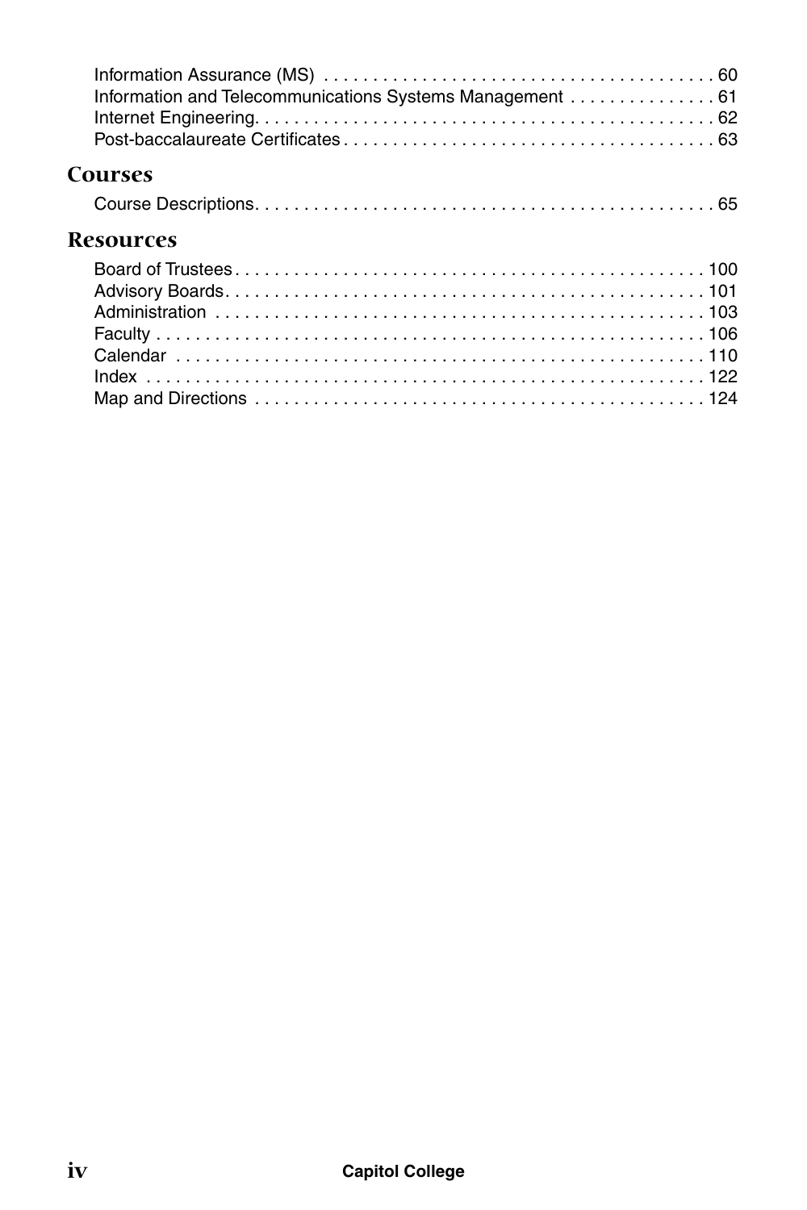Information Assurance (MS) . . . . . . . . . . . . . . . . . . . . . . . . . . . . . . . . . . . . . . . . 60
Information and Telecommunications Systems Management . . . . . . . . . . . . . . . 61
Internet Engineering. . . . . . . . . . . . . . . . . . . . . . . . . . . . . . . . . . . . . . . . . . . . . . . 62
Post-baccalaureate Certificates . . . . . . . . . . . . . . . . . . . . . . . . . . . . . . . . . . . . . . 63

## Courses

Course Descriptions. . . . . . . . . . . . . . . . . . . . . . . . . . . . . . . . . . . . . . . . . . . . . . . 65

## Resources

Board of Trustees . . . . . . . . . . . . . . . . . . . . . . . . . . . . . . . . . . . . . . . . . . . . . . . . 100
Advisory Boards. . . . . . . . . . . . . . . . . . . . . . . . . . . . . . . . . . . . . . . . . . . . . . . . . . 101
Administration . . . . . . . . . . . . . . . . . . . . . . . . . . . . . . . . . . . . . . . . . . . . . . . . . . . 103
Faculty . . . . . . . . . . . . . . . . . . . . . . . . . . . . . . . . . . . . . . . . . . . . . . . . . . . . . . . . 106
Calendar . . . . . . . . . . . . . . . . . . . . . . . . . . . . . . . . . . . . . . . . . . . . . . . . . . . . . . . 110
Index . . . . . . . . . . . . . . . . . . . . . . . . . . . . . . . . . . . . . . . . . . . . . . . . . . . . . . . . . 122
Map and Directions . . . . . . . . . . . . . . . . . . . . . . . . . . . . . . . . . . . . . . . . . . . . . . . 124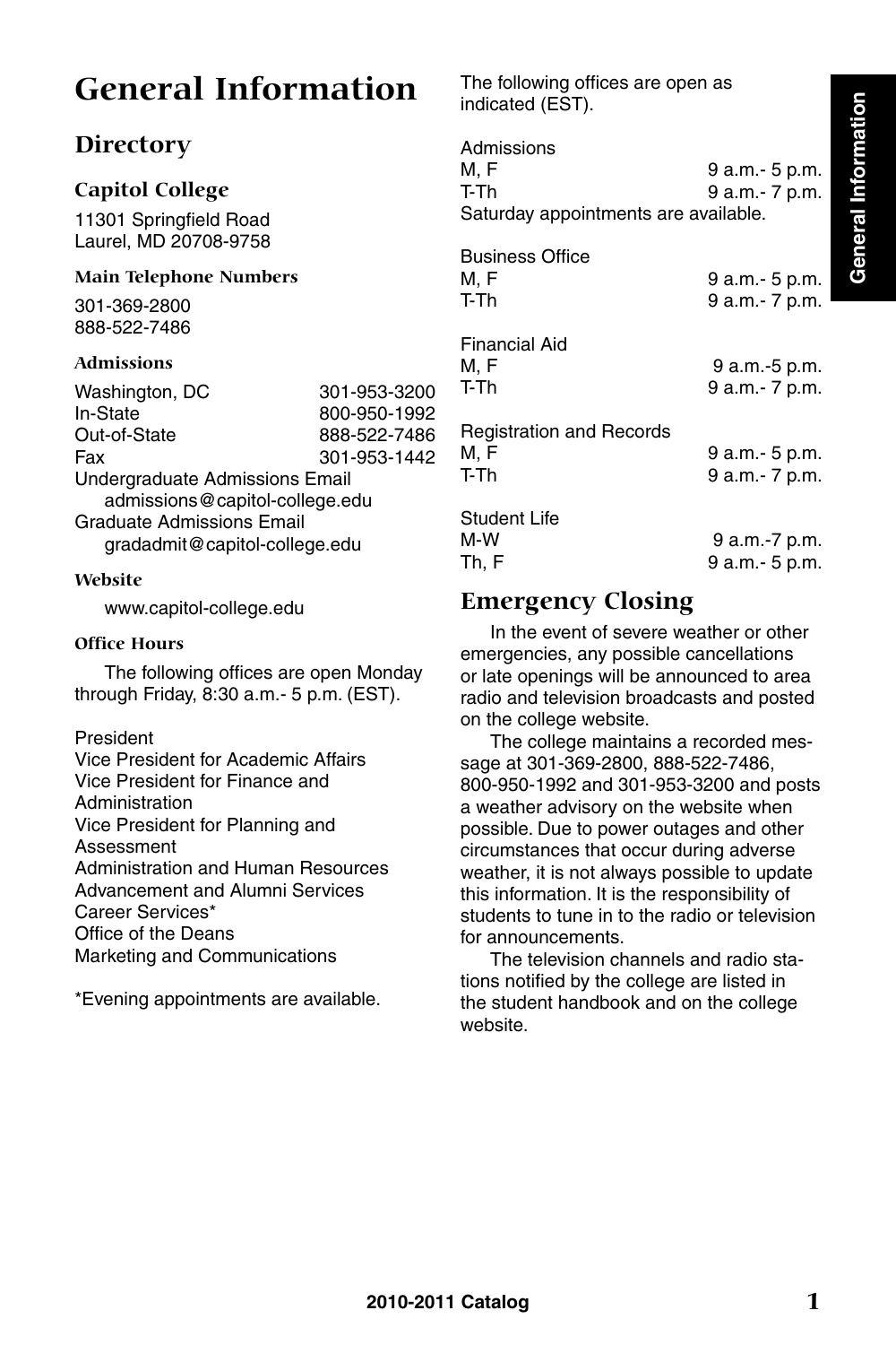# General Information

## Directory

### Capitol College

11301 Springfield Road
Laurel, MD 20708-9758

#### Main Telephone Numbers

301-369-2800
888-522-7486

#### Admissions

| | |
|---|---|
| Washington, DC | 301-953-3200 |
| In-State | 800-950-1992 |
| Out-of-State | 888-522-7486 |
| Fax | 301-953-1442 |

Undergraduate Admissions Email
admissions@capitol-college.edu
Graduate Admissions Email
gradadmit@capitol-college.edu

#### Website

www.capitol-college.edu

#### Office Hours

The following offices are open Monday through Friday, 8:30 a.m.- 5 p.m. (EST).

President
Vice President for Academic Affairs
Vice President for Finance and Administration
Vice President for Planning and Assessment
Administration and Human Resources
Advancement and Alumni Services
Career Services*
Office of the Deans
Marketing and Communications

*Evening appointments are available.

The following offices are open as indicated (EST).

Admissions

| | |
|---|---|
| M, F | 9 a.m.- 5 p.m. |
| T-Th | 9 a.m.- 7 p.m. |

Saturday appointments are available.

Business Office

| | |
|---|---|
| M, F | 9 a.m.- 5 p.m. |
| T-Th | 9 a.m.- 7 p.m. |

Financial Aid

| | |
|---|---|
| M, F | 9 a.m.-5 p.m. |
| T-Th | 9 a.m.- 7 p.m. |

Registration and Records

| | |
|---|---|
| M, F | 9 a.m.- 5 p.m. |
| T-Th | 9 a.m.- 7 p.m. |

Student Life

| | |
|---|---|
| M-W | 9 a.m.-7 p.m. |
| Th, F | 9 a.m.- 5 p.m. |

## Emergency Closing

In the event of severe weather or other emergencies, any possible cancellations or late openings will be announced to area radio and television broadcasts and posted on the college website.

The college maintains a recorded message at 301-369-2800, 888-522-7486, 800-950-1992 and 301-953-3200 and posts a weather advisory on the website when possible. Due to power outages and other circumstances that occur during adverse weather, it is not always possible to update this information. It is the responsibility of students to tune in to the radio or television for announcements.

The television channels and radio stations notified by the college are listed in the student handbook and on the college website.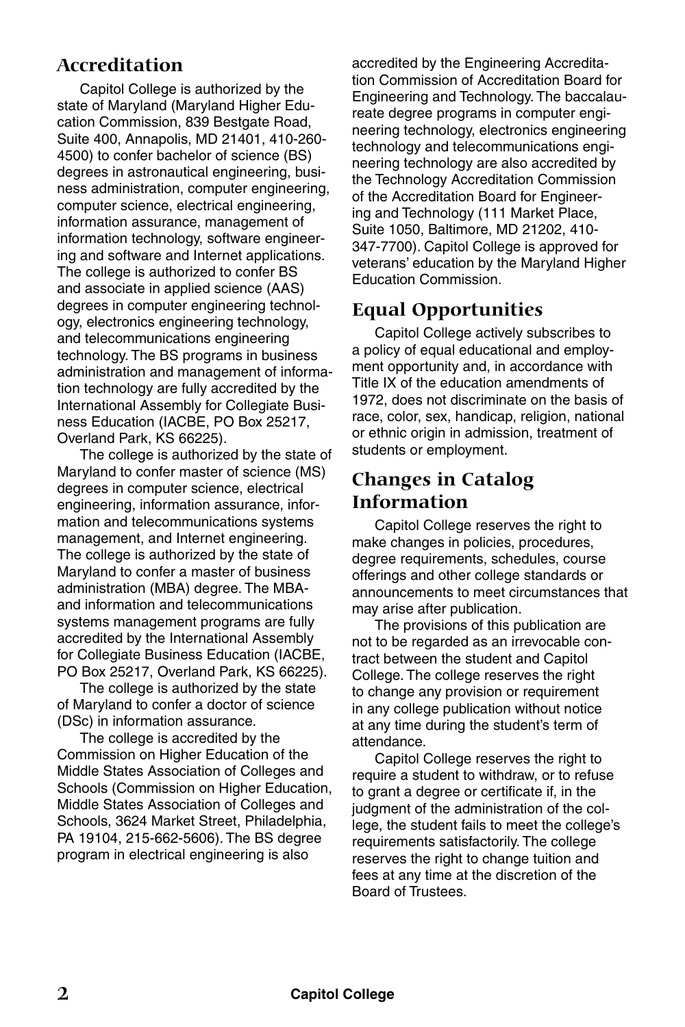## Accreditation

Capitol College is authorized by the state of Maryland (Maryland Higher Education Commission, 839 Bestgate Road, Suite 400, Annapolis, MD 21401, 410-260-4500) to confer bachelor of science (BS) degrees in astronautical engineering, business administration, computer engineering, computer science, electrical engineering, information assurance, management of information technology, software engineering and software and Internet applications. The college is authorized to confer BS and associate in applied science (AAS) degrees in computer engineering technology, electronics engineering technology, and telecommunications engineering technology. The BS programs in business administration and management of information technology are fully accredited by the International Assembly for Collegiate Business Education (IACBE, PO Box 25217, Overland Park, KS 66225).

The college is authorized by the state of Maryland to confer master of science (MS) degrees in computer science, electrical engineering, information assurance, information and telecommunications systems management, and Internet engineering. The college is authorized by the state of Maryland to confer a master of business administration (MBA) degree. The MBA- and information and telecommunications systems management programs are fully accredited by the International Assembly for Collegiate Business Education (IACBE, PO Box 25217, Overland Park, KS 66225).

The college is authorized by the state of Maryland to confer a doctor of science (DSc) in information assurance.

The college is accredited by the Commission on Higher Education of the Middle States Association of Colleges and Schools (Commission on Higher Education, Middle States Association of Colleges and Schools, 3624 Market Street, Philadelphia, PA 19104, 215-662-5606). The BS degree program in electrical engineering is also accredited by the Engineering Accreditation Commission of Accreditation Board for Engineering and Technology. The baccalaureate degree programs in computer engineering technology, electronics engineering technology and telecommunications engineering technology are also accredited by the Technology Accreditation Commission of the Accreditation Board for Engineering and Technology (111 Market Place, Suite 1050, Baltimore, MD 21202, 410-347-7700). Capitol College is approved for veterans' education by the Maryland Higher Education Commission.

## Equal Opportunities

Capitol College actively subscribes to a policy of equal educational and employment opportunity and, in accordance with Title IX of the education amendments of 1972, does not discriminate on the basis of race, color, sex, handicap, religion, national or ethnic origin in admission, treatment of students or employment.

## Changes in Catalog Information

Capitol College reserves the right to make changes in policies, procedures, degree requirements, schedules, course offerings and other college standards or announcements to meet circumstances that may arise after publication.

The provisions of this publication are not to be regarded as an irrevocable contract between the student and Capitol College. The college reserves the right to change any provision or requirement in any college publication without notice at any time during the student's term of attendance.

Capitol College reserves the right to require a student to withdraw, or to refuse to grant a degree or certificate if, in the judgment of the administration of the college, the student fails to meet the college's requirements satisfactorily. The college reserves the right to change tuition and fees at any time at the discretion of the Board of Trustees.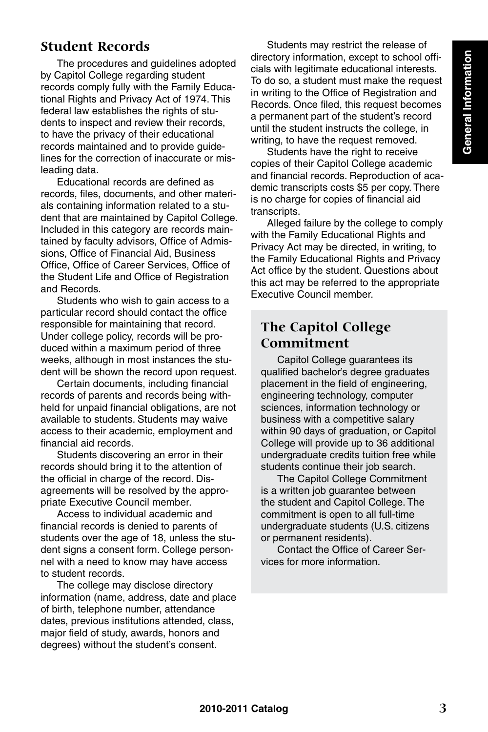## Student Records

The procedures and guidelines adopted by Capitol College regarding student records comply fully with the Family Educational Rights and Privacy Act of 1974. This federal law establishes the rights of students to inspect and review their records, to have the privacy of their educational records maintained and to provide guidelines for the correction of inaccurate or misleading data.

Educational records are defined as records, files, documents, and other materials containing information related to a student that are maintained by Capitol College. Included in this category are records maintained by faculty advisors, Office of Admissions, Office of Financial Aid, Business Office, Office of Career Services, Office of the Student Life and Office of Registration and Records.

Students who wish to gain access to a particular record should contact the office responsible for maintaining that record. Under college policy, records will be produced within a maximum period of three weeks, although in most instances the student will be shown the record upon request.

Certain documents, including financial records of parents and records being withheld for unpaid financial obligations, are not available to students. Students may waive access to their academic, employment and financial aid records.

Students discovering an error in their records should bring it to the attention of the official in charge of the record. Disagreements will be resolved by the appropriate Executive Council member.

Access to individual academic and financial records is denied to parents of students over the age of 18, unless the student signs a consent form. College personnel with a need to know may have access to student records.

The college may disclose directory information (name, address, date and place of birth, telephone number, attendance dates, previous institutions attended, class, major field of study, awards, honors and degrees) without the student's consent.

Students may restrict the release of directory information, except to school officials with legitimate educational interests. To do so, a student must make the request in writing to the Office of Registration and Records. Once filed, this request becomes a permanent part of the student's record until the student instructs the college, in writing, to have the request removed.

Students have the right to receive copies of their Capitol College academic and financial records. Reproduction of academic transcripts costs $5 per copy. There is no charge for copies of financial aid transcripts.

Alleged failure by the college to comply with the Family Educational Rights and Privacy Act may be directed, in writing, to the Family Educational Rights and Privacy Act office by the student. Questions about this act may be referred to the appropriate Executive Council member.

## The Capitol College Commitment

Capitol College guarantees its qualified bachelor's degree graduates placement in the field of engineering, engineering technology, computer sciences, information technology or business with a competitive salary within 90 days of graduation, or Capitol College will provide up to 36 additional undergraduate credits tuition free while students continue their job search.

The Capitol College Commitment is a written job guarantee between the student and Capitol College. The commitment is open to all full-time undergraduate students (U.S. citizens or permanent residents).

Contact the Office of Career Services for more information.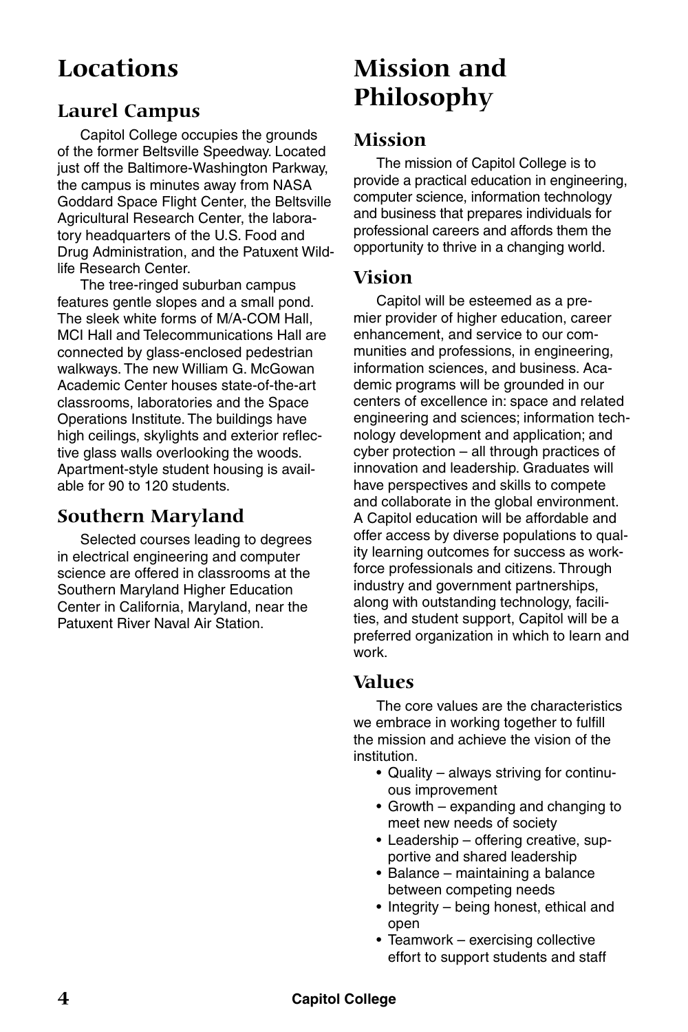# Locations

## Laurel Campus

Capitol College occupies the grounds of the former Beltsville Speedway. Located just off the Baltimore-Washington Parkway, the campus is minutes away from NASA Goddard Space Flight Center, the Beltsville Agricultural Research Center, the laboratory headquarters of the U.S. Food and Drug Administration, and the Patuxent Wildlife Research Center.

The tree-ringed suburban campus features gentle slopes and a small pond. The sleek white forms of M/A-COM Hall, MCI Hall and Telecommunications Hall are connected by glass-enclosed pedestrian walkways. The new William G. McGowan Academic Center houses state-of-the-art classrooms, laboratories and the Space Operations Institute. The buildings have high ceilings, skylights and exterior reflective glass walls overlooking the woods. Apartment-style student housing is available for 90 to 120 students.

## Southern Maryland

Selected courses leading to degrees in electrical engineering and computer science are offered in classrooms at the Southern Maryland Higher Education Center in California, Maryland, near the Patuxent River Naval Air Station.

# Mission and Philosophy

## Mission

The mission of Capitol College is to provide a practical education in engineering, computer science, information technology and business that prepares individuals for professional careers and affords them the opportunity to thrive in a changing world.

## Vision

Capitol will be esteemed as a premier provider of higher education, career enhancement, and service to our communities and professions, in engineering, information sciences, and business. Academic programs will be grounded in our centers of excellence in: space and related engineering and sciences; information technology development and application; and cyber protection – all through practices of innovation and leadership. Graduates will have perspectives and skills to compete and collaborate in the global environment. A Capitol education will be affordable and offer access by diverse populations to quality learning outcomes for success as workforce professionals and citizens. Through industry and government partnerships, along with outstanding technology, facilities, and student support, Capitol will be a preferred organization in which to learn and work.

## Values

The core values are the characteristics we embrace in working together to fulfill the mission and achieve the vision of the institution.

- Quality – always striving for continuous improvement
- Growth – expanding and changing to meet new needs of society
- Leadership – offering creative, supportive and shared leadership
- Balance – maintaining a balance between competing needs
- Integrity – being honest, ethical and open
- Teamwork – exercising collective effort to support students and staff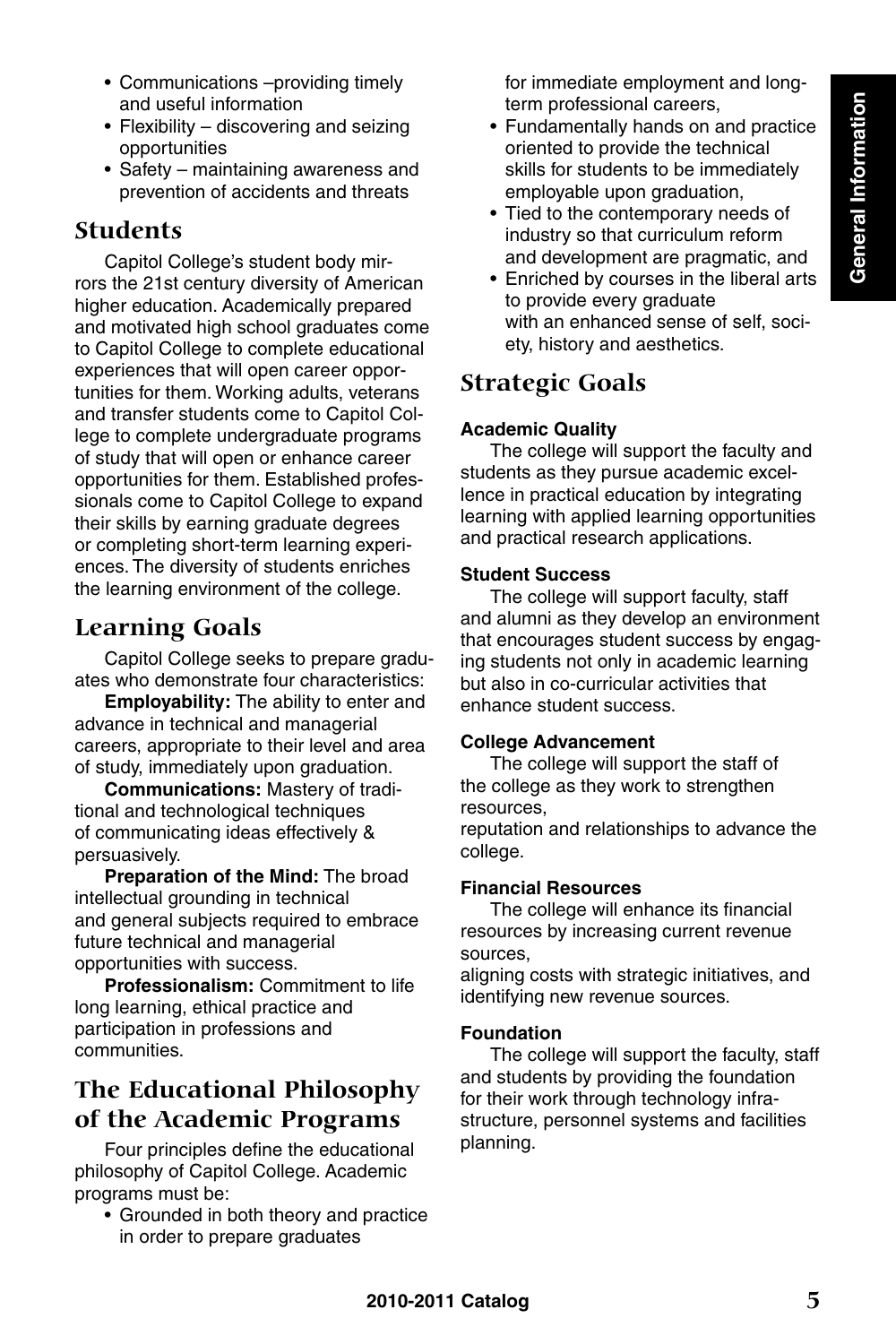- Communications –providing timely and useful information
- Flexibility – discovering and seizing opportunities
- Safety – maintaining awareness and prevention of accidents and threats

## Students

Capitol College's student body mirrors the 21st century diversity of American higher education. Academically prepared and motivated high school graduates come to Capitol College to complete educational experiences that will open career opportunities for them. Working adults, veterans and transfer students come to Capitol College to complete undergraduate programs of study that will open or enhance career opportunities for them. Established professionals come to Capitol College to expand their skills by earning graduate degrees or completing short-term learning experiences. The diversity of students enriches the learning environment of the college.

## Learning Goals

Capitol College seeks to prepare graduates who demonstrate four characteristics:

**Employability:** The ability to enter and advance in technical and managerial careers, appropriate to their level and area of study, immediately upon graduation.

**Communications:** Mastery of traditional and technological techniques of communicating ideas effectively & persuasively.

**Preparation of the Mind:** The broad intellectual grounding in technical and general subjects required to embrace future technical and managerial opportunities with success.

**Professionalism:** Commitment to life long learning, ethical practice and participation in professions and communities.

## The Educational Philosophy of the Academic Programs

Four principles define the educational philosophy of Capitol College. Academic programs must be:

- Grounded in both theory and practice in order to prepare graduates for immediate employment and long-term professional careers,
- Fundamentally hands on and practice oriented to provide the technical skills for students to be immediately employable upon graduation,
- Tied to the contemporary needs of industry so that curriculum reform and development are pragmatic, and
- Enriched by courses in the liberal arts to provide every graduate with an enhanced sense of self, society, history and aesthetics.

## Strategic Goals

**Academic Quality**

The college will support the faculty and students as they pursue academic excellence in practical education by integrating learning with applied learning opportunities and practical research applications.

**Student Success**

The college will support faculty, staff and alumni as they develop an environment that encourages student success by engaging students not only in academic learning but also in co-curricular activities that enhance student success.

**College Advancement**

The college will support the staff of the college as they work to strengthen resources,
reputation and relationships to advance the college.

**Financial Resources**

The college will enhance its financial resources by increasing current revenue sources,
aligning costs with strategic initiatives, and identifying new revenue sources.

**Foundation**

The college will support the faculty, staff and students by providing the foundation for their work through technology infrastructure, personnel systems and facilities planning.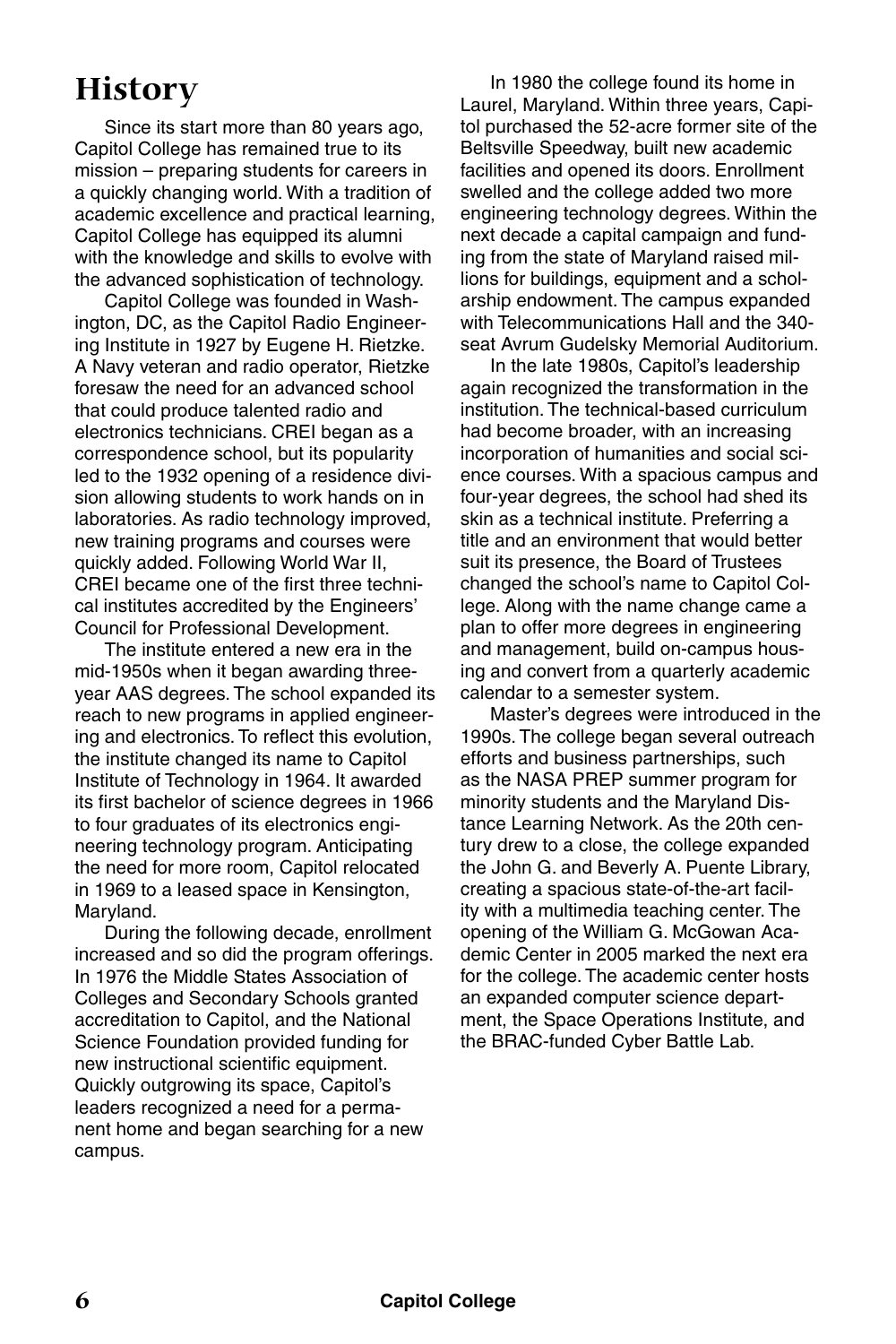# History

Since its start more than 80 years ago, Capitol College has remained true to its mission – preparing students for careers in a quickly changing world. With a tradition of academic excellence and practical learning, Capitol College has equipped its alumni with the knowledge and skills to evolve with the advanced sophistication of technology.

Capitol College was founded in Washington, DC, as the Capitol Radio Engineering Institute in 1927 by Eugene H. Rietzke. A Navy veteran and radio operator, Rietzke foresaw the need for an advanced school that could produce talented radio and electronics technicians. CREI began as a correspondence school, but its popularity led to the 1932 opening of a residence division allowing students to work hands on in laboratories. As radio technology improved, new training programs and courses were quickly added. Following World War II, CREI became one of the first three technical institutes accredited by the Engineers' Council for Professional Development.

The institute entered a new era in the mid-1950s when it began awarding three-year AAS degrees. The school expanded its reach to new programs in applied engineering and electronics. To reflect this evolution, the institute changed its name to Capitol Institute of Technology in 1964. It awarded its first bachelor of science degrees in 1966 to four graduates of its electronics engineering technology program. Anticipating the need for more room, Capitol relocated in 1969 to a leased space in Kensington, Maryland.

During the following decade, enrollment increased and so did the program offerings. In 1976 the Middle States Association of Colleges and Secondary Schools granted accreditation to Capitol, and the National Science Foundation provided funding for new instructional scientific equipment. Quickly outgrowing its space, Capitol's leaders recognized a need for a permanent home and began searching for a new campus.

In 1980 the college found its home in Laurel, Maryland. Within three years, Capitol purchased the 52-acre former site of the Beltsville Speedway, built new academic facilities and opened its doors. Enrollment swelled and the college added two more engineering technology degrees. Within the next decade a capital campaign and funding from the state of Maryland raised millions for buildings, equipment and a scholarship endowment. The campus expanded with Telecommunications Hall and the 340-seat Avrum Gudelsky Memorial Auditorium.

In the late 1980s, Capitol's leadership again recognized the transformation in the institution. The technical-based curriculum had become broader, with an increasing incorporation of humanities and social science courses. With a spacious campus and four-year degrees, the school had shed its skin as a technical institute. Preferring a title and an environment that would better suit its presence, the Board of Trustees changed the school's name to Capitol College. Along with the name change came a plan to offer more degrees in engineering and management, build on-campus housing and convert from a quarterly academic calendar to a semester system.

Master's degrees were introduced in the 1990s. The college began several outreach efforts and business partnerships, such as the NASA PREP summer program for minority students and the Maryland Distance Learning Network. As the 20th century drew to a close, the college expanded the John G. and Beverly A. Puente Library, creating a spacious state-of-the-art facility with a multimedia teaching center. The opening of the William G. McGowan Academic Center in 2005 marked the next era for the college. The academic center hosts an expanded computer science department, the Space Operations Institute, and the BRAC-funded Cyber Battle Lab.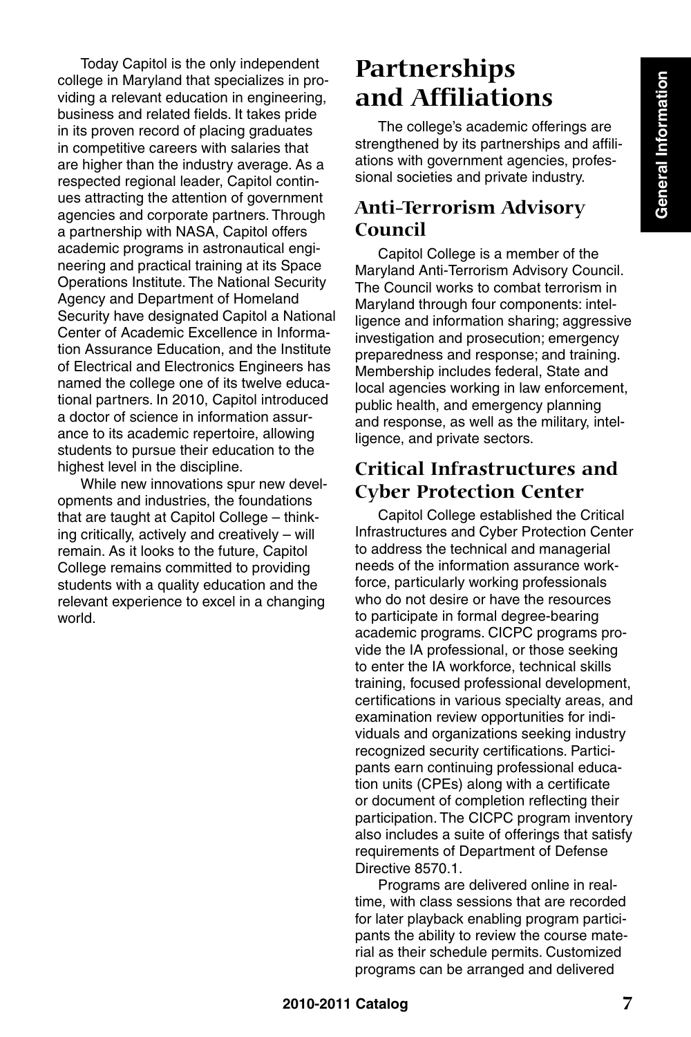Today Capitol is the only independent college in Maryland that specializes in providing a relevant education in engineering, business and related fields. It takes pride in its proven record of placing graduates in competitive careers with salaries that are higher than the industry average. As a respected regional leader, Capitol continues attracting the attention of government agencies and corporate partners. Through a partnership with NASA, Capitol offers academic programs in astronautical engineering and practical training at its Space Operations Institute. The National Security Agency and Department of Homeland Security have designated Capitol a National Center of Academic Excellence in Information Assurance Education, and the Institute of Electrical and Electronics Engineers has named the college one of its twelve educational partners. In 2010, Capitol introduced a doctor of science in information assurance to its academic repertoire, allowing students to pursue their education to the highest level in the discipline.

While new innovations spur new developments and industries, the foundations that are taught at Capitol College – thinking critically, actively and creatively – will remain. As it looks to the future, Capitol College remains committed to providing students with a quality education and the relevant experience to excel in a changing world.

# Partnerships and Affiliations

The college's academic offerings are strengthened by its partnerships and affiliations with government agencies, professional societies and private industry.

## Anti-Terrorism Advisory Council

Capitol College is a member of the Maryland Anti-Terrorism Advisory Council. The Council works to combat terrorism in Maryland through four components: intelligence and information sharing; aggressive investigation and prosecution; emergency preparedness and response; and training. Membership includes federal, State and local agencies working in law enforcement, public health, and emergency planning and response, as well as the military, intelligence, and private sectors.

## Critical Infrastructures and Cyber Protection Center

Capitol College established the Critical Infrastructures and Cyber Protection Center to address the technical and managerial needs of the information assurance workforce, particularly working professionals who do not desire or have the resources to participate in formal degree-bearing academic programs. CICPC programs provide the IA professional, or those seeking to enter the IA workforce, technical skills training, focused professional development, certifications in various specialty areas, and examination review opportunities for individuals and organizations seeking industry recognized security certifications. Participants earn continuing professional education units (CPEs) along with a certificate or document of completion reflecting their participation. The CICPC program inventory also includes a suite of offerings that satisfy requirements of Department of Defense Directive 8570.1.

Programs are delivered online in real-time, with class sessions that are recorded for later playback enabling program participants the ability to review the course material as their schedule permits. Customized programs can be arranged and delivered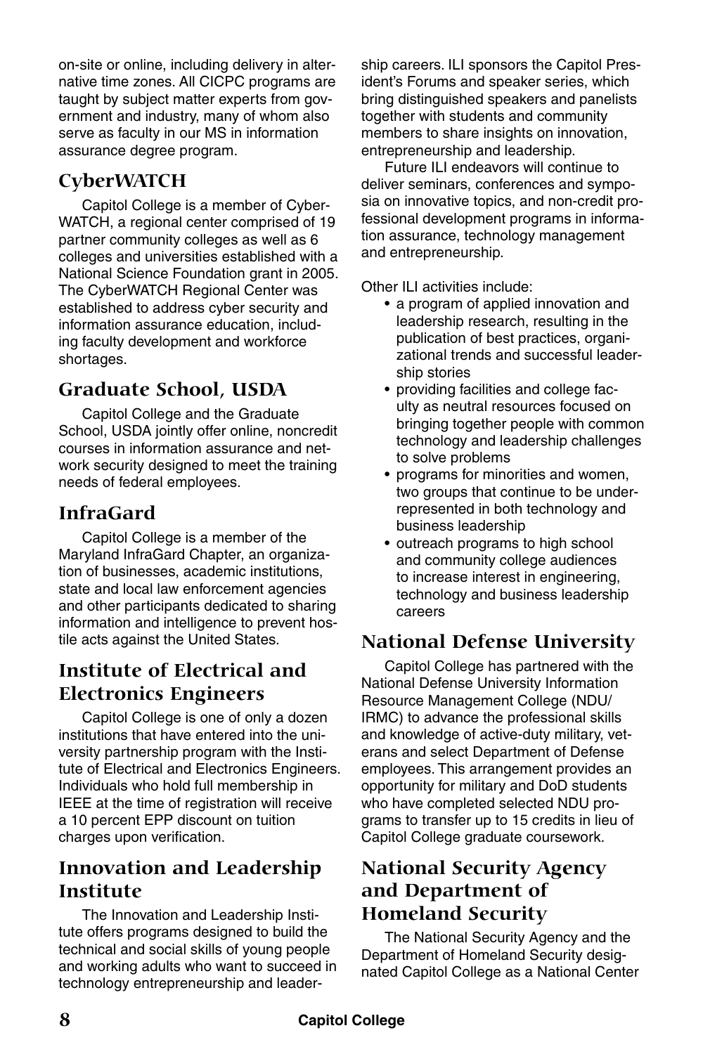on-site or online, including delivery in alternative time zones. All CICPC programs are taught by subject matter experts from government and industry, many of whom also serve as faculty in our MS in information assurance degree program.

## CyberWATCH

Capitol College is a member of CyberWATCH, a regional center comprised of 19 partner community colleges as well as 6 colleges and universities established with a National Science Foundation grant in 2005. The CyberWATCH Regional Center was established to address cyber security and information assurance education, including faculty development and workforce shortages.

## Graduate School, USDA

Capitol College and the Graduate School, USDA jointly offer online, noncredit courses in information assurance and network security designed to meet the training needs of federal employees.

## InfraGard

Capitol College is a member of the Maryland InfraGard Chapter, an organization of businesses, academic institutions, state and local law enforcement agencies and other participants dedicated to sharing information and intelligence to prevent hostile acts against the United States.

## Institute of Electrical and Electronics Engineers

Capitol College is one of only a dozen institutions that have entered into the university partnership program with the Institute of Electrical and Electronics Engineers. Individuals who hold full membership in IEEE at the time of registration will receive a 10 percent EPP discount on tuition charges upon verification.

## Innovation and Leadership Institute

The Innovation and Leadership Institute offers programs designed to build the technical and social skills of young people and working adults who want to succeed in technology entrepreneurship and leadership careers. ILI sponsors the Capitol President's Forums and speaker series, which bring distinguished speakers and panelists together with students and community members to share insights on innovation, entrepreneurship and leadership.

Future ILI endeavors will continue to deliver seminars, conferences and symposia on innovative topics, and non-credit professional development programs in information assurance, technology management and entrepreneurship.

Other ILI activities include:

- a program of applied innovation and leadership research, resulting in the publication of best practices, organizational trends and successful leadership stories
- providing facilities and college faculty as neutral resources focused on bringing together people with common technology and leadership challenges to solve problems
- programs for minorities and women, two groups that continue to be underrepresented in both technology and business leadership
- outreach programs to high school and community college audiences to increase interest in engineering, technology and business leadership careers

## National Defense University

Capitol College has partnered with the National Defense University Information Resource Management College (NDU/IRMC) to advance the professional skills and knowledge of active-duty military, veterans and select Department of Defense employees. This arrangement provides an opportunity for military and DoD students who have completed selected NDU programs to transfer up to 15 credits in lieu of Capitol College graduate coursework.

## National Security Agency and Department of Homeland Security

The National Security Agency and the Department of Homeland Security designated Capitol College as a National Center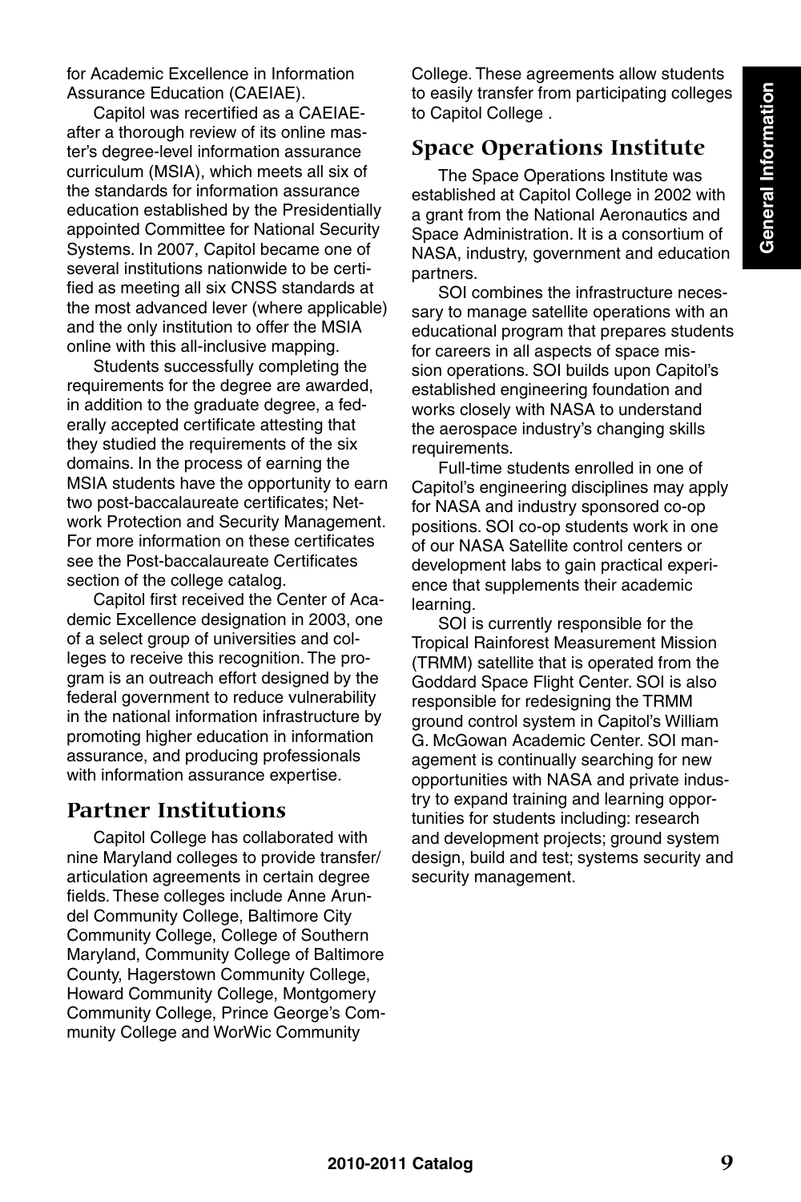for Academic Excellence in Information Assurance Education (CAEIAE).

Capitol was recertified as a CAEIAE-after a thorough review of its online master's degree-level information assurance curriculum (MSIA), which meets all six of the standards for information assurance education established by the Presidentially appointed Committee for National Security Systems. In 2007, Capitol became one of several institutions nationwide to be certified as meeting all six CNSS standards at the most advanced lever (where applicable) and the only institution to offer the MSIA online with this all-inclusive mapping.

Students successfully completing the requirements for the degree are awarded, in addition to the graduate degree, a federally accepted certificate attesting that they studied the requirements of the six domains. In the process of earning the MSIA students have the opportunity to earn two post-baccalaureate certificates; Network Protection and Security Management. For more information on these certificates see the Post-baccalaureate Certificates section of the college catalog.

Capitol first received the Center of Academic Excellence designation in 2003, one of a select group of universities and colleges to receive this recognition. The program is an outreach effort designed by the federal government to reduce vulnerability in the national information infrastructure by promoting higher education in information assurance, and producing professionals with information assurance expertise.

## Partner Institutions

Capitol College has collaborated with nine Maryland colleges to provide transfer/articulation agreements in certain degree fields. These colleges include Anne Arundel Community College, Baltimore City Community College, College of Southern Maryland, Community College of Baltimore County, Hagerstown Community College, Howard Community College, Montgomery Community College, Prince George's Community College and WorWic Community College. These agreements allow students to easily transfer from participating colleges to Capitol College .

## Space Operations Institute

The Space Operations Institute was established at Capitol College in 2002 with a grant from the National Aeronautics and Space Administration. It is a consortium of NASA, industry, government and education partners.

SOI combines the infrastructure necessary to manage satellite operations with an educational program that prepares students for careers in all aspects of space mission operations. SOI builds upon Capitol's established engineering foundation and works closely with NASA to understand the aerospace industry's changing skills requirements.

Full-time students enrolled in one of Capitol's engineering disciplines may apply for NASA and industry sponsored co-op positions. SOI co-op students work in one of our NASA Satellite control centers or development labs to gain practical experience that supplements their academic learning.

SOI is currently responsible for the Tropical Rainforest Measurement Mission (TRMM) satellite that is operated from the Goddard Space Flight Center. SOI is also responsible for redesigning the TRMM ground control system in Capitol's William G. McGowan Academic Center. SOI management is continually searching for new opportunities with NASA and private industry to expand training and learning opportunities for students including: research and development projects; ground system design, build and test; systems security and security management.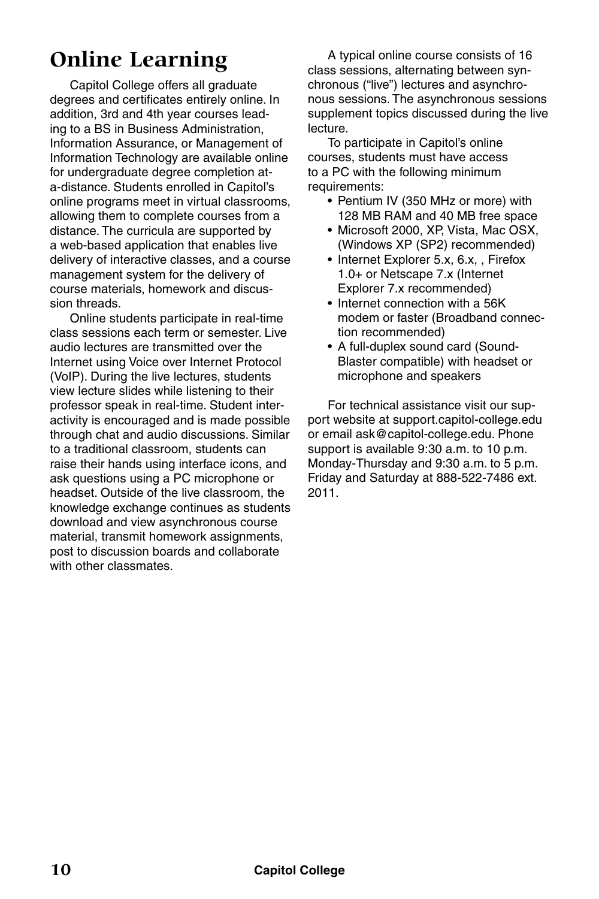# Online Learning

Capitol College offers all graduate degrees and certificates entirely online. In addition, 3rd and 4th year courses leading to a BS in Business Administration, Information Assurance, or Management of Information Technology are available online for undergraduate degree completion at-a-distance. Students enrolled in Capitol's online programs meet in virtual classrooms, allowing them to complete courses from a distance. The curricula are supported by a web-based application that enables live delivery of interactive classes, and a course management system for the delivery of course materials, homework and discussion threads.

Online students participate in real-time class sessions each term or semester. Live audio lectures are transmitted over the Internet using Voice over Internet Protocol (VoIP). During the live lectures, students view lecture slides while listening to their professor speak in real-time. Student interactivity is encouraged and is made possible through chat and audio discussions. Similar to a traditional classroom, students can raise their hands using interface icons, and ask questions using a PC microphone or headset. Outside of the live classroom, the knowledge exchange continues as students download and view asynchronous course material, transmit homework assignments, post to discussion boards and collaborate with other classmates.

A typical online course consists of 16 class sessions, alternating between synchronous ("live") lectures and asynchronous sessions. The asynchronous sessions supplement topics discussed during the live lecture.

To participate in Capitol's online courses, students must have access to a PC with the following minimum requirements:

- Pentium IV (350 MHz or more) with 128 MB RAM and 40 MB free space
- Microsoft 2000, XP, Vista, Mac OSX, (Windows XP (SP2) recommended)
- Internet Explorer 5.x, 6.x, , Firefox 1.0+ or Netscape 7.x (Internet Explorer 7.x recommended)
- Internet connection with a 56K modem or faster (Broadband connection recommended)
- A full-duplex sound card (SoundBlaster compatible) with headset or microphone and speakers

For technical assistance visit our support website at support.capitol-college.edu or email ask@capitol-college.edu. Phone support is available 9:30 a.m. to 10 p.m. Monday-Thursday and 9:30 a.m. to 5 p.m. Friday and Saturday at 888-522-7486 ext. 2011.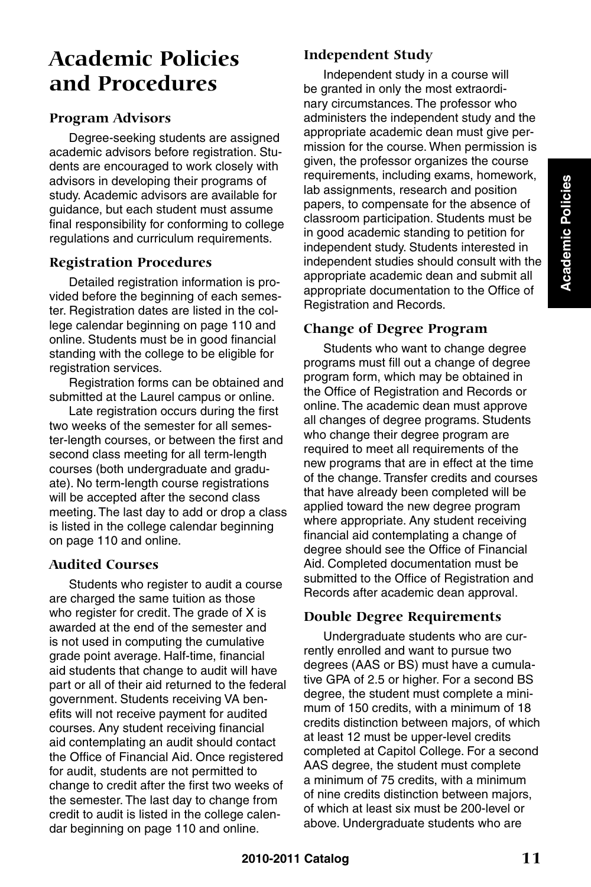# Academic Policies and Procedures

## Program Advisors

Degree-seeking students are assigned academic advisors before registration. Students are encouraged to work closely with advisors in developing their programs of study. Academic advisors are available for guidance, but each student must assume final responsibility for conforming to college regulations and curriculum requirements.

## Registration Procedures

Detailed registration information is provided before the beginning of each semester. Registration dates are listed in the college calendar beginning on page 110 and online. Students must be in good financial standing with the college to be eligible for registration services.

Registration forms can be obtained and submitted at the Laurel campus or online.

Late registration occurs during the first two weeks of the semester for all semester-length courses, or between the first and second class meeting for all term-length courses (both undergraduate and graduate). No term-length course registrations will be accepted after the second class meeting. The last day to add or drop a class is listed in the college calendar beginning on page 110 and online.

## Audited Courses

Students who register to audit a course are charged the same tuition as those who register for credit. The grade of X is awarded at the end of the semester and is not used in computing the cumulative grade point average. Half-time, financial aid students that change to audit will have part or all of their aid returned to the federal government. Students receiving VA benefits will not receive payment for audited courses. Any student receiving financial aid contemplating an audit should contact the Office of Financial Aid. Once registered for audit, students are not permitted to change to credit after the first two weeks of the semester. The last day to change from credit to audit is listed in the college calendar beginning on page 110 and online.

## Independent Study

Independent study in a course will be granted in only the most extraordinary circumstances. The professor who administers the independent study and the appropriate academic dean must give permission for the course. When permission is given, the professor organizes the course requirements, including exams, homework, lab assignments, research and position papers, to compensate for the absence of classroom participation. Students must be in good academic standing to petition for independent study. Students interested in independent studies should consult with the appropriate academic dean and submit all appropriate documentation to the Office of Registration and Records.

## Change of Degree Program

Students who want to change degree programs must fill out a change of degree program form, which may be obtained in the Office of Registration and Records or online. The academic dean must approve all changes of degree programs. Students who change their degree program are required to meet all requirements of the new programs that are in effect at the time of the change. Transfer credits and courses that have already been completed will be applied toward the new degree program where appropriate. Any student receiving financial aid contemplating a change of degree should see the Office of Financial Aid. Completed documentation must be submitted to the Office of Registration and Records after academic dean approval.

## Double Degree Requirements

Undergraduate students who are currently enrolled and want to pursue two degrees (AAS or BS) must have a cumulative GPA of 2.5 or higher. For a second BS degree, the student must complete a minimum of 150 credits, with a minimum of 18 credits distinction between majors, of which at least 12 must be upper-level credits completed at Capitol College. For a second AAS degree, the student must complete a minimum of 75 credits, with a minimum of nine credits distinction between majors, of which at least six must be 200-level or above. Undergraduate students who are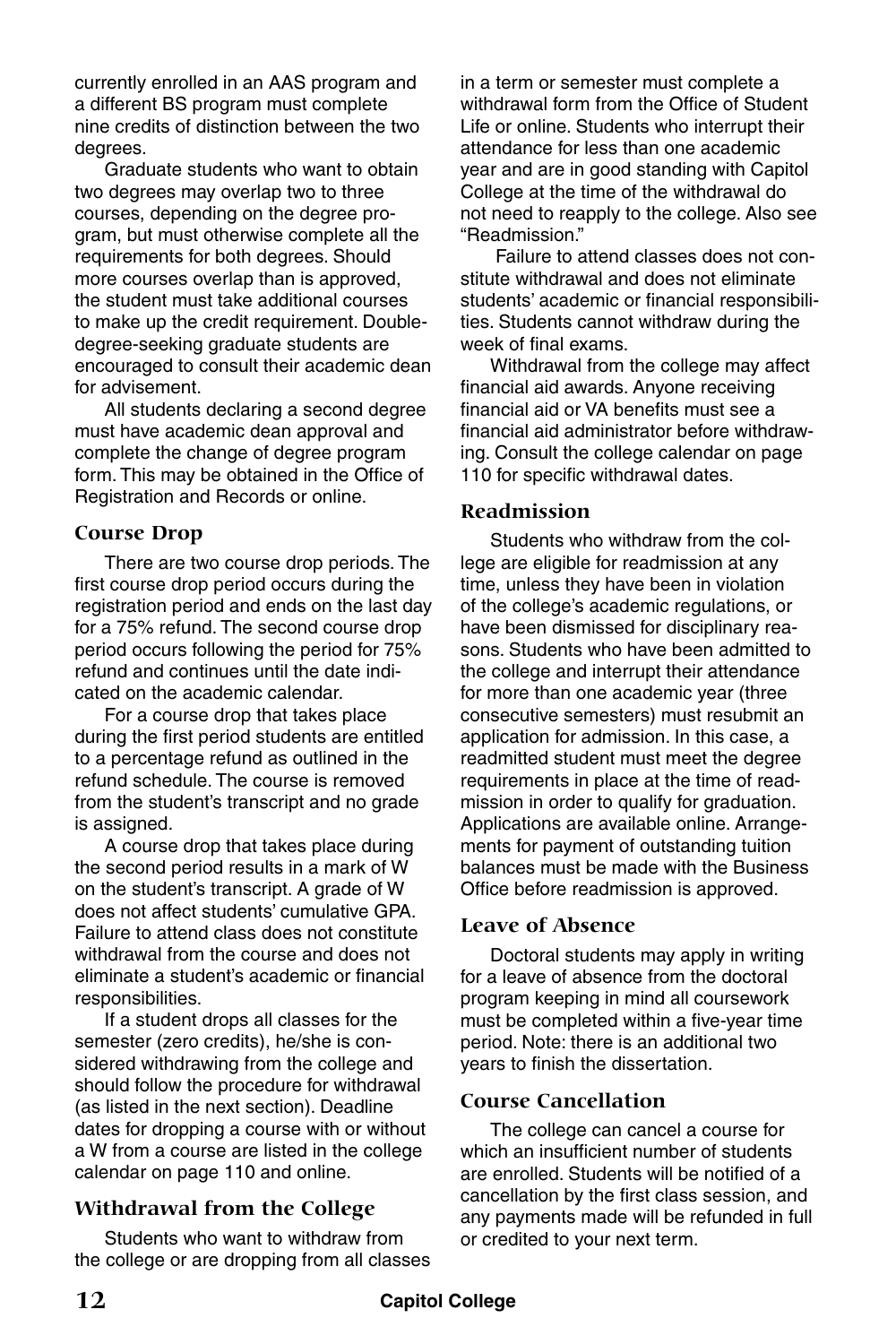currently enrolled in an AAS program and a different BS program must complete nine credits of distinction between the two degrees.

Graduate students who want to obtain two degrees may overlap two to three courses, depending on the degree program, but must otherwise complete all the requirements for both degrees. Should more courses overlap than is approved, the student must take additional courses to make up the credit requirement. Double-degree-seeking graduate students are encouraged to consult their academic dean for advisement.

All students declaring a second degree must have academic dean approval and complete the change of degree program form. This may be obtained in the Office of Registration and Records or online.

### Course Drop

There are two course drop periods. The first course drop period occurs during the registration period and ends on the last day for a 75% refund. The second course drop period occurs following the period for 75% refund and continues until the date indicated on the academic calendar.

For a course drop that takes place during the first period students are entitled to a percentage refund as outlined in the refund schedule. The course is removed from the student's transcript and no grade is assigned.

A course drop that takes place during the second period results in a mark of W on the student's transcript. A grade of W does not affect students' cumulative GPA. Failure to attend class does not constitute withdrawal from the course and does not eliminate a student's academic or financial responsibilities.

If a student drops all classes for the semester (zero credits), he/she is considered withdrawing from the college and should follow the procedure for withdrawal (as listed in the next section). Deadline dates for dropping a course with or without a W from a course are listed in the college calendar on page 110 and online.

### Withdrawal from the College

Students who want to withdraw from the college or are dropping from all classes in a term or semester must complete a withdrawal form from the Office of Student Life or online. Students who interrupt their attendance for less than one academic year and are in good standing with Capitol College at the time of the withdrawal do not need to reapply to the college. Also see "Readmission."

Failure to attend classes does not constitute withdrawal and does not eliminate students' academic or financial responsibilities. Students cannot withdraw during the week of final exams.

Withdrawal from the college may affect financial aid awards. Anyone receiving financial aid or VA benefits must see a financial aid administrator before withdrawing. Consult the college calendar on page 110 for specific withdrawal dates.

### Readmission

Students who withdraw from the college are eligible for readmission at any time, unless they have been in violation of the college's academic regulations, or have been dismissed for disciplinary reasons. Students who have been admitted to the college and interrupt their attendance for more than one academic year (three consecutive semesters) must resubmit an application for admission. In this case, a readmitted student must meet the degree requirements in place at the time of readmission in order to qualify for graduation. Applications are available online. Arrangements for payment of outstanding tuition balances must be made with the Business Office before readmission is approved.

### Leave of Absence

Doctoral students may apply in writing for a leave of absence from the doctoral program keeping in mind all coursework must be completed within a five-year time period. Note: there is an additional two years to finish the dissertation.

### Course Cancellation

The college can cancel a course for which an insufficient number of students are enrolled. Students will be notified of a cancellation by the first class session, and any payments made will be refunded in full or credited to your next term.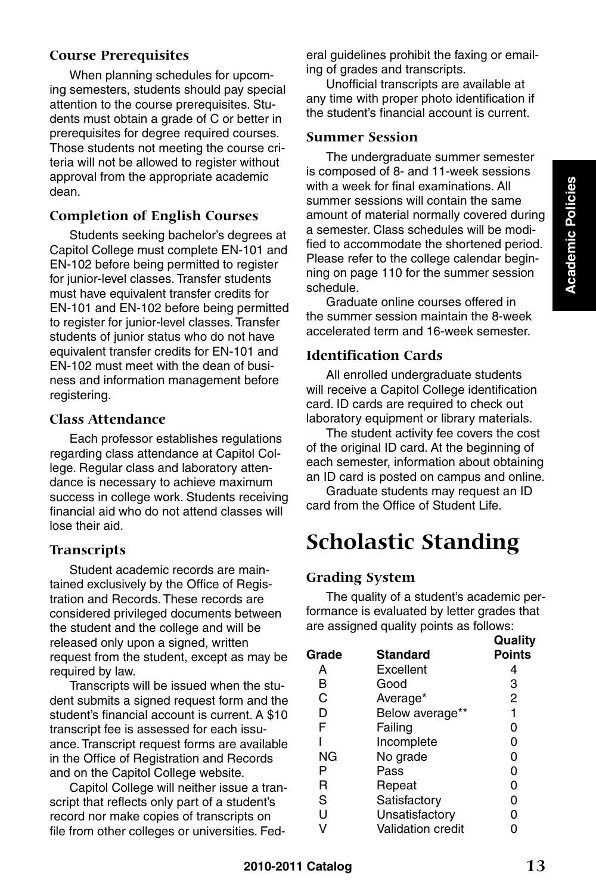### Course Prerequisites

When planning schedules for upcoming semesters, students should pay special attention to the course prerequisites. Students must obtain a grade of C or better in prerequisites for degree required courses. Those students not meeting the course criteria will not be allowed to register without approval from the appropriate academic dean.

### Completion of English Courses

Students seeking bachelor's degrees at Capitol College must complete EN-101 and EN-102 before being permitted to register for junior-level classes. Transfer students must have equivalent transfer credits for EN-101 and EN-102 before being permitted to register for junior-level classes. Transfer students of junior status who do not have equivalent transfer credits for EN-101 and EN-102 must meet with the dean of business and information management before registering.

### Class Attendance

Each professor establishes regulations regarding class attendance at Capitol College. Regular class and laboratory attendance is necessary to achieve maximum success in college work. Students receiving financial aid who do not attend classes will lose their aid.

### Transcripts

Student academic records are maintained exclusively by the Office of Registration and Records. These records are considered privileged documents between the student and the college and will be released only upon a signed, written request from the student, except as may be required by law.

Transcripts will be issued when the student submits a signed request form and the student's financial account is current. A $10 transcript fee is assessed for each issuance. Transcript request forms are available in the Office of Registration and Records and on the Capitol College website.

Capitol College will neither issue a transcript that reflects only part of a student's record nor make copies of transcripts on file from other colleges or universities. Federal guidelines prohibit the faxing or emailing of grades and transcripts.

Unofficial transcripts are available at any time with proper photo identification if the student's financial account is current.

### Summer Session

The undergraduate summer semester is composed of 8- and 11-week sessions with a week for final examinations. All summer sessions will contain the same amount of material normally covered during a semester. Class schedules will be modified to accommodate the shortened period. Please refer to the college calendar beginning on page 110 for the summer session schedule.

Graduate online courses offered in the summer session maintain the 8-week accelerated term and 16-week semester.

### Identification Cards

All enrolled undergraduate students will receive a Capitol College identification card. ID cards are required to check out laboratory equipment or library materials.

The student activity fee covers the cost of the original ID card. At the beginning of each semester, information about obtaining an ID card is posted on campus and online.

Graduate students may request an ID card from the Office of Student Life.

## Scholastic Standing

### Grading System

The quality of a student's academic performance is evaluated by letter grades that are assigned quality points as follows:

| Grade | Standard | Quality Points |
|---|---|---|
| A | Excellent | 4 |
| B | Good | 3 |
| C | Average* | 2 |
| D | Below average** | 1 |
| F | Failing | 0 |
| I | Incomplete | 0 |
| NG | No grade | 0 |
| P | Pass | 0 |
| R | Repeat | 0 |
| S | Satisfactory | 0 |
| U | Unsatisfactory | 0 |
| V | Validation credit | 0 |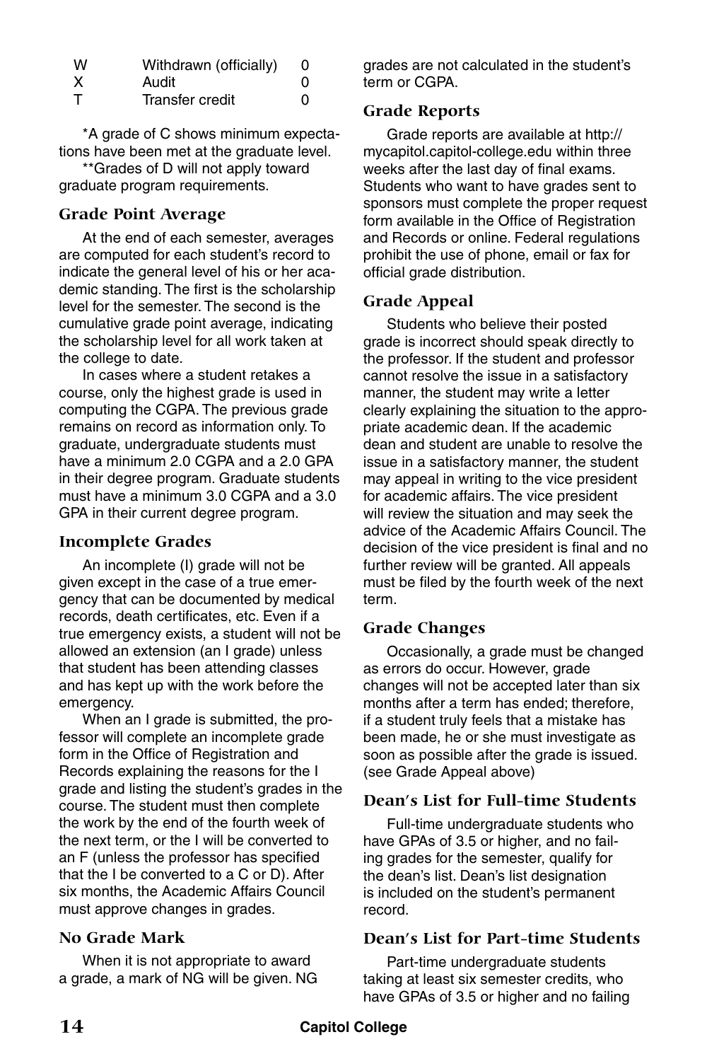| | | |
|---|---|---|
| W | Withdrawn (officially) | 0 |
| X | Audit | 0 |
| T | Transfer credit | 0 |

*A grade of C shows minimum expectations have been met at the graduate level.

**Grades of D will not apply toward graduate program requirements.

### Grade Point Average

At the end of each semester, averages are computed for each student's record to indicate the general level of his or her academic standing. The first is the scholarship level for the semester. The second is the cumulative grade point average, indicating the scholarship level for all work taken at the college to date.

In cases where a student retakes a course, only the highest grade is used in computing the CGPA. The previous grade remains on record as information only. To graduate, undergraduate students must have a minimum 2.0 CGPA and a 2.0 GPA in their degree program. Graduate students must have a minimum 3.0 CGPA and a 3.0 GPA in their current degree program.

### Incomplete Grades

An incomplete (I) grade will not be given except in the case of a true emergency that can be documented by medical records, death certificates, etc. Even if a true emergency exists, a student will not be allowed an extension (an I grade) unless that student has been attending classes and has kept up with the work before the emergency.

When an I grade is submitted, the professor will complete an incomplete grade form in the Office of Registration and Records explaining the reasons for the I grade and listing the student's grades in the course. The student must then complete the work by the end of the fourth week of the next term, or the I will be converted to an F (unless the professor has specified that the I be converted to a C or D). After six months, the Academic Affairs Council must approve changes in grades.

### No Grade Mark

When it is not appropriate to award a grade, a mark of NG will be given. NG grades are not calculated in the student's term or CGPA.

### Grade Reports

Grade reports are available at http://mycapitol.capitol-college.edu within three weeks after the last day of final exams. Students who want to have grades sent to sponsors must complete the proper request form available in the Office of Registration and Records or online. Federal regulations prohibit the use of phone, email or fax for official grade distribution.

### Grade Appeal

Students who believe their posted grade is incorrect should speak directly to the professor. If the student and professor cannot resolve the issue in a satisfactory manner, the student may write a letter clearly explaining the situation to the appropriate academic dean. If the academic dean and student are unable to resolve the issue in a satisfactory manner, the student may appeal in writing to the vice president for academic affairs. The vice president will review the situation and may seek the advice of the Academic Affairs Council. The decision of the vice president is final and no further review will be granted. All appeals must be filed by the fourth week of the next term.

### Grade Changes

Occasionally, a grade must be changed as errors do occur. However, grade changes will not be accepted later than six months after a term has ended; therefore, if a student truly feels that a mistake has been made, he or she must investigate as soon as possible after the grade is issued. (see Grade Appeal above)

### Dean's List for Full-time Students

Full-time undergraduate students who have GPAs of 3.5 or higher, and no failing grades for the semester, qualify for the dean's list. Dean's list designation is included on the student's permanent record.

### Dean's List for Part-time Students

Part-time undergraduate students taking at least six semester credits, who have GPAs of 3.5 or higher and no failing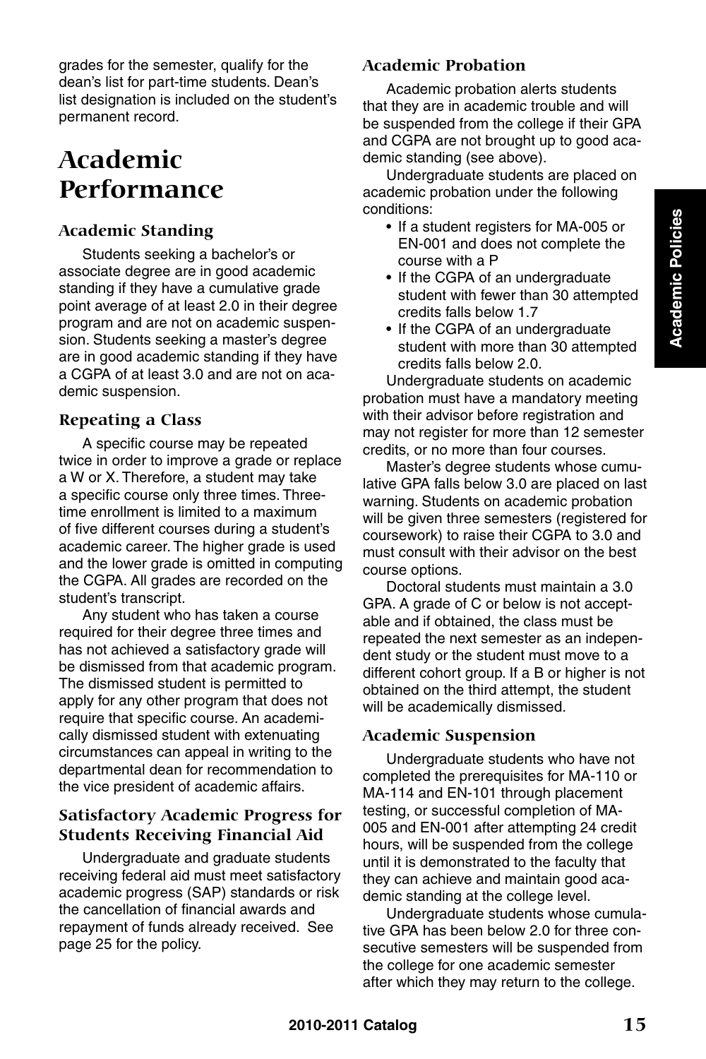grades for the semester, qualify for the dean's list for part-time students. Dean's list designation is included on the student's permanent record.

# Academic Performance

## Academic Standing

Students seeking a bachelor's or associate degree are in good academic standing if they have a cumulative grade point average of at least 2.0 in their degree program and are not on academic suspension. Students seeking a master's degree are in good academic standing if they have a CGPA of at least 3.0 and are not on academic suspension.

## Repeating a Class

A specific course may be repeated twice in order to improve a grade or replace a W or X. Therefore, a student may take a specific course only three times. Three-time enrollment is limited to a maximum of five different courses during a student's academic career. The higher grade is used and the lower grade is omitted in computing the CGPA. All grades are recorded on the student's transcript.

Any student who has taken a course required for their degree three times and has not achieved a satisfactory grade will be dismissed from that academic program. The dismissed student is permitted to apply for any other program that does not require that specific course. An academically dismissed student with extenuating circumstances can appeal in writing to the departmental dean for recommendation to the vice president of academic affairs.

## Satisfactory Academic Progress for Students Receiving Financial Aid

Undergraduate and graduate students receiving federal aid must meet satisfactory academic progress (SAP) standards or risk the cancellation of financial awards and repayment of funds already received. See page 25 for the policy.

## Academic Probation

Academic probation alerts students that they are in academic trouble and will be suspended from the college if their GPA and CGPA are not brought up to good academic standing (see above).

Undergraduate students are placed on academic probation under the following conditions:

- If a student registers for MA-005 or EN-001 and does not complete the course with a P
- If the CGPA of an undergraduate student with fewer than 30 attempted credits falls below 1.7
- If the CGPA of an undergraduate student with more than 30 attempted credits falls below 2.0.

Undergraduate students on academic probation must have a mandatory meeting with their advisor before registration and may not register for more than 12 semester credits, or no more than four courses.

Master's degree students whose cumulative GPA falls below 3.0 are placed on last warning. Students on academic probation will be given three semesters (registered for coursework) to raise their CGPA to 3.0 and must consult with their advisor on the best course options.

Doctoral students must maintain a 3.0 GPA. A grade of C or below is not acceptable and if obtained, the class must be repeated the next semester as an independent study or the student must move to a different cohort group. If a B or higher is not obtained on the third attempt, the student will be academically dismissed.

## Academic Suspension

Undergraduate students who have not completed the prerequisites for MA-110 or MA-114 and EN-101 through placement testing, or successful completion of MA-005 and EN-001 after attempting 24 credit hours, will be suspended from the college until it is demonstrated to the faculty that they can achieve and maintain good academic standing at the college level.

Undergraduate students whose cumulative GPA has been below 2.0 for three consecutive semesters will be suspended from the college for one academic semester after which they may return to the college.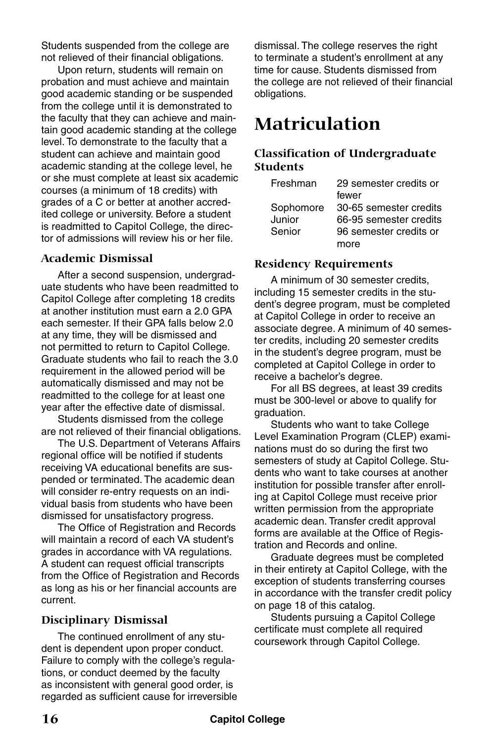Students suspended from the college are not relieved of their financial obligations.

Upon return, students will remain on probation and must achieve and maintain good academic standing or be suspended from the college until it is demonstrated to the faculty that they can achieve and maintain good academic standing at the college level. To demonstrate to the faculty that a student can achieve and maintain good academic standing at the college level, he or she must complete at least six academic courses (a minimum of 18 credits) with grades of a C or better at another accredited college or university. Before a student is readmitted to Capitol College, the director of admissions will review his or her file.

### Academic Dismissal

After a second suspension, undergraduate students who have been readmitted to Capitol College after completing 18 credits at another institution must earn a 2.0 GPA each semester. If their GPA falls below 2.0 at any time, they will be dismissed and not permitted to return to Capitol College. Graduate students who fail to reach the 3.0 requirement in the allowed period will be automatically dismissed and may not be readmitted to the college for at least one year after the effective date of dismissal.

Students dismissed from the college are not relieved of their financial obligations.

The U.S. Department of Veterans Affairs regional office will be notified if students receiving VA educational benefits are suspended or terminated. The academic dean will consider re-entry requests on an individual basis from students who have been dismissed for unsatisfactory progress.

The Office of Registration and Records will maintain a record of each VA student's grades in accordance with VA regulations. A student can request official transcripts from the Office of Registration and Records as long as his or her financial accounts are current.

### Disciplinary Dismissal

The continued enrollment of any student is dependent upon proper conduct. Failure to comply with the college's regulations, or conduct deemed by the faculty as inconsistent with general good order, is regarded as sufficient cause for irreversible dismissal. The college reserves the right to terminate a student's enrollment at any time for cause. Students dismissed from the college are not relieved of their financial obligations.

# Matriculation

### Classification of Undergraduate Students

| | |
|---|---|
| Freshman | 29 semester credits or fewer |
| Sophomore | 30-65 semester credits |
| Junior | 66-95 semester credits |
| Senior | 96 semester credits or more |

### Residency Requirements

A minimum of 30 semester credits, including 15 semester credits in the student's degree program, must be completed at Capitol College in order to receive an associate degree. A minimum of 40 semester credits, including 20 semester credits in the student's degree program, must be completed at Capitol College in order to receive a bachelor's degree.

For all BS degrees, at least 39 credits must be 300-level or above to qualify for graduation.

Students who want to take College Level Examination Program (CLEP) examinations must do so during the first two semesters of study at Capitol College. Students who want to take courses at another institution for possible transfer after enrolling at Capitol College must receive prior written permission from the appropriate academic dean. Transfer credit approval forms are available at the Office of Registration and Records and online.

Graduate degrees must be completed in their entirety at Capitol College, with the exception of students transferring courses in accordance with the transfer credit policy on page 18 of this catalog.

Students pursuing a Capitol College certificate must complete all required coursework through Capitol College.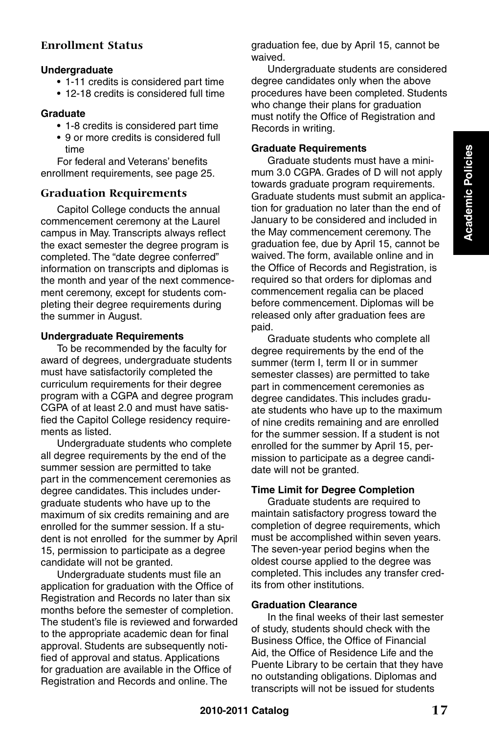## Enrollment Status

**Undergraduate**

- 1-11 credits is considered part time
- 12-18 credits is considered full time

**Graduate**

- 1-8 credits is considered part time
- 9 or more credits is considered full time

For federal and Veterans' benefits enrollment requirements, see page 25.

## Graduation Requirements

Capitol College conducts the annual commencement ceremony at the Laurel campus in May. Transcripts always reflect the exact semester the degree program is completed. The "date degree conferred" information on transcripts and diplomas is the month and year of the next commencement ceremony, except for students completing their degree requirements during the summer in August.

**Undergraduate Requirements**

To be recommended by the faculty for award of degrees, undergraduate students must have satisfactorily completed the curriculum requirements for their degree program with a CGPA and degree program CGPA of at least 2.0 and must have satisfied the Capitol College residency requirements as listed.

Undergraduate students who complete all degree requirements by the end of the summer session are permitted to take part in the commencement ceremonies as degree candidates. This includes undergraduate students who have up to the maximum of six credits remaining and are enrolled for the summer session. If a student is not enrolled for the summer by April 15, permission to participate as a degree candidate will not be granted.

Undergraduate students must file an application for graduation with the Office of Registration and Records no later than six months before the semester of completion. The student's file is reviewed and forwarded to the appropriate academic dean for final approval. Students are subsequently notified of approval and status. Applications for graduation are available in the Office of Registration and Records and online. The graduation fee, due by April 15, cannot be waived.

Undergraduate students are considered degree candidates only when the above procedures have been completed. Students who change their plans for graduation must notify the Office of Registration and Records in writing.

**Graduate Requirements**

Graduate students must have a minimum 3.0 CGPA. Grades of D will not apply towards graduate program requirements. Graduate students must submit an application for graduation no later than the end of January to be considered and included in the May commencement ceremony. The graduation fee, due by April 15, cannot be waived. The form, available online and in the Office of Records and Registration, is required so that orders for diplomas and commencement regalia can be placed before commencement. Diplomas will be released only after graduation fees are paid.

Graduate students who complete all degree requirements by the end of the summer (term I, term II or in summer semester classes) are permitted to take part in commencement ceremonies as degree candidates. This includes graduate students who have up to the maximum of nine credits remaining and are enrolled for the summer session. If a student is not enrolled for the summer by April 15, permission to participate as a degree candidate will not be granted.

**Time Limit for Degree Completion**

Graduate students are required to maintain satisfactory progress toward the completion of degree requirements, which must be accomplished within seven years. The seven-year period begins when the oldest course applied to the degree was completed. This includes any transfer credits from other institutions.

**Graduation Clearance**

In the final weeks of their last semester of study, students should check with the Business Office, the Office of Financial Aid, the Office of Residence Life and the Puente Library to be certain that they have no outstanding obligations. Diplomas and transcripts will not be issued for students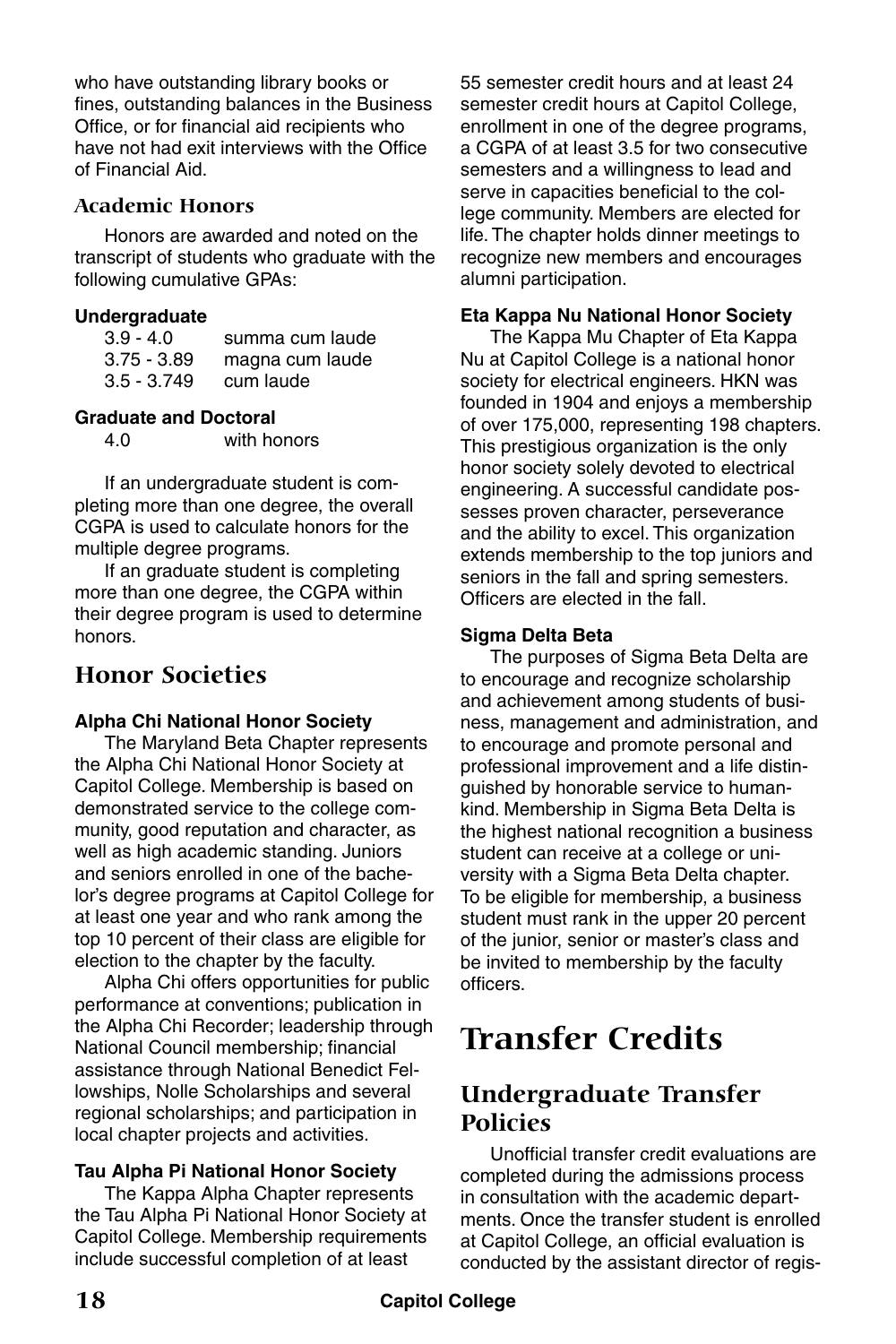who have outstanding library books or fines, outstanding balances in the Business Office, or for financial aid recipients who have not had exit interviews with the Office of Financial Aid.

### Academic Honors

Honors are awarded and noted on the transcript of students who graduate with the following cumulative GPAs:

**Undergraduate**

| | |
|---|---|
| 3.9 - 4.0 | summa cum laude |
| 3.75 - 3.89 | magna cum laude |
| 3.5 - 3.749 | cum laude |

**Graduate and Doctoral**

| | |
|---|---|
| 4.0 | with honors |

If an undergraduate student is completing more than one degree, the overall CGPA is used to calculate honors for the multiple degree programs.

If an graduate student is completing more than one degree, the CGPA within their degree program is used to determine honors.

## Honor Societies

**Alpha Chi National Honor Society**

The Maryland Beta Chapter represents the Alpha Chi National Honor Society at Capitol College. Membership is based on demonstrated service to the college community, good reputation and character, as well as high academic standing. Juniors and seniors enrolled in one of the bachelor's degree programs at Capitol College for at least one year and who rank among the top 10 percent of their class are eligible for election to the chapter by the faculty.

Alpha Chi offers opportunities for public performance at conventions; publication in the Alpha Chi Recorder; leadership through National Council membership; financial assistance through National Benedict Fellowships, Nolle Scholarships and several regional scholarships; and participation in local chapter projects and activities.

**Tau Alpha Pi National Honor Society**

The Kappa Alpha Chapter represents the Tau Alpha Pi National Honor Society at Capitol College. Membership requirements include successful completion of at least 55 semester credit hours and at least 24 semester credit hours at Capitol College, enrollment in one of the degree programs, a CGPA of at least 3.5 for two consecutive semesters and a willingness to lead and serve in capacities beneficial to the college community. Members are elected for life. The chapter holds dinner meetings to recognize new members and encourages alumni participation.

**Eta Kappa Nu National Honor Society**

The Kappa Mu Chapter of Eta Kappa Nu at Capitol College is a national honor society for electrical engineers. HKN was founded in 1904 and enjoys a membership of over 175,000, representing 198 chapters. This prestigious organization is the only honor society solely devoted to electrical engineering. A successful candidate possesses proven character, perseverance and the ability to excel. This organization extends membership to the top juniors and seniors in the fall and spring semesters. Officers are elected in the fall.

**Sigma Delta Beta**

The purposes of Sigma Beta Delta are to encourage and recognize scholarship and achievement among students of business, management and administration, and to encourage and promote personal and professional improvement and a life distinguished by honorable service to humankind. Membership in Sigma Beta Delta is the highest national recognition a business student can receive at a college or university with a Sigma Beta Delta chapter. To be eligible for membership, a business student must rank in the upper 20 percent of the junior, senior or master's class and be invited to membership by the faculty officers.

# Transfer Credits

## Undergraduate Transfer Policies

Unofficial transfer credit evaluations are completed during the admissions process in consultation with the academic departments. Once the transfer student is enrolled at Capitol College, an official evaluation is conducted by the assistant director of regis-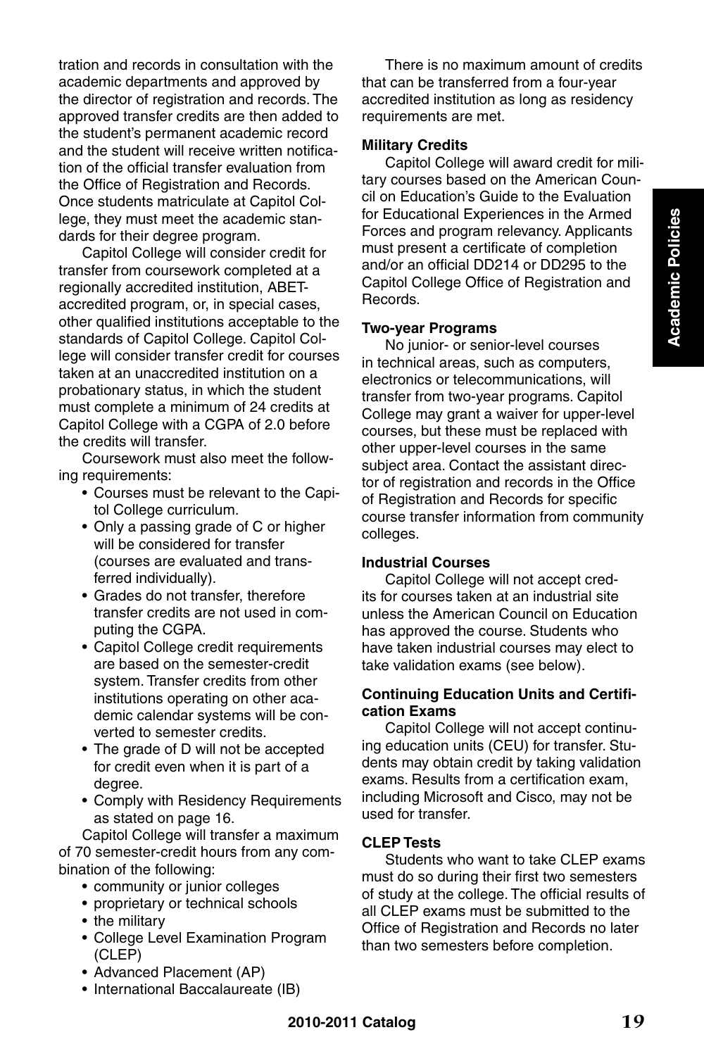tration and records in consultation with the academic departments and approved by the director of registration and records. The approved transfer credits are then added to the student's permanent academic record and the student will receive written notification of the official transfer evaluation from the Office of Registration and Records. Once students matriculate at Capitol College, they must meet the academic standards for their degree program.

Capitol College will consider credit for transfer from coursework completed at a regionally accredited institution, ABET-accredited program, or, in special cases, other qualified institutions acceptable to the standards of Capitol College. Capitol College will consider transfer credit for courses taken at an unaccredited institution on a probationary status, in which the student must complete a minimum of 24 credits at Capitol College with a CGPA of 2.0 before the credits will transfer.

Coursework must also meet the following requirements:

- Courses must be relevant to the Capitol College curriculum.
- Only a passing grade of C or higher will be considered for transfer (courses are evaluated and transferred individually).
- Grades do not transfer, therefore transfer credits are not used in computing the CGPA.
- Capitol College credit requirements are based on the semester-credit system. Transfer credits from other institutions operating on other academic calendar systems will be converted to semester credits.
- The grade of D will not be accepted for credit even when it is part of a degree.
- Comply with Residency Requirements as stated on page 16.

Capitol College will transfer a maximum of 70 semester-credit hours from any combination of the following:

- community or junior colleges
- proprietary or technical schools
- the military
- College Level Examination Program (CLEP)
- Advanced Placement (AP)
- International Baccalaureate (IB)

There is no maximum amount of credits that can be transferred from a four-year accredited institution as long as residency requirements are met.

**Military Credits**

Capitol College will award credit for military courses based on the American Council on Education's Guide to the Evaluation for Educational Experiences in the Armed Forces and program relevancy. Applicants must present a certificate of completion and/or an official DD214 or DD295 to the Capitol College Office of Registration and Records.

**Two-year Programs**

No junior- or senior-level courses in technical areas, such as computers, electronics or telecommunications, will transfer from two-year programs. Capitol College may grant a waiver for upper-level courses, but these must be replaced with other upper-level courses in the same subject area. Contact the assistant director of registration and records in the Office of Registration and Records for specific course transfer information from community colleges.

**Industrial Courses**

Capitol College will not accept credits for courses taken at an industrial site unless the American Council on Education has approved the course. Students who have taken industrial courses may elect to take validation exams (see below).

**Continuing Education Units and Certification Exams**

Capitol College will not accept continuing education units (CEU) for transfer. Students may obtain credit by taking validation exams. Results from a certification exam, including Microsoft and Cisco, may not be used for transfer.

**CLEP Tests**

Students who want to take CLEP exams must do so during their first two semesters of study at the college. The official results of all CLEP exams must be submitted to the Office of Registration and Records no later than two semesters before completion.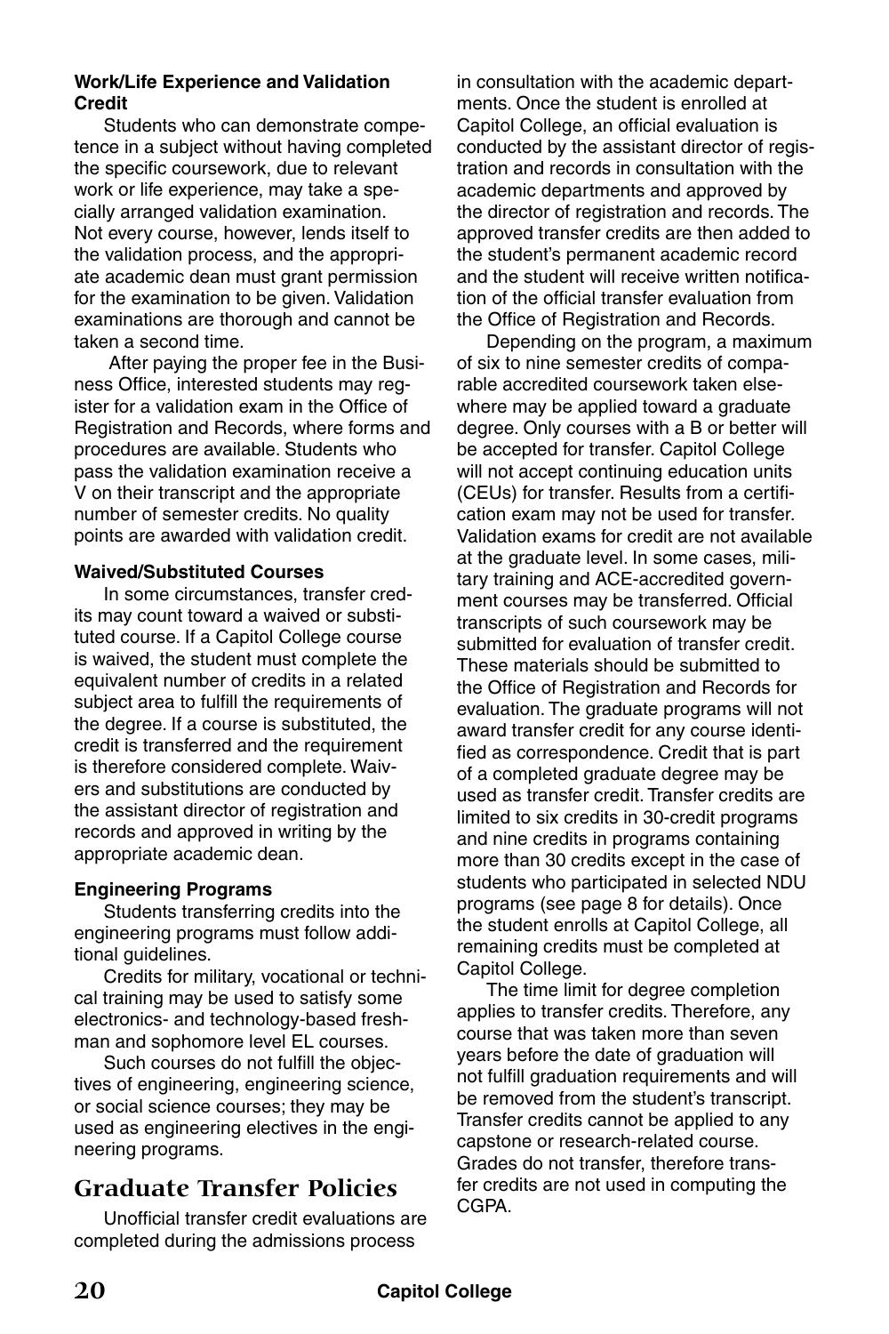**Work/Life Experience and Validation Credit**

Students who can demonstrate competence in a subject without having completed the specific coursework, due to relevant work or life experience, may take a specially arranged validation examination. Not every course, however, lends itself to the validation process, and the appropriate academic dean must grant permission for the examination to be given. Validation examinations are thorough and cannot be taken a second time.

After paying the proper fee in the Business Office, interested students may register for a validation exam in the Office of Registration and Records, where forms and procedures are available. Students who pass the validation examination receive a V on their transcript and the appropriate number of semester credits. No quality points are awarded with validation credit.

**Waived/Substituted Courses**

In some circumstances, transfer credits may count toward a waived or substituted course. If a Capitol College course is waived, the student must complete the equivalent number of credits in a related subject area to fulfill the requirements of the degree. If a course is substituted, the credit is transferred and the requirement is therefore considered complete. Waivers and substitutions are conducted by the assistant director of registration and records and approved in writing by the appropriate academic dean.

**Engineering Programs**

Students transferring credits into the engineering programs must follow additional guidelines.

Credits for military, vocational or technical training may be used to satisfy some electronics- and technology-based freshman and sophomore level EL courses.

Such courses do not fulfill the objectives of engineering, engineering science, or social science courses; they may be used as engineering electives in the engineering programs.

## Graduate Transfer Policies

Unofficial transfer credit evaluations are completed during the admissions process in consultation with the academic departments. Once the student is enrolled at Capitol College, an official evaluation is conducted by the assistant director of registration and records in consultation with the academic departments and approved by the director of registration and records. The approved transfer credits are then added to the student's permanent academic record and the student will receive written notification of the official transfer evaluation from the Office of Registration and Records.

Depending on the program, a maximum of six to nine semester credits of comparable accredited coursework taken elsewhere may be applied toward a graduate degree. Only courses with a B or better will be accepted for transfer. Capitol College will not accept continuing education units (CEUs) for transfer. Results from a certification exam may not be used for transfer. Validation exams for credit are not available at the graduate level. In some cases, military training and ACE-accredited government courses may be transferred. Official transcripts of such coursework may be submitted for evaluation of transfer credit. These materials should be submitted to the Office of Registration and Records for evaluation. The graduate programs will not award transfer credit for any course identified as correspondence. Credit that is part of a completed graduate degree may be used as transfer credit. Transfer credits are limited to six credits in 30-credit programs and nine credits in programs containing more than 30 credits except in the case of students who participated in selected NDU programs (see page 8 for details). Once the student enrolls at Capitol College, all remaining credits must be completed at Capitol College.

The time limit for degree completion applies to transfer credits. Therefore, any course that was taken more than seven years before the date of graduation will not fulfill graduation requirements and will be removed from the student's transcript. Transfer credits cannot be applied to any capstone or research-related course. Grades do not transfer, therefore transfer credits are not used in computing the CGPA.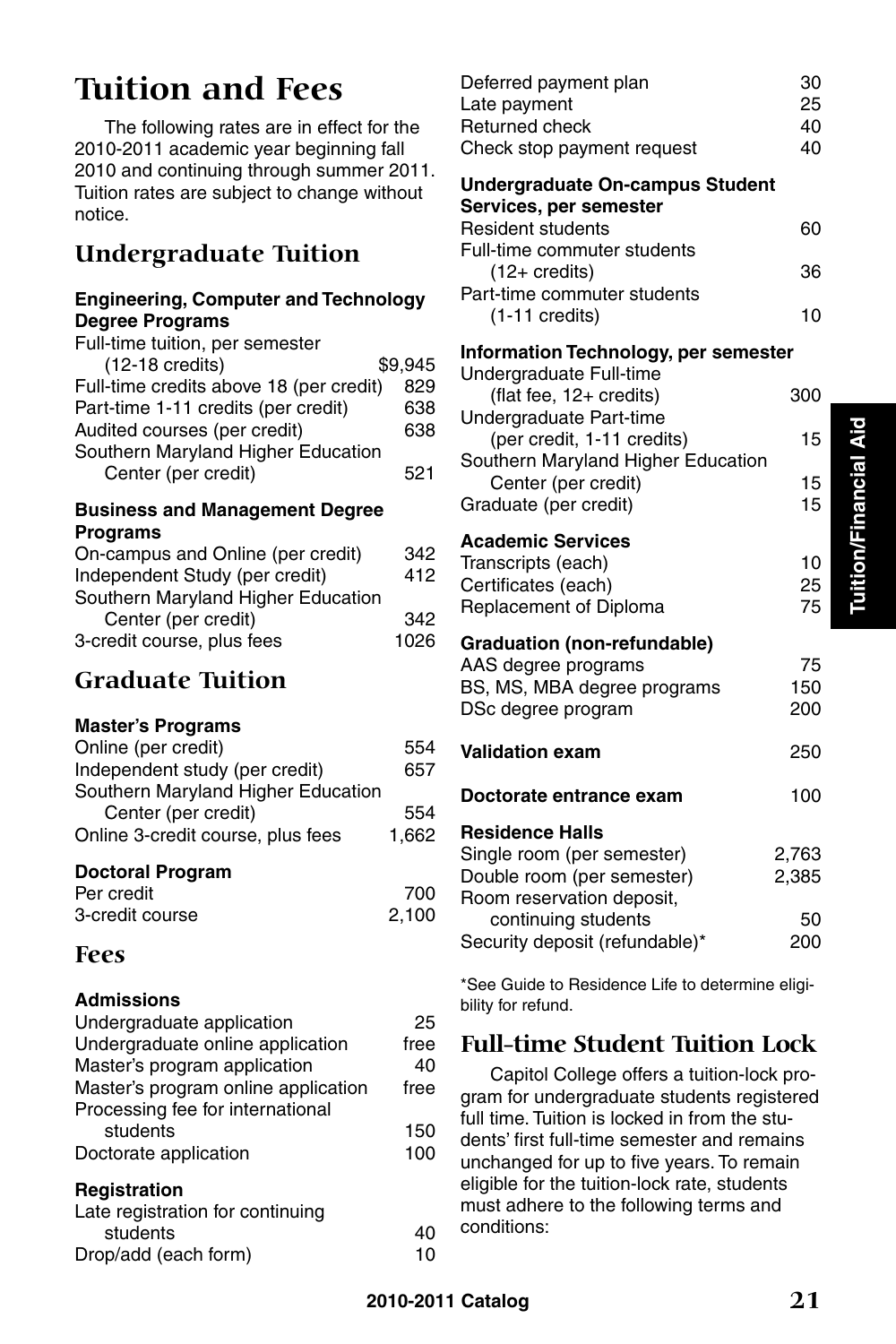# Tuition and Fees

The following rates are in effect for the 2010-2011 academic year beginning fall 2010 and continuing through summer 2011. Tuition rates are subject to change without notice.

## Undergraduate Tuition

**Engineering, Computer and Technology Degree Programs**

| | |
|---|---|
| Full-time tuition, per semester (12-18 credits) | $9,945 |
| Full-time credits above 18 (per credit) | 829 |
| Part-time 1-11 credits (per credit) | 638 |
| Audited courses (per credit) | 638 |
| Southern Maryland Higher Education Center (per credit) | 521 |

**Business and Management Degree Programs**

| | |
|---|---|
| On-campus and Online (per credit) | 342 |
| Independent Study (per credit) | 412 |
| Southern Maryland Higher Education Center (per credit) | 342 |
| 3-credit course, plus fees | 1026 |

## Graduate Tuition

**Master's Programs**

| | |
|---|---|
| Online (per credit) | 554 |
| Independent study (per credit) | 657 |
| Southern Maryland Higher Education Center (per credit) | 554 |
| Online 3-credit course, plus fees | 1,662 |

**Doctoral Program**

| | |
|---|---|
| Per credit | 700 |
| 3-credit course | 2,100 |

## Fees

**Admissions**

| | |
|---|---|
| Undergraduate application | 25 |
| Undergraduate online application | free |
| Master's program application | 40 |
| Master's program online application | free |
| Processing fee for international students | 150 |
| Doctorate application | 100 |

**Registration**

| | |
|---|---|
| Late registration for continuing students | 40 |
| Drop/add (each form) | 10 |
| Deferred payment plan | 30 |
| Late payment | 25 |
| Returned check | 40 |
| Check stop payment request | 40 |

**Undergraduate On-campus Student Services, per semester**

| | |
|---|---|
| Resident students | 60 |
| Full-time commuter students (12+ credits) | 36 |
| Part-time commuter students (1-11 credits) | 10 |

**Information Technology, per semester**

| | |
|---|---|
| Undergraduate Full-time (flat fee, 12+ credits) | 300 |
| Undergraduate Part-time (per credit, 1-11 credits) | 15 |
| Southern Maryland Higher Education Center (per credit) | 15 |
| Graduate (per credit) | 15 |

**Academic Services**

| | |
|---|---|
| Transcripts (each) | 10 |
| Certificates (each) | 25 |
| Replacement of Diploma | 75 |

**Graduation (non-refundable)**

| | |
|---|---|
| AAS degree programs | 75 |
| BS, MS, MBA degree programs | 150 |
| DSc degree program | 200 |

| | |
|---|---|
| **Validation exam** | 250 |
| **Doctorate entrance exam** | 100 |

**Residence Halls**

| | |
|---|---|
| Single room (per semester) | 2,763 |
| Double room (per semester) | 2,385 |
| Room reservation deposit, continuing students | 50 |
| Security deposit (refundable)* | 200 |

*See Guide to Residence Life to determine eligibility for refund.

## Full-time Student Tuition Lock

Capitol College offers a tuition-lock program for undergraduate students registered full time. Tuition is locked in from the students' first full-time semester and remains unchanged for up to five years. To remain eligible for the tuition-lock rate, students must adhere to the following terms and conditions: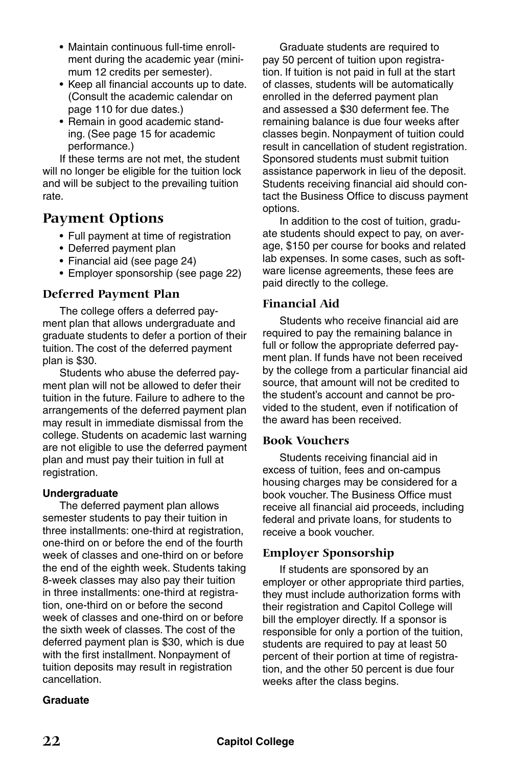- Maintain continuous full-time enrollment during the academic year (minimum 12 credits per semester).
- Keep all financial accounts up to date. (Consult the academic calendar on page 110 for due dates.)
- Remain in good academic standing. (See page 15 for academic performance.)

If these terms are not met, the student will no longer be eligible for the tuition lock and will be subject to the prevailing tuition rate.

## Payment Options

- Full payment at time of registration
- Deferred payment plan
- Financial aid (see page 24)
- Employer sponsorship (see page 22)

### Deferred Payment Plan

The college offers a deferred payment plan that allows undergraduate and graduate students to defer a portion of their tuition. The cost of the deferred payment plan is $30.

Students who abuse the deferred payment plan will not be allowed to defer their tuition in the future. Failure to adhere to the arrangements of the deferred payment plan may result in immediate dismissal from the college. Students on academic last warning are not eligible to use the deferred payment plan and must pay their tuition in full at registration.

**Undergraduate**

The deferred payment plan allows semester students to pay their tuition in three installments: one-third at registration, one-third on or before the end of the fourth week of classes and one-third on or before the end of the eighth week. Students taking 8-week classes may also pay their tuition in three installments: one-third at registration, one-third on or before the second week of classes and one-third on or before the sixth week of classes. The cost of the deferred payment plan is $30, which is due with the first installment. Nonpayment of tuition deposits may result in registration cancellation.

**Graduate**

Graduate students are required to pay 50 percent of tuition upon registration. If tuition is not paid in full at the start of classes, students will be automatically enrolled in the deferred payment plan and assessed a $30 deferment fee. The remaining balance is due four weeks after classes begin. Nonpayment of tuition could result in cancellation of student registration. Sponsored students must submit tuition assistance paperwork in lieu of the deposit. Students receiving financial aid should contact the Business Office to discuss payment options.

In addition to the cost of tuition, graduate students should expect to pay, on average, $150 per course for books and related lab expenses. In some cases, such as software license agreements, these fees are paid directly to the college.

### Financial Aid

Students who receive financial aid are required to pay the remaining balance in full or follow the appropriate deferred payment plan. If funds have not been received by the college from a particular financial aid source, that amount will not be credited to the student's account and cannot be provided to the student, even if notification of the award has been received.

### Book Vouchers

Students receiving financial aid in excess of tuition, fees and on-campus housing charges may be considered for a book voucher. The Business Office must receive all financial aid proceeds, including federal and private loans, for students to receive a book voucher.

### Employer Sponsorship

If students are sponsored by an employer or other appropriate third parties, they must include authorization forms with their registration and Capitol College will bill the employer directly. If a sponsor is responsible for only a portion of the tuition, students are required to pay at least 50 percent of their portion at time of registration, and the other 50 percent is due four weeks after the class begins.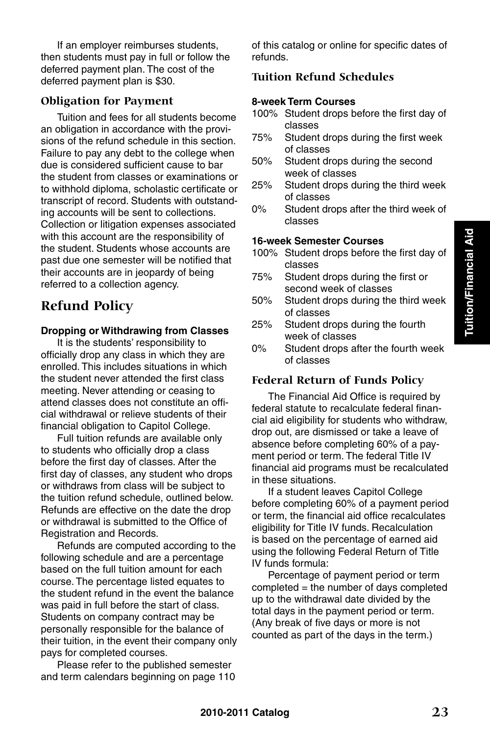If an employer reimburses students, then students must pay in full or follow the deferred payment plan. The cost of the deferred payment plan is $30.

### Obligation for Payment

Tuition and fees for all students become an obligation in accordance with the provisions of the refund schedule in this section. Failure to pay any debt to the college when due is considered sufficient cause to bar the student from classes or examinations or to withhold diploma, scholastic certificate or transcript of record. Students with outstanding accounts will be sent to collections. Collection or litigation expenses associated with this account are the responsibility of the student. Students whose accounts are past due one semester will be notified that their accounts are in jeopardy of being referred to a collection agency.

## Refund Policy

**Dropping or Withdrawing from Classes**

It is the students' responsibility to officially drop any class in which they are enrolled. This includes situations in which the student never attended the first class meeting. Never attending or ceasing to attend classes does not constitute an official withdrawal or relieve students of their financial obligation to Capitol College.

Full tuition refunds are available only to students who officially drop a class before the first day of classes. After the first day of classes, any student who drops or withdraws from class will be subject to the tuition refund schedule, outlined below. Refunds are effective on the date the drop or withdrawal is submitted to the Office of Registration and Records.

Refunds are computed according to the following schedule and are a percentage based on the full tuition amount for each course. The percentage listed equates to the student refund in the event the balance was paid in full before the start of class. Students on company contract may be personally responsible for the balance of their tuition, in the event their company only pays for completed courses.

Please refer to the published semester and term calendars beginning on page 110 of this catalog or online for specific dates of refunds.

### Tuition Refund Schedules

**8-week Term Courses**

- 100% Student drops before the first day of classes
- 75% Student drops during the first week of classes
- 50% Student drops during the second week of classes
- 25% Student drops during the third week of classes
- 0% Student drops after the third week of classes

**16-week Semester Courses**

- 100% Student drops before the first day of classes
- 75% Student drops during the first or second week of classes
- 50% Student drops during the third week of classes
- 25% Student drops during the fourth week of classes
- 0% Student drops after the fourth week of classes

### Federal Return of Funds Policy

The Financial Aid Office is required by federal statute to recalculate federal financial aid eligibility for students who withdraw, drop out, are dismissed or take a leave of absence before completing 60% of a payment period or term. The federal Title IV financial aid programs must be recalculated in these situations.

If a student leaves Capitol College before completing 60% of a payment period or term, the financial aid office recalculates eligibility for Title IV funds. Recalculation is based on the percentage of earned aid using the following Federal Return of Title IV funds formula:

Percentage of payment period or term completed = the number of days completed up to the withdrawal date divided by the total days in the payment period or term. (Any break of five days or more is not counted as part of the days in the term.)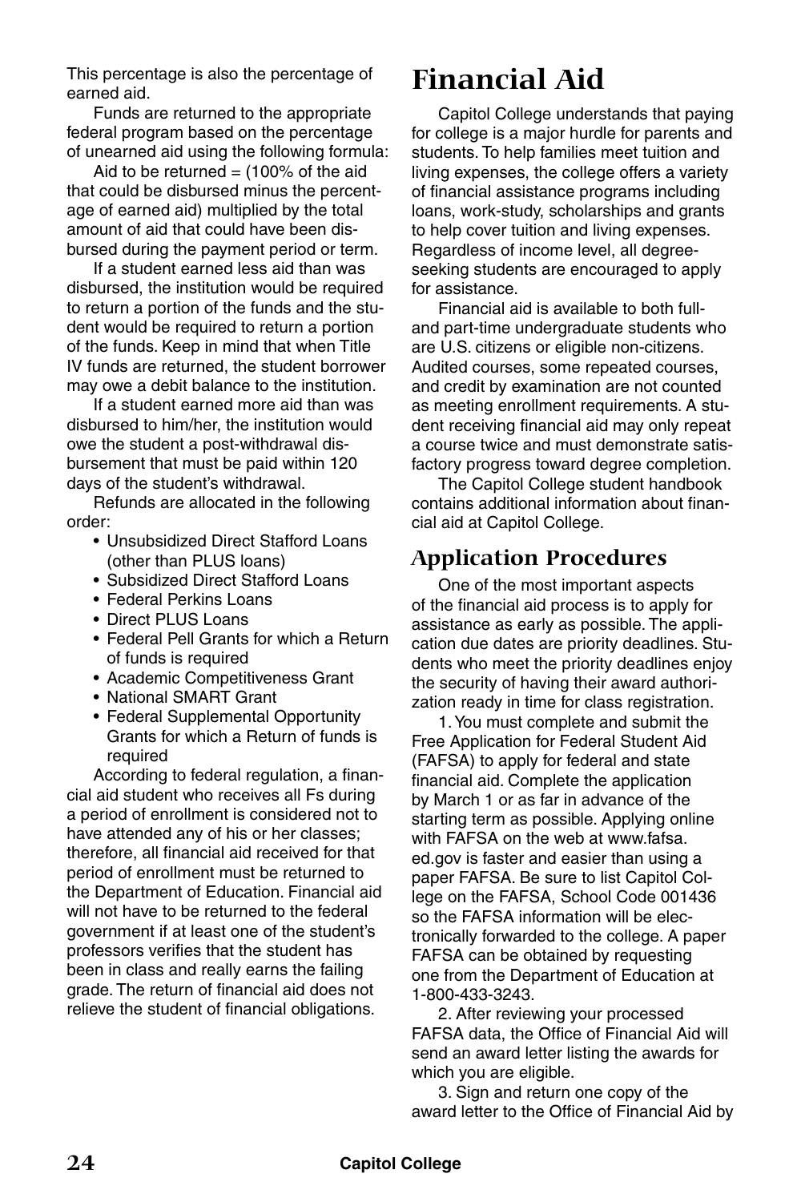This percentage is also the percentage of earned aid.

Funds are returned to the appropriate federal program based on the percentage of unearned aid using the following formula:

Aid to be returned = (100% of the aid that could be disbursed minus the percentage of earned aid) multiplied by the total amount of aid that could have been disbursed during the payment period or term.

If a student earned less aid than was disbursed, the institution would be required to return a portion of the funds and the student would be required to return a portion of the funds. Keep in mind that when Title IV funds are returned, the student borrower may owe a debit balance to the institution.

If a student earned more aid than was disbursed to him/her, the institution would owe the student a post-withdrawal disbursement that must be paid within 120 days of the student's withdrawal.

Refunds are allocated in the following order:

- Unsubsidized Direct Stafford Loans (other than PLUS loans)
- Subsidized Direct Stafford Loans
- Federal Perkins Loans
- Direct PLUS Loans
- Federal Pell Grants for which a Return of funds is required
- Academic Competitiveness Grant
- National SMART Grant
- Federal Supplemental Opportunity Grants for which a Return of funds is required

According to federal regulation, a financial aid student who receives all Fs during a period of enrollment is considered not to have attended any of his or her classes; therefore, all financial aid received for that period of enrollment must be returned to the Department of Education. Financial aid will not have to be returned to the federal government if at least one of the student's professors verifies that the student has been in class and really earns the failing grade. The return of financial aid does not relieve the student of financial obligations.

# Financial Aid

Capitol College understands that paying for college is a major hurdle for parents and students. To help families meet tuition and living expenses, the college offers a variety of financial assistance programs including loans, work-study, scholarships and grants to help cover tuition and living expenses. Regardless of income level, all degree-seeking students are encouraged to apply for assistance.

Financial aid is available to both full- and part-time undergraduate students who are U.S. citizens or eligible non-citizens. Audited courses, some repeated courses, and credit by examination are not counted as meeting enrollment requirements. A student receiving financial aid may only repeat a course twice and must demonstrate satisfactory progress toward degree completion.

The Capitol College student handbook contains additional information about financial aid at Capitol College.

## Application Procedures

One of the most important aspects of the financial aid process is to apply for assistance as early as possible. The application due dates are priority deadlines. Students who meet the priority deadlines enjoy the security of having their award authorization ready in time for class registration.

1. You must complete and submit the Free Application for Federal Student Aid (FAFSA) to apply for federal and state financial aid. Complete the application by March 1 or as far in advance of the starting term as possible. Applying online with FAFSA on the web at www.fafsa.ed.gov is faster and easier than using a paper FAFSA. Be sure to list Capitol College on the FAFSA, School Code 001436 so the FAFSA information will be electronically forwarded to the college. A paper FAFSA can be obtained by requesting one from the Department of Education at 1-800-433-3243.

2. After reviewing your processed FAFSA data, the Office of Financial Aid will send an award letter listing the awards for which you are eligible.

3. Sign and return one copy of the award letter to the Office of Financial Aid by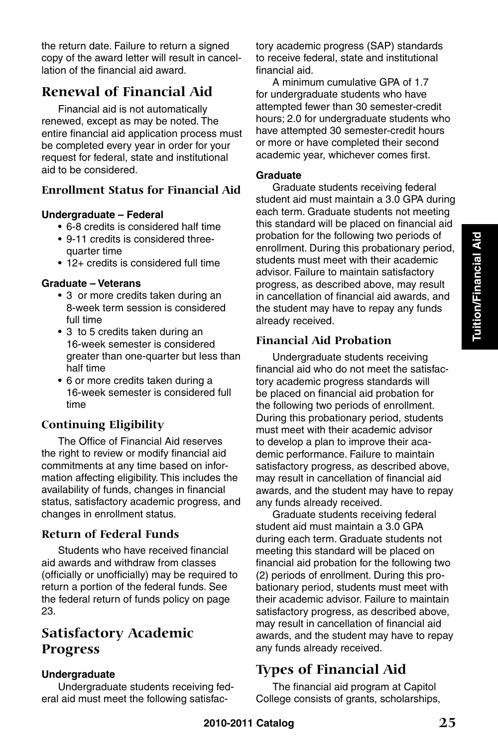the return date. Failure to return a signed copy of the award letter will result in cancellation of the financial aid award.

## Renewal of Financial Aid

Financial aid is not automatically renewed, except as may be noted. The entire financial aid application process must be completed every year in order for your request for federal, state and institutional aid to be considered.

### Enrollment Status for Financial Aid

**Undergraduate – Federal**

- 6-8 credits is considered half time
- 9-11 credits is considered three-quarter time
- 12+ credits is considered full time

**Graduate – Veterans**

- 3 or more credits taken during an 8-week term session is considered full time
- 3 to 5 credits taken during an 16-week semester is considered greater than one-quarter but less than half time
- 6 or more credits taken during a 16-week semester is considered full time

### Continuing Eligibility

The Office of Financial Aid reserves the right to review or modify financial aid commitments at any time based on information affecting eligibility. This includes the availability of funds, changes in financial status, satisfactory academic progress, and changes in enrollment status.

### Return of Federal Funds

Students who have received financial aid awards and withdraw from classes (officially or unofficially) may be required to return a portion of the federal funds. See the federal return of funds policy on page 23.

## Satisfactory Academic Progress

**Undergraduate**

Undergraduate students receiving federal aid must meet the following satisfactory academic progress (SAP) standards to receive federal, state and institutional financial aid.

A minimum cumulative GPA of 1.7 for undergraduate students who have attempted fewer than 30 semester-credit hours; 2.0 for undergraduate students who have attempted 30 semester-credit hours or more or have completed their second academic year, whichever comes first.

**Graduate**

Graduate students receiving federal student aid must maintain a 3.0 GPA during each term. Graduate students not meeting this standard will be placed on financial aid probation for the following two periods of enrollment. During this probationary period, students must meet with their academic advisor. Failure to maintain satisfactory progress, as described above, may result in cancellation of financial aid awards, and the student may have to repay any funds already received.

### Financial Aid Probation

Undergraduate students receiving financial aid who do not meet the satisfactory academic progress standards will be placed on financial aid probation for the following two periods of enrollment. During this probationary period, students must meet with their academic advisor to develop a plan to improve their academic performance. Failure to maintain satisfactory progress, as described above, may result in cancellation of financial aid awards, and the student may have to repay any funds already received.

Graduate students receiving federal student aid must maintain a 3.0 GPA during each term. Graduate students not meeting this standard will be placed on financial aid probation for the following two (2) periods of enrollment. During this probationary period, students must meet with their academic advisor. Failure to maintain satisfactory progress, as described above, may result in cancellation of financial aid awards, and the student may have to repay any funds already received.

## Types of Financial Aid

The financial aid program at Capitol College consists of grants, scholarships,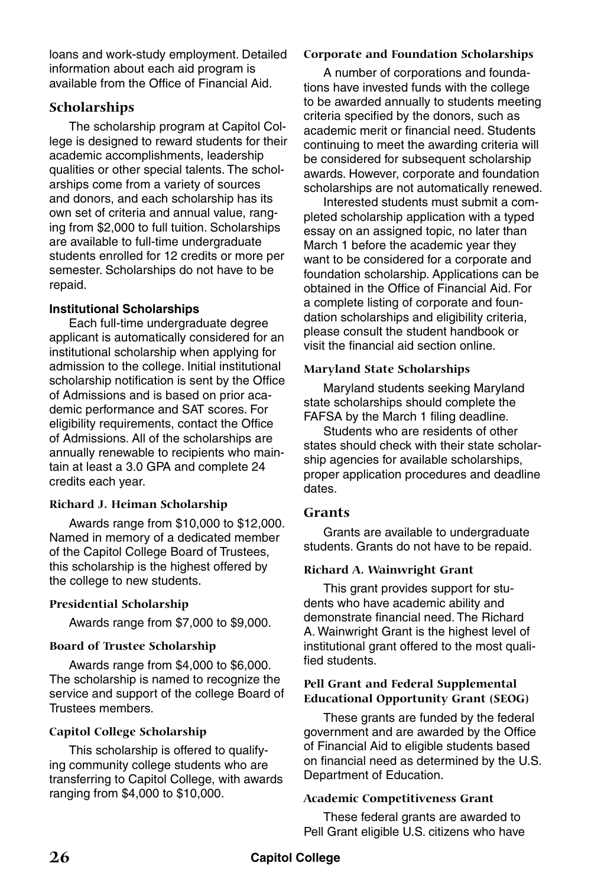loans and work-study employment. Detailed information about each aid program is available from the Office of Financial Aid.

## Scholarships

The scholarship program at Capitol College is designed to reward students for their academic accomplishments, leadership qualities or other special talents. The scholarships come from a variety of sources and donors, and each scholarship has its own set of criteria and annual value, ranging from $2,000 to full tuition. Scholarships are available to full-time undergraduate students enrolled for 12 credits or more per semester. Scholarships do not have to be repaid.

### Institutional Scholarships

Each full-time undergraduate degree applicant is automatically considered for an institutional scholarship when applying for admission to the college. Initial institutional scholarship notification is sent by the Office of Admissions and is based on prior academic performance and SAT scores. For eligibility requirements, contact the Office of Admissions. All of the scholarships are annually renewable to recipients who maintain at least a 3.0 GPA and complete 24 credits each year.

#### Richard J. Heiman Scholarship

Awards range from $10,000 to $12,000. Named in memory of a dedicated member of the Capitol College Board of Trustees, this scholarship is the highest offered by the college to new students.

#### Presidential Scholarship

Awards range from $7,000 to $9,000.

#### Board of Trustee Scholarship

Awards range from $4,000 to $6,000. The scholarship is named to recognize the service and support of the college Board of Trustees members.

#### Capitol College Scholarship

This scholarship is offered to qualifying community college students who are transferring to Capitol College, with awards ranging from $4,000 to $10,000.

#### Corporate and Foundation Scholarships

A number of corporations and foundations have invested funds with the college to be awarded annually to students meeting criteria specified by the donors, such as academic merit or financial need. Students continuing to meet the awarding criteria will be considered for subsequent scholarship awards. However, corporate and foundation scholarships are not automatically renewed.

Interested students must submit a completed scholarship application with a typed essay on an assigned topic, no later than March 1 before the academic year they want to be considered for a corporate and foundation scholarship. Applications can be obtained in the Office of Financial Aid. For a complete listing of corporate and foundation scholarships and eligibility criteria, please consult the student handbook or visit the financial aid section online.

#### Maryland State Scholarships

Maryland students seeking Maryland state scholarships should complete the FAFSA by the March 1 filing deadline.

Students who are residents of other states should check with their state scholarship agencies for available scholarships, proper application procedures and deadline dates.

## Grants

Grants are available to undergraduate students. Grants do not have to be repaid.

#### Richard A. Wainwright Grant

This grant provides support for students who have academic ability and demonstrate financial need. The Richard A. Wainwright Grant is the highest level of institutional grant offered to the most qualified students.

#### Pell Grant and Federal Supplemental Educational Opportunity Grant (SEOG)

These grants are funded by the federal government and are awarded by the Office of Financial Aid to eligible students based on financial need as determined by the U.S. Department of Education.

#### Academic Competitiveness Grant

These federal grants are awarded to Pell Grant eligible U.S. citizens who have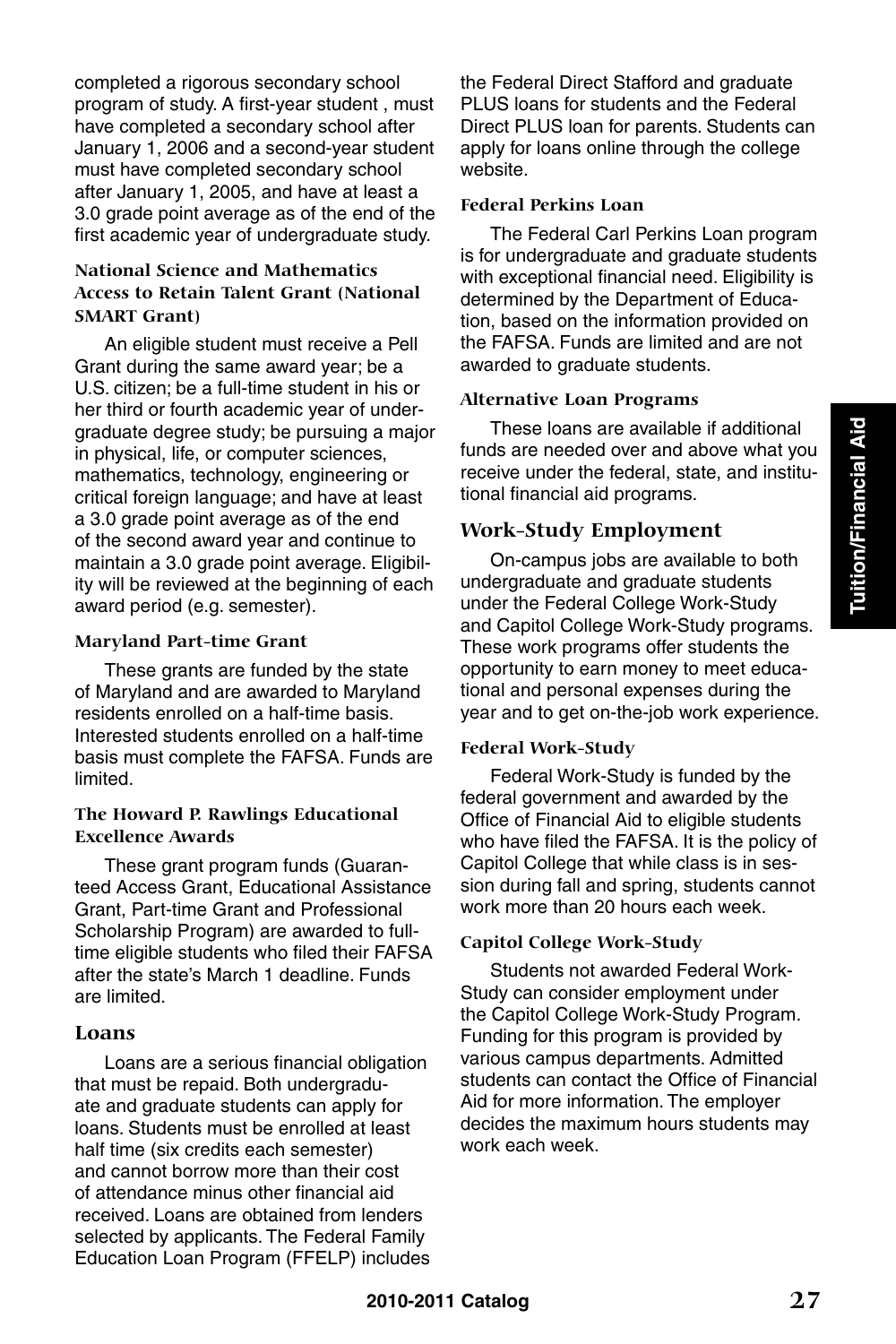completed a rigorous secondary school program of study. A first-year student , must have completed a secondary school after January 1, 2006 and a second-year student must have completed secondary school after January 1, 2005, and have at least a 3.0 grade point average as of the end of the first academic year of undergraduate study.

#### National Science and Mathematics Access to Retain Talent Grant (National SMART Grant)

An eligible student must receive a Pell Grant during the same award year; be a U.S. citizen; be a full-time student in his or her third or fourth academic year of undergraduate degree study; be pursuing a major in physical, life, or computer sciences, mathematics, technology, engineering or critical foreign language; and have at least a 3.0 grade point average as of the end of the second award year and continue to maintain a 3.0 grade point average. Eligibility will be reviewed at the beginning of each award period (e.g. semester).

#### Maryland Part-time Grant

These grants are funded by the state of Maryland and are awarded to Maryland residents enrolled on a half-time basis. Interested students enrolled on a half-time basis must complete the FAFSA. Funds are limited.

#### The Howard P. Rawlings Educational Excellence Awards

These grant program funds (Guaranteed Access Grant, Educational Assistance Grant, Part-time Grant and Professional Scholarship Program) are awarded to full-time eligible students who filed their FAFSA after the state's March 1 deadline. Funds are limited.

### Loans

Loans are a serious financial obligation that must be repaid. Both undergraduate and graduate students can apply for loans. Students must be enrolled at least half time (six credits each semester) and cannot borrow more than their cost of attendance minus other financial aid received. Loans are obtained from lenders selected by applicants. The Federal Family Education Loan Program (FFELP) includes the Federal Direct Stafford and graduate PLUS loans for students and the Federal Direct PLUS loan for parents. Students can apply for loans online through the college website.

#### Federal Perkins Loan

The Federal Carl Perkins Loan program is for undergraduate and graduate students with exceptional financial need. Eligibility is determined by the Department of Education, based on the information provided on the FAFSA. Funds are limited and are not awarded to graduate students.

#### Alternative Loan Programs

These loans are available if additional funds are needed over and above what you receive under the federal, state, and institutional financial aid programs.

### Work-Study Employment

On-campus jobs are available to both undergraduate and graduate students under the Federal College Work-Study and Capitol College Work-Study programs. These work programs offer students the opportunity to earn money to meet educational and personal expenses during the year and to get on-the-job work experience.

#### Federal Work-Study

Federal Work-Study is funded by the federal government and awarded by the Office of Financial Aid to eligible students who have filed the FAFSA. It is the policy of Capitol College that while class is in session during fall and spring, students cannot work more than 20 hours each week.

#### Capitol College Work-Study

Students not awarded Federal Work-Study can consider employment under the Capitol College Work-Study Program. Funding for this program is provided by various campus departments. Admitted students can contact the Office of Financial Aid for more information. The employer decides the maximum hours students may work each week.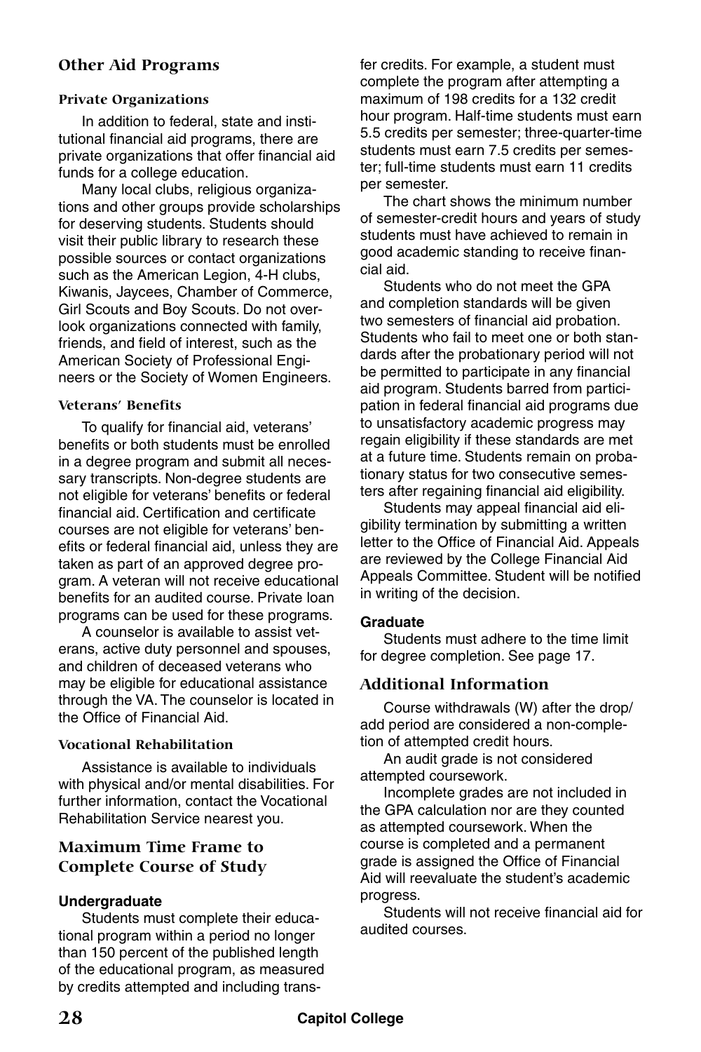## Other Aid Programs

### Private Organizations

In addition to federal, state and institutional financial aid programs, there are private organizations that offer financial aid funds for a college education.

Many local clubs, religious organizations and other groups provide scholarships for deserving students. Students should visit their public library to research these possible sources or contact organizations such as the American Legion, 4-H clubs, Kiwanis, Jaycees, Chamber of Commerce, Girl Scouts and Boy Scouts. Do not overlook organizations connected with family, friends, and field of interest, such as the American Society of Professional Engineers or the Society of Women Engineers.

### Veterans' Benefits

To qualify for financial aid, veterans' benefits or both students must be enrolled in a degree program and submit all necessary transcripts. Non-degree students are not eligible for veterans' benefits or federal financial aid. Certification and certificate courses are not eligible for veterans' benefits or federal financial aid, unless they are taken as part of an approved degree program. A veteran will not receive educational benefits for an audited course. Private loan programs can be used for these programs.

A counselor is available to assist veterans, active duty personnel and spouses, and children of deceased veterans who may be eligible for educational assistance through the VA. The counselor is located in the Office of Financial Aid.

### Vocational Rehabilitation

Assistance is available to individuals with physical and/or mental disabilities. For further information, contact the Vocational Rehabilitation Service nearest you.

## Maximum Time Frame to Complete Course of Study

**Undergraduate**

Students must complete their educational program within a period no longer than 150 percent of the published length of the educational program, as measured by credits attempted and including transfer credits. For example, a student must complete the program after attempting a maximum of 198 credits for a 132 credit hour program. Half-time students must earn 5.5 credits per semester; three-quarter-time students must earn 7.5 credits per semester; full-time students must earn 11 credits per semester.

The chart shows the minimum number of semester-credit hours and years of study students must have achieved to remain in good academic standing to receive financial aid.

Students who do not meet the GPA and completion standards will be given two semesters of financial aid probation. Students who fail to meet one or both standards after the probationary period will not be permitted to participate in any financial aid program. Students barred from participation in federal financial aid programs due to unsatisfactory academic progress may regain eligibility if these standards are met at a future time. Students remain on probationary status for two consecutive semesters after regaining financial aid eligibility.

Students may appeal financial aid eligibility termination by submitting a written letter to the Office of Financial Aid. Appeals are reviewed by the College Financial Aid Appeals Committee. Student will be notified in writing of the decision.

**Graduate**

Students must adhere to the time limit for degree completion. See page 17.

## Additional Information

Course withdrawals (W) after the drop/add period are considered a non-completion of attempted credit hours.

An audit grade is not considered attempted coursework.

Incomplete grades are not included in the GPA calculation nor are they counted as attempted coursework. When the course is completed and a permanent grade is assigned the Office of Financial Aid will reevaluate the student's academic progress.

Students will not receive financial aid for audited courses.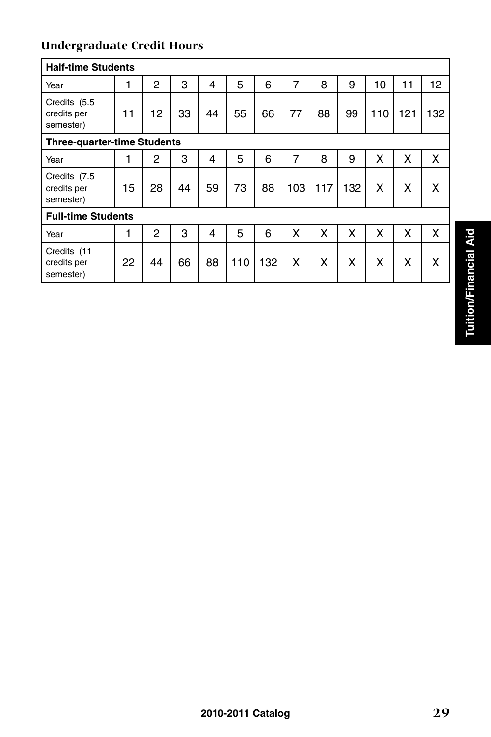### Undergraduate Credit Hours

| | | | | | | | | | | | | |
|---|---|---|---|---|---|---|---|---|---|---|---|---|
| **Half-time Students** | | | | | | | | | | | | |
| Year | 1 | 2 | 3 | 4 | 5 | 6 | 7 | 8 | 9 | 10 | 11 | 12 |
| Credits (5.5 credits per semester) | 11 | 12 | 33 | 44 | 55 | 66 | 77 | 88 | 99 | 110 | 121 | 132 |
| **Three-quarter-time Students** | | | | | | | | | | | | |
| Year | 1 | 2 | 3 | 4 | 5 | 6 | 7 | 8 | 9 | X | X | X |
| Credits (7.5 credits per semester) | 15 | 28 | 44 | 59 | 73 | 88 | 103 | 117 | 132 | X | X | X |
| **Full-time Students** | | | | | | | | | | | | |
| Year | 1 | 2 | 3 | 4 | 5 | 6 | X | X | X | X | X | X |
| Credits (11 credits per semester) | 22 | 44 | 66 | 88 | 110 | 132 | X | X | X | X | X | X |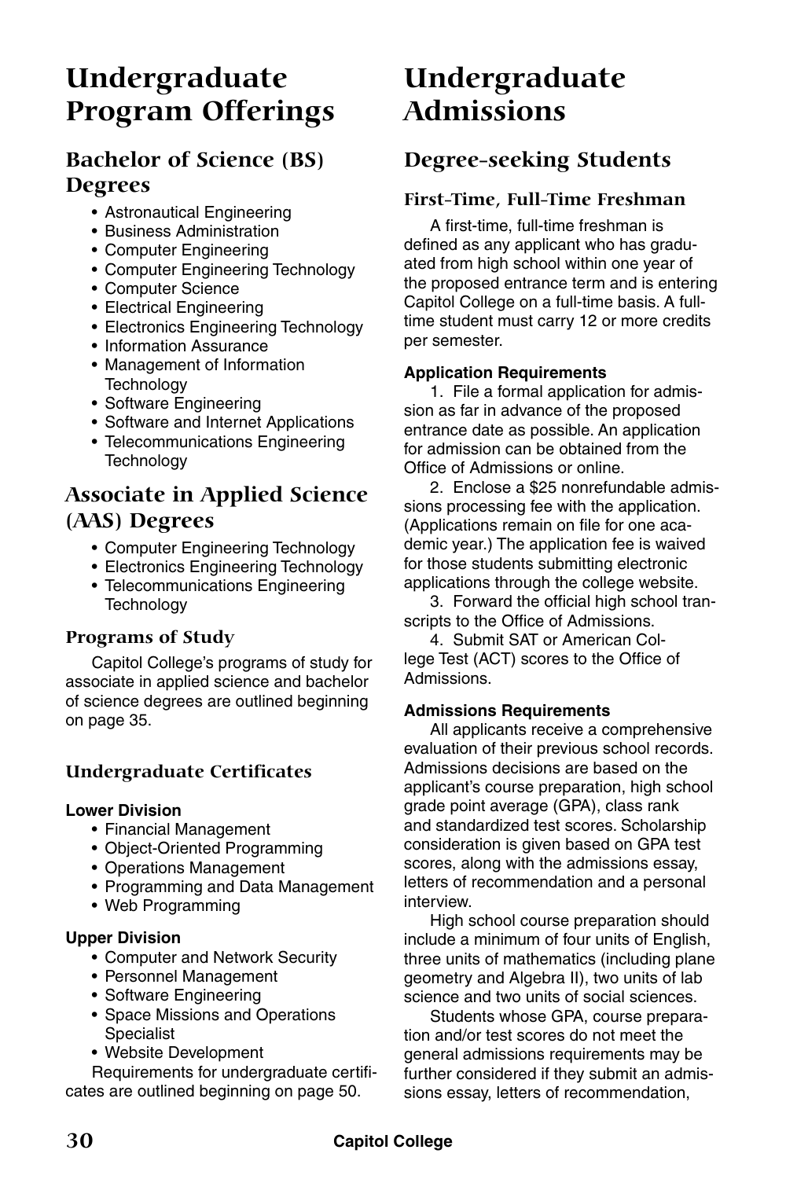# Undergraduate Program Offerings

## Bachelor of Science (BS) Degrees

- Astronautical Engineering
- Business Administration
- Computer Engineering
- Computer Engineering Technology
- Computer Science
- Electrical Engineering
- Electronics Engineering Technology
- Information Assurance
- Management of Information Technology
- Software Engineering
- Software and Internet Applications
- Telecommunications Engineering Technology

## Associate in Applied Science (AAS) Degrees

- Computer Engineering Technology
- Electronics Engineering Technology
- Telecommunications Engineering Technology

### Programs of Study

Capitol College's programs of study for associate in applied science and bachelor of science degrees are outlined beginning on page 35.

### Undergraduate Certificates

**Lower Division**

- Financial Management
- Object-Oriented Programming
- Operations Management
- Programming and Data Management
- Web Programming

**Upper Division**

- Computer and Network Security
- Personnel Management
- Software Engineering
- Space Missions and Operations Specialist
- Website Development

Requirements for undergraduate certificates are outlined beginning on page 50.

# Undergraduate Admissions

## Degree-seeking Students

### First-Time, Full-Time Freshman

A first-time, full-time freshman is defined as any applicant who has graduated from high school within one year of the proposed entrance term and is entering Capitol College on a full-time basis. A full-time student must carry 12 or more credits per semester.

**Application Requirements**

1. File a formal application for admission as far in advance of the proposed entrance date as possible. An application for admission can be obtained from the Office of Admissions or online.
2. Enclose a $25 nonrefundable admissions processing fee with the application. (Applications remain on file for one academic year.) The application fee is waived for those students submitting electronic applications through the college website.
3. Forward the official high school transcripts to the Office of Admissions.
4. Submit SAT or American College Test (ACT) scores to the Office of Admissions.

**Admissions Requirements**

All applicants receive a comprehensive evaluation of their previous school records. Admissions decisions are based on the applicant's course preparation, high school grade point average (GPA), class rank and standardized test scores. Scholarship consideration is given based on GPA test scores, along with the admissions essay, letters of recommendation and a personal interview.

High school course preparation should include a minimum of four units of English, three units of mathematics (including plane geometry and Algebra II), two units of lab science and two units of social sciences.

Students whose GPA, course preparation and/or test scores do not meet the general admissions requirements may be further considered if they submit an admissions essay, letters of recommendation,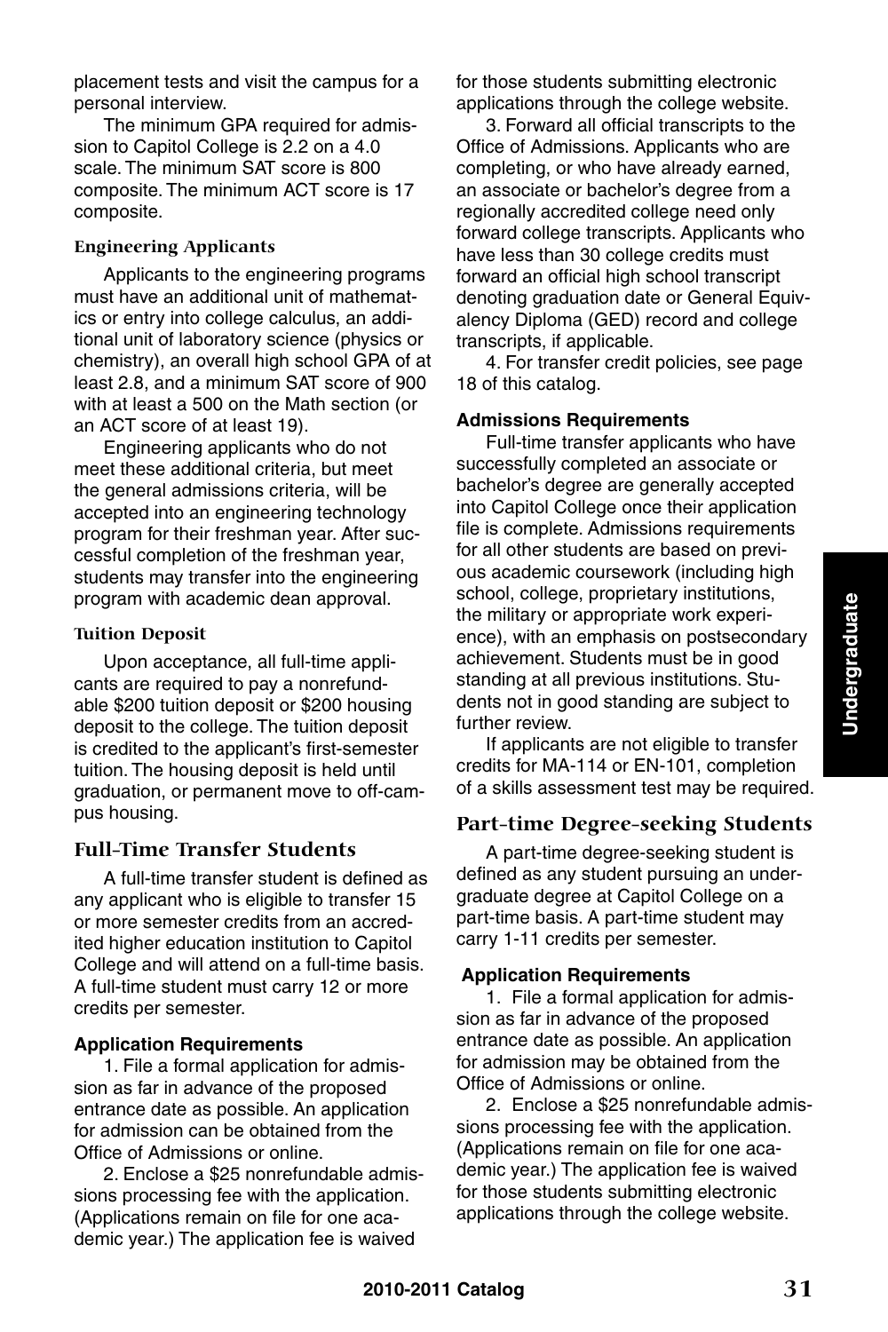placement tests and visit the campus for a personal interview.

The minimum GPA required for admission to Capitol College is 2.2 on a 4.0 scale. The minimum SAT score is 800 composite. The minimum ACT score is 17 composite.

#### Engineering Applicants

Applicants to the engineering programs must have an additional unit of mathematics or entry into college calculus, an additional unit of laboratory science (physics or chemistry), an overall high school GPA of at least 2.8, and a minimum SAT score of 900 with at least a 500 on the Math section (or an ACT score of at least 19).

Engineering applicants who do not meet these additional criteria, but meet the general admissions criteria, will be accepted into an engineering technology program for their freshman year. After successful completion of the freshman year, students may transfer into the engineering program with academic dean approval.

#### Tuition Deposit

Upon acceptance, all full-time applicants are required to pay a nonrefundable $200 tuition deposit or $200 housing deposit to the college. The tuition deposit is credited to the applicant's first-semester tuition. The housing deposit is held until graduation, or permanent move to off-campus housing.

### Full-Time Transfer Students

A full-time transfer student is defined as any applicant who is eligible to transfer 15 or more semester credits from an accredited higher education institution to Capitol College and will attend on a full-time basis. A full-time student must carry 12 or more credits per semester.

#### Application Requirements

1. File a formal application for admission as far in advance of the proposed entrance date as possible. An application for admission can be obtained from the Office of Admissions or online.

2. Enclose a $25 nonrefundable admissions processing fee with the application. (Applications remain on file for one academic year.) The application fee is waived for those students submitting electronic applications through the college website.

3. Forward all official transcripts to the Office of Admissions. Applicants who are completing, or who have already earned, an associate or bachelor's degree from a regionally accredited college need only forward college transcripts. Applicants who have less than 30 college credits must forward an official high school transcript denoting graduation date or General Equivalency Diploma (GED) record and college transcripts, if applicable.

4. For transfer credit policies, see page 18 of this catalog.

#### Admissions Requirements

Full-time transfer applicants who have successfully completed an associate or bachelor's degree are generally accepted into Capitol College once their application file is complete. Admissions requirements for all other students are based on previous academic coursework (including high school, college, proprietary institutions, the military or appropriate work experience), with an emphasis on postsecondary achievement. Students must be in good standing at all previous institutions. Students not in good standing are subject to further review.

If applicants are not eligible to transfer credits for MA-114 or EN-101, completion of a skills assessment test may be required.

### Part-time Degree-seeking Students

A part-time degree-seeking student is defined as any student pursuing an undergraduate degree at Capitol College on a part-time basis. A part-time student may carry 1-11 credits per semester.

#### Application Requirements

1. File a formal application for admission as far in advance of the proposed entrance date as possible. An application for admission may be obtained from the Office of Admissions or online.

2. Enclose a $25 nonrefundable admissions processing fee with the application. (Applications remain on file for one academic year.) The application fee is waived for those students submitting electronic applications through the college website.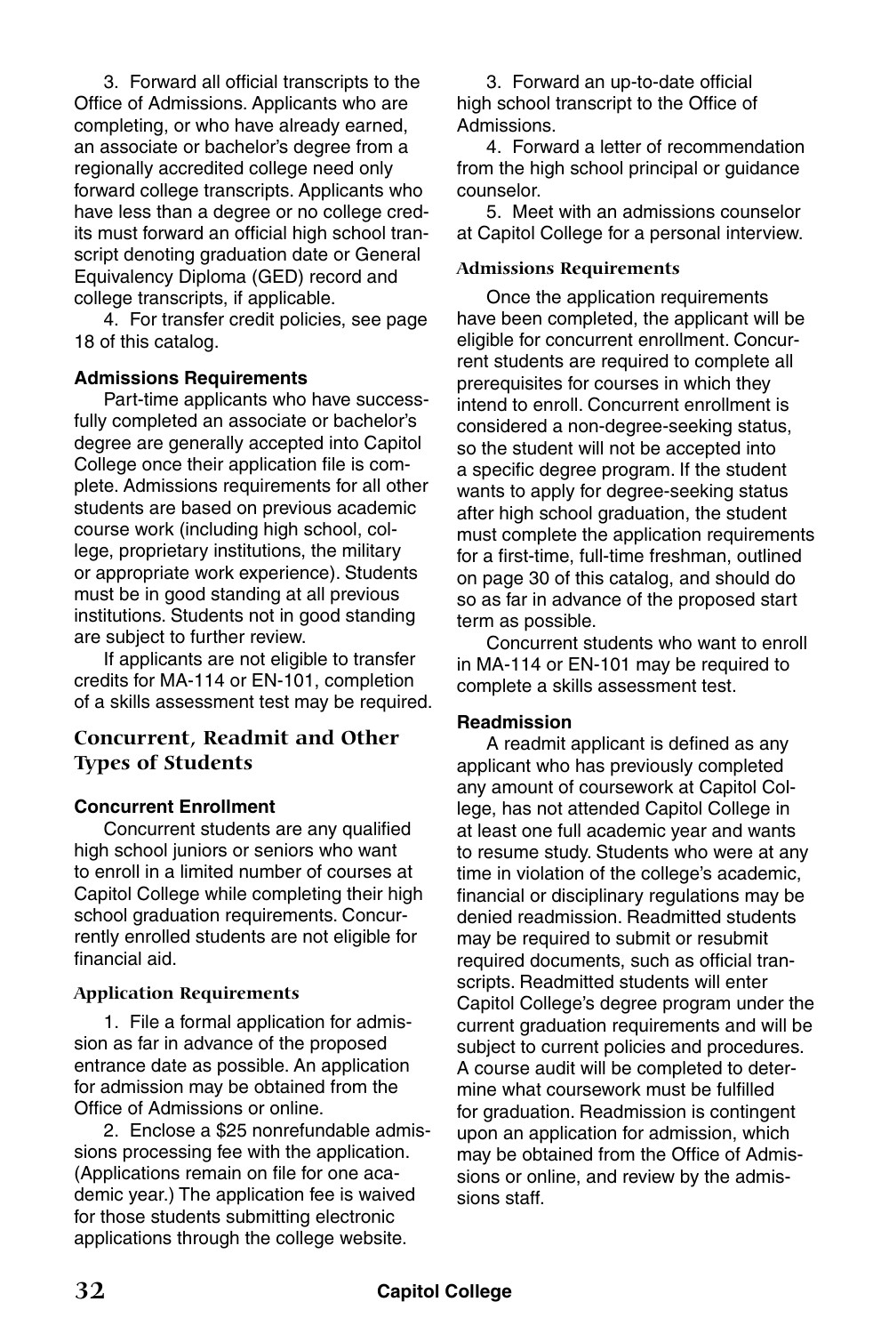3. Forward all official transcripts to the Office of Admissions. Applicants who are completing, or who have already earned, an associate or bachelor's degree from a regionally accredited college need only forward college transcripts. Applicants who have less than a degree or no college credits must forward an official high school transcript denoting graduation date or General Equivalency Diploma (GED) record and college transcripts, if applicable.

4. For transfer credit policies, see page 18 of this catalog.

**Admissions Requirements**

Part-time applicants who have successfully completed an associate or bachelor's degree are generally accepted into Capitol College once their application file is complete. Admissions requirements for all other students are based on previous academic course work (including high school, college, proprietary institutions, the military or appropriate work experience). Students must be in good standing at all previous institutions. Students not in good standing are subject to further review.

If applicants are not eligible to transfer credits for MA-114 or EN-101, completion of a skills assessment test may be required.

## Concurrent, Readmit and Other Types of Students

**Concurrent Enrollment**

Concurrent students are any qualified high school juniors or seniors who want to enroll in a limited number of courses at Capitol College while completing their high school graduation requirements. Concurrently enrolled students are not eligible for financial aid.

### Application Requirements

1. File a formal application for admission as far in advance of the proposed entrance date as possible. An application for admission may be obtained from the Office of Admissions or online.

2. Enclose a $25 nonrefundable admissions processing fee with the application. (Applications remain on file for one academic year.) The application fee is waived for those students submitting electronic applications through the college website.

3. Forward an up-to-date official high school transcript to the Office of Admissions.

4. Forward a letter of recommendation from the high school principal or guidance counselor.

5. Meet with an admissions counselor at Capitol College for a personal interview.

### Admissions Requirements

Once the application requirements have been completed, the applicant will be eligible for concurrent enrollment. Concurrent students are required to complete all prerequisites for courses in which they intend to enroll. Concurrent enrollment is considered a non-degree-seeking status, so the student will not be accepted into a specific degree program. If the student wants to apply for degree-seeking status after high school graduation, the student must complete the application requirements for a first-time, full-time freshman, outlined on page 30 of this catalog, and should do so as far in advance of the proposed start term as possible.

Concurrent students who want to enroll in MA-114 or EN-101 may be required to complete a skills assessment test.

**Readmission**

A readmit applicant is defined as any applicant who has previously completed any amount of coursework at Capitol College, has not attended Capitol College in at least one full academic year and wants to resume study. Students who were at any time in violation of the college's academic, financial or disciplinary regulations may be denied readmission. Readmitted students may be required to submit or resubmit required documents, such as official transcripts. Readmitted students will enter Capitol College's degree program under the current graduation requirements and will be subject to current policies and procedures. A course audit will be completed to determine what coursework must be fulfilled for graduation. Readmission is contingent upon an application for admission, which may be obtained from the Office of Admissions or online, and review by the admissions staff.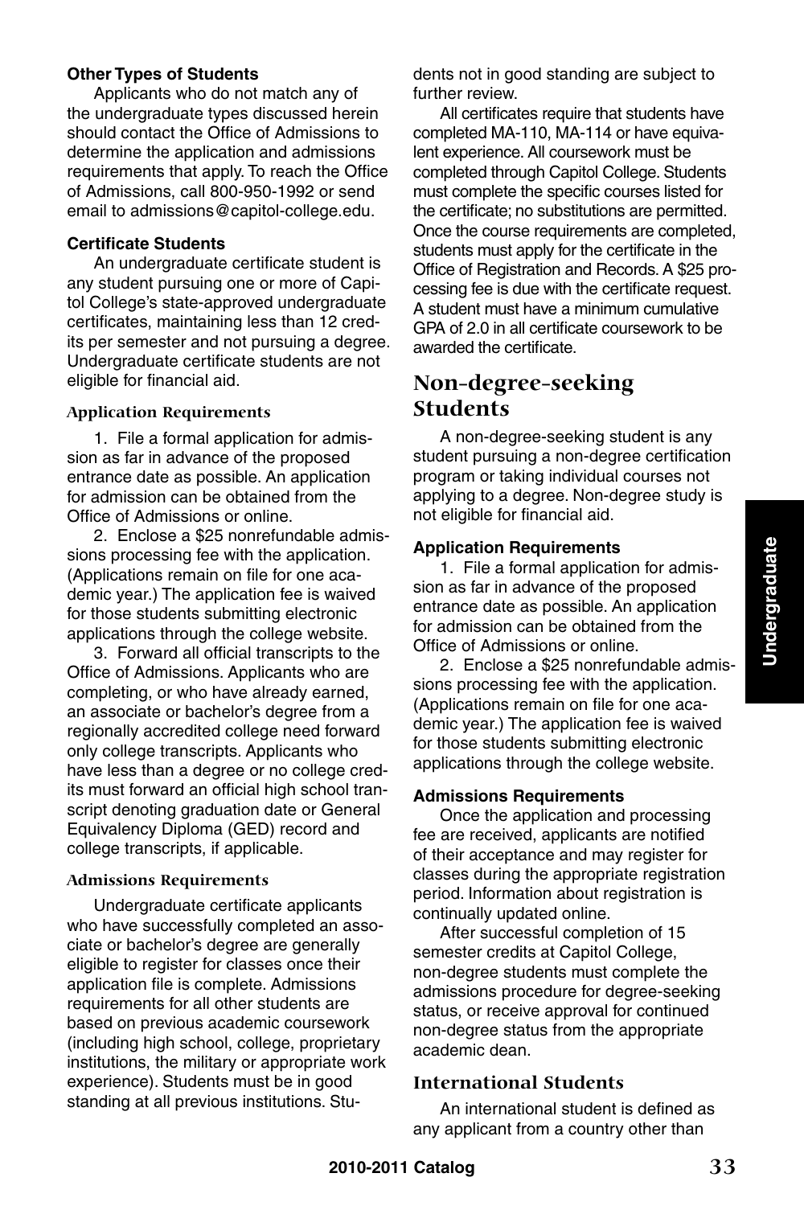**Other Types of Students**

Applicants who do not match any of the undergraduate types discussed herein should contact the Office of Admissions to determine the application and admissions requirements that apply. To reach the Office of Admissions, call 800-950-1992 or send email to admissions@capitol-college.edu.

**Certificate Students**

An undergraduate certificate student is any student pursuing one or more of Capitol College's state-approved undergraduate certificates, maintaining less than 12 credits per semester and not pursuing a degree. Undergraduate certificate students are not eligible for financial aid.

#### Application Requirements

1. File a formal application for admission as far in advance of the proposed entrance date as possible. An application for admission can be obtained from the Office of Admissions or online.
2. Enclose a $25 nonrefundable admissions processing fee with the application. (Applications remain on file for one academic year.) The application fee is waived for those students submitting electronic applications through the college website.
3. Forward all official transcripts to the Office of Admissions. Applicants who are completing, or who have already earned, an associate or bachelor's degree from a regionally accredited college need forward only college transcripts. Applicants who have less than a degree or no college credits must forward an official high school transcript denoting graduation date or General Equivalency Diploma (GED) record and college transcripts, if applicable.

#### Admissions Requirements

Undergraduate certificate applicants who have successfully completed an associate or bachelor's degree are generally eligible to register for classes once their application file is complete. Admissions requirements for all other students are based on previous academic coursework (including high school, college, proprietary institutions, the military or appropriate work experience). Students must be in good standing at all previous institutions. Students not in good standing are subject to further review.

All certificates require that students have completed MA-110, MA-114 or have equivalent experience. All coursework must be completed through Capitol College. Students must complete the specific courses listed for the certificate; no substitutions are permitted. Once the course requirements are completed, students must apply for the certificate in the Office of Registration and Records. A $25 processing fee is due with the certificate request. A student must have a minimum cumulative GPA of 2.0 in all certificate coursework to be awarded the certificate.

## Non-degree-seeking Students

A non-degree-seeking student is any student pursuing a non-degree certification program or taking individual courses not applying to a degree. Non-degree study is not eligible for financial aid.

**Application Requirements**

1. File a formal application for admission as far in advance of the proposed entrance date as possible. An application for admission can be obtained from the Office of Admissions or online.
2. Enclose a $25 nonrefundable admissions processing fee with the application. (Applications remain on file for one academic year.) The application fee is waived for those students submitting electronic applications through the college website.

**Admissions Requirements**

Once the application and processing fee are received, applicants are notified of their acceptance and may register for classes during the appropriate registration period. Information about registration is continually updated online.

After successful completion of 15 semester credits at Capitol College, non-degree students must complete the admissions procedure for degree-seeking status, or receive approval for continued non-degree status from the appropriate academic dean.

### International Students

An international student is defined as any applicant from a country other than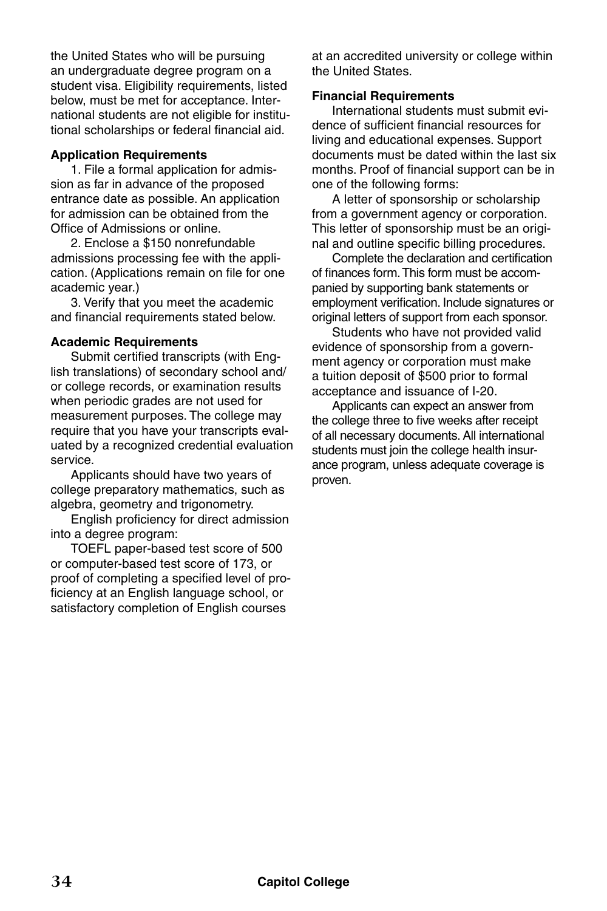the United States who will be pursuing an undergraduate degree program on a student visa. Eligibility requirements, listed below, must be met for acceptance. International students are not eligible for institutional scholarships or federal financial aid.

**Application Requirements**

1. File a formal application for admission as far in advance of the proposed entrance date as possible. An application for admission can be obtained from the Office of Admissions or online.

2. Enclose a $150 nonrefundable admissions processing fee with the application. (Applications remain on file for one academic year.)

3. Verify that you meet the academic and financial requirements stated below.

**Academic Requirements**

Submit certified transcripts (with English translations) of secondary school and/or college records, or examination results when periodic grades are not used for measurement purposes. The college may require that you have your transcripts evaluated by a recognized credential evaluation service.

Applicants should have two years of college preparatory mathematics, such as algebra, geometry and trigonometry.

English proficiency for direct admission into a degree program:

TOEFL paper-based test score of 500 or computer-based test score of 173, or proof of completing a specified level of proficiency at an English language school, or satisfactory completion of English courses at an accredited university or college within the United States.

**Financial Requirements**

International students must submit evidence of sufficient financial resources for living and educational expenses. Support documents must be dated within the last six months. Proof of financial support can be in one of the following forms:

A letter of sponsorship or scholarship from a government agency or corporation. This letter of sponsorship must be an original and outline specific billing procedures.

Complete the declaration and certification of finances form. This form must be accompanied by supporting bank statements or employment verification. Include signatures or original letters of support from each sponsor.

Students who have not provided valid evidence of sponsorship from a government agency or corporation must make a tuition deposit of $500 prior to formal acceptance and issuance of I-20.

Applicants can expect an answer from the college three to five weeks after receipt of all necessary documents. All international students must join the college health insurance program, unless adequate coverage is proven.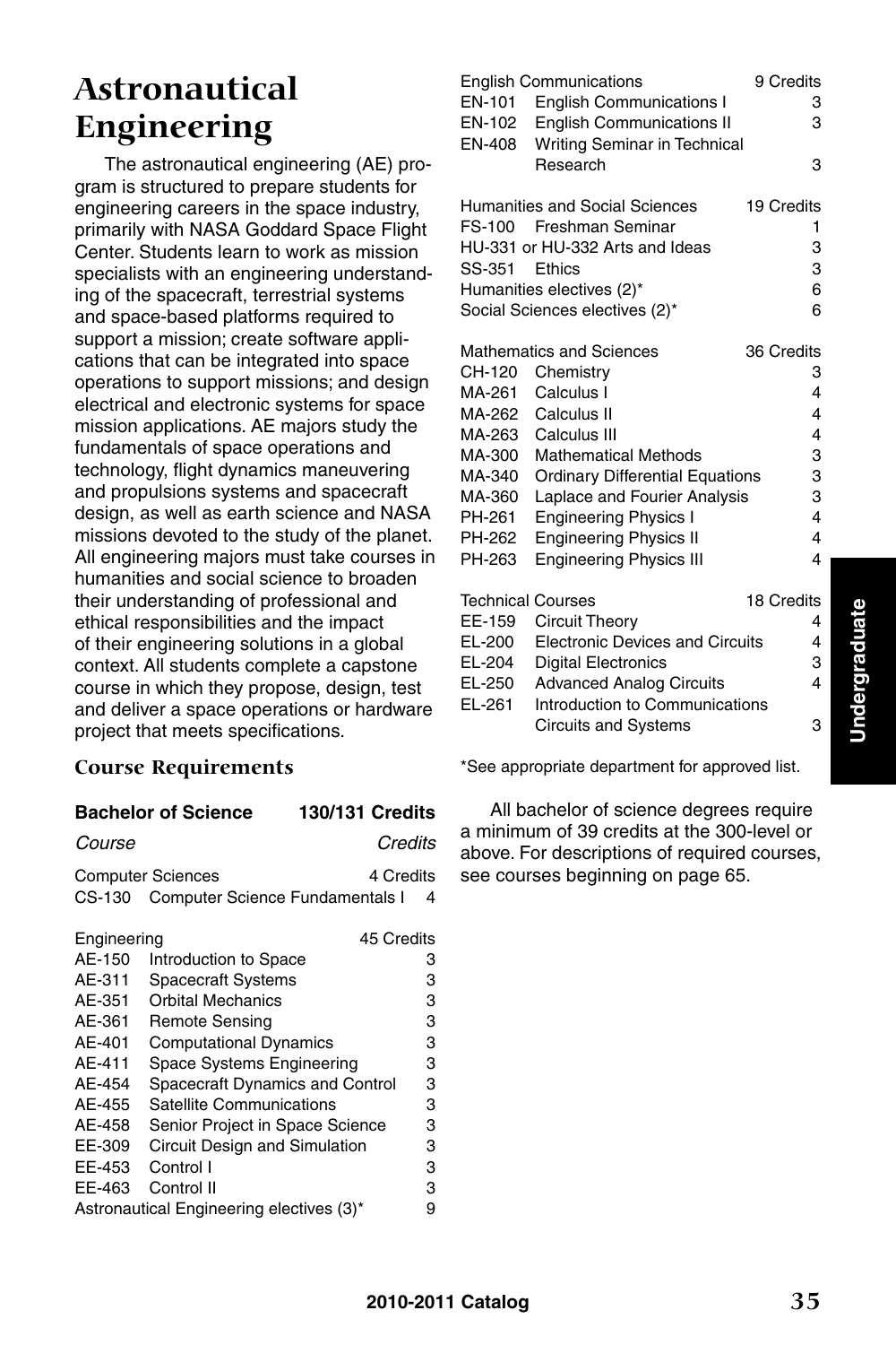# Astronautical Engineering

The astronautical engineering (AE) program is structured to prepare students for engineering careers in the space industry, primarily with NASA Goddard Space Flight Center. Students learn to work as mission specialists with an engineering understanding of the spacecraft, terrestrial systems and space-based platforms required to support a mission; create software applications that can be integrated into space operations to support missions; and design electrical and electronic systems for space mission applications. AE majors study the fundamentals of space operations and technology, flight dynamics maneuvering and propulsions systems and spacecraft design, as well as earth science and NASA missions devoted to the study of the planet. All engineering majors must take courses in humanities and social science to broaden their understanding of professional and ethical responsibilities and the impact of their engineering solutions in a global context. All students complete a capstone course in which they propose, design, test and deliver a space operations or hardware project that meets specifications.

## Course Requirements

**Bachelor of Science — 130/131 Credits**

| *Course* | | *Credits* |
|---|---|---|
| **Computer Sciences** | | **4 Credits** |
| CS-130 | Computer Science Fundamentals I | 4 |
| **Engineering** | | **45 Credits** |
| AE-150 | Introduction to Space | 3 |
| AE-311 | Spacecraft Systems | 3 |
| AE-351 | Orbital Mechanics | 3 |
| AE-361 | Remote Sensing | 3 |
| AE-401 | Computational Dynamics | 3 |
| AE-411 | Space Systems Engineering | 3 |
| AE-454 | Spacecraft Dynamics and Control | 3 |
| AE-455 | Satellite Communications | 3 |
| AE-458 | Senior Project in Space Science | 3 |
| EE-309 | Circuit Design and Simulation | 3 |
| EE-453 | Control I | 3 |
| EE-463 | Control II | 3 |
| Astronautical Engineering electives (3)* | | 9 |
| **English Communications** | | **9 Credits** |
| EN-101 | English Communications I | 3 |
| EN-102 | English Communications II | 3 |
| EN-408 | Writing Seminar in Technical Research | 3 |
| **Humanities and Social Sciences** | | **19 Credits** |
| FS-100 | Freshman Seminar | 1 |
| HU-331 or HU-332 Arts and Ideas | | 3 |
| SS-351 | Ethics | 3 |
| Humanities electives (2)* | | 6 |
| Social Sciences electives (2)* | | 6 |
| **Mathematics and Sciences** | | **36 Credits** |
| CH-120 | Chemistry | 3 |
| MA-261 | Calculus I | 4 |
| MA-262 | Calculus II | 4 |
| MA-263 | Calculus III | 4 |
| MA-300 | Mathematical Methods | 3 |
| MA-340 | Ordinary Differential Equations | 3 |
| MA-360 | Laplace and Fourier Analysis | 3 |
| PH-261 | Engineering Physics I | 4 |
| PH-262 | Engineering Physics II | 4 |
| PH-263 | Engineering Physics III | 4 |
| **Technical Courses** | | **18 Credits** |
| EE-159 | Circuit Theory | 4 |
| EL-200 | Electronic Devices and Circuits | 4 |
| EL-204 | Digital Electronics | 3 |
| EL-250 | Advanced Analog Circuits | 4 |
| EL-261 | Introduction to Communications Circuits and Systems | 3 |

*See appropriate department for approved list.

All bachelor of science degrees require a minimum of 39 credits at the 300-level or above. For descriptions of required courses, see courses beginning on page 65.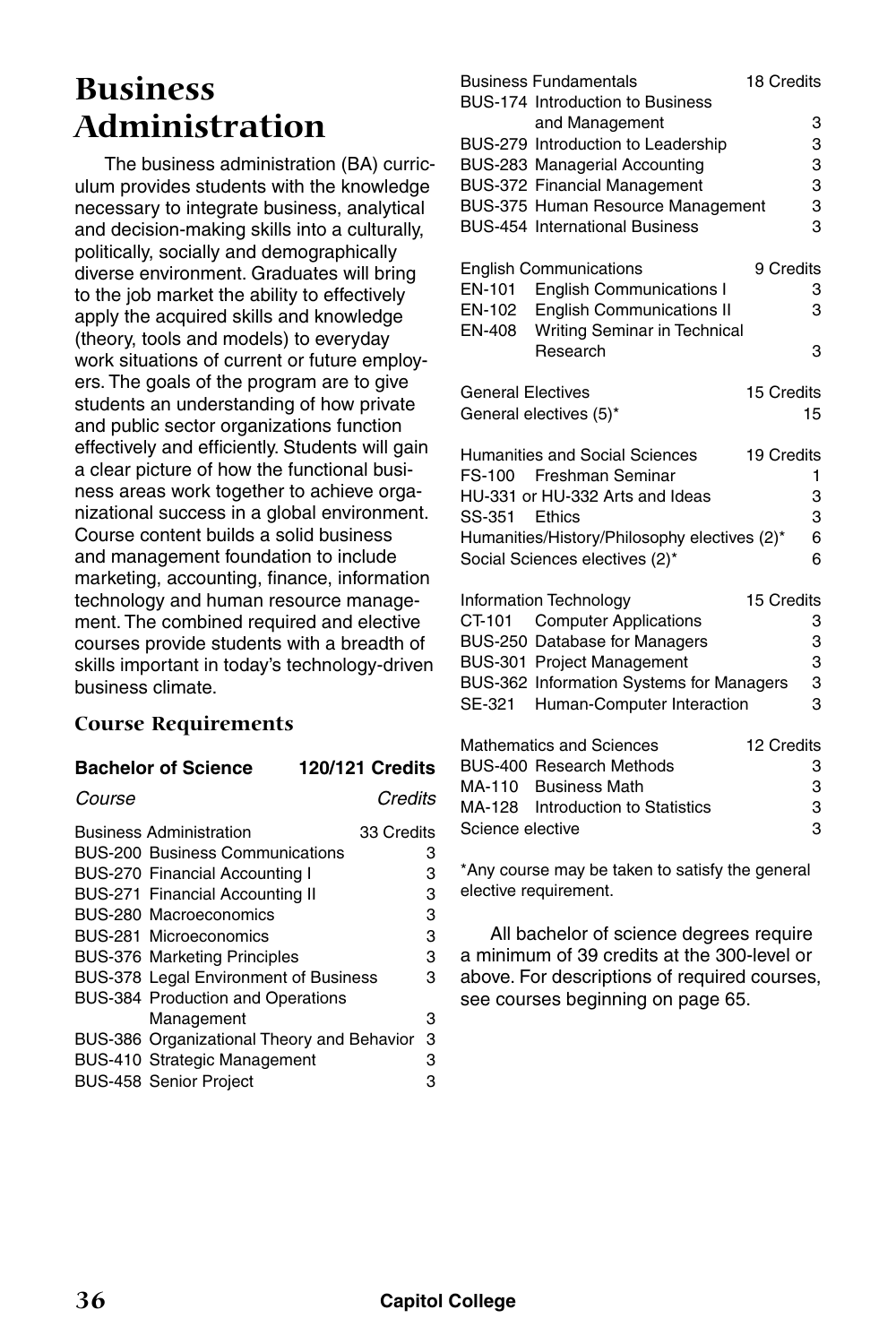# Business Administration

The business administration (BA) curriculum provides students with the knowledge necessary to integrate business, analytical and decision-making skills into a culturally, politically, socially and demographically diverse environment. Graduates will bring to the job market the ability to effectively apply the acquired skills and knowledge (theory, tools and models) to everyday work situations of current or future employers. The goals of the program are to give students an understanding of how private and public sector organizations function effectively and efficiently. Students will gain a clear picture of how the functional business areas work together to achieve organizational success in a global environment. Course content builds a solid business and management foundation to include marketing, accounting, finance, information technology and human resource management. The combined required and elective courses provide students with a breadth of skills important in today's technology-driven business climate.

## Course Requirements

**Bachelor of Science — 120/121 Credits**

| *Course* | *Credits* |
|---|---|
| **Business Administration** | **33 Credits** |
| BUS-200 Business Communications | 3 |
| BUS-270 Financial Accounting I | 3 |
| BUS-271 Financial Accounting II | 3 |
| BUS-280 Macroeconomics | 3 |
| BUS-281 Microeconomics | 3 |
| BUS-376 Marketing Principles | 3 |
| BUS-378 Legal Environment of Business | 3 |
| BUS-384 Production and Operations Management | 3 |
| BUS-386 Organizational Theory and Behavior | 3 |
| BUS-410 Strategic Management | 3 |
| BUS-458 Senior Project | 3 |
| **Business Fundamentals** | **18 Credits** |
| BUS-174 Introduction to Business and Management | 3 |
| BUS-279 Introduction to Leadership | 3 |
| BUS-283 Managerial Accounting | 3 |
| BUS-372 Financial Management | 3 |
| BUS-375 Human Resource Management | 3 |
| BUS-454 International Business | 3 |
| **English Communications** | **9 Credits** |
| EN-101 English Communications I | 3 |
| EN-102 English Communications II | 3 |
| EN-408 Writing Seminar in Technical Research | 3 |
| **General Electives** | **15 Credits** |
| General electives (5)* | 15 |
| **Humanities and Social Sciences** | **19 Credits** |
| FS-100 Freshman Seminar | 1 |
| HU-331 or HU-332 Arts and Ideas | 3 |
| SS-351 Ethics | 3 |
| Humanities/History/Philosophy electives (2)* | 6 |
| Social Sciences electives (2)* | 6 |
| **Information Technology** | **15 Credits** |
| CT-101 Computer Applications | 3 |
| BUS-250 Database for Managers | 3 |
| BUS-301 Project Management | 3 |
| BUS-362 Information Systems for Managers | 3 |
| SE-321 Human-Computer Interaction | 3 |
| **Mathematics and Sciences** | **12 Credits** |
| BUS-400 Research Methods | 3 |
| MA-110 Business Math | 3 |
| MA-128 Introduction to Statistics | 3 |
| Science elective | 3 |

*Any course may be taken to satisfy the general elective requirement.

All bachelor of science degrees require a minimum of 39 credits at the 300-level or above. For descriptions of required courses, see courses beginning on page 65.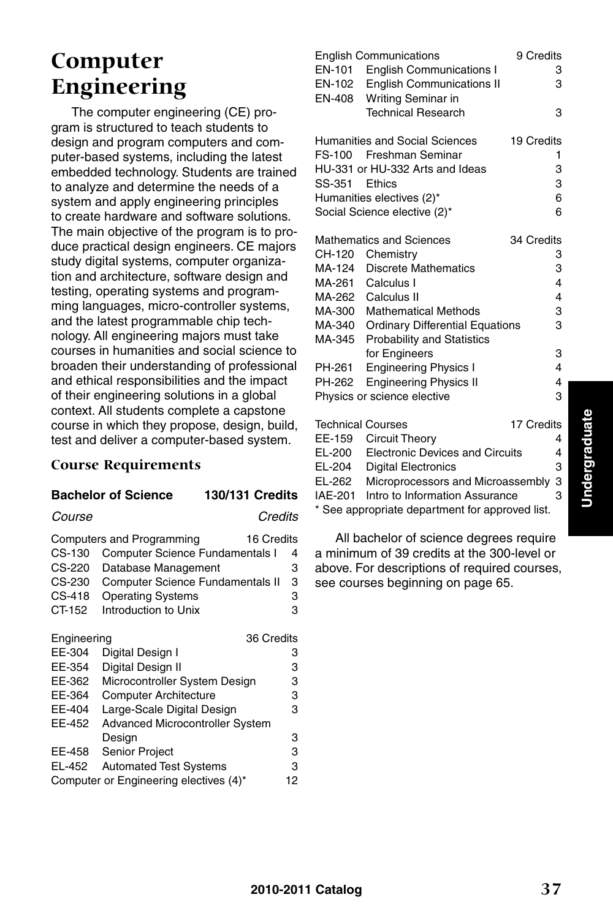# Computer Engineering

The computer engineering (CE) program is structured to teach students to design and program computers and computer-based systems, including the latest embedded technology. Students are trained to analyze and determine the needs of a system and apply engineering principles to create hardware and software solutions. The main objective of the program is to produce practical design engineers. CE majors study digital systems, computer organization and architecture, software design and testing, operating systems and programming languages, micro-controller systems, and the latest programmable chip technology. All engineering majors must take courses in humanities and social science to broaden their understanding of professional and ethical responsibilities and the impact of their engineering solutions in a global context. All students complete a capstone course in which they propose, design, build, test and deliver a computer-based system.

### Course Requirements

| **Bachelor of Science** | | **130/131 Credits** |
|---|---|---|
| *Course* | | *Credits* |
| Computers and Programming | | 16 Credits |
| CS-130 | Computer Science Fundamentals I | 4 |
| CS-220 | Database Management | 3 |
| CS-230 | Computer Science Fundamentals II | 3 |
| CS-418 | Operating Systems | 3 |
| CT-152 | Introduction to Unix | 3 |
| Engineering | | 36 Credits |
| EE-304 | Digital Design I | 3 |
| EE-354 | Digital Design II | 3 |
| EE-362 | Microcontroller System Design | 3 |
| EE-364 | Computer Architecture | 3 |
| EE-404 | Large-Scale Digital Design | 3 |
| EE-452 | Advanced Microcontroller System Design | 3 |
| EE-458 | Senior Project | 3 |
| EL-452 | Automated Test Systems | 3 |
| Computer or Engineering electives (4)* | | 12 |
| English Communications | | 9 Credits |
| EN-101 | English Communications I | 3 |
| EN-102 | English Communications II | 3 |
| EN-408 | Writing Seminar in Technical Research | 3 |
| Humanities and Social Sciences | | 19 Credits |
| FS-100 | Freshman Seminar | 1 |
| HU-331 or HU-332 Arts and Ideas | | 3 |
| SS-351 | Ethics | 3 |
| Humanities electives (2)* | | 6 |
| Social Science elective (2)* | | 6 |
| Mathematics and Sciences | | 34 Credits |
| CH-120 | Chemistry | 3 |
| MA-124 | Discrete Mathematics | 3 |
| MA-261 | Calculus I | 4 |
| MA-262 | Calculus II | 4 |
| MA-300 | Mathematical Methods | 3 |
| MA-340 | Ordinary Differential Equations | 3 |
| MA-345 | Probability and Statistics for Engineers | 3 |
| PH-261 | Engineering Physics I | 4 |
| PH-262 | Engineering Physics II | 4 |
| Physics or science elective | | 3 |
| Technical Courses | | 17 Credits |
| EE-159 | Circuit Theory | 4 |
| EL-200 | Electronic Devices and Circuits | 4 |
| EL-204 | Digital Electronics | 3 |
| EL-262 | Microprocessors and Microassembly | 3 |
| IAE-201 | Intro to Information Assurance | 3 |

* See appropriate department for approved list.

All bachelor of science degrees require a minimum of 39 credits at the 300-level or above. For descriptions of required courses, see courses beginning on page 65.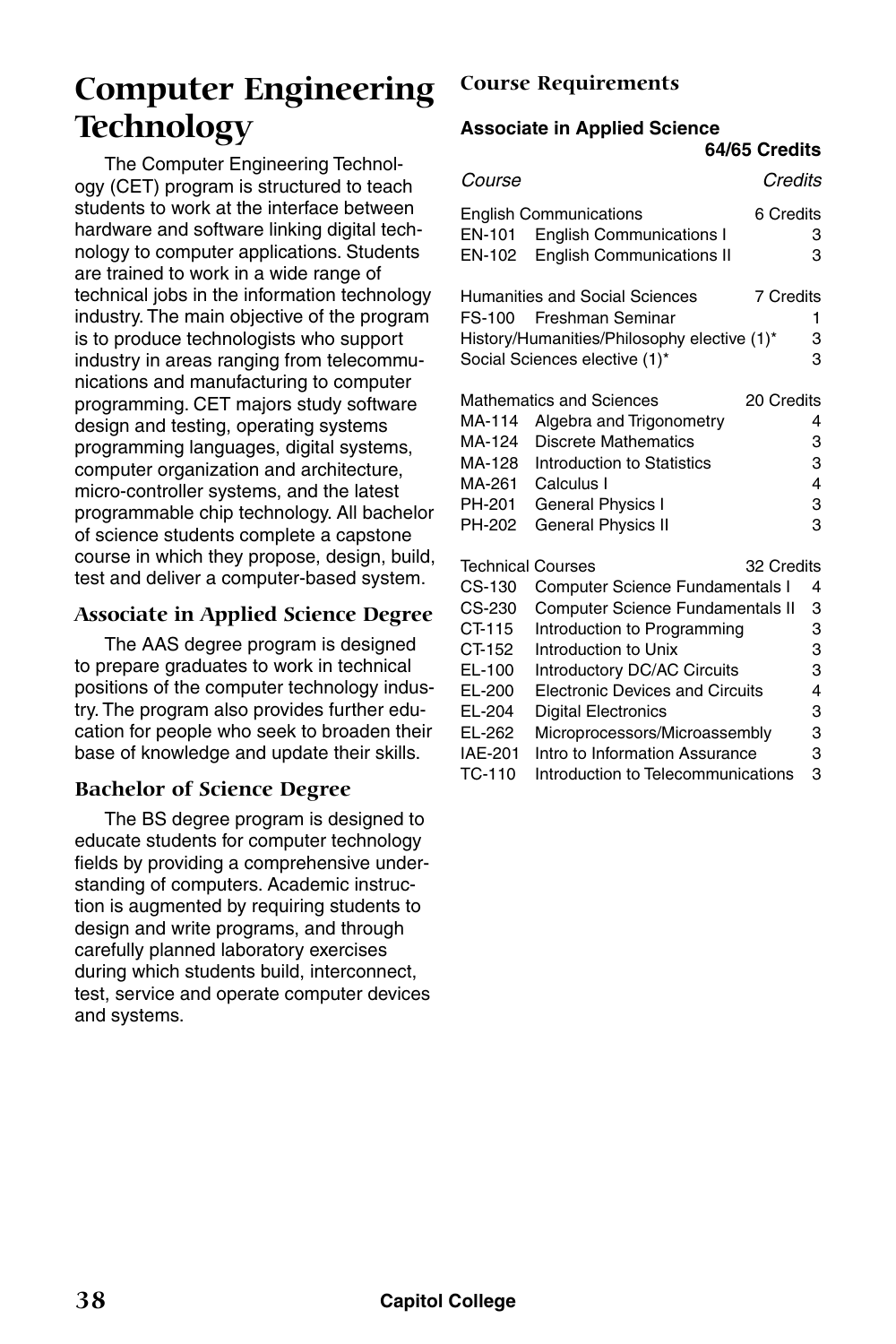# Computer Engineering Technology

The Computer Engineering Technology (CET) program is structured to teach students to work at the interface between hardware and software linking digital technology to computer applications. Students are trained to work in a wide range of technical jobs in the information technology industry. The main objective of the program is to produce technologists who support industry in areas ranging from telecommunications and manufacturing to computer programming. CET majors study software design and testing, operating systems programming languages, digital systems, computer organization and architecture, micro-controller systems, and the latest programmable chip technology. All bachelor of science students complete a capstone course in which they propose, design, build, test and deliver a computer-based system.

## Associate in Applied Science Degree

The AAS degree program is designed to prepare graduates to work in technical positions of the computer technology industry. The program also provides further education for people who seek to broaden their base of knowledge and update their skills.

## Bachelor of Science Degree

The BS degree program is designed to educate students for computer technology fields by providing a comprehensive understanding of computers. Academic instruction is augmented by requiring students to design and write programs, and through carefully planned laboratory exercises during which students build, interconnect, test, service and operate computer devices and systems.

## Course Requirements

**Associate in Applied Science**
**64/65 Credits**

| *Course* | | *Credits* |
|---|---|---|
| English Communications | | 6 Credits |
| EN-101 | English Communications I | 3 |
| EN-102 | English Communications II | 3 |
| Humanities and Social Sciences | | 7 Credits |
| FS-100 | Freshman Seminar | 1 |
| History/Humanities/Philosophy elective (1)* | | 3 |
| Social Sciences elective (1)* | | 3 |
| Mathematics and Sciences | | 20 Credits |
| MA-114 | Algebra and Trigonometry | 4 |
| MA-124 | Discrete Mathematics | 3 |
| MA-128 | Introduction to Statistics | 3 |
| MA-261 | Calculus I | 4 |
| PH-201 | General Physics I | 3 |
| PH-202 | General Physics II | 3 |
| Technical Courses | | 32 Credits |
| CS-130 | Computer Science Fundamentals I | 4 |
| CS-230 | Computer Science Fundamentals II | 3 |
| CT-115 | Introduction to Programming | 3 |
| CT-152 | Introduction to Unix | 3 |
| EL-100 | Introductory DC/AC Circuits | 3 |
| EL-200 | Electronic Devices and Circuits | 4 |
| EL-204 | Digital Electronics | 3 |
| EL-262 | Microprocessors/Microassembly | 3 |
| IAE-201 | Intro to Information Assurance | 3 |
| TC-110 | Introduction to Telecommunications | 3 |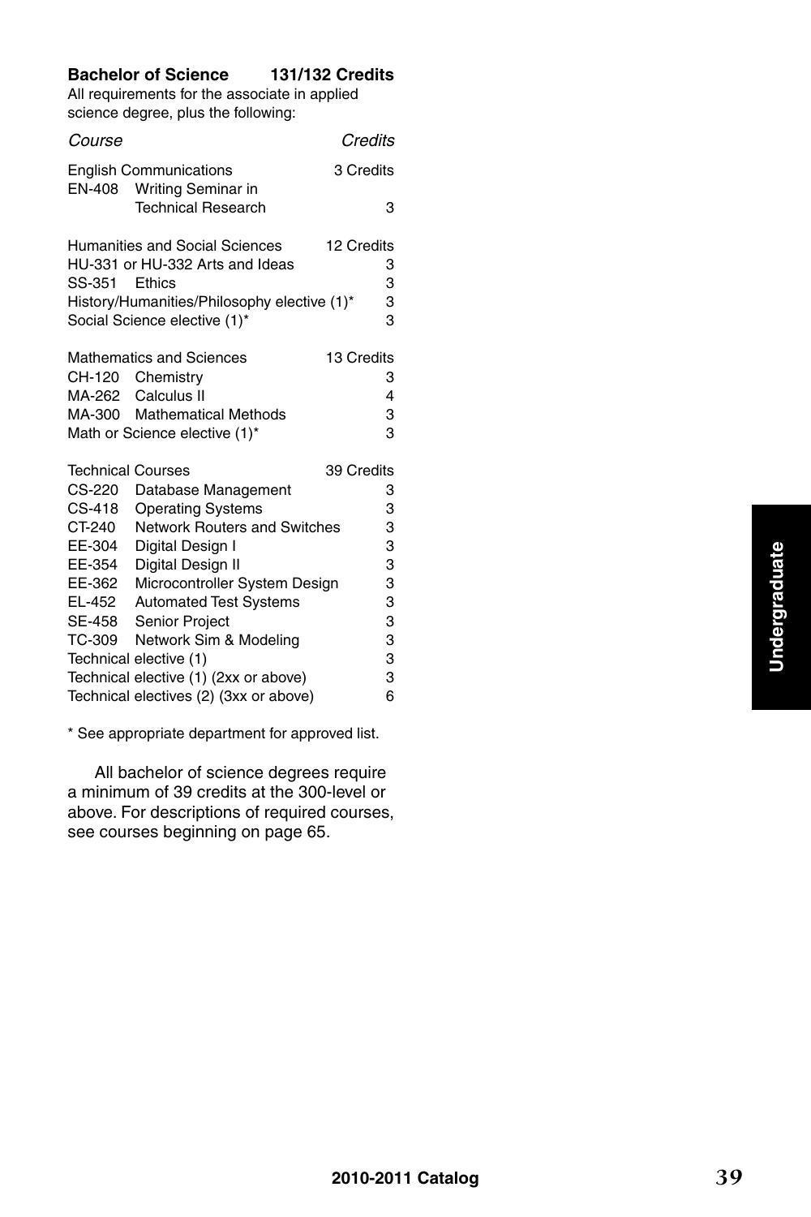**Bachelor of Science 131/132 Credits**

All requirements for the associate in applied science degree, plus the following:

| *Course* | | *Credits* |
|---|---|---|
| English Communications | | 3 Credits |
| EN-408 | Writing Seminar in Technical Research | 3 |
| Humanities and Social Sciences | | 12 Credits |
| HU-331 or HU-332 Arts and Ideas | | 3 |
| SS-351 | Ethics | 3 |
| History/Humanities/Philosophy elective (1)* | | 3 |
| Social Science elective (1)* | | 3 |
| Mathematics and Sciences | | 13 Credits |
| CH-120 | Chemistry | 3 |
| MA-262 | Calculus II | 4 |
| MA-300 | Mathematical Methods | 3 |
| Math or Science elective (1)* | | 3 |
| Technical Courses | | 39 Credits |
| CS-220 | Database Management | 3 |
| CS-418 | Operating Systems | 3 |
| CT-240 | Network Routers and Switches | 3 |
| EE-304 | Digital Design I | 3 |
| EE-354 | Digital Design II | 3 |
| EE-362 | Microcontroller System Design | 3 |
| EL-452 | Automated Test Systems | 3 |
| SE-458 | Senior Project | 3 |
| TC-309 | Network Sim & Modeling | 3 |
| Technical elective (1) | | 3 |
| Technical elective (1) (2xx or above) | | 3 |
| Technical electives (2) (3xx or above) | | 6 |

\* See appropriate department for approved list.

All bachelor of science degrees require a minimum of 39 credits at the 300-level or above. For descriptions of required courses, see courses beginning on page 65.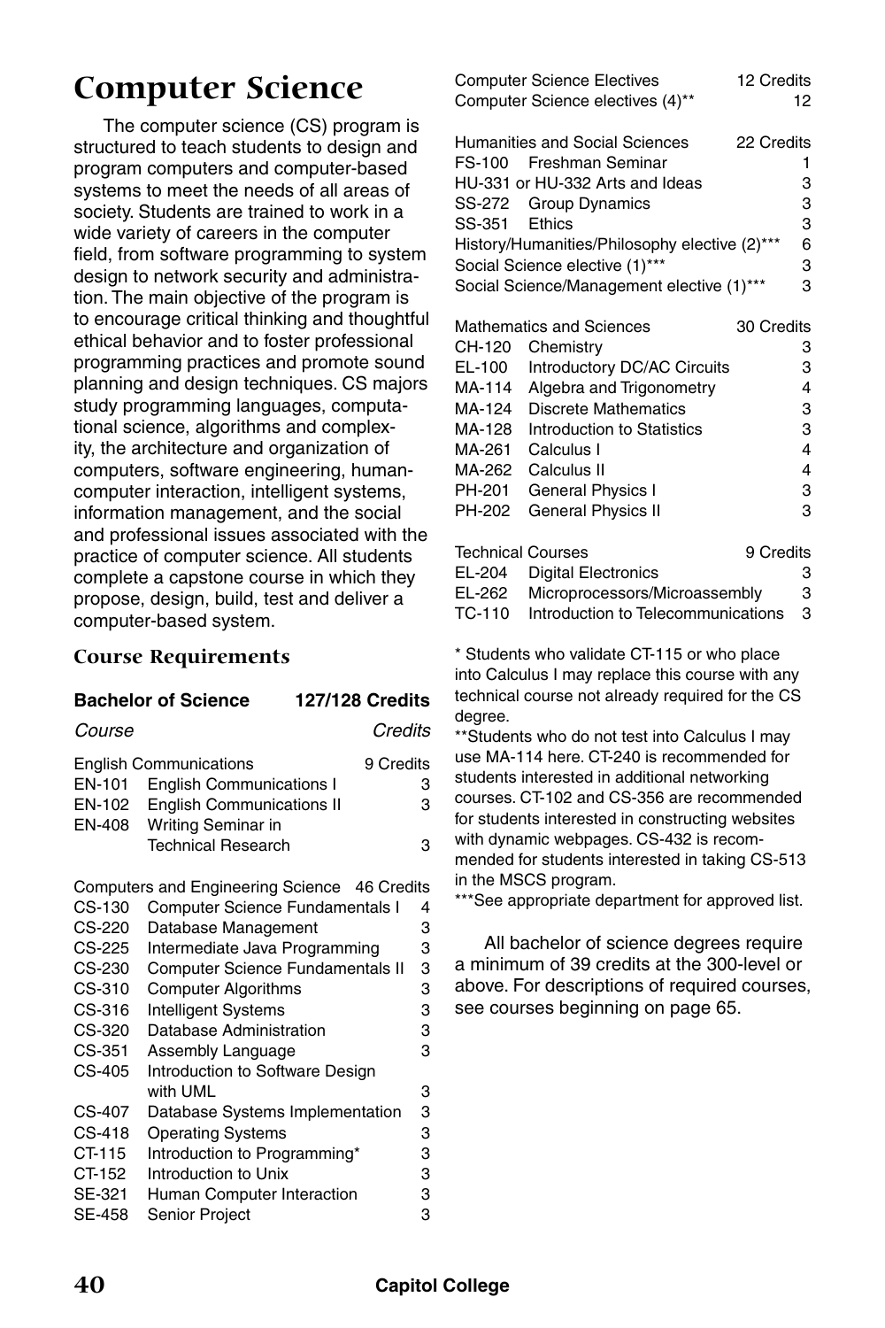# Computer Science

The computer science (CS) program is structured to teach students to design and program computers and computer-based systems to meet the needs of all areas of society. Students are trained to work in a wide variety of careers in the computer field, from software programming to system design to network security and administration. The main objective of the program is to encourage critical thinking and thoughtful ethical behavior and to foster professional programming practices and promote sound planning and design techniques. CS majors study programming languages, computational science, algorithms and complexity, the architecture and organization of computers, software engineering, human-computer interaction, intelligent systems, information management, and the social and professional issues associated with the practice of computer science. All students complete a capstone course in which they propose, design, build, test and deliver a computer-based system.

### Course Requirements

| **Bachelor of Science** | | **127/128 Credits** |
|---|---|---|
| *Course* | | *Credits* |
| English Communications | | 9 Credits |
| EN-101 | English Communications I | 3 |
| EN-102 | English Communications II | 3 |
| EN-408 | Writing Seminar in Technical Research | 3 |
| Computers and Engineering Science | | 46 Credits |
| CS-130 | Computer Science Fundamentals I | 4 |
| CS-220 | Database Management | 3 |
| CS-225 | Intermediate Java Programming | 3 |
| CS-230 | Computer Science Fundamentals II | 3 |
| CS-310 | Computer Algorithms | 3 |
| CS-316 | Intelligent Systems | 3 |
| CS-320 | Database Administration | 3 |
| CS-351 | Assembly Language | 3 |
| CS-405 | Introduction to Software Design with UML | 3 |
| CS-407 | Database Systems Implementation | 3 |
| CS-418 | Operating Systems | 3 |
| CT-115 | Introduction to Programming* | 3 |
| CT-152 | Introduction to Unix | 3 |
| SE-321 | Human Computer Interaction | 3 |
| SE-458 | Senior Project | 3 |
| Computer Science Electives | | 12 Credits |
| Computer Science electives (4)** | | 12 |
| Humanities and Social Sciences | | 22 Credits |
| FS-100 | Freshman Seminar | 1 |
| HU-331 or HU-332 Arts and Ideas | | 3 |
| SS-272 | Group Dynamics | 3 |
| SS-351 | Ethics | 3 |
| History/Humanities/Philosophy elective (2)*** | | 6 |
| Social Science elective (1)*** | | 3 |
| Social Science/Management elective (1)*** | | 3 |
| Mathematics and Sciences | | 30 Credits |
| CH-120 | Chemistry | 3 |
| EL-100 | Introductory DC/AC Circuits | 3 |
| MA-114 | Algebra and Trigonometry | 4 |
| MA-124 | Discrete Mathematics | 3 |
| MA-128 | Introduction to Statistics | 3 |
| MA-261 | Calculus I | 4 |
| MA-262 | Calculus II | 4 |
| PH-201 | General Physics I | 3 |
| PH-202 | General Physics II | 3 |
| Technical Courses | | 9 Credits |
| EL-204 | Digital Electronics | 3 |
| EL-262 | Microprocessors/Microassembly | 3 |
| TC-110 | Introduction to Telecommunications | 3 |

* Students who validate CT-115 or who place into Calculus I may replace this course with any technical course not already required for the CS degree.

**Students who do not test into Calculus I may use MA-114 here. CT-240 is recommended for students interested in additional networking courses. CT-102 and CS-356 are recommended for students interested in constructing websites with dynamic webpages. CS-432 is recommended for students interested in taking CS-513 in the MSCS program.

***See appropriate department for approved list.

All bachelor of science degrees require a minimum of 39 credits at the 300-level or above. For descriptions of required courses, see courses beginning on page 65.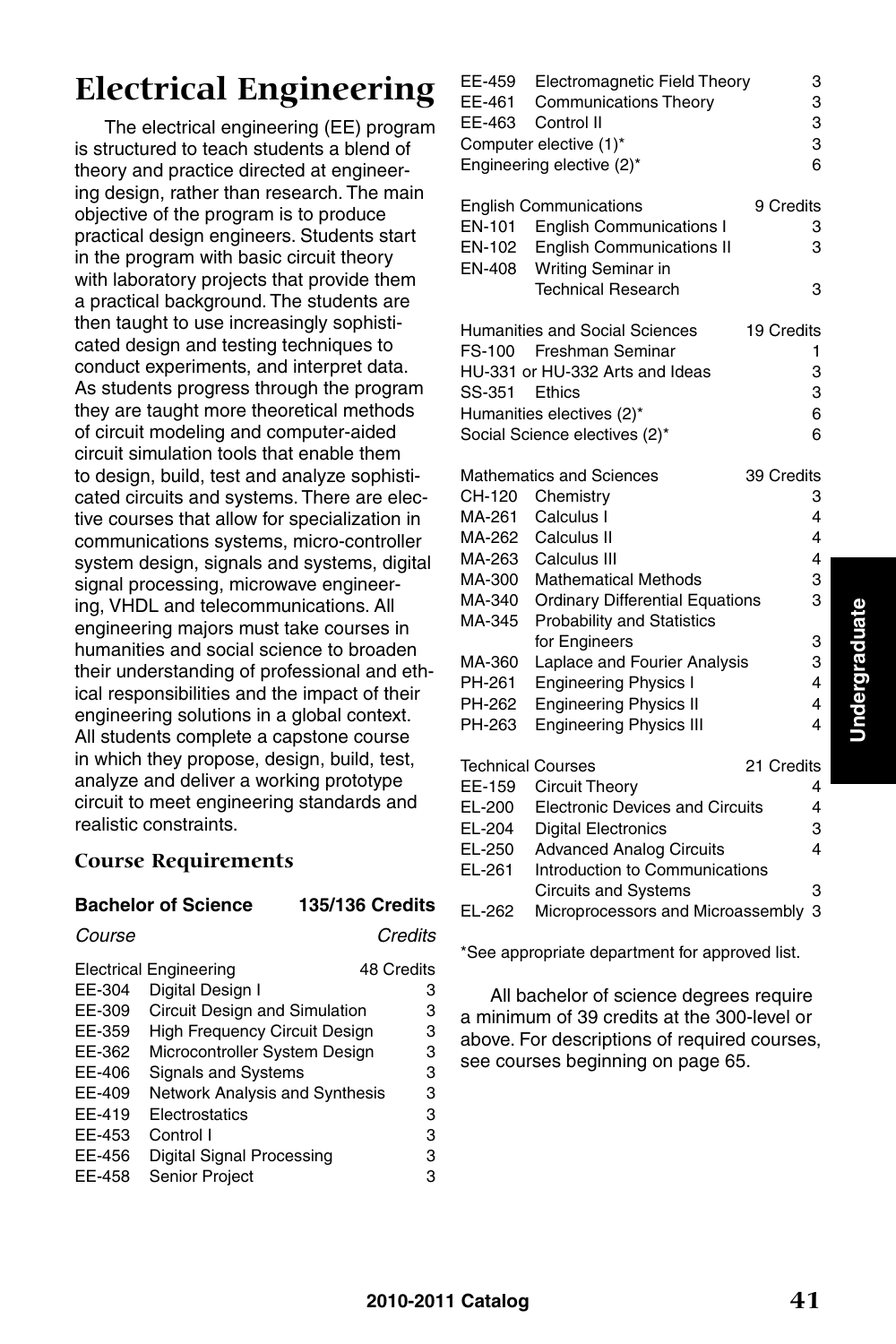# Electrical Engineering

The electrical engineering (EE) program is structured to teach students a blend of theory and practice directed at engineering design, rather than research. The main objective of the program is to produce practical design engineers. Students start in the program with basic circuit theory with laboratory projects that provide them a practical background. The students are then taught to use increasingly sophisticated design and testing techniques to conduct experiments, and interpret data. As students progress through the program they are taught more theoretical methods of circuit modeling and computer-aided circuit simulation tools that enable them to design, build, test and analyze sophisticated circuits and systems. There are elective courses that allow for specialization in communications systems, micro-controller system design, signals and systems, digital signal processing, microwave engineering, VHDL and telecommunications. All engineering majors must take courses in humanities and social science to broaden their understanding of professional and ethical responsibilities and the impact of their engineering solutions in a global context. All students complete a capstone course in which they propose, design, build, test, analyze and deliver a working prototype circuit to meet engineering standards and realistic constraints.

### Course Requirements

**Bachelor of Science — 135/136 Credits**

| Course | | Credits |
|---|---|---|
| **Electrical Engineering** | | **48 Credits** |
| EE-304 | Digital Design I | 3 |
| EE-309 | Circuit Design and Simulation | 3 |
| EE-359 | High Frequency Circuit Design | 3 |
| EE-362 | Microcontroller System Design | 3 |
| EE-406 | Signals and Systems | 3 |
| EE-409 | Network Analysis and Synthesis | 3 |
| EE-419 | Electrostatics | 3 |
| EE-453 | Control I | 3 |
| EE-456 | Digital Signal Processing | 3 |
| EE-458 | Senior Project | 3 |
| EE-459 | Electromagnetic Field Theory | 3 |
| EE-461 | Communications Theory | 3 |
| EE-463 | Control II | 3 |
| Computer elective (1)* | | 3 |
| Engineering elective (2)* | | 6 |
| **English Communications** | | **9 Credits** |
| EN-101 | English Communications I | 3 |
| EN-102 | English Communications II | 3 |
| EN-408 | Writing Seminar in Technical Research | 3 |
| **Humanities and Social Sciences** | | **19 Credits** |
| FS-100 | Freshman Seminar | 1 |
| HU-331 or HU-332 Arts and Ideas | | 3 |
| SS-351 | Ethics | 3 |
| Humanities electives (2)* | | 6 |
| Social Science electives (2)* | | 6 |
| **Mathematics and Sciences** | | **39 Credits** |
| CH-120 | Chemistry | 3 |
| MA-261 | Calculus I | 4 |
| MA-262 | Calculus II | 4 |
| MA-263 | Calculus III | 4 |
| MA-300 | Mathematical Methods | 3 |
| MA-340 | Ordinary Differential Equations | 3 |
| MA-345 | Probability and Statistics for Engineers | 3 |
| MA-360 | Laplace and Fourier Analysis | 3 |
| PH-261 | Engineering Physics I | 4 |
| PH-262 | Engineering Physics II | 4 |
| PH-263 | Engineering Physics III | 4 |
| **Technical Courses** | | **21 Credits** |
| EE-159 | Circuit Theory | 4 |
| EL-200 | Electronic Devices and Circuits | 4 |
| EL-204 | Digital Electronics | 3 |
| EL-250 | Advanced Analog Circuits | 4 |
| EL-261 | Introduction to Communications Circuits and Systems | 3 |
| EL-262 | Microprocessors and Microassembly | 3 |

*See appropriate department for approved list.

All bachelor of science degrees require a minimum of 39 credits at the 300-level or above. For descriptions of required courses, see courses beginning on page 65.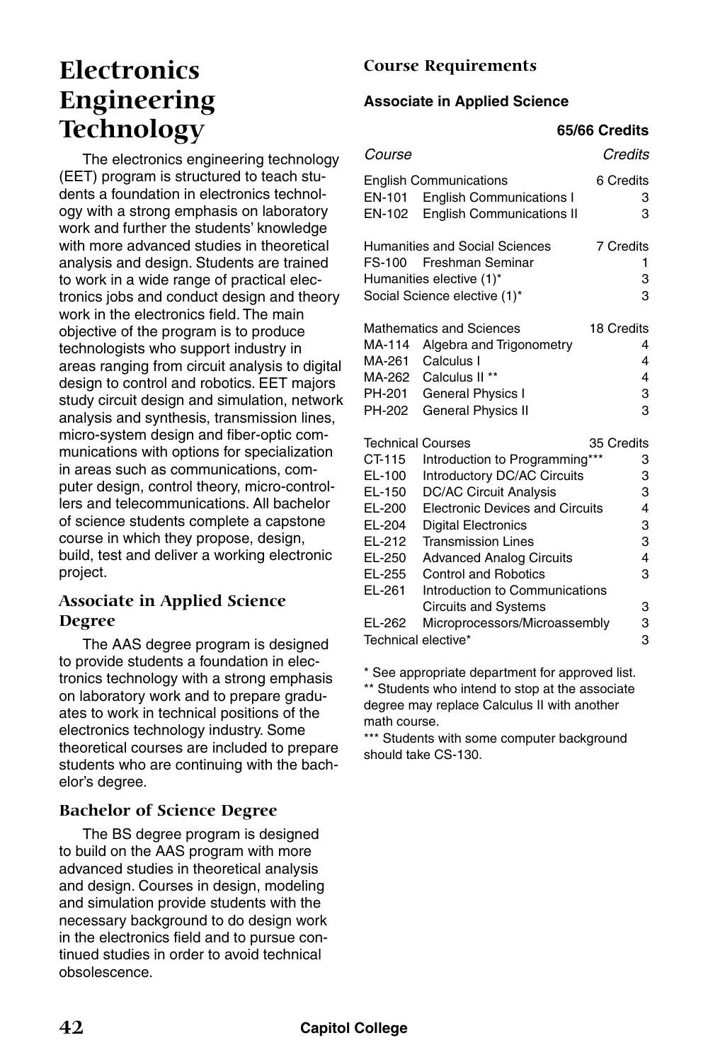# Electronics Engineering Technology

The electronics engineering technology (EET) program is structured to teach students a foundation in electronics technology with a strong emphasis on laboratory work and further the students' knowledge with more advanced studies in theoretical analysis and design. Students are trained to work in a wide range of practical electronics jobs and conduct design and theory work in the electronics field. The main objective of the program is to produce technologists who support industry in areas ranging from circuit analysis to digital design to control and robotics. EET majors study circuit design and simulation, network analysis and synthesis, transmission lines, micro-system design and fiber-optic communications with options for specialization in areas such as communications, computer design, control theory, micro-controllers and telecommunications. All bachelor of science students complete a capstone course in which they propose, design, build, test and deliver a working electronic project.

## Associate in Applied Science Degree

The AAS degree program is designed to provide students a foundation in electronics technology with a strong emphasis on laboratory work and to prepare graduates to work in technical positions of the electronics technology industry. Some theoretical courses are included to prepare students who are continuing with the bachelor's degree.

## Bachelor of Science Degree

The BS degree program is designed to build on the AAS program with more advanced studies in theoretical analysis and design. Courses in design, modeling and simulation provide students with the necessary background to do design work in the electronics field and to pursue continued studies in order to avoid technical obsolescence.

## Course Requirements

### Associate in Applied Science

**65/66 Credits**

| *Course* | | *Credits* |
|---|---|---|
| English Communications | | 6 Credits |
| EN-101 | English Communications I | 3 |
| EN-102 | English Communications II | 3 |
| Humanities and Social Sciences | | 7 Credits |
| FS-100 | Freshman Seminar | 1 |
| Humanities elective (1)* | | 3 |
| Social Science elective (1)* | | 3 |
| Mathematics and Sciences | | 18 Credits |
| MA-114 | Algebra and Trigonometry | 4 |
| MA-261 | Calculus I | 4 |
| MA-262 | Calculus II ** | 4 |
| PH-201 | General Physics I | 3 |
| PH-202 | General Physics II | 3 |
| Technical Courses | | 35 Credits |
| CT-115 | Introduction to Programming*** | 3 |
| EL-100 | Introductory DC/AC Circuits | 3 |
| EL-150 | DC/AC Circuit Analysis | 3 |
| EL-200 | Electronic Devices and Circuits | 4 |
| EL-204 | Digital Electronics | 3 |
| EL-212 | Transmission Lines | 3 |
| EL-250 | Advanced Analog Circuits | 4 |
| EL-255 | Control and Robotics | 3 |
| EL-261 | Introduction to Communications Circuits and Systems | 3 |
| EL-262 | Microprocessors/Microassembly | 3 |
| Technical elective* | | 3 |

* See appropriate department for approved list.
** Students who intend to stop at the associate degree may replace Calculus II with another math course.
*** Students with some computer background should take CS-130.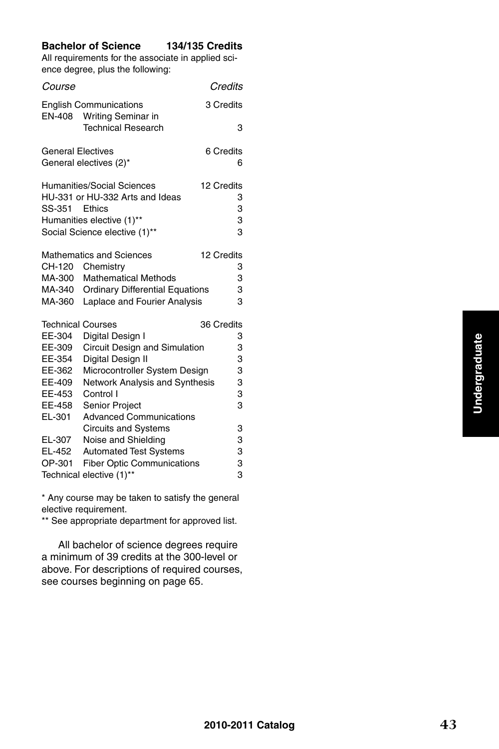**Bachelor of Science 134/135 Credits**

All requirements for the associate in applied science degree, plus the following:

| *Course* | | *Credits* |
|---|---|---|
| English Communications | | 3 Credits |
| EN-408 | Writing Seminar in Technical Research | 3 |
| General Electives | | 6 Credits |
| General electives (2)* | | 6 |
| Humanities/Social Sciences | | 12 Credits |
| HU-331 or HU-332 Arts and Ideas | | 3 |
| SS-351 | Ethics | 3 |
| Humanities elective (1)** | | 3 |
| Social Science elective (1)** | | 3 |
| Mathematics and Sciences | | 12 Credits |
| CH-120 | Chemistry | 3 |
| MA-300 | Mathematical Methods | 3 |
| MA-340 | Ordinary Differential Equations | 3 |
| MA-360 | Laplace and Fourier Analysis | 3 |
| Technical Courses | | 36 Credits |
| EE-304 | Digital Design I | 3 |
| EE-309 | Circuit Design and Simulation | 3 |
| EE-354 | Digital Design II | 3 |
| EE-362 | Microcontroller System Design | 3 |
| EE-409 | Network Analysis and Synthesis | 3 |
| EE-453 | Control I | 3 |
| EE-458 | Senior Project | 3 |
| EL-301 | Advanced Communications Circuits and Systems | 3 |
| EL-307 | Noise and Shielding | 3 |
| EL-452 | Automated Test Systems | 3 |
| OP-301 | Fiber Optic Communications | 3 |
| Technical elective (1)** | | 3 |

* Any course may be taken to satisfy the general elective requirement.

** See appropriate department for approved list.

All bachelor of science degrees require a minimum of 39 credits at the 300-level or above. For descriptions of required courses, see courses beginning on page 65.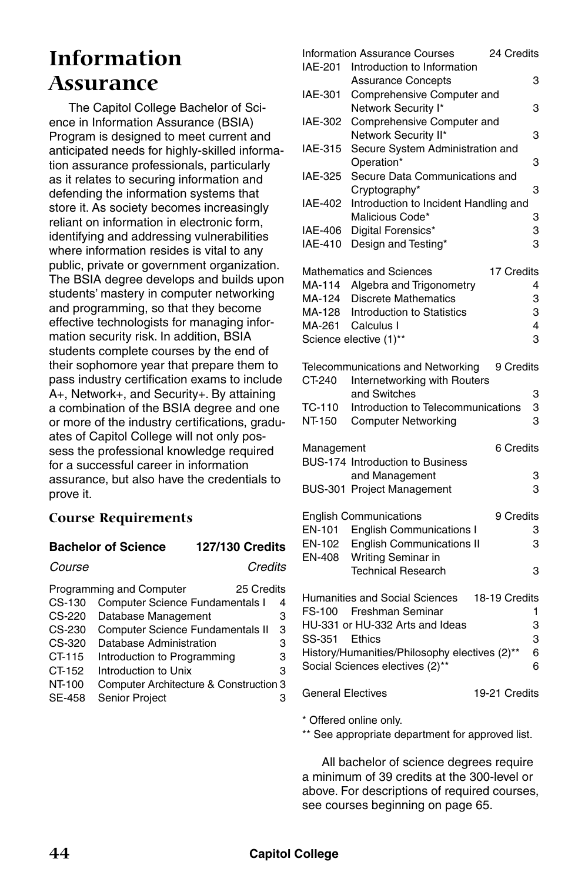# Information Assurance

The Capitol College Bachelor of Science in Information Assurance (BSIA) Program is designed to meet current and anticipated needs for highly-skilled information assurance professionals, particularly as it relates to securing information and defending the information systems that store it. As society becomes increasingly reliant on information in electronic form, identifying and addressing vulnerabilities where information resides is vital to any public, private or government organization. The BSIA degree develops and builds upon students' mastery in computer networking and programming, so that they become effective technologists for managing information security risk. In addition, BSIA students complete courses by the end of their sophomore year that prepare them to pass industry certification exams to include A+, Network+, and Security+. By attaining a combination of the BSIA degree and one or more of the industry certifications, graduates of Capitol College will not only possess the professional knowledge required for a successful career in information assurance, but also have the credentials to prove it.

## Course Requirements

**Bachelor of Science — 127/130 Credits**

| *Course* | | *Credits* |
|---|---|---|
| **Programming and Computer** | | **25 Credits** |
| CS-130 | Computer Science Fundamentals I | 4 |
| CS-220 | Database Management | 3 |
| CS-230 | Computer Science Fundamentals II | 3 |
| CS-320 | Database Administration | 3 |
| CT-115 | Introduction to Programming | 3 |
| CT-152 | Introduction to Unix | 3 |
| NT-100 | Computer Architecture & Construction | 3 |
| SE-458 | Senior Project | 3 |
| **Information Assurance Courses** | | **24 Credits** |
| IAE-201 | Introduction to Information Assurance Concepts | 3 |
| IAE-301 | Comprehensive Computer and Network Security I* | 3 |
| IAE-302 | Comprehensive Computer and Network Security II* | 3 |
| IAE-315 | Secure System Administration and Operation* | 3 |
| IAE-325 | Secure Data Communications and Cryptography* | 3 |
| IAE-402 | Introduction to Incident Handling and Malicious Code* | 3 |
| IAE-406 | Digital Forensics* | 3 |
| IAE-410 | Design and Testing* | 3 |
| **Mathematics and Sciences** | | **17 Credits** |
| MA-114 | Algebra and Trigonometry | 4 |
| MA-124 | Discrete Mathematics | 3 |
| MA-128 | Introduction to Statistics | 3 |
| MA-261 | Calculus I | 4 |
| Science elective (1)** | | 3 |
| **Telecommunications and Networking** | | **9 Credits** |
| CT-240 | Internetworking with Routers and Switches | 3 |
| TC-110 | Introduction to Telecommunications | 3 |
| NT-150 | Computer Networking | 3 |
| **Management** | | **6 Credits** |
| BUS-174 | Introduction to Business and Management | 3 |
| BUS-301 | Project Management | 3 |
| **English Communications** | | **9 Credits** |
| EN-101 | English Communications I | 3 |
| EN-102 | English Communications II | 3 |
| EN-408 | Writing Seminar in Technical Research | 3 |
| **Humanities and Social Sciences** | | **18-19 Credits** |
| FS-100 | Freshman Seminar | 1 |
| HU-331 or HU-332 Arts and Ideas | | 3 |
| SS-351 | Ethics | 3 |
| History/Humanities/Philosophy electives (2)** | | 6 |
| Social Sciences electives (2)** | | 6 |
| **General Electives** | | **19-21 Credits** |

\* Offered online only.

** See appropriate department for approved list.

All bachelor of science degrees require a minimum of 39 credits at the 300-level or above. For descriptions of required courses, see courses beginning on page 65.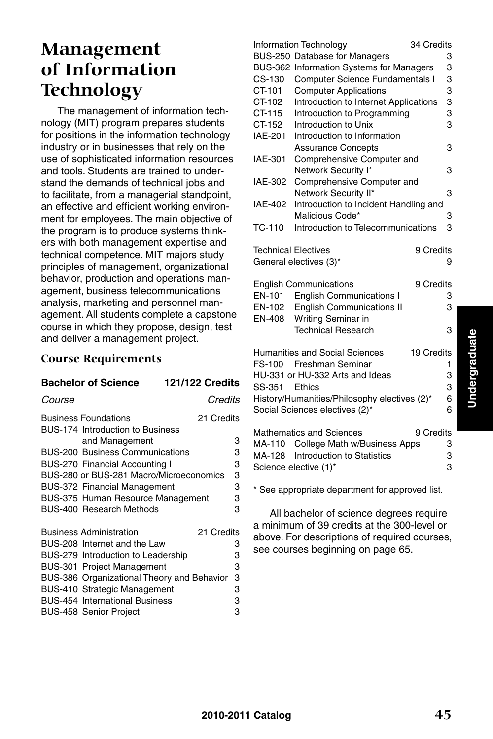# Management of Information Technology

The management of information technology (MIT) program prepares students for positions in the information technology industry or in businesses that rely on the use of sophisticated information resources and tools. Students are trained to understand the demands of technical jobs and to facilitate, from a managerial standpoint, an effective and efficient working environment for employees. The main objective of the program is to produce systems thinkers with both management expertise and technical competence. MIT majors study principles of management, organizational behavior, production and operations management, business telecommunications analysis, marketing and personnel management. All students complete a capstone course in which they propose, design, test and deliver a management project.

### Course Requirements

| **Bachelor of Science** | | **121/122 Credits** |
|---|---|---|
| *Course* | | *Credits* |
| Business Foundations | | 21 Credits |
| BUS-174 | Introduction to Business and Management | 3 |
| BUS-200 | Business Communications | 3 |
| BUS-270 | Financial Accounting I | 3 |
| BUS-280 or BUS-281 Macro/Microeconomics | | 3 |
| BUS-372 | Financial Management | 3 |
| BUS-375 | Human Resource Management | 3 |
| BUS-400 | Research Methods | 3 |
| Business Administration | | 21 Credits |
| BUS-208 | Internet and the Law | 3 |
| BUS-279 | Introduction to Leadership | 3 |
| BUS-301 | Project Management | 3 |
| BUS-386 | Organizational Theory and Behavior | 3 |
| BUS-410 | Strategic Management | 3 |
| BUS-454 | International Business | 3 |
| BUS-458 | Senior Project | 3 |
| Information Technology | | 34 Credits |
| BUS-250 | Database for Managers | 3 |
| BUS-362 | Information Systems for Managers | 3 |
| CS-130 | Computer Science Fundamentals I | 3 |
| CT-101 | Computer Applications | 3 |
| CT-102 | Introduction to Internet Applications | 3 |
| CT-115 | Introduction to Programming | 3 |
| CT-152 | Introduction to Unix | 3 |
| IAE-201 | Introduction to Information Assurance Concepts | 3 |
| IAE-301 | Comprehensive Computer and Network Security I* | 3 |
| IAE-302 | Comprehensive Computer and Network Security II* | 3 |
| IAE-402 | Introduction to Incident Handling and Malicious Code* | 3 |
| TC-110 | Introduction to Telecommunications | 3 |
| Technical Electives | | 9 Credits |
| General electives (3)* | | 9 |
| English Communications | | 9 Credits |
| EN-101 | English Communications I | 3 |
| EN-102 | English Communications II | 3 |
| EN-408 | Writing Seminar in Technical Research | 3 |
| Humanities and Social Sciences | | 19 Credits |
| FS-100 | Freshman Seminar | 1 |
| HU-331 or HU-332 Arts and Ideas | | 3 |
| SS-351 | Ethics | 3 |
| History/Humanities/Philosophy electives (2)* | | 6 |
| Social Sciences electives (2)* | | 6 |
| Mathematics and Sciences | | 9 Credits |
| MA-110 | College Math w/Business Apps | 3 |
| MA-128 | Introduction to Statistics | 3 |
| Science elective (1)* | | 3 |

* See appropriate department for approved list.

All bachelor of science degrees require a minimum of 39 credits at the 300-level or above. For descriptions of required courses, see courses beginning on page 65.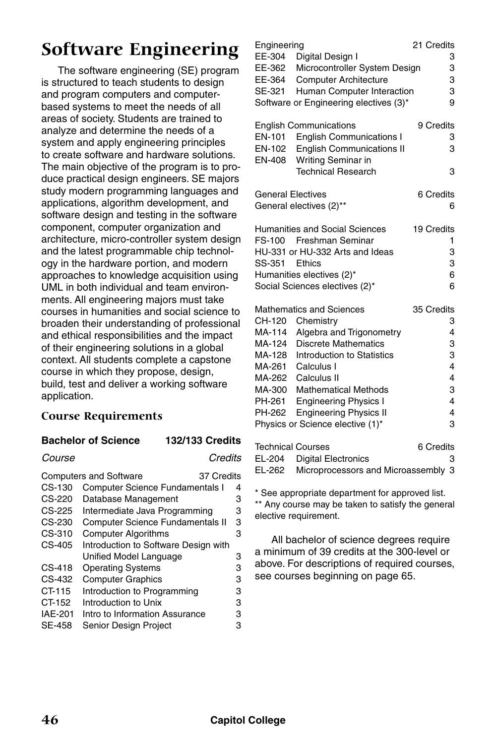# Software Engineering

The software engineering (SE) program is structured to teach students to design and program computers and computer-based systems to meet the needs of all areas of society. Students are trained to analyze and determine the needs of a system and apply engineering principles to create software and hardware solutions. The main objective of the program is to produce practical design engineers. SE majors study modern programming languages and applications, algorithm development, and software design and testing in the software component, computer organization and architecture, micro-controller system design and the latest programmable chip technology in the hardware portion, and modern approaches to knowledge acquisition using UML in both individual and team environments. All engineering majors must take courses in humanities and social science to broaden their understanding of professional and ethical responsibilities and the impact of their engineering solutions in a global context. All students complete a capstone course in which they propose, design, build, test and deliver a working software application.

### Course Requirements

**Bachelor of Science — 132/133 Credits**

| *Course* | | *Credits* |
|---|---|---|
| Computers and Software | | 37 Credits |
| CS-130 | Computer Science Fundamentals I | 4 |
| CS-220 | Database Management | 3 |
| CS-225 | Intermediate Java Programming | 3 |
| CS-230 | Computer Science Fundamentals II | 3 |
| CS-310 | Computer Algorithms | 3 |
| CS-405 | Introduction to Software Design with Unified Model Language | 3 |
| CS-418 | Operating Systems | 3 |
| CS-432 | Computer Graphics | 3 |
| CT-115 | Introduction to Programming | 3 |
| CT-152 | Introduction to Unix | 3 |
| IAE-201 | Intro to Information Assurance | 3 |
| SE-458 | Senior Design Project | 3 |
| Engineering | | 21 Credits |
| EE-304 | Digital Design I | 3 |
| EE-362 | Microcontroller System Design | 3 |
| EE-364 | Computer Architecture | 3 |
| SE-321 | Human Computer Interaction | 3 |
| Software or Engineering electives (3)* | | 9 |
| English Communications | | 9 Credits |
| EN-101 | English Communications I | 3 |
| EN-102 | English Communications II | 3 |
| EN-408 | Writing Seminar in Technical Research | 3 |
| General Electives | | 6 Credits |
| General electives (2)** | | 6 |
| Humanities and Social Sciences | | 19 Credits |
| FS-100 | Freshman Seminar | 1 |
| HU-331 or HU-332 Arts and Ideas | | 3 |
| SS-351 | Ethics | 3 |
| Humanities electives (2)* | | 6 |
| Social Sciences electives (2)* | | 6 |
| Mathematics and Sciences | | 35 Credits |
| CH-120 | Chemistry | 3 |
| MA-114 | Algebra and Trigonometry | 4 |
| MA-124 | Discrete Mathematics | 3 |
| MA-128 | Introduction to Statistics | 3 |
| MA-261 | Calculus I | 4 |
| MA-262 | Calculus II | 4 |
| MA-300 | Mathematical Methods | 3 |
| PH-261 | Engineering Physics I | 4 |
| PH-262 | Engineering Physics II | 4 |
| Physics or Science elective (1)* | | 3 |
| Technical Courses | | 6 Credits |
| EL-204 | Digital Electronics | 3 |
| EL-262 | Microprocessors and Microassembly | 3 |

* See appropriate department for approved list.
** Any course may be taken to satisfy the general elective requirement.

All bachelor of science degrees require a minimum of 39 credits at the 300-level or above. For descriptions of required courses, see courses beginning on page 65.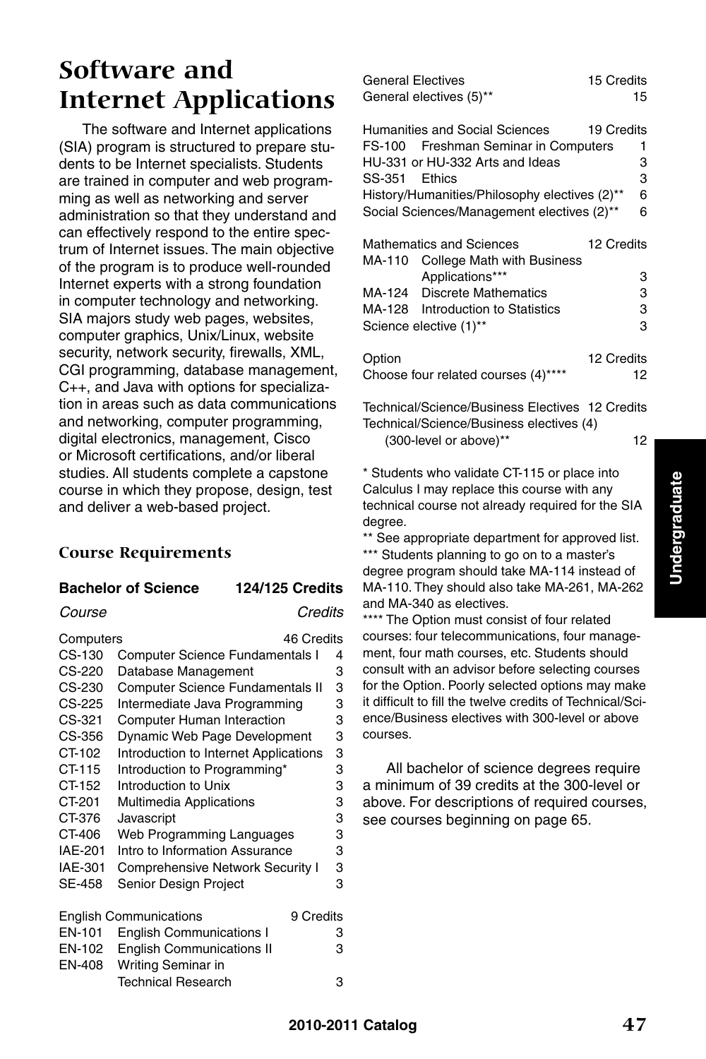# Software and Internet Applications

The software and Internet applications (SIA) program is structured to prepare students to be Internet specialists. Students are trained in computer and web programming as well as networking and server administration so that they understand and can effectively respond to the entire spectrum of Internet issues. The main objective of the program is to produce well-rounded Internet experts with a strong foundation in computer technology and networking. SIA majors study web pages, websites, computer graphics, Unix/Linux, website security, network security, firewalls, XML, CGI programming, database management, C++, and Java with options for specialization in areas such as data communications and networking, computer programming, digital electronics, management, Cisco or Microsoft certifications, and/or liberal studies. All students complete a capstone course in which they propose, design, test and deliver a web-based project.

### Course Requirements

| **Bachelor of Science** | | **124/125 Credits** |
|---|---|---|
| *Course* | | *Credits* |
| Computers | | 46 Credits |
| CS-130 | Computer Science Fundamentals I | 4 |
| CS-220 | Database Management | 3 |
| CS-230 | Computer Science Fundamentals II | 3 |
| CS-225 | Intermediate Java Programming | 3 |
| CS-321 | Computer Human Interaction | 3 |
| CS-356 | Dynamic Web Page Development | 3 |
| CT-102 | Introduction to Internet Applications | 3 |
| CT-115 | Introduction to Programming* | 3 |
| CT-152 | Introduction to Unix | 3 |
| CT-201 | Multimedia Applications | 3 |
| CT-376 | Javascript | 3 |
| CT-406 | Web Programming Languages | 3 |
| IAE-201 | Intro to Information Assurance | 3 |
| IAE-301 | Comprehensive Network Security I | 3 |
| SE-458 | Senior Design Project | 3 |
| English Communications | | 9 Credits |
| EN-101 | English Communications I | 3 |
| EN-102 | English Communications II | 3 |
| EN-408 | Writing Seminar in Technical Research | 3 |
| General Electives | | 15 Credits |
| General electives (5)** | | 15 |
| Humanities and Social Sciences | | 19 Credits |
| FS-100 | Freshman Seminar in Computers | 1 |
| HU-331 or HU-332 Arts and Ideas | | 3 |
| SS-351 | Ethics | 3 |
| History/Humanities/Philosophy electives (2)** | | 6 |
| Social Sciences/Management electives (2)** | | 6 |
| Mathematics and Sciences | | 12 Credits |
| MA-110 | College Math with Business Applications*** | 3 |
| MA-124 | Discrete Mathematics | 3 |
| MA-128 | Introduction to Statistics | 3 |
| Science elective (1)** | | 3 |
| Option | | 12 Credits |
| Choose four related courses (4)**** | | 12 |
| Technical/Science/Business Electives | | 12 Credits |
| Technical/Science/Business electives (4) (300-level or above)** | | 12 |

* Students who validate CT-115 or place into Calculus I may replace this course with any technical course not already required for the SIA degree.

** See appropriate department for approved list.

*** Students planning to go on to a master's degree program should take MA-114 instead of MA-110. They should also take MA-261, MA-262 and MA-340 as electives.

**** The Option must consist of four related courses: four telecommunications, four management, four math courses, etc. Students should consult with an advisor before selecting courses for the Option. Poorly selected options may make it difficult to fill the twelve credits of Technical/Science/Business electives with 300-level or above courses.

All bachelor of science degrees require a minimum of 39 credits at the 300-level or above. For descriptions of required courses, see courses beginning on page 65.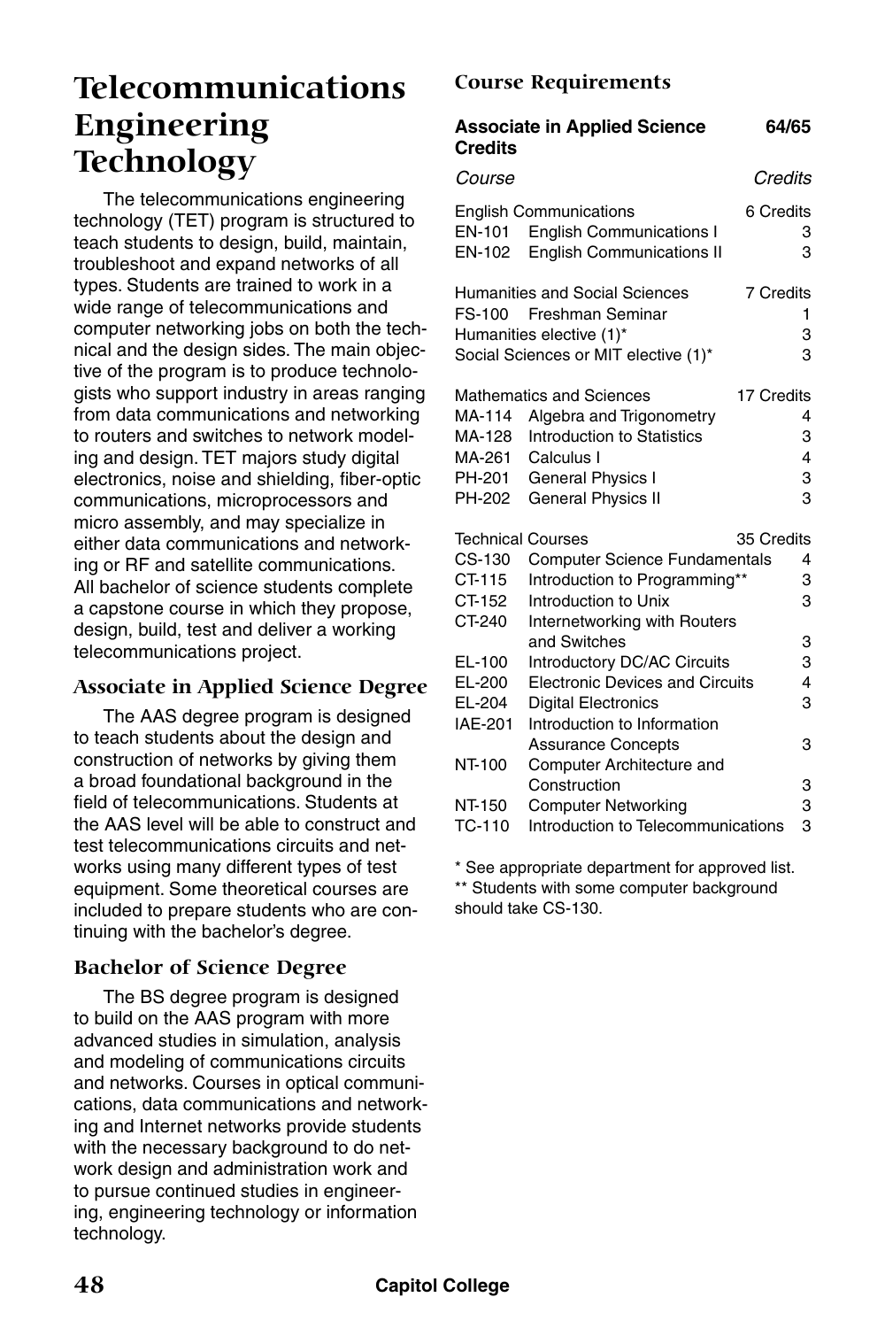# Telecommunications Engineering Technology

The telecommunications engineering technology (TET) program is structured to teach students to design, build, maintain, troubleshoot and expand networks of all types. Students are trained to work in a wide range of telecommunications and computer networking jobs on both the technical and the design sides. The main objective of the program is to produce technologists who support industry in areas ranging from data communications and networking to routers and switches to network modeling and design. TET majors study digital electronics, noise and shielding, fiber-optic communications, microprocessors and micro assembly, and may specialize in either data communications and networking or RF and satellite communications. All bachelor of science students complete a capstone course in which they propose, design, build, test and deliver a working telecommunications project.

## Associate in Applied Science Degree

The AAS degree program is designed to teach students about the design and construction of networks by giving them a broad foundational background in the field of telecommunications. Students at the AAS level will be able to construct and test telecommunications circuits and networks using many different types of test equipment. Some theoretical courses are included to prepare students who are continuing with the bachelor's degree.

## Bachelor of Science Degree

The BS degree program is designed to build on the AAS program with more advanced studies in simulation, analysis and modeling of communications circuits and networks. Courses in optical communications, data communications and networking and Internet networks provide students with the necessary background to do network design and administration work and to pursue continued studies in engineering, engineering technology or information technology.

## Course Requirements

**Associate in Applied Science Credits — 64/65**

| *Course* | | *Credits* |
|---|---|---|
| English Communications | | 6 Credits |
| EN-101 | English Communications I | 3 |
| EN-102 | English Communications II | 3 |
| Humanities and Social Sciences | | 7 Credits |
| FS-100 | Freshman Seminar | 1 |
| Humanities elective (1)* | | 3 |
| Social Sciences or MIT elective (1)* | | 3 |
| Mathematics and Sciences | | 17 Credits |
| MA-114 | Algebra and Trigonometry | 4 |
| MA-128 | Introduction to Statistics | 3 |
| MA-261 | Calculus I | 4 |
| PH-201 | General Physics I | 3 |
| PH-202 | General Physics II | 3 |
| Technical Courses | | 35 Credits |
| CS-130 | Computer Science Fundamentals | 4 |
| CT-115 | Introduction to Programming** | 3 |
| CT-152 | Introduction to Unix | 3 |
| CT-240 | Internetworking with Routers and Switches | 3 |
| EL-100 | Introductory DC/AC Circuits | 3 |
| EL-200 | Electronic Devices and Circuits | 4 |
| EL-204 | Digital Electronics | 3 |
| IAE-201 | Introduction to Information Assurance Concepts | 3 |
| NT-100 | Computer Architecture and Construction | 3 |
| NT-150 | Computer Networking | 3 |
| TC-110 | Introduction to Telecommunications | 3 |

\* See appropriate department for approved list.

\** Students with some computer background should take CS-130.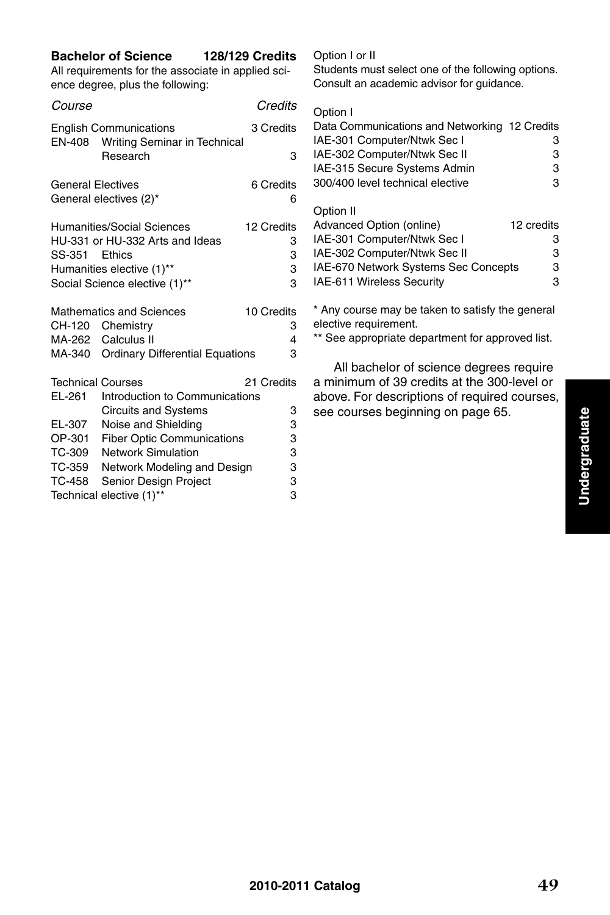**Bachelor of Science 128/129 Credits**

All requirements for the associate in applied science degree, plus the following:

| *Course* | | *Credits* |
|---|---|---|
| English Communications | | 3 Credits |
| EN-408 | Writing Seminar in Technical Research | 3 |
| General Electives | | 6 Credits |
| General electives (2)* | | 6 |
| Humanities/Social Sciences | | 12 Credits |
| HU-331 or HU-332 Arts and Ideas | | 3 |
| SS-351 | Ethics | 3 |
| Humanities elective (1)** | | 3 |
| Social Science elective (1)** | | 3 |
| Mathematics and Sciences | | 10 Credits |
| CH-120 | Chemistry | 3 |
| MA-262 | Calculus II | 4 |
| MA-340 | Ordinary Differential Equations | 3 |
| Technical Courses | | 21 Credits |
| EL-261 | Introduction to Communications Circuits and Systems | 3 |
| EL-307 | Noise and Shielding | 3 |
| OP-301 | Fiber Optic Communications | 3 |
| TC-309 | Network Simulation | 3 |
| TC-359 | Network Modeling and Design | 3 |
| TC-458 | Senior Design Project | 3 |
| Technical elective (1)** | | 3 |

Option I or II

Students must select one of the following options. Consult an academic advisor for guidance.

| Option I | |
|---|---|
| Data Communications and Networking | 12 Credits |
| IAE-301 Computer/Ntwk Sec I | 3 |
| IAE-302 Computer/Ntwk Sec II | 3 |
| IAE-315 Secure Systems Admin | 3 |
| 300/400 level technical elective | 3 |

| Option II | |
|---|---|
| Advanced Option (online) | 12 credits |
| IAE-301 Computer/Ntwk Sec I | 3 |
| IAE-302 Computer/Ntwk Sec II | 3 |
| IAE-670 Network Systems Sec Concepts | 3 |
| IAE-611 Wireless Security | 3 |

* Any course may be taken to satisfy the general elective requirement.

** See appropriate department for approved list.

All bachelor of science degrees require a minimum of 39 credits at the 300-level or above. For descriptions of required courses, see courses beginning on page 65.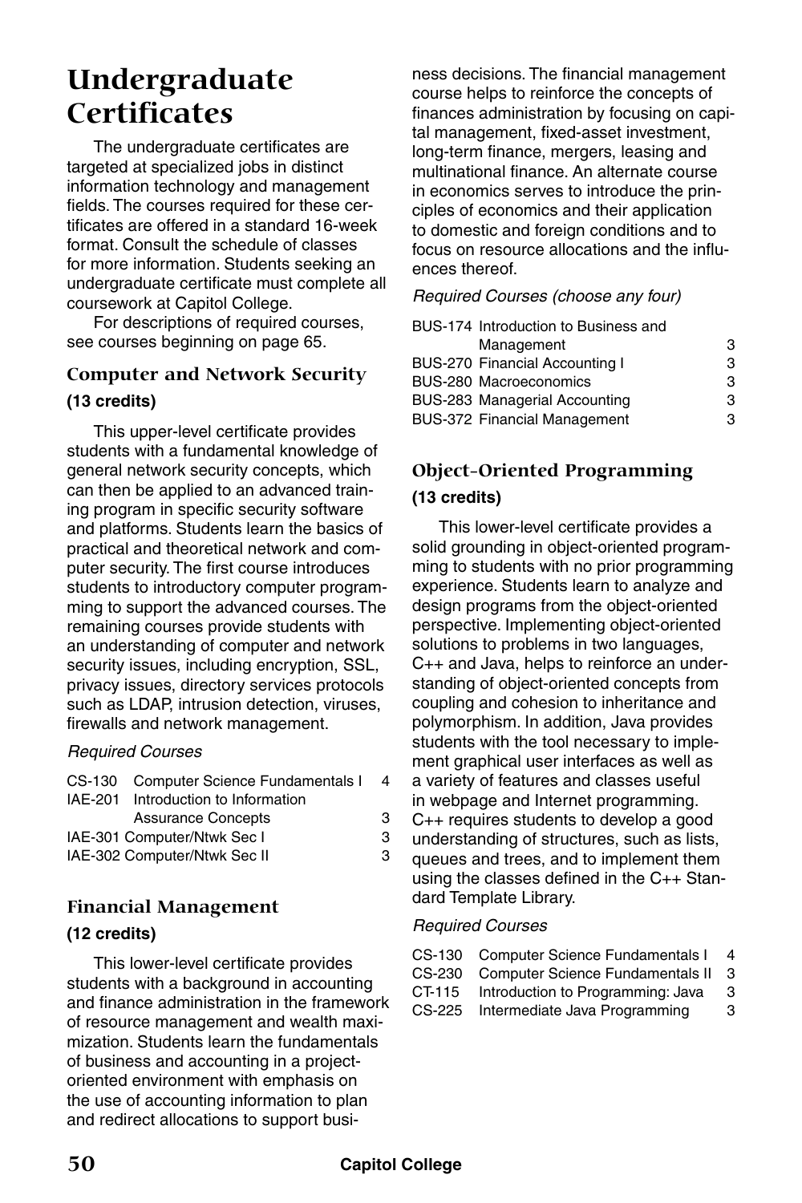# Undergraduate Certificates

The undergraduate certificates are targeted at specialized jobs in distinct information technology and management fields. The courses required for these certificates are offered in a standard 16-week format. Consult the schedule of classes for more information. Students seeking an undergraduate certificate must complete all coursework at Capitol College.

For descriptions of required courses, see courses beginning on page 65.

## Computer and Network Security

**(13 credits)**

This upper-level certificate provides students with a fundamental knowledge of general network security concepts, which can then be applied to an advanced training program in specific security software and platforms. Students learn the basics of practical and theoretical network and computer security. The first course introduces students to introductory computer programming to support the advanced courses. The remaining courses provide students with an understanding of computer and network security issues, including encryption, SSL, privacy issues, directory services protocols such as LDAP, intrusion detection, viruses, firewalls and network management.

*Required Courses*

| | | |
|---|---|---|
| CS-130 | Computer Science Fundamentals I | 4 |
| IAE-201 | Introduction to Information Assurance Concepts | 3 |
| IAE-301 | Computer/Ntwk Sec I | 3 |
| IAE-302 | Computer/Ntwk Sec II | 3 |

## Financial Management

**(12 credits)**

This lower-level certificate provides students with a background in accounting and finance administration in the framework of resource management and wealth maximization. Students learn the fundamentals of business and accounting in a project-oriented environment with emphasis on the use of accounting information to plan and redirect allocations to support business decisions. The financial management course helps to reinforce the concepts of finances administration by focusing on capital management, fixed-asset investment, long-term finance, mergers, leasing and multinational finance. An alternate course in economics serves to introduce the principles of economics and their application to domestic and foreign conditions and to focus on resource allocations and the influences thereof.

*Required Courses (choose any four)*

| | | |
|---|---|---|
| BUS-174 | Introduction to Business and Management | 3 |
| BUS-270 | Financial Accounting I | 3 |
| BUS-280 | Macroeconomics | 3 |
| BUS-283 | Managerial Accounting | 3 |
| BUS-372 | Financial Management | 3 |

## Object-Oriented Programming

**(13 credits)**

This lower-level certificate provides a solid grounding in object-oriented programming to students with no prior programming experience. Students learn to analyze and design programs from the object-oriented perspective. Implementing object-oriented solutions to problems in two languages, C++ and Java, helps to reinforce an understanding of object-oriented concepts from coupling and cohesion to inheritance and polymorphism. In addition, Java provides students with the tool necessary to implement graphical user interfaces as well as a variety of features and classes useful in webpage and Internet programming. C++ requires students to develop a good understanding of structures, such as lists, queues and trees, and to implement them using the classes defined in the C++ Standard Template Library.

*Required Courses*

| | | |
|---|---|---|
| CS-130 | Computer Science Fundamentals I | 4 |
| CS-230 | Computer Science Fundamentals II | 3 |
| CT-115 | Introduction to Programming: Java | 3 |
| CS-225 | Intermediate Java Programming | 3 |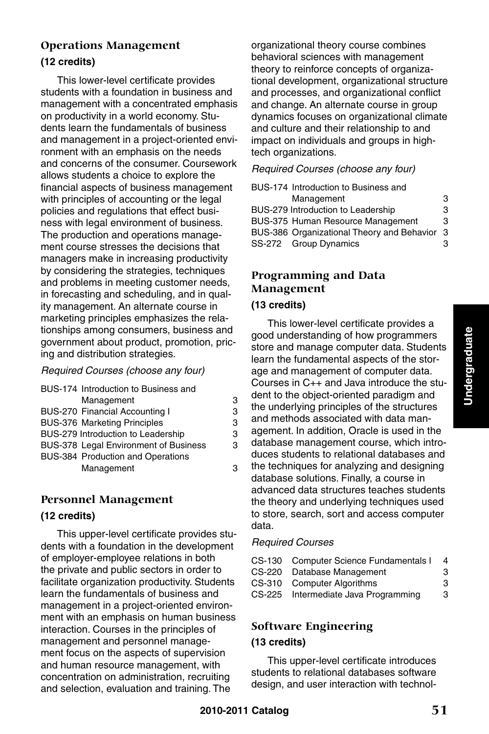### Operations Management

**(12 credits)**

This lower-level certificate provides students with a foundation in business and management with a concentrated emphasis on productivity in a world economy. Students learn the fundamentals of business and management in a project-oriented environment with an emphasis on the needs and concerns of the consumer. Coursework allows students a choice to explore the financial aspects of business management with principles of accounting or the legal policies and regulations that effect business with legal environment of business. The production and operations management course stresses the decisions that managers make in increasing productivity by considering the strategies, techniques and problems in meeting customer needs, in forecasting and scheduling, and in quality management. An alternate course in marketing principles emphasizes the relationships among consumers, business and government about product, promotion, pricing and distribution strategies.

*Required Courses (choose any four)*

| | | |
|---|---|---|
| BUS-174 | Introduction to Business and Management | 3 |
| BUS-270 | Financial Accounting I | 3 |
| BUS-376 | Marketing Principles | 3 |
| BUS-279 | Introduction to Leadership | 3 |
| BUS-378 | Legal Environment of Business | 3 |
| BUS-384 | Production and Operations Management | 3 |

### Personnel Management

**(12 credits)**

This upper-level certificate provides students with a foundation in the development of employer-employee relations in both the private and public sectors in order to facilitate organization productivity. Students learn the fundamentals of business and management in a project-oriented environment with an emphasis on human business interaction. Courses in the principles of management and personnel management focus on the aspects of supervision and human resource management, with concentration on administration, recruiting and selection, evaluation and training. The organizational theory course combines behavioral sciences with management theory to reinforce concepts of organizational development, organizational structure and processes, and organizational conflict and change. An alternate course in group dynamics focuses on organizational climate and culture and their relationship to and impact on individuals and groups in high-tech organizations.

*Required Courses (choose any four)*

| | | |
|---|---|---|
| BUS-174 | Introduction to Business and Management | 3 |
| BUS-279 | Introduction to Leadership | 3 |
| BUS-375 | Human Resource Management | 3 |
| BUS-386 | Organizational Theory and Behavior | 3 |
| SS-272 | Group Dynamics | 3 |

### Programming and Data Management

**(13 credits)**

This lower-level certificate provides a good understanding of how programmers store and manage computer data. Students learn the fundamental aspects of the storage and management of computer data. Courses in C++ and Java introduce the student to the object-oriented paradigm and the underlying principles of the structures and methods associated with data management. In addition, Oracle is used in the database management course, which introduces students to relational databases and the techniques for analyzing and designing database solutions. Finally, a course in advanced data structures teaches students the theory and underlying techniques used to store, search, sort and access computer data.

*Required Courses*

| | | |
|---|---|---|
| CS-130 | Computer Science Fundamentals I | 4 |
| CS-220 | Database Management | 3 |
| CS-310 | Computer Algorithms | 3 |
| CS-225 | Intermediate Java Programming | 3 |

### Software Engineering

**(13 credits)**

This upper-level certificate introduces students to relational databases software design, and user interaction with technol-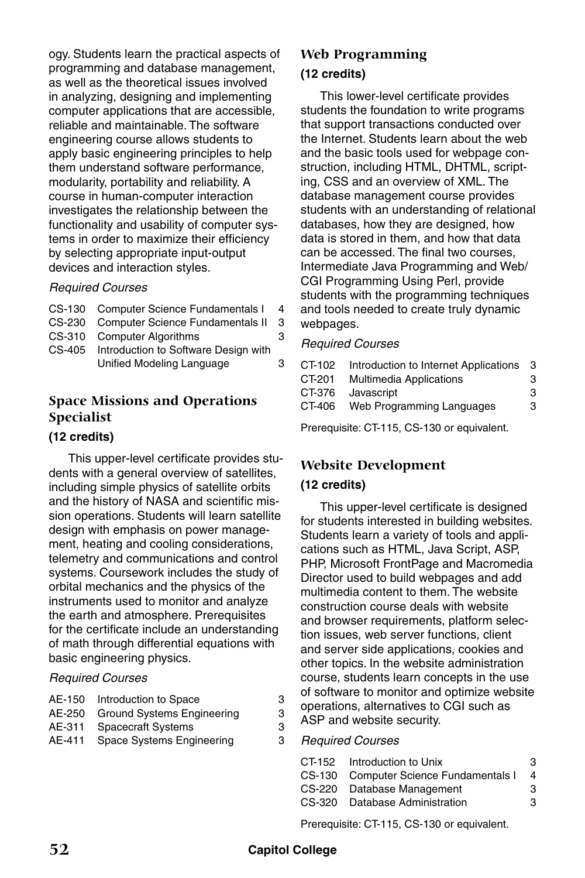ogy. Students learn the practical aspects of programming and database management, as well as the theoretical issues involved in analyzing, designing and implementing computer applications that are accessible, reliable and maintainable. The software engineering course allows students to apply basic engineering principles to help them understand software performance, modularity, portability and reliability. A course in human-computer interaction investigates the relationship between the functionality and usability of computer systems in order to maximize their efficiency by selecting appropriate input-output devices and interaction styles.

*Required Courses*

| | | |
|---|---|---|
| CS-130 | Computer Science Fundamentals I | 4 |
| CS-230 | Computer Science Fundamentals II | 3 |
| CS-310 | Computer Algorithms | 3 |
| CS-405 | Introduction to Software Design with Unified Modeling Language | 3 |

## Space Missions and Operations Specialist

**(12 credits)**

This upper-level certificate provides students with a general overview of satellites, including simple physics of satellite orbits and the history of NASA and scientific mission operations. Students will learn satellite design with emphasis on power management, heating and cooling considerations, telemetry and communications and control systems. Coursework includes the study of orbital mechanics and the physics of the instruments used to monitor and analyze the earth and atmosphere. Prerequisites for the certificate include an understanding of math through differential equations with basic engineering physics.

*Required Courses*

| | | |
|---|---|---|
| AE-150 | Introduction to Space | 3 |
| AE-250 | Ground Systems Engineering | 3 |
| AE-311 | Spacecraft Systems | 3 |
| AE-411 | Space Systems Engineering | 3 |

## Web Programming

**(12 credits)**

This lower-level certificate provides students the foundation to write programs that support transactions conducted over the Internet. Students learn about the web and the basic tools used for webpage construction, including HTML, DHTML, scripting, CSS and an overview of XML. The database management course provides students with an understanding of relational databases, how they are designed, how data is stored in them, and how that data can be accessed. The final two courses, Intermediate Java Programming and Web/CGI Programming Using Perl, provide students with the programming techniques and tools needed to create truly dynamic webpages.

*Required Courses*

| | | |
|---|---|---|
| CT-102 | Introduction to Internet Applications | 3 |
| CT-201 | Multimedia Applications | 3 |
| CT-376 | Javascript | 3 |
| CT-406 | Web Programming Languages | 3 |

Prerequisite: CT-115, CS-130 or equivalent.

## Website Development

**(12 credits)**

This upper-level certificate is designed for students interested in building websites. Students learn a variety of tools and applications such as HTML, Java Script, ASP, PHP, Microsoft FrontPage and Macromedia Director used to build webpages and add multimedia content to them. The website construction course deals with website and browser requirements, platform selection issues, web server functions, client and server side applications, cookies and other topics. In the website administration course, students learn concepts in the use of software to monitor and optimize website operations, alternatives to CGI such as ASP and website security.

*Required Courses*

| | | |
|---|---|---|
| CT-152 | Introduction to Unix | 3 |
| CS-130 | Computer Science Fundamentals I | 4 |
| CS-220 | Database Management | 3 |
| CS-320 | Database Administration | 3 |

Prerequisite: CT-115, CS-130 or equivalent.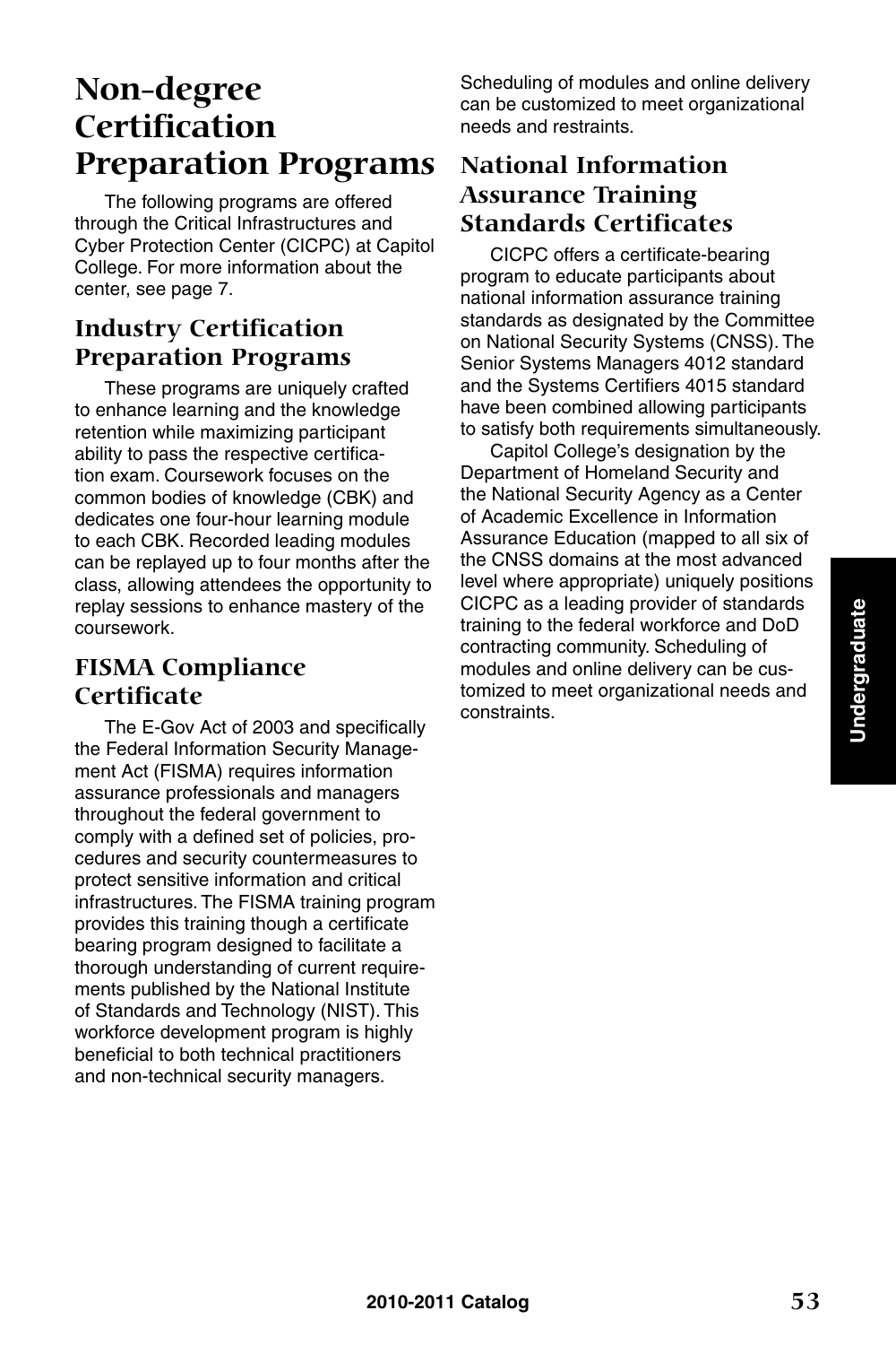# Non-degree Certification Preparation Programs

The following programs are offered through the Critical Infrastructures and Cyber Protection Center (CICPC) at Capitol College. For more information about the center, see page 7.

## Industry Certification Preparation Programs

These programs are uniquely crafted to enhance learning and the knowledge retention while maximizing participant ability to pass the respective certification exam. Coursework focuses on the common bodies of knowledge (CBK) and dedicates one four-hour learning module to each CBK. Recorded leading modules can be replayed up to four months after the class, allowing attendees the opportunity to replay sessions to enhance mastery of the coursework.

## FISMA Compliance Certificate

The E-Gov Act of 2003 and specifically the Federal Information Security Management Act (FISMA) requires information assurance professionals and managers throughout the federal government to comply with a defined set of policies, procedures and security countermeasures to protect sensitive information and critical infrastructures. The FISMA training program provides this training though a certificate bearing program designed to facilitate a thorough understanding of current requirements published by the National Institute of Standards and Technology (NIST). This workforce development program is highly beneficial to both technical practitioners and non-technical security managers. Scheduling of modules and online delivery can be customized to meet organizational needs and restraints.

## National Information Assurance Training Standards Certificates

CICPC offers a certificate-bearing program to educate participants about national information assurance training standards as designated by the Committee on National Security Systems (CNSS). The Senior Systems Managers 4012 standard and the Systems Certifiers 4015 standard have been combined allowing participants to satisfy both requirements simultaneously.

Capitol College's designation by the Department of Homeland Security and the National Security Agency as a Center of Academic Excellence in Information Assurance Education (mapped to all six of the CNSS domains at the most advanced level where appropriate) uniquely positions CICPC as a leading provider of standards training to the federal workforce and DoD contracting community. Scheduling of modules and online delivery can be customized to meet organizational needs and constraints.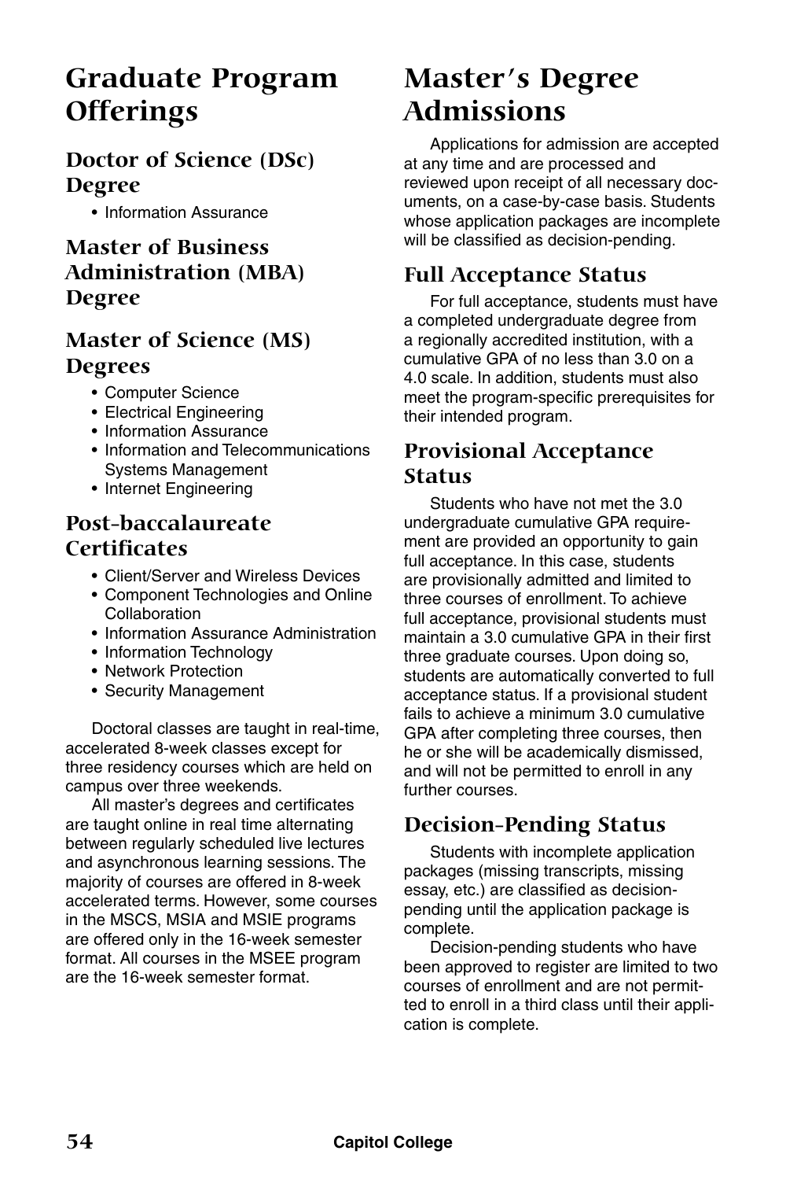# Graduate Program Offerings

## Doctor of Science (DSc) Degree

- Information Assurance

## Master of Business Administration (MBA) Degree

## Master of Science (MS) Degrees

- Computer Science
- Electrical Engineering
- Information Assurance
- Information and Telecommunications Systems Management
- Internet Engineering

## Post-baccalaureate Certificates

- Client/Server and Wireless Devices
- Component Technologies and Online Collaboration
- Information Assurance Administration
- Information Technology
- Network Protection
- Security Management

Doctoral classes are taught in real-time, accelerated 8-week classes except for three residency courses which are held on campus over three weekends.

All master's degrees and certificates are taught online in real time alternating between regularly scheduled live lectures and asynchronous learning sessions. The majority of courses are offered in 8-week accelerated terms. However, some courses in the MSCS, MSIA and MSIE programs are offered only in the 16-week semester format. All courses in the MSEE program are the 16-week semester format.

# Master's Degree Admissions

Applications for admission are accepted at any time and are processed and reviewed upon receipt of all necessary documents, on a case-by-case basis. Students whose application packages are incomplete will be classified as decision-pending.

## Full Acceptance Status

For full acceptance, students must have a completed undergraduate degree from a regionally accredited institution, with a cumulative GPA of no less than 3.0 on a 4.0 scale. In addition, students must also meet the program-specific prerequisites for their intended program.

## Provisional Acceptance Status

Students who have not met the 3.0 undergraduate cumulative GPA requirement are provided an opportunity to gain full acceptance. In this case, students are provisionally admitted and limited to three courses of enrollment. To achieve full acceptance, provisional students must maintain a 3.0 cumulative GPA in their first three graduate courses. Upon doing so, students are automatically converted to full acceptance status. If a provisional student fails to achieve a minimum 3.0 cumulative GPA after completing three courses, then he or she will be academically dismissed, and will not be permitted to enroll in any further courses.

## Decision-Pending Status

Students with incomplete application packages (missing transcripts, missing essay, etc.) are classified as decision-pending until the application package is complete.

Decision-pending students who have been approved to register are limited to two courses of enrollment and are not permitted to enroll in a third class until their application is complete.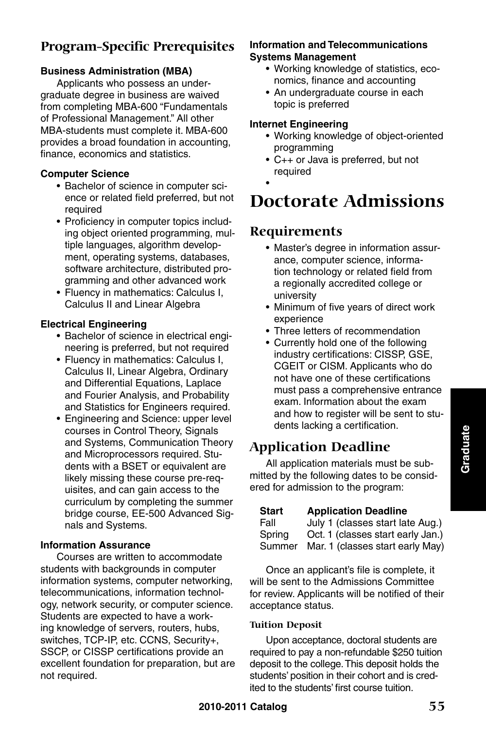## Program-Specific Prerequisites

**Business Administration (MBA)**

Applicants who possess an undergraduate degree in business are waived from completing MBA-600 "Fundamentals of Professional Management." All other MBA-students must complete it. MBA-600 provides a broad foundation in accounting, finance, economics and statistics.

**Computer Science**

- Bachelor of science in computer science or related field preferred, but not required
- Proficiency in computer topics including object oriented programming, multiple languages, algorithm development, operating systems, databases, software architecture, distributed programming and other advanced work
- Fluency in mathematics: Calculus I, Calculus II and Linear Algebra

**Electrical Engineering**

- Bachelor of science in electrical engineering is preferred, but not required
- Fluency in mathematics: Calculus I, Calculus II, Linear Algebra, Ordinary and Differential Equations, Laplace and Fourier Analysis, and Probability and Statistics for Engineers required.
- Engineering and Science: upper level courses in Control Theory, Signals and Systems, Communication Theory and Microprocessors required. Students with a BSET or equivalent are likely missing these course pre-requisites, and can gain access to the curriculum by completing the summer bridge course, EE-500 Advanced Signals and Systems.

**Information Assurance**

Courses are written to accommodate students with backgrounds in computer information systems, computer networking, telecommunications, information technology, network security, or computer science. Students are expected to have a working knowledge of servers, routers, hubs, switches, TCP-IP, etc. CCNS, Security+, SSCP, or CISSP certifications provide an excellent foundation for preparation, but are not required.

**Information and Telecommunications Systems Management**

- Working knowledge of statistics, economics, finance and accounting
- An undergraduate course in each topic is preferred

**Internet Engineering**

- Working knowledge of object-oriented programming
- C++ or Java is preferred, but not required

# Doctorate Admissions

## Requirements

- Master's degree in information assurance, computer science, information technology or related field from a regionally accredited college or university
- Minimum of five years of direct work experience
- Three letters of recommendation
- Currently hold one of the following industry certifications: CISSP, GSE, CGEIT or CISM. Applicants who do not have one of these certifications must pass a comprehensive entrance exam. Information about the exam and how to register will be sent to students lacking a certification.

## Application Deadline

All application materials must be submitted by the following dates to be considered for admission to the program:

| Start | Application Deadline |
|---|---|
| Fall | July 1 (classes start late Aug.) |
| Spring | Oct. 1 (classes start early Jan.) |
| Summer | Mar. 1 (classes start early May) |

Once an applicant's file is complete, it will be sent to the Admissions Committee for review. Applicants will be notified of their acceptance status.

### Tuition Deposit

Upon acceptance, doctoral students are required to pay a non-refundable $250 tuition deposit to the college. This deposit holds the students' position in their cohort and is credited to the students' first course tuition.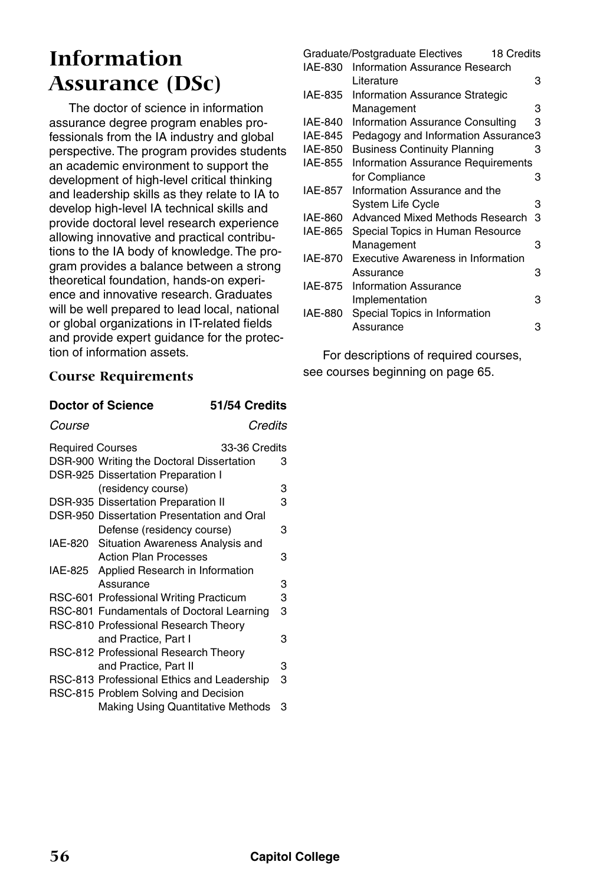# Information Assurance (DSc)

The doctor of science in information assurance degree program enables professionals from the IA industry and global perspective. The program provides students an academic environment to support the development of high-level critical thinking and leadership skills as they relate to IA to develop high-level IA technical skills and provide doctoral level research experience allowing innovative and practical contributions to the IA body of knowledge. The program provides a balance between a strong theoretical foundation, hands-on experience and innovative research. Graduates will be well prepared to lead local, national or global organizations in IT-related fields and provide expert guidance for the protection of information assets.

### Course Requirements

| **Doctor of Science** | | **51/54 Credits** |
|---|---|---|
| *Course* | | *Credits* |
| Required Courses | | 33-36 Credits |
| DSR-900 | Writing the Doctoral Dissertation | 3 |
| DSR-925 | Dissertation Preparation I (residency course) | 3 |
| DSR-935 | Dissertation Preparation II | 3 |
| DSR-950 | Dissertation Presentation and Oral Defense (residency course) | 3 |
| IAE-820 | Situation Awareness Analysis and Action Plan Processes | 3 |
| IAE-825 | Applied Research in Information Assurance | 3 |
| RSC-601 | Professional Writing Practicum | 3 |
| RSC-801 | Fundamentals of Doctoral Learning | 3 |
| RSC-810 | Professional Research Theory and Practice, Part I | 3 |
| RSC-812 | Professional Research Theory and Practice, Part II | 3 |
| RSC-813 | Professional Ethics and Leadership | 3 |
| RSC-815 | Problem Solving and Decision Making Using Quantitative Methods | 3 |
| Graduate/Postgraduate Electives | | 18 Credits |
| IAE-830 | Information Assurance Research Literature | 3 |
| IAE-835 | Information Assurance Strategic Management | 3 |
| IAE-840 | Information Assurance Consulting | 3 |
| IAE-845 | Pedagogy and Information Assurance | 3 |
| IAE-850 | Business Continuity Planning | 3 |
| IAE-855 | Information Assurance Requirements for Compliance | 3 |
| IAE-857 | Information Assurance and the System Life Cycle | 3 |
| IAE-860 | Advanced Mixed Methods Research | 3 |
| IAE-865 | Special Topics in Human Resource Management | 3 |
| IAE-870 | Executive Awareness in Information Assurance | 3 |
| IAE-875 | Information Assurance Implementation | 3 |
| IAE-880 | Special Topics in Information Assurance | 3 |

For descriptions of required courses, see courses beginning on page 65.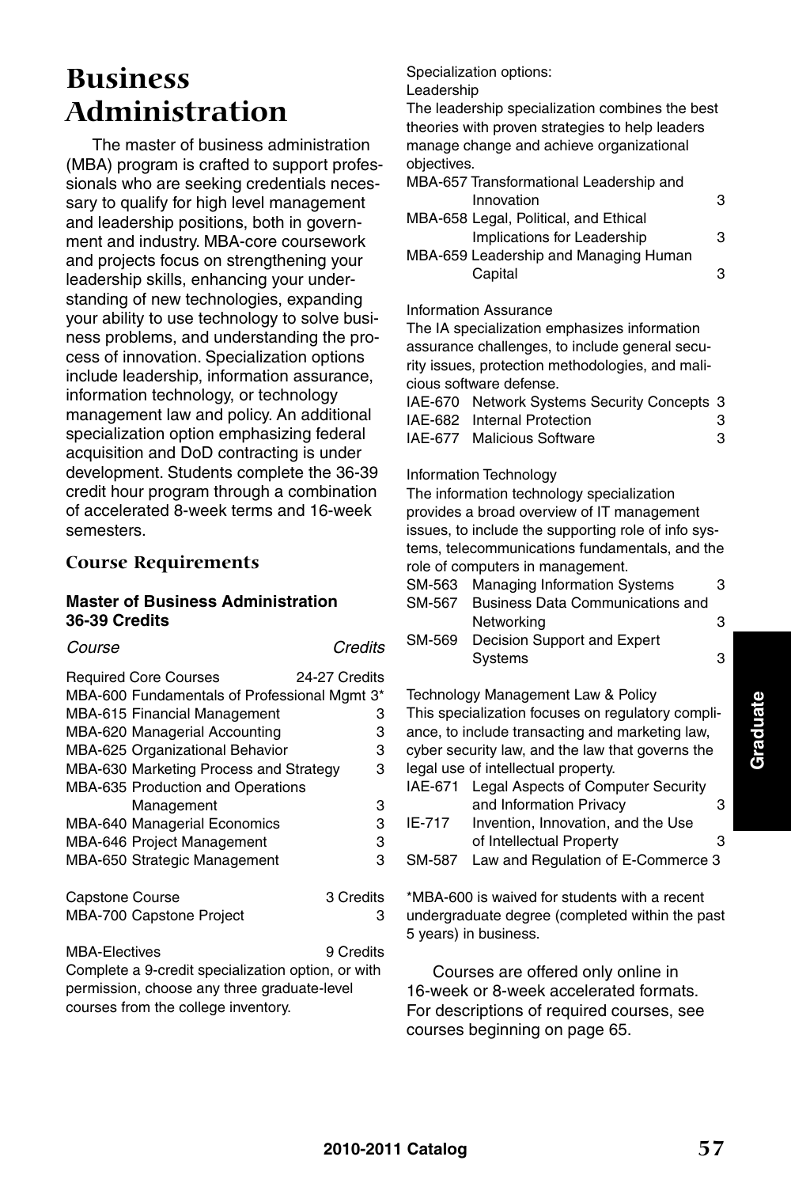# Business Administration

The master of business administration (MBA) program is crafted to support professionals who are seeking credentials necessary to qualify for high level management and leadership positions, both in government and industry. MBA-core coursework and projects focus on strengthening your leadership skills, enhancing your understanding of new technologies, expanding your ability to use technology to solve business problems, and understanding the process of innovation. Specialization options include leadership, information assurance, information technology, or technology management law and policy. An additional specialization option emphasizing federal acquisition and DoD contracting is under development. Students complete the 36-39 credit hour program through a combination of accelerated 8-week terms and 16-week semesters.

## Course Requirements

**Master of Business Administration**
**36-39 Credits**

| Course | Credits |
|---|---|
| Required Core Courses | 24-27 Credits |
| MBA-600 Fundamentals of Professional Mgmt | 3* |
| MBA-615 Financial Management | 3 |
| MBA-620 Managerial Accounting | 3 |
| MBA-625 Organizational Behavior | 3 |
| MBA-630 Marketing Process and Strategy | 3 |
| MBA-635 Production and Operations Management | 3 |
| MBA-640 Managerial Economics | 3 |
| MBA-646 Project Management | 3 |
| MBA-650 Strategic Management | 3 |
| | |
| Capstone Course | 3 Credits |
| MBA-700 Capstone Project | 3 |
| | |
| MBA-Electives | 9 Credits |

Complete a 9-credit specialization option, or with permission, choose any three graduate-level courses from the college inventory.

Specialization options:

Leadership

The leadership specialization combines the best theories with proven strategies to help leaders manage change and achieve organizational objectives.

| | | |
|---|---|---|
| MBA-657 | Transformational Leadership and Innovation | 3 |
| MBA-658 | Legal, Political, and Ethical Implications for Leadership | 3 |
| MBA-659 | Leadership and Managing Human Capital | 3 |

Information Assurance

The IA specialization emphasizes information assurance challenges, to include general security issues, protection methodologies, and malicious software defense.

| | | |
|---|---|---|
| IAE-670 | Network Systems Security Concepts | 3 |
| IAE-682 | Internal Protection | 3 |
| IAE-677 | Malicious Software | 3 |

Information Technology

The information technology specialization provides a broad overview of IT management issues, to include the supporting role of info systems, telecommunications fundamentals, and the role of computers in management.

| | | |
|---|---|---|
| SM-563 | Managing Information Systems | 3 |
| SM-567 | Business Data Communications and Networking | 3 |
| SM-569 | Decision Support and Expert Systems | 3 |

Technology Management Law & Policy

This specialization focuses on regulatory compliance, to include transacting and marketing law, cyber security law, and the law that governs the legal use of intellectual property.

| | | |
|---|---|---|
| IAE-671 | Legal Aspects of Computer Security and Information Privacy | 3 |
| IE-717 | Invention, Innovation, and the Use of Intellectual Property | 3 |
| SM-587 | Law and Regulation of E-Commerce | 3 |

*MBA-600 is waived for students with a recent undergraduate degree (completed within the past 5 years) in business.

Courses are offered only online in 16-week or 8-week accelerated formats. For descriptions of required courses, see courses beginning on page 65.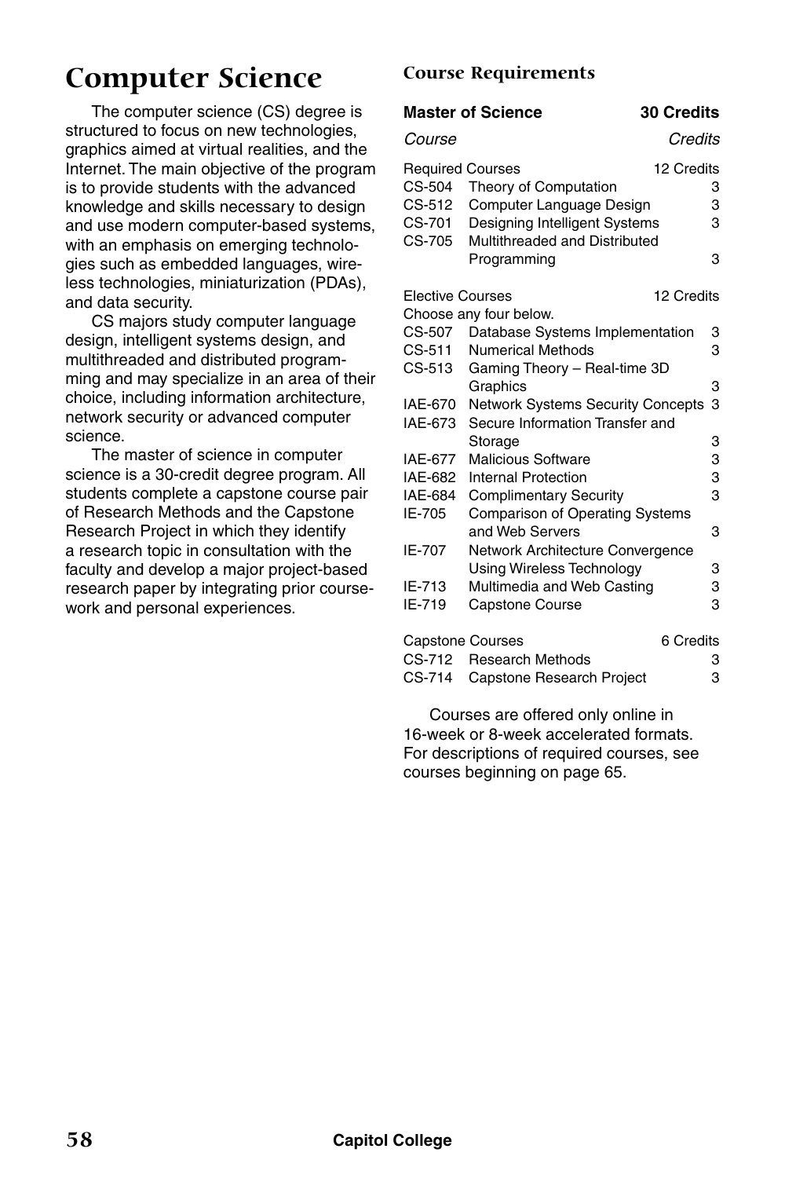# Computer Science

The computer science (CS) degree is structured to focus on new technologies, graphics aimed at virtual realities, and the Internet. The main objective of the program is to provide students with the advanced knowledge and skills necessary to design and use modern computer-based systems, with an emphasis on emerging technologies such as embedded languages, wireless technologies, miniaturization (PDAs), and data security.

CS majors study computer language design, intelligent systems design, and multithreaded and distributed programming and may specialize in an area of their choice, including information architecture, network security or advanced computer science.

The master of science in computer science is a 30-credit degree program. All students complete a capstone course pair of Research Methods and the Capstone Research Project in which they identify a research topic in consultation with the faculty and develop a major project-based research paper by integrating prior coursework and personal experiences.

## Course Requirements

| **Master of Science** | | **30 Credits** |
|---|---|---|
| *Course* | | *Credits* |
| Required Courses | | 12 Credits |
| CS-504 | Theory of Computation | 3 |
| CS-512 | Computer Language Design | 3 |
| CS-701 | Designing Intelligent Systems | 3 |
| CS-705 | Multithreaded and Distributed Programming | 3 |
| Elective Courses | | 12 Credits |
| Choose any four below. | | |
| CS-507 | Database Systems Implementation | 3 |
| CS-511 | Numerical Methods | 3 |
| CS-513 | Gaming Theory – Real-time 3D Graphics | 3 |
| IAE-670 | Network Systems Security Concepts | 3 |
| IAE-673 | Secure Information Transfer and Storage | 3 |
| IAE-677 | Malicious Software | 3 |
| IAE-682 | Internal Protection | 3 |
| IAE-684 | Complimentary Security | 3 |
| IE-705 | Comparison of Operating Systems and Web Servers | 3 |
| IE-707 | Network Architecture Convergence Using Wireless Technology | 3 |
| IE-713 | Multimedia and Web Casting | 3 |
| IE-719 | Capstone Course | 3 |
| Capstone Courses | | 6 Credits |
| CS-712 | Research Methods | 3 |
| CS-714 | Capstone Research Project | 3 |

Courses are offered only online in 16-week or 8-week accelerated formats. For descriptions of required courses, see courses beginning on page 65.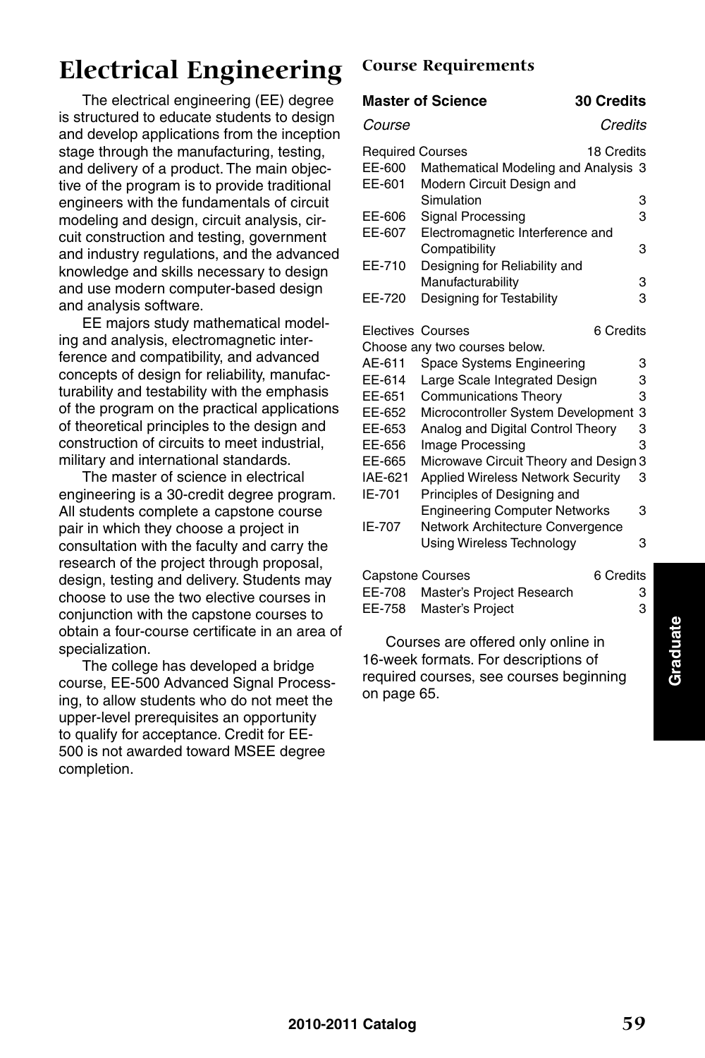# Electrical Engineering

The electrical engineering (EE) degree is structured to educate students to design and develop applications from the inception stage through the manufacturing, testing, and delivery of a product. The main objective of the program is to provide traditional engineers with the fundamentals of circuit modeling and design, circuit analysis, circuit construction and testing, government and industry regulations, and the advanced knowledge and skills necessary to design and use modern computer-based design and analysis software.

EE majors study mathematical modeling and analysis, electromagnetic interference and compatibility, and advanced concepts of design for reliability, manufacturability and testability with the emphasis of the program on the practical applications of theoretical principles to the design and construction of circuits to meet industrial, military and international standards.

The master of science in electrical engineering is a 30-credit degree program. All students complete a capstone course pair in which they choose a project in consultation with the faculty and carry the research of the project through proposal, design, testing and delivery. Students may choose to use the two elective courses in conjunction with the capstone courses to obtain a four-course certificate in an area of specialization.

The college has developed a bridge course, EE-500 Advanced Signal Processing, to allow students who do not meet the upper-level prerequisites an opportunity to qualify for acceptance. Credit for EE-500 is not awarded toward MSEE degree completion.

## Course Requirements

**Master of Science — 30 Credits**

| *Course* | | *Credits* |
|---|---|---|
| Required Courses | | 18 Credits |
| EE-600 | Mathematical Modeling and Analysis | 3 |
| EE-601 | Modern Circuit Design and Simulation | 3 |
| EE-606 | Signal Processing | 3 |
| EE-607 | Electromagnetic Interference and Compatibility | 3 |
| EE-710 | Designing for Reliability and Manufacturability | 3 |
| EE-720 | Designing for Testability | 3 |
| Electives Courses | | 6 Credits |
| Choose any two courses below. | | |
| AE-611 | Space Systems Engineering | 3 |
| EE-614 | Large Scale Integrated Design | 3 |
| EE-651 | Communications Theory | 3 |
| EE-652 | Microcontroller System Development | 3 |
| EE-653 | Analog and Digital Control Theory | 3 |
| EE-656 | Image Processing | 3 |
| EE-665 | Microwave Circuit Theory and Design | 3 |
| IAE-621 | Applied Wireless Network Security | 3 |
| IE-701 | Principles of Designing and Engineering Computer Networks | 3 |
| IE-707 | Network Architecture Convergence Using Wireless Technology | 3 |
| Capstone Courses | | 6 Credits |
| EE-708 | Master's Project Research | 3 |
| EE-758 | Master's Project | 3 |

Courses are offered only online in 16-week formats. For descriptions of required courses, see courses beginning on page 65.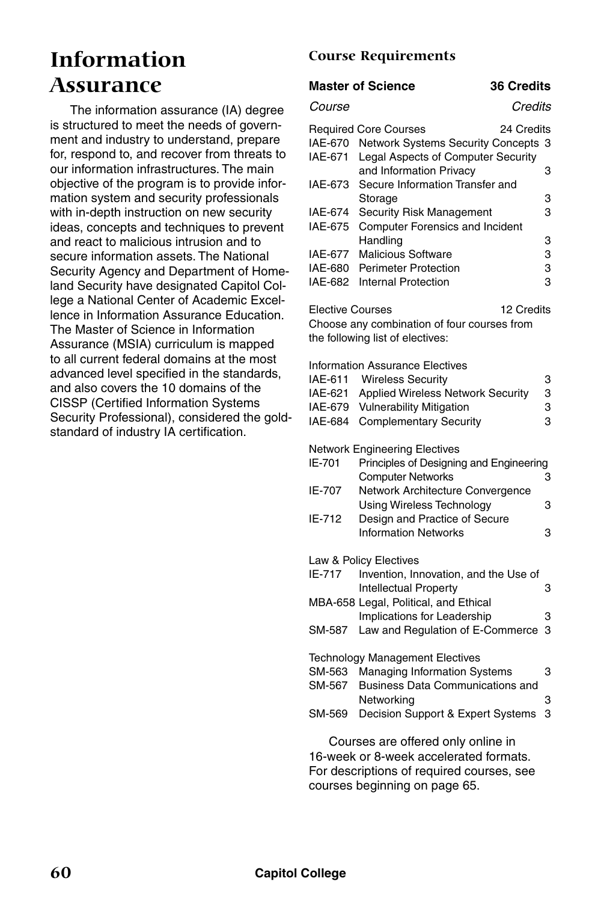# Information Assurance

The information assurance (IA) degree is structured to meet the needs of government and industry to understand, prepare for, respond to, and recover from threats to our information infrastructures. The main objective of the program is to provide information system and security professionals with in-depth instruction on new security ideas, concepts and techniques to prevent and react to malicious intrusion and to secure information assets. The National Security Agency and Department of Homeland Security have designated Capitol College a National Center of Academic Excellence in Information Assurance Education. The Master of Science in Information Assurance (MSIA) curriculum is mapped to all current federal domains at the most advanced level specified in the standards, and also covers the 10 domains of the CISSP (Certified Information Systems Security Professional), considered the gold-standard of industry IA certification.

## Course Requirements

**Master of Science — 36 Credits**

| *Course* | | *Credits* |
|---|---|---|
| Required Core Courses | | 24 Credits |
| IAE-670 | Network Systems Security Concepts | 3 |
| IAE-671 | Legal Aspects of Computer Security and Information Privacy | 3 |
| IAE-673 | Secure Information Transfer and Storage | 3 |
| IAE-674 | Security Risk Management | 3 |
| IAE-675 | Computer Forensics and Incident Handling | 3 |
| IAE-677 | Malicious Software | 3 |
| IAE-680 | Perimeter Protection | 3 |
| IAE-682 | Internal Protection | 3 |

Elective Courses — 12 Credits

Choose any combination of four courses from the following list of electives:

| | | |
|---|---|---|
| **Information Assurance Electives** | | |
| IAE-611 | Wireless Security | 3 |
| IAE-621 | Applied Wireless Network Security | 3 |
| IAE-679 | Vulnerability Mitigation | 3 |
| IAE-684 | Complementary Security | 3 |
| **Network Engineering Electives** | | |
| IE-701 | Principles of Designing and Engineering Computer Networks | 3 |
| IE-707 | Network Architecture Convergence Using Wireless Technology | 3 |
| IE-712 | Design and Practice of Secure Information Networks | 3 |
| **Law & Policy Electives** | | |
| IE-717 | Invention, Innovation, and the Use of Intellectual Property | 3 |
| MBA-658 | Legal, Political, and Ethical Implications for Leadership | 3 |
| SM-587 | Law and Regulation of E-Commerce | 3 |
| **Technology Management Electives** | | |
| SM-563 | Managing Information Systems | 3 |
| SM-567 | Business Data Communications and Networking | 3 |
| SM-569 | Decision Support & Expert Systems | 3 |

Courses are offered only online in 16-week or 8-week accelerated formats. For descriptions of required courses, see courses beginning on page 65.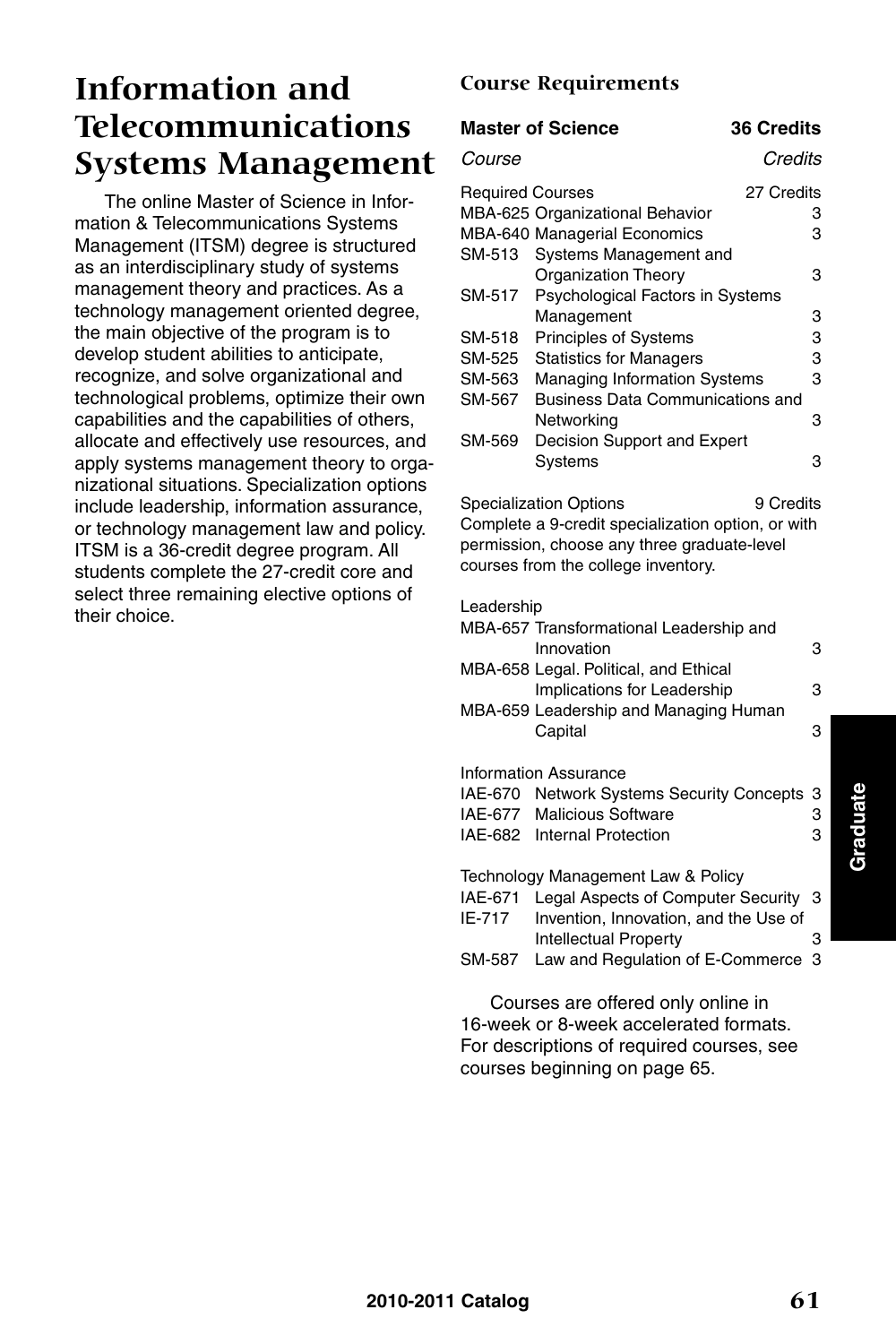# Information and Telecommunications Systems Management

The online Master of Science in Information & Telecommunications Systems Management (ITSM) degree is structured as an interdisciplinary study of systems management theory and practices. As a technology management oriented degree, the main objective of the program is to develop student abilities to anticipate, recognize, and solve organizational and technological problems, optimize their own capabilities and the capabilities of others, allocate and effectively use resources, and apply systems management theory to organizational situations. Specialization options include leadership, information assurance, or technology management law and policy. ITSM is a 36-credit degree program. All students complete the 27-credit core and select three remaining elective options of their choice.

### Course Requirements

| **Master of Science** | | **36 Credits** |
|---|---|---|
| *Course* | | *Credits* |
| Required Courses | | 27 Credits |
| MBA-625 | Organizational Behavior | 3 |
| MBA-640 | Managerial Economics | 3 |
| SM-513 | Systems Management and Organization Theory | 3 |
| SM-517 | Psychological Factors in Systems Management | 3 |
| SM-518 | Principles of Systems | 3 |
| SM-525 | Statistics for Managers | 3 |
| SM-563 | Managing Information Systems | 3 |
| SM-567 | Business Data Communications and Networking | 3 |
| SM-569 | Decision Support and Expert Systems | 3 |

Specialization Options — 9 Credits

Complete a 9-credit specialization option, or with permission, choose any three graduate-level courses from the college inventory.

Leadership

| | | |
|---|---|---|
| MBA-657 | Transformational Leadership and Innovation | 3 |
| MBA-658 | Legal. Political, and Ethical Implications for Leadership | 3 |
| MBA-659 | Leadership and Managing Human Capital | 3 |

Information Assurance

| | | |
|---|---|---|
| IAE-670 | Network Systems Security Concepts | 3 |
| IAE-677 | Malicious Software | 3 |
| IAE-682 | Internal Protection | 3 |

Technology Management Law & Policy

| | | |
|---|---|---|
| IAE-671 | Legal Aspects of Computer Security | 3 |
| IE-717 | Invention, Innovation, and the Use of Intellectual Property | 3 |
| SM-587 | Law and Regulation of E-Commerce | 3 |

Courses are offered only online in 16-week or 8-week accelerated formats. For descriptions of required courses, see courses beginning on page 65.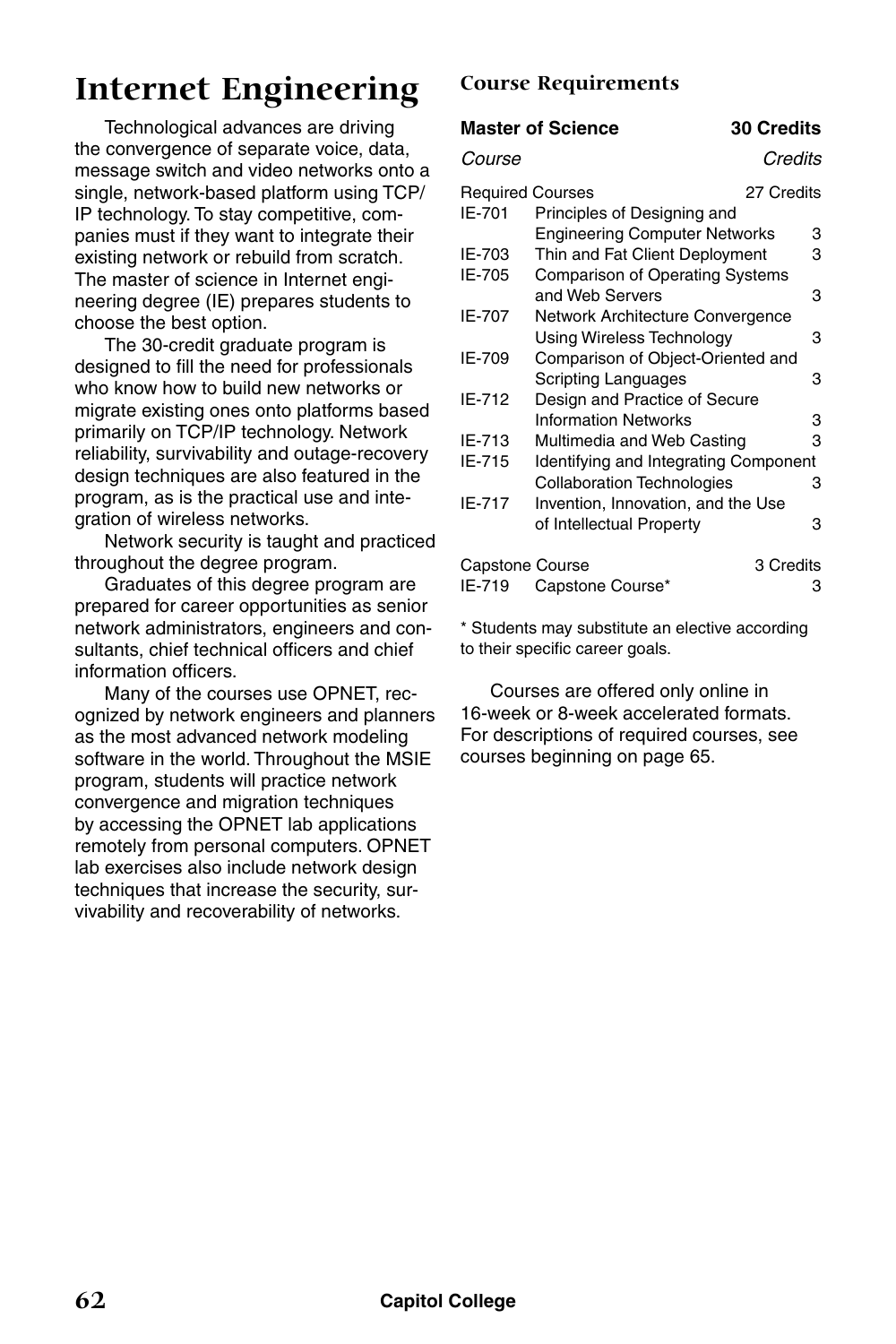# Internet Engineering

Technological advances are driving the convergence of separate voice, data, message switch and video networks onto a single, network-based platform using TCP/IP technology. To stay competitive, companies must if they want to integrate their existing network or rebuild from scratch. The master of science in Internet engineering degree (IE) prepares students to choose the best option.

The 30-credit graduate program is designed to fill the need for professionals who know how to build new networks or migrate existing ones onto platforms based primarily on TCP/IP technology. Network reliability, survivability and outage-recovery design techniques are also featured in the program, as is the practical use and integration of wireless networks.

Network security is taught and practiced throughout the degree program.

Graduates of this degree program are prepared for career opportunities as senior network administrators, engineers and consultants, chief technical officers and chief information officers.

Many of the courses use OPNET, recognized by network engineers and planners as the most advanced network modeling software in the world. Throughout the MSIE program, students will practice network convergence and migration techniques by accessing the OPNET lab applications remotely from personal computers. OPNET lab exercises also include network design techniques that increase the security, survivability and recoverability of networks.

## Course Requirements

**Master of Science — 30 Credits**

| *Course* | | *Credits* |
|---|---|---|
| Required Courses | | 27 Credits |
| IE-701 | Principles of Designing and Engineering Computer Networks | 3 |
| IE-703 | Thin and Fat Client Deployment | 3 |
| IE-705 | Comparison of Operating Systems and Web Servers | 3 |
| IE-707 | Network Architecture Convergence Using Wireless Technology | 3 |
| IE-709 | Comparison of Object-Oriented and Scripting Languages | 3 |
| IE-712 | Design and Practice of Secure Information Networks | 3 |
| IE-713 | Multimedia and Web Casting | 3 |
| IE-715 | Identifying and Integrating Component Collaboration Technologies | 3 |
| IE-717 | Invention, Innovation, and the Use of Intellectual Property | 3 |
| Capstone Course | | 3 Credits |
| IE-719 | Capstone Course* | 3 |

* Students may substitute an elective according to their specific career goals.

Courses are offered only online in 16-week or 8-week accelerated formats. For descriptions of required courses, see courses beginning on page 65.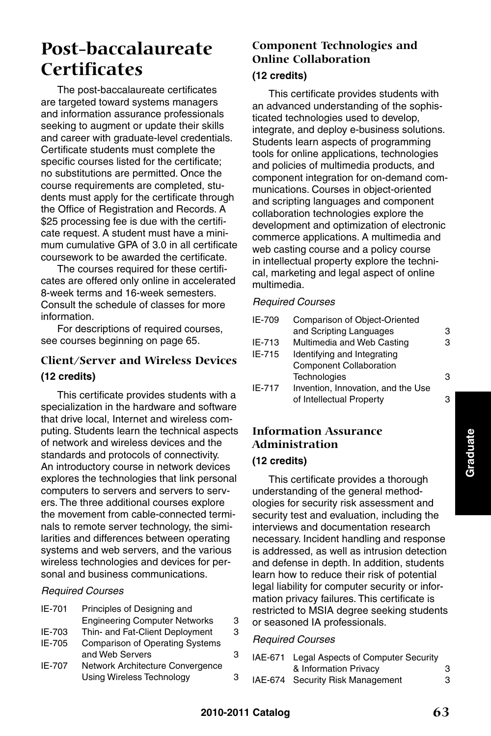# Post-baccalaureate Certificates

The post-baccalaureate certificates are targeted toward systems managers and information assurance professionals seeking to augment or update their skills and career with graduate-level credentials. Certificate students must complete the specific courses listed for the certificate; no substitutions are permitted. Once the course requirements are completed, students must apply for the certificate through the Office of Registration and Records. A $25 processing fee is due with the certificate request. A student must have a minimum cumulative GPA of 3.0 in all certificate coursework to be awarded the certificate.

The courses required for these certificates are offered only online in accelerated 8-week terms and 16-week semesters. Consult the schedule of classes for more information.

For descriptions of required courses, see courses beginning on page 65.

## Client/Server and Wireless Devices

**(12 credits)**

This certificate provides students with a specialization in the hardware and software that drive local, Internet and wireless computing. Students learn the technical aspects of network and wireless devices and the standards and protocols of connectivity. An introductory course in network devices explores the technologies that link personal computers to servers and servers to servers. The three additional courses explore the movement from cable-connected terminals to remote server technology, the similarities and differences between operating systems and web servers, and the various wireless technologies and devices for personal and business communications.

*Required Courses*

| | | |
|---|---|---|
| IE-701 | Principles of Designing and Engineering Computer Networks | 3 |
| IE-703 | Thin- and Fat-Client Deployment | 3 |
| IE-705 | Comparison of Operating Systems and Web Servers | 3 |
| IE-707 | Network Architecture Convergence Using Wireless Technology | 3 |

## Component Technologies and Online Collaboration

**(12 credits)**

This certificate provides students with an advanced understanding of the sophisticated technologies used to develop, integrate, and deploy e-business solutions. Students learn aspects of programming tools for online applications, technologies and policies of multimedia products, and component integration for on-demand communications. Courses in object-oriented and scripting languages and component collaboration technologies explore the development and optimization of electronic commerce applications. A multimedia and web casting course and a policy course in intellectual property explore the technical, marketing and legal aspect of online multimedia.

*Required Courses*

| | | |
|---|---|---|
| IE-709 | Comparison of Object-Oriented and Scripting Languages | 3 |
| IE-713 | Multimedia and Web Casting | 3 |
| IE-715 | Identifying and Integrating Component Collaboration Technologies | 3 |
| IE-717 | Invention, Innovation, and the Use of Intellectual Property | 3 |

## Information Assurance Administration

**(12 credits)**

This certificate provides a thorough understanding of the general methodologies for security risk assessment and security test and evaluation, including the interviews and documentation research necessary. Incident handling and response is addressed, as well as intrusion detection and defense in depth. In addition, students learn how to reduce their risk of potential legal liability for computer security or information privacy failures. This certificate is restricted to MSIA degree seeking students or seasoned IA professionals.

*Required Courses*

| | | |
|---|---|---|
| IAE-671 | Legal Aspects of Computer Security & Information Privacy | 3 |
| IAE-674 | Security Risk Management | 3 |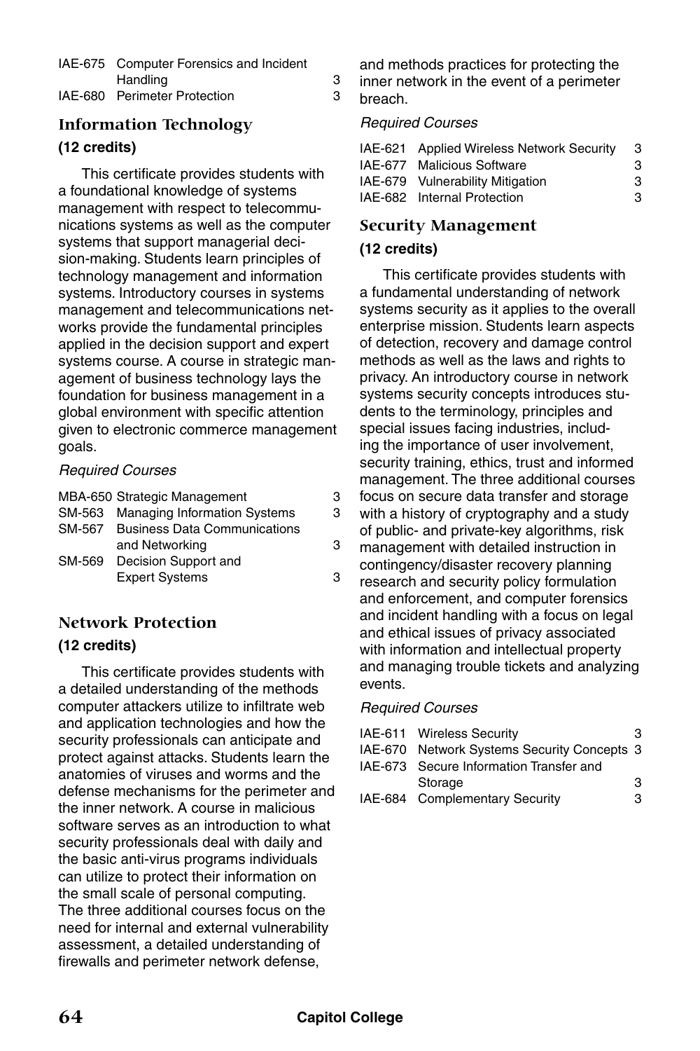| | | |
|---|---|---|
| IAE-675 | Computer Forensics and Incident Handling | 3 |
| IAE-680 | Perimeter Protection | 3 |

## Information Technology

**(12 credits)**

This certificate provides students with a foundational knowledge of systems management with respect to telecommunications systems as well as the computer systems that support managerial decision-making. Students learn principles of technology management and information systems. Introductory courses in systems management and telecommunications networks provide the fundamental principles applied in the decision support and expert systems course. A course in strategic management of business technology lays the foundation for business management in a global environment with specific attention given to electronic commerce management goals.

*Required Courses*

| | | |
|---|---|---|
| MBA-650 | Strategic Management | 3 |
| SM-563 | Managing Information Systems | 3 |
| SM-567 | Business Data Communications and Networking | 3 |
| SM-569 | Decision Support and Expert Systems | 3 |

## Network Protection

**(12 credits)**

This certificate provides students with a detailed understanding of the methods computer attackers utilize to infiltrate web and application technologies and how the security professionals can anticipate and protect against attacks. Students learn the anatomies of viruses and worms and the defense mechanisms for the perimeter and the inner network. A course in malicious software serves as an introduction to what security professionals deal with daily and the basic anti-virus programs individuals can utilize to protect their information on the small scale of personal computing. The three additional courses focus on the need for internal and external vulnerability assessment, a detailed understanding of firewalls and perimeter network defense, and methods practices for protecting the inner network in the event of a perimeter breach.

*Required Courses*

| | | |
|---|---|---|
| IAE-621 | Applied Wireless Network Security | 3 |
| IAE-677 | Malicious Software | 3 |
| IAE-679 | Vulnerability Mitigation | 3 |
| IAE-682 | Internal Protection | 3 |

## Security Management

**(12 credits)**

This certificate provides students with a fundamental understanding of network systems security as it applies to the overall enterprise mission. Students learn aspects of detection, recovery and damage control methods as well as the laws and rights to privacy. An introductory course in network systems security concepts introduces students to the terminology, principles and special issues facing industries, including the importance of user involvement, security training, ethics, trust and informed management. The three additional courses focus on secure data transfer and storage with a history of cryptography and a study of public- and private-key algorithms, risk management with detailed instruction in contingency/disaster recovery planning research and security policy formulation and enforcement, and computer forensics and incident handling with a focus on legal and ethical issues of privacy associated with information and intellectual property and managing trouble tickets and analyzing events.

*Required Courses*

| | | |
|---|---|---|
| IAE-611 | Wireless Security | 3 |
| IAE-670 | Network Systems Security Concepts | 3 |
| IAE-673 | Secure Information Transfer and Storage | 3 |
| IAE-684 | Complementary Security | 3 |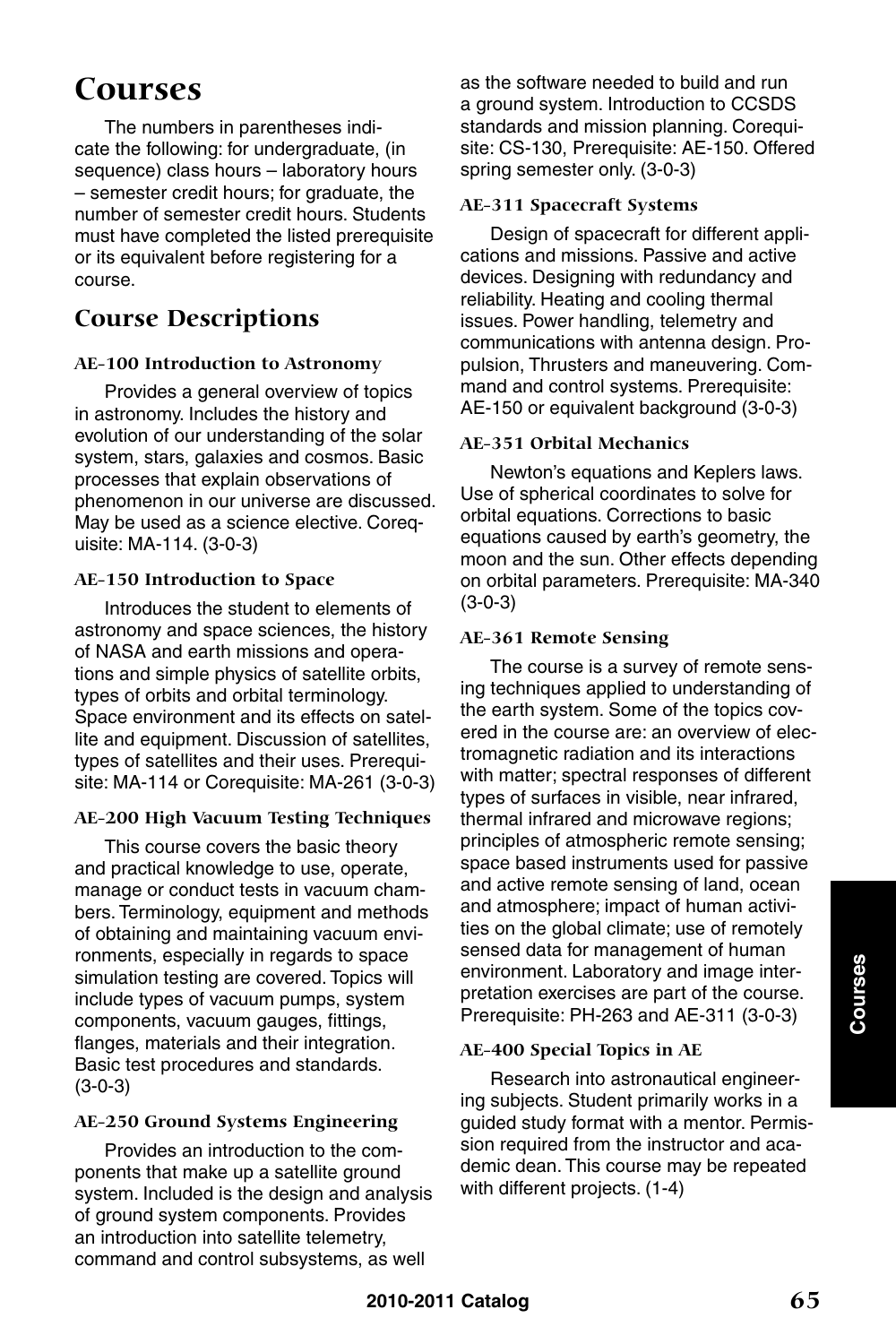# Courses

The numbers in parentheses indicate the following: for undergraduate, (in sequence) class hours – laboratory hours – semester credit hours; for graduate, the number of semester credit hours. Students must have completed the listed prerequisite or its equivalent before registering for a course.

## Course Descriptions

### AE-100 Introduction to Astronomy

Provides a general overview of topics in astronomy. Includes the history and evolution of our understanding of the solar system, stars, galaxies and cosmos. Basic processes that explain observations of phenomenon in our universe are discussed. May be used as a science elective. Corequisite: MA-114. (3-0-3)

### AE-150 Introduction to Space

Introduces the student to elements of astronomy and space sciences, the history of NASA and earth missions and operations and simple physics of satellite orbits, types of orbits and orbital terminology. Space environment and its effects on satellite and equipment. Discussion of satellites, types of satellites and their uses. Prerequisite: MA-114 or Corequisite: MA-261 (3-0-3)

### AE-200 High Vacuum Testing Techniques

This course covers the basic theory and practical knowledge to use, operate, manage or conduct tests in vacuum chambers. Terminology, equipment and methods of obtaining and maintaining vacuum environments, especially in regards to space simulation testing are covered. Topics will include types of vacuum pumps, system components, vacuum gauges, fittings, flanges, materials and their integration. Basic test procedures and standards. (3-0-3)

### AE-250 Ground Systems Engineering

Provides an introduction to the components that make up a satellite ground system. Included is the design and analysis of ground system components. Provides an introduction into satellite telemetry, command and control subsystems, as well as the software needed to build and run a ground system. Introduction to CCSDS standards and mission planning. Corequisite: CS-130, Prerequisite: AE-150. Offered spring semester only. (3-0-3)

### AE-311 Spacecraft Systems

Design of spacecraft for different applications and missions. Passive and active devices. Designing with redundancy and reliability. Heating and cooling thermal issues. Power handling, telemetry and communications with antenna design. Propulsion, Thrusters and maneuvering. Command and control systems. Prerequisite: AE-150 or equivalent background (3-0-3)

### AE-351 Orbital Mechanics

Newton's equations and Keplers laws. Use of spherical coordinates to solve for orbital equations. Corrections to basic equations caused by earth's geometry, the moon and the sun. Other effects depending on orbital parameters. Prerequisite: MA-340 (3-0-3)

### AE-361 Remote Sensing

The course is a survey of remote sensing techniques applied to understanding of the earth system. Some of the topics covered in the course are: an overview of electromagnetic radiation and its interactions with matter; spectral responses of different types of surfaces in visible, near infrared, thermal infrared and microwave regions; principles of atmospheric remote sensing; space based instruments used for passive and active remote sensing of land, ocean and atmosphere; impact of human activities on the global climate; use of remotely sensed data for management of human environment. Laboratory and image interpretation exercises are part of the course. Prerequisite: PH-263 and AE-311 (3-0-3)

### AE-400 Special Topics in AE

Research into astronautical engineering subjects. Student primarily works in a guided study format with a mentor. Permission required from the instructor and academic dean. This course may be repeated with different projects. (1-4)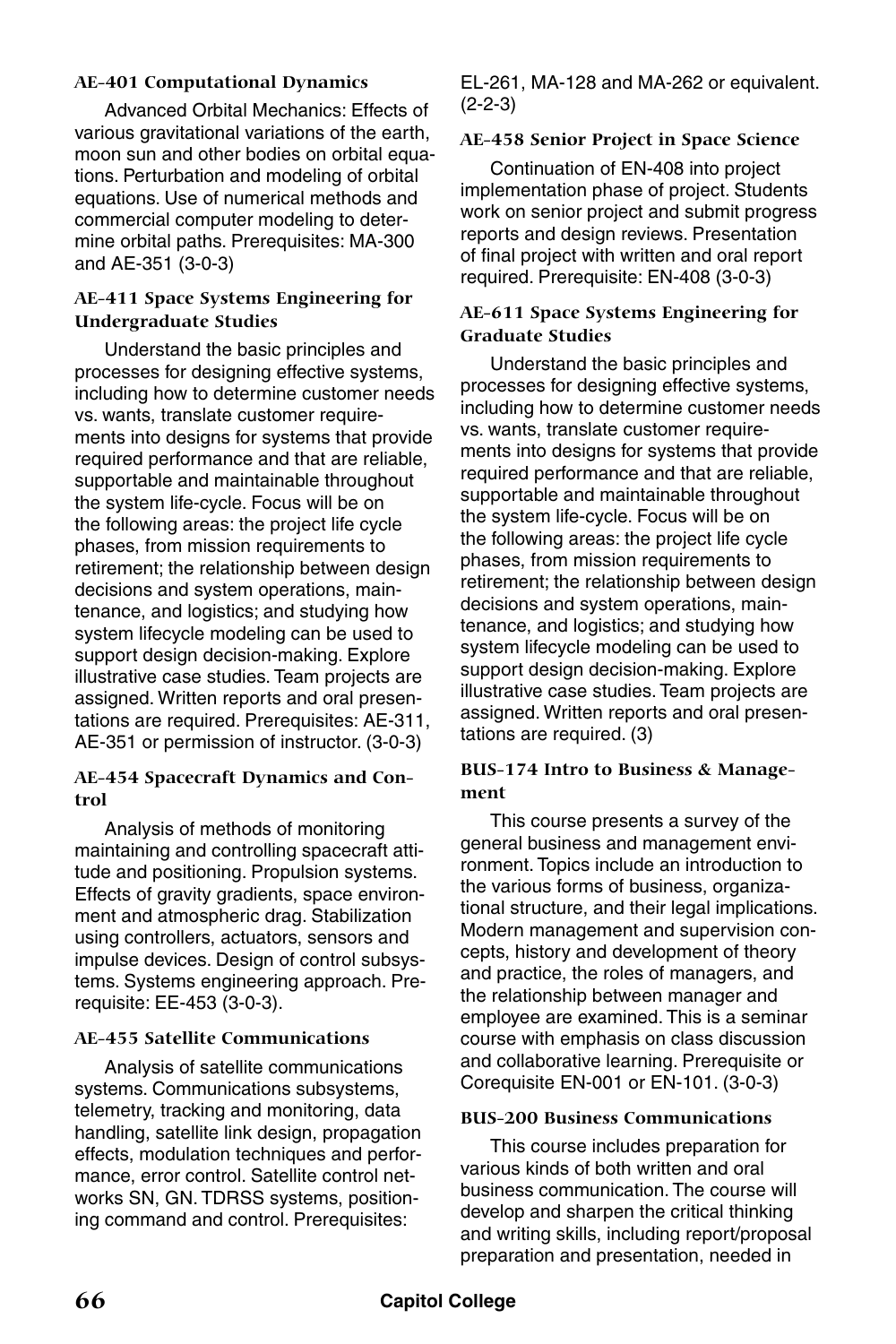### AE-401 Computational Dynamics

Advanced Orbital Mechanics: Effects of various gravitational variations of the earth, moon sun and other bodies on orbital equations. Perturbation and modeling of orbital equations. Use of numerical methods and commercial computer modeling to determine orbital paths. Prerequisites: MA-300 and AE-351 (3-0-3)

### AE-411 Space Systems Engineering for Undergraduate Studies

Understand the basic principles and processes for designing effective systems, including how to determine customer needs vs. wants, translate customer requirements into designs for systems that provide required performance and that are reliable, supportable and maintainable throughout the system life-cycle. Focus will be on the following areas: the project life cycle phases, from mission requirements to retirement; the relationship between design decisions and system operations, maintenance, and logistics; and studying how system lifecycle modeling can be used to support design decision-making. Explore illustrative case studies. Team projects are assigned. Written reports and oral presentations are required. Prerequisites: AE-311, AE-351 or permission of instructor. (3-0-3)

### AE-454 Spacecraft Dynamics and Control

Analysis of methods of monitoring maintaining and controlling spacecraft attitude and positioning. Propulsion systems. Effects of gravity gradients, space environment and atmospheric drag. Stabilization using controllers, actuators, sensors and impulse devices. Design of control subsystems. Systems engineering approach. Prerequisite: EE-453 (3-0-3).

### AE-455 Satellite Communications

Analysis of satellite communications systems. Communications subsystems, telemetry, tracking and monitoring, data handling, satellite link design, propagation effects, modulation techniques and performance, error control. Satellite control networks SN, GN. TDRSS systems, positioning command and control. Prerequisites: EL-261, MA-128 and MA-262 or equivalent. (2-2-3)

### AE-458 Senior Project in Space Science

Continuation of EN-408 into project implementation phase of project. Students work on senior project and submit progress reports and design reviews. Presentation of final project with written and oral report required. Prerequisite: EN-408 (3-0-3)

### AE-611 Space Systems Engineering for Graduate Studies

Understand the basic principles and processes for designing effective systems, including how to determine customer needs vs. wants, translate customer requirements into designs for systems that provide required performance and that are reliable, supportable and maintainable throughout the system life-cycle. Focus will be on the following areas: the project life cycle phases, from mission requirements to retirement; the relationship between design decisions and system operations, maintenance, and logistics; and studying how system lifecycle modeling can be used to support design decision-making. Explore illustrative case studies. Team projects are assigned. Written reports and oral presentations are required. (3)

### BUS-174 Intro to Business & Management

This course presents a survey of the general business and management environment. Topics include an introduction to the various forms of business, organizational structure, and their legal implications. Modern management and supervision concepts, history and development of theory and practice, the roles of managers, and the relationship between manager and employee are examined. This is a seminar course with emphasis on class discussion and collaborative learning. Prerequisite or Corequisite EN-001 or EN-101. (3-0-3)

### BUS-200 Business Communications

This course includes preparation for various kinds of both written and oral business communication. The course will develop and sharpen the critical thinking and writing skills, including report/proposal preparation and presentation, needed in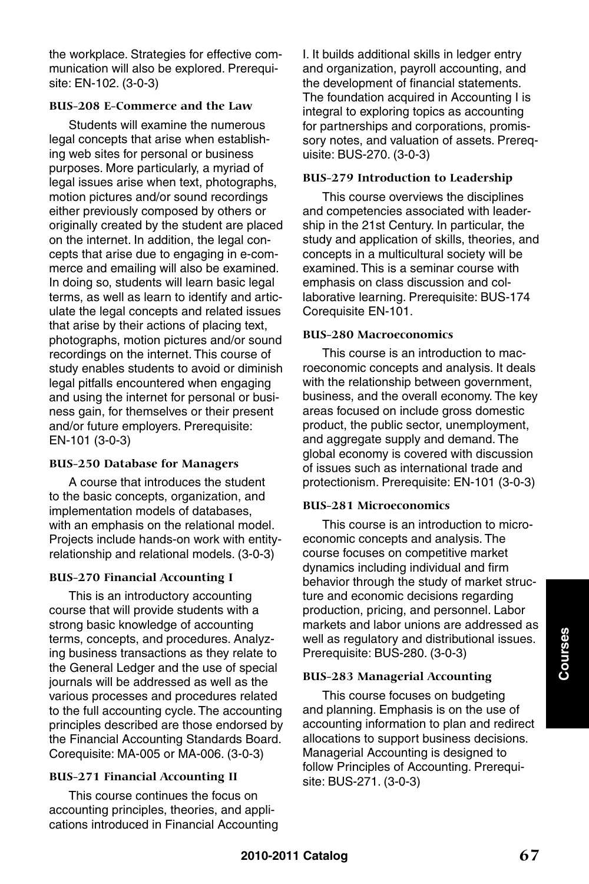the workplace. Strategies for effective communication will also be explored. Prerequisite: EN-102. (3-0-3)

### BUS-208 E-Commerce and the Law

Students will examine the numerous legal concepts that arise when establishing web sites for personal or business purposes. More particularly, a myriad of legal issues arise when text, photographs, motion pictures and/or sound recordings either previously composed by others or originally created by the student are placed on the internet. In addition, the legal concepts that arise due to engaging in e-commerce and emailing will also be examined. In doing so, students will learn basic legal terms, as well as learn to identify and articulate the legal concepts and related issues that arise by their actions of placing text, photographs, motion pictures and/or sound recordings on the internet. This course of study enables students to avoid or diminish legal pitfalls encountered when engaging and using the internet for personal or business gain, for themselves or their present and/or future employers. Prerequisite: EN-101 (3-0-3)

### BUS-250 Database for Managers

A course that introduces the student to the basic concepts, organization, and implementation models of databases, with an emphasis on the relational model. Projects include hands-on work with entity-relationship and relational models. (3-0-3)

### BUS-270 Financial Accounting I

This is an introductory accounting course that will provide students with a strong basic knowledge of accounting terms, concepts, and procedures. Analyzing business transactions as they relate to the General Ledger and the use of special journals will be addressed as well as the various processes and procedures related to the full accounting cycle. The accounting principles described are those endorsed by the Financial Accounting Standards Board. Corequisite: MA-005 or MA-006. (3-0-3)

### BUS-271 Financial Accounting II

This course continues the focus on accounting principles, theories, and applications introduced in Financial Accounting I. It builds additional skills in ledger entry and organization, payroll accounting, and the development of financial statements. The foundation acquired in Accounting I is integral to exploring topics as accounting for partnerships and corporations, promissory notes, and valuation of assets. Prerequisite: BUS-270. (3-0-3)

### BUS-279 Introduction to Leadership

This course overviews the disciplines and competencies associated with leadership in the 21st Century. In particular, the study and application of skills, theories, and concepts in a multicultural society will be examined. This is a seminar course with emphasis on class discussion and collaborative learning. Prerequisite: BUS-174 Corequisite EN-101.

### BUS-280 Macroeconomics

This course is an introduction to macroeconomic concepts and analysis. It deals with the relationship between government, business, and the overall economy. The key areas focused on include gross domestic product, the public sector, unemployment, and aggregate supply and demand. The global economy is covered with discussion of issues such as international trade and protectionism. Prerequisite: EN-101 (3-0-3)

### BUS-281 Microeconomics

This course is an introduction to microeconomic concepts and analysis. The course focuses on competitive market dynamics including individual and firm behavior through the study of market structure and economic decisions regarding production, pricing, and personnel. Labor markets and labor unions are addressed as well as regulatory and distributional issues. Prerequisite: BUS-280. (3-0-3)

### BUS-283 Managerial Accounting

This course focuses on budgeting and planning. Emphasis is on the use of accounting information to plan and redirect allocations to support business decisions. Managerial Accounting is designed to follow Principles of Accounting. Prerequisite: BUS-271. (3-0-3)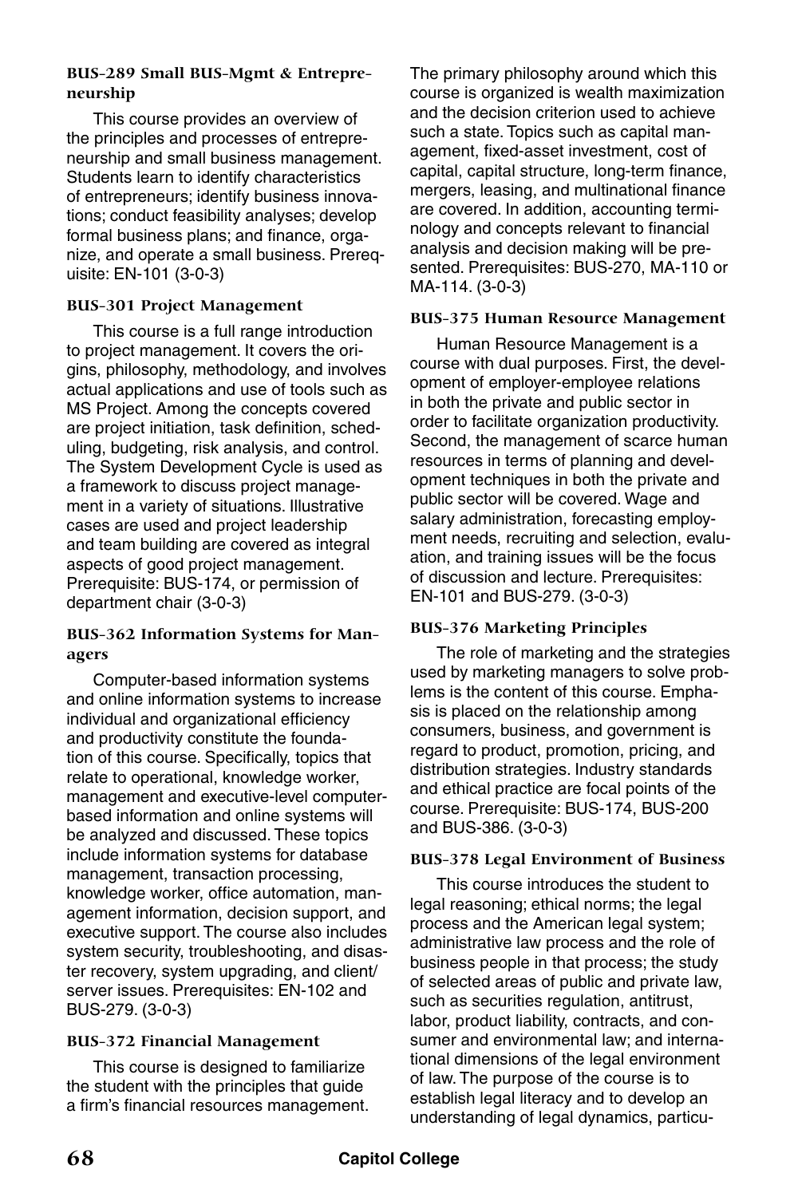#### BUS-289 Small BUS-Mgmt & Entrepreneurship

This course provides an overview of the principles and processes of entrepreneurship and small business management. Students learn to identify characteristics of entrepreneurs; identify business innovations; conduct feasibility analyses; develop formal business plans; and finance, organize, and operate a small business. Prerequisite: EN-101 (3-0-3)

#### BUS-301 Project Management

This course is a full range introduction to project management. It covers the origins, philosophy, methodology, and involves actual applications and use of tools such as MS Project. Among the concepts covered are project initiation, task definition, scheduling, budgeting, risk analysis, and control. The System Development Cycle is used as a framework to discuss project management in a variety of situations. Illustrative cases are used and project leadership and team building are covered as integral aspects of good project management. Prerequisite: BUS-174, or permission of department chair (3-0-3)

#### BUS-362 Information Systems for Managers

Computer-based information systems and online information systems to increase individual and organizational efficiency and productivity constitute the foundation of this course. Specifically, topics that relate to operational, knowledge worker, management and executive-level computer-based information and online systems will be analyzed and discussed. These topics include information systems for database management, transaction processing, knowledge worker, office automation, management information, decision support, and executive support. The course also includes system security, troubleshooting, and disaster recovery, system upgrading, and client/server issues. Prerequisites: EN-102 and BUS-279. (3-0-3)

#### BUS-372 Financial Management

This course is designed to familiarize the student with the principles that guide a firm's financial resources management. The primary philosophy around which this course is organized is wealth maximization and the decision criterion used to achieve such a state. Topics such as capital management, fixed-asset investment, cost of capital, capital structure, long-term finance, mergers, leasing, and multinational finance are covered. In addition, accounting terminology and concepts relevant to financial analysis and decision making will be presented. Prerequisites: BUS-270, MA-110 or MA-114. (3-0-3)

#### BUS-375 Human Resource Management

Human Resource Management is a course with dual purposes. First, the development of employer-employee relations in both the private and public sector in order to facilitate organization productivity. Second, the management of scarce human resources in terms of planning and development techniques in both the private and public sector will be covered. Wage and salary administration, forecasting employment needs, recruiting and selection, evaluation, and training issues will be the focus of discussion and lecture. Prerequisites: EN-101 and BUS-279. (3-0-3)

#### BUS-376 Marketing Principles

The role of marketing and the strategies used by marketing managers to solve problems is the content of this course. Emphasis is placed on the relationship among consumers, business, and government is regard to product, promotion, pricing, and distribution strategies. Industry standards and ethical practice are focal points of the course. Prerequisite: BUS-174, BUS-200 and BUS-386. (3-0-3)

#### BUS-378 Legal Environment of Business

This course introduces the student to legal reasoning; ethical norms; the legal process and the American legal system; administrative law process and the role of business people in that process; the study of selected areas of public and private law, such as securities regulation, antitrust, labor, product liability, contracts, and consumer and environmental law; and international dimensions of the legal environment of law. The purpose of the course is to establish legal literacy and to develop an understanding of legal dynamics, particu-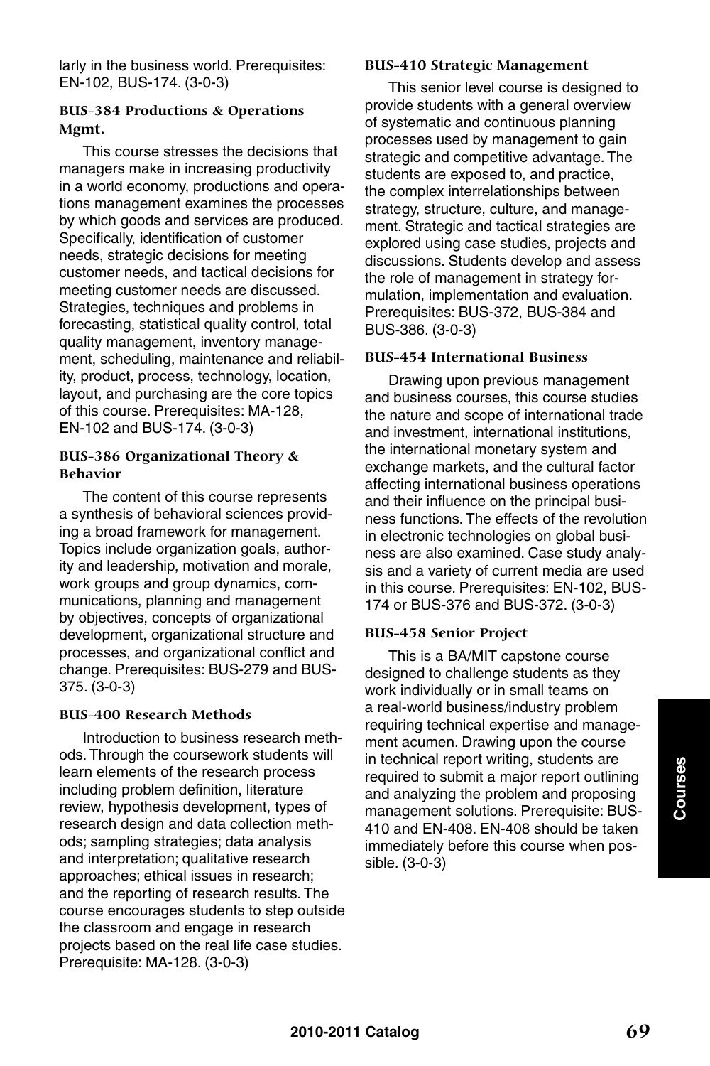larly in the business world. Prerequisites: EN-102, BUS-174. (3-0-3)

### BUS-384 Productions & Operations Mgmt.

This course stresses the decisions that managers make in increasing productivity in a world economy, productions and operations management examines the processes by which goods and services are produced. Specifically, identification of customer needs, strategic decisions for meeting customer needs, and tactical decisions for meeting customer needs are discussed. Strategies, techniques and problems in forecasting, statistical quality control, total quality management, inventory management, scheduling, maintenance and reliability, product, process, technology, location, layout, and purchasing are the core topics of this course. Prerequisites: MA-128, EN-102 and BUS-174. (3-0-3)

### BUS-386 Organizational Theory & Behavior

The content of this course represents a synthesis of behavioral sciences providing a broad framework for management. Topics include organization goals, authority and leadership, motivation and morale, work groups and group dynamics, communications, planning and management by objectives, concepts of organizational development, organizational structure and processes, and organizational conflict and change. Prerequisites: BUS-279 and BUS-375. (3-0-3)

### BUS-400 Research Methods

Introduction to business research methods. Through the coursework students will learn elements of the research process including problem definition, literature review, hypothesis development, types of research design and data collection methods; sampling strategies; data analysis and interpretation; qualitative research approaches; ethical issues in research; and the reporting of research results. The course encourages students to step outside the classroom and engage in research projects based on the real life case studies. Prerequisite: MA-128. (3-0-3)

### BUS-410 Strategic Management

This senior level course is designed to provide students with a general overview of systematic and continuous planning processes used by management to gain strategic and competitive advantage. The students are exposed to, and practice, the complex interrelationships between strategy, structure, culture, and management. Strategic and tactical strategies are explored using case studies, projects and discussions. Students develop and assess the role of management in strategy formulation, implementation and evaluation. Prerequisites: BUS-372, BUS-384 and BUS-386. (3-0-3)

### BUS-454 International Business

Drawing upon previous management and business courses, this course studies the nature and scope of international trade and investment, international institutions, the international monetary system and exchange markets, and the cultural factor affecting international business operations and their influence on the principal business functions. The effects of the revolution in electronic technologies on global business are also examined. Case study analysis and a variety of current media are used in this course. Prerequisites: EN-102, BUS-174 or BUS-376 and BUS-372. (3-0-3)

### BUS-458 Senior Project

This is a BA/MIT capstone course designed to challenge students as they work individually or in small teams on a real-world business/industry problem requiring technical expertise and management acumen. Drawing upon the course in technical report writing, students are required to submit a major report outlining and analyzing the problem and proposing management solutions. Prerequisite: BUS-410 and EN-408. EN-408 should be taken immediately before this course when possible. (3-0-3)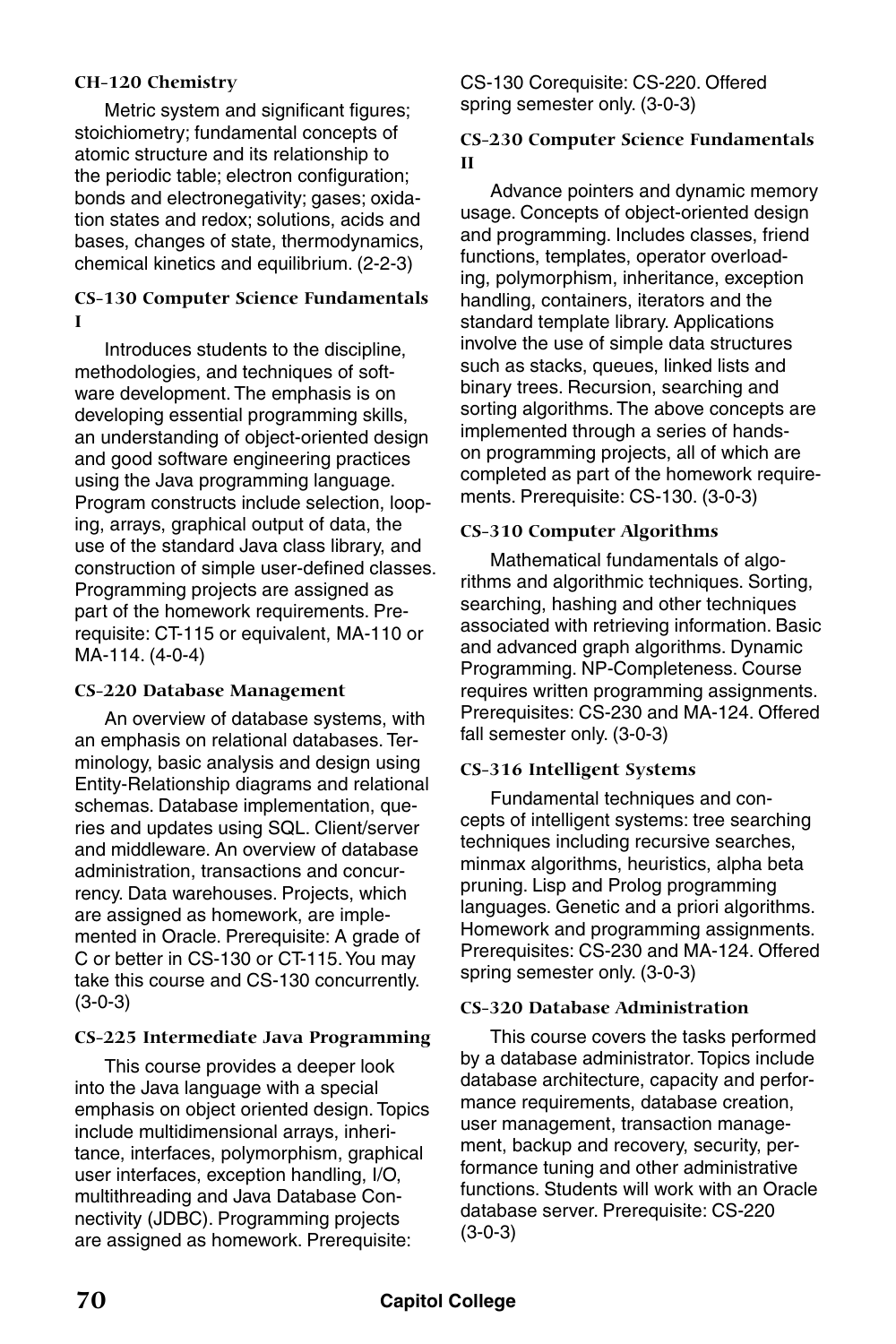### CH-120 Chemistry

Metric system and significant figures; stoichiometry; fundamental concepts of atomic structure and its relationship to the periodic table; electron configuration; bonds and electronegativity; gases; oxidation states and redox; solutions, acids and bases, changes of state, thermodynamics, chemical kinetics and equilibrium. (2-2-3)

### CS-130 Computer Science Fundamentals I

Introduces students to the discipline, methodologies, and techniques of software development. The emphasis is on developing essential programming skills, an understanding of object-oriented design and good software engineering practices using the Java programming language. Program constructs include selection, looping, arrays, graphical output of data, the use of the standard Java class library, and construction of simple user-defined classes. Programming projects are assigned as part of the homework requirements. Prerequisite: CT-115 or equivalent, MA-110 or MA-114. (4-0-4)

### CS-220 Database Management

An overview of database systems, with an emphasis on relational databases. Terminology, basic analysis and design using Entity-Relationship diagrams and relational schemas. Database implementation, queries and updates using SQL. Client/server and middleware. An overview of database administration, transactions and concurrency. Data warehouses. Projects, which are assigned as homework, are implemented in Oracle. Prerequisite: A grade of C or better in CS-130 or CT-115. You may take this course and CS-130 concurrently. (3-0-3)

### CS-225 Intermediate Java Programming

This course provides a deeper look into the Java language with a special emphasis on object oriented design. Topics include multidimensional arrays, inheritance, interfaces, polymorphism, graphical user interfaces, exception handling, I/O, multithreading and Java Database Connectivity (JDBC). Programming projects are assigned as homework. Prerequisite: CS-130 Corequisite: CS-220. Offered spring semester only. (3-0-3)

### CS-230 Computer Science Fundamentals II

Advance pointers and dynamic memory usage. Concepts of object-oriented design and programming. Includes classes, friend functions, templates, operator overloading, polymorphism, inheritance, exception handling, containers, iterators and the standard template library. Applications involve the use of simple data structures such as stacks, queues, linked lists and binary trees. Recursion, searching and sorting algorithms. The above concepts are implemented through a series of hands-on programming projects, all of which are completed as part of the homework requirements. Prerequisite: CS-130. (3-0-3)

### CS-310 Computer Algorithms

Mathematical fundamentals of algorithms and algorithmic techniques. Sorting, searching, hashing and other techniques associated with retrieving information. Basic and advanced graph algorithms. Dynamic Programming. NP-Completeness. Course requires written programming assignments. Prerequisites: CS-230 and MA-124. Offered fall semester only. (3-0-3)

### CS-316 Intelligent Systems

Fundamental techniques and concepts of intelligent systems: tree searching techniques including recursive searches, minmax algorithms, heuristics, alpha beta pruning. Lisp and Prolog programming languages. Genetic and a priori algorithms. Homework and programming assignments. Prerequisites: CS-230 and MA-124. Offered spring semester only. (3-0-3)

### CS-320 Database Administration

This course covers the tasks performed by a database administrator. Topics include database architecture, capacity and performance requirements, database creation, user management, transaction management, backup and recovery, security, performance tuning and other administrative functions. Students will work with an Oracle database server. Prerequisite: CS-220 (3-0-3)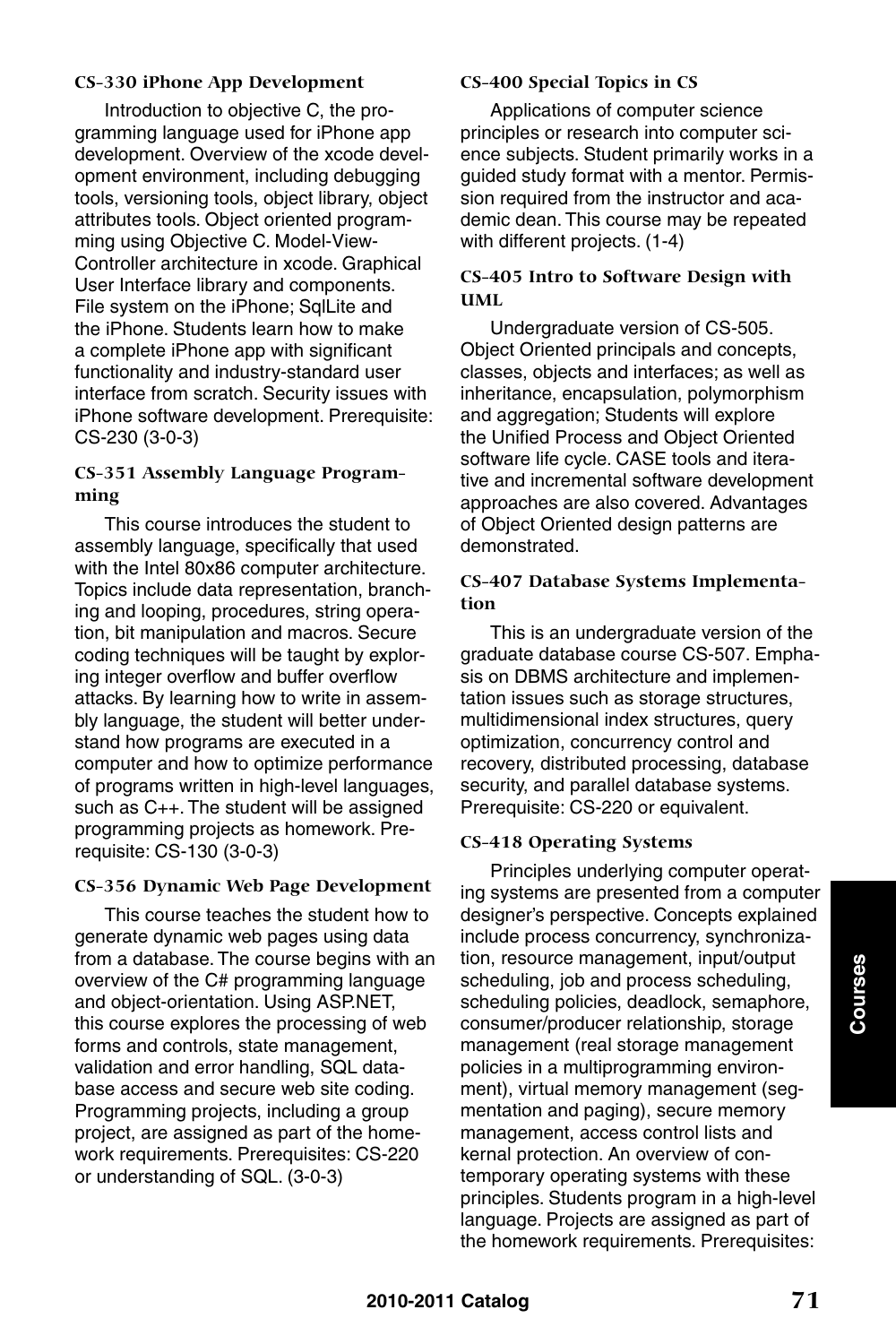#### CS-330 iPhone App Development

Introduction to objective C, the programming language used for iPhone app development. Overview of the xcode development environment, including debugging tools, versioning tools, object library, object attributes tools. Object oriented programming using Objective C. Model-View-Controller architecture in xcode. Graphical User Interface library and components. File system on the iPhone; SqlLite and the iPhone. Students learn how to make a complete iPhone app with significant functionality and industry-standard user interface from scratch. Security issues with iPhone software development. Prerequisite: CS-230 (3-0-3)

#### CS-351 Assembly Language Programming

This course introduces the student to assembly language, specifically that used with the Intel 80x86 computer architecture. Topics include data representation, branching and looping, procedures, string operation, bit manipulation and macros. Secure coding techniques will be taught by exploring integer overflow and buffer overflow attacks. By learning how to write in assembly language, the student will better understand how programs are executed in a computer and how to optimize performance of programs written in high-level languages, such as C++. The student will be assigned programming projects as homework. Prerequisite: CS-130 (3-0-3)

#### CS-356 Dynamic Web Page Development

This course teaches the student how to generate dynamic web pages using data from a database. The course begins with an overview of the C# programming language and object-orientation. Using ASP.NET, this course explores the processing of web forms and controls, state management, validation and error handling, SQL database access and secure web site coding. Programming projects, including a group project, are assigned as part of the homework requirements. Prerequisites: CS-220 or understanding of SQL. (3-0-3)

#### CS-400 Special Topics in CS

Applications of computer science principles or research into computer science subjects. Student primarily works in a guided study format with a mentor. Permission required from the instructor and academic dean. This course may be repeated with different projects. (1-4)

#### CS-405 Intro to Software Design with UML

Undergraduate version of CS-505. Object Oriented principals and concepts, classes, objects and interfaces; as well as inheritance, encapsulation, polymorphism and aggregation; Students will explore the Unified Process and Object Oriented software life cycle. CASE tools and iterative and incremental software development approaches are also covered. Advantages of Object Oriented design patterns are demonstrated.

#### CS-407 Database Systems Implementation

This is an undergraduate version of the graduate database course CS-507. Emphasis on DBMS architecture and implementation issues such as storage structures, multidimensional index structures, query optimization, concurrency control and recovery, distributed processing, database security, and parallel database systems. Prerequisite: CS-220 or equivalent.

#### CS-418 Operating Systems

Principles underlying computer operating systems are presented from a computer designer's perspective. Concepts explained include process concurrency, synchronization, resource management, input/output scheduling, job and process scheduling, scheduling policies, deadlock, semaphore, consumer/producer relationship, storage management (real storage management policies in a multiprogramming environment), virtual memory management (segmentation and paging), secure memory management, access control lists and kernal protection. An overview of contemporary operating systems with these principles. Students program in a high-level language. Projects are assigned as part of the homework requirements. Prerequisites: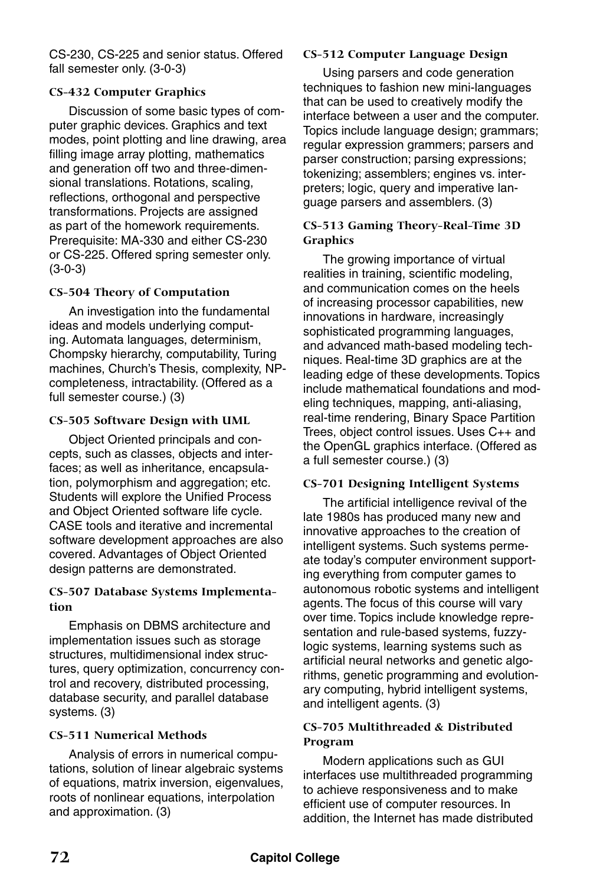CS-230, CS-225 and senior status. Offered fall semester only. (3-0-3)

### CS-432 Computer Graphics

Discussion of some basic types of computer graphic devices. Graphics and text modes, point plotting and line drawing, area filling image array plotting, mathematics and generation off two and three-dimensional translations. Rotations, scaling, reflections, orthogonal and perspective transformations. Projects are assigned as part of the homework requirements. Prerequisite: MA-330 and either CS-230 or CS-225. Offered spring semester only. (3-0-3)

### CS-504 Theory of Computation

An investigation into the fundamental ideas and models underlying computing. Automata languages, determinism, Chompsky hierarchy, computability, Turing machines, Church's Thesis, complexity, NP-completeness, intractability. (Offered as a full semester course.) (3)

### CS-505 Software Design with UML

Object Oriented principals and concepts, such as classes, objects and interfaces; as well as inheritance, encapsulation, polymorphism and aggregation; etc. Students will explore the Unified Process and Object Oriented software life cycle. CASE tools and iterative and incremental software development approaches are also covered. Advantages of Object Oriented design patterns are demonstrated.

### CS-507 Database Systems Implementation

Emphasis on DBMS architecture and implementation issues such as storage structures, multidimensional index structures, query optimization, concurrency control and recovery, distributed processing, database security, and parallel database systems. (3)

### CS-511 Numerical Methods

Analysis of errors in numerical computations, solution of linear algebraic systems of equations, matrix inversion, eigenvalues, roots of nonlinear equations, interpolation and approximation. (3)

### CS-512 Computer Language Design

Using parsers and code generation techniques to fashion new mini-languages that can be used to creatively modify the interface between a user and the computer. Topics include language design; grammars; regular expression grammers; parsers and parser construction; parsing expressions; tokenizing; assemblers; engines vs. interpreters; logic, query and imperative language parsers and assemblers. (3)

### CS-513 Gaming Theory-Real-Time 3D Graphics

The growing importance of virtual realities in training, scientific modeling, and communication comes on the heels of increasing processor capabilities, new innovations in hardware, increasingly sophisticated programming languages, and advanced math-based modeling techniques. Real-time 3D graphics are at the leading edge of these developments. Topics include mathematical foundations and modeling techniques, mapping, anti-aliasing, real-time rendering, Binary Space Partition Trees, object control issues. Uses C++ and the OpenGL graphics interface. (Offered as a full semester course.) (3)

### CS-701 Designing Intelligent Systems

The artificial intelligence revival of the late 1980s has produced many new and innovative approaches to the creation of intelligent systems. Such systems permeate today's computer environment supporting everything from computer games to autonomous robotic systems and intelligent agents. The focus of this course will vary over time. Topics include knowledge representation and rule-based systems, fuzzy-logic systems, learning systems such as artificial neural networks and genetic algorithms, genetic programming and evolutionary computing, hybrid intelligent systems, and intelligent agents. (3)

### CS-705 Multithreaded & Distributed Program

Modern applications such as GUI interfaces use multithreaded programming to achieve responsiveness and to make efficient use of computer resources. In addition, the Internet has made distributed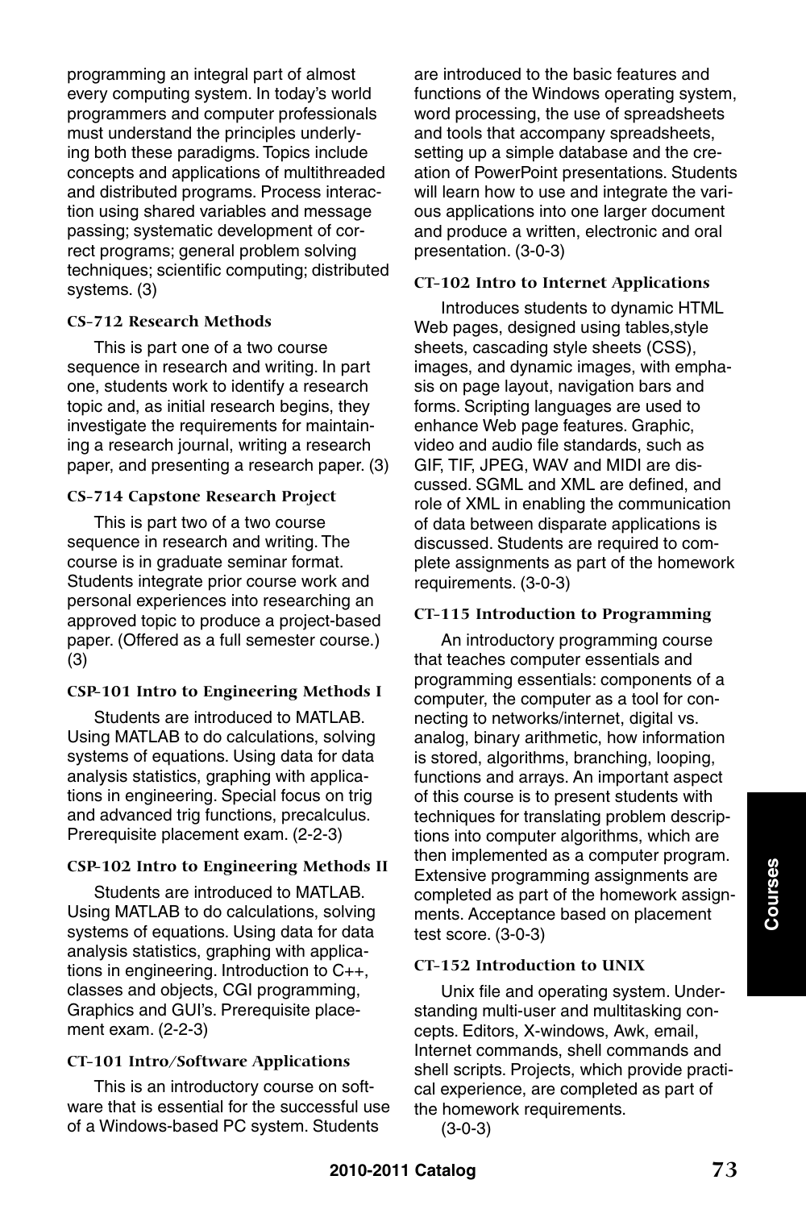programming an integral part of almost every computing system. In today's world programmers and computer professionals must understand the principles underlying both these paradigms. Topics include concepts and applications of multithreaded and distributed programs. Process interaction using shared variables and message passing; systematic development of correct programs; general problem solving techniques; scientific computing; distributed systems. (3)

### CS-712 Research Methods

This is part one of a two course sequence in research and writing. In part one, students work to identify a research topic and, as initial research begins, they investigate the requirements for maintaining a research journal, writing a research paper, and presenting a research paper. (3)

### CS-714 Capstone Research Project

This is part two of a two course sequence in research and writing. The course is in graduate seminar format. Students integrate prior course work and personal experiences into researching an approved topic to produce a project-based paper. (Offered as a full semester course.) (3)

### CSP-101 Intro to Engineering Methods I

Students are introduced to MATLAB. Using MATLAB to do calculations, solving systems of equations. Using data for data analysis statistics, graphing with applications in engineering. Special focus on trig and advanced trig functions, precalculus. Prerequisite placement exam. (2-2-3)

### CSP-102 Intro to Engineering Methods II

Students are introduced to MATLAB. Using MATLAB to do calculations, solving systems of equations. Using data for data analysis statistics, graphing with applications in engineering. Introduction to C++, classes and objects, CGI programming, Graphics and GUI's. Prerequisite placement exam. (2-2-3)

### CT-101 Intro/Software Applications

This is an introductory course on software that is essential for the successful use of a Windows-based PC system. Students are introduced to the basic features and functions of the Windows operating system, word processing, the use of spreadsheets and tools that accompany spreadsheets, setting up a simple database and the creation of PowerPoint presentations. Students will learn how to use and integrate the various applications into one larger document and produce a written, electronic and oral presentation. (3-0-3)

### CT-102 Intro to Internet Applications

Introduces students to dynamic HTML Web pages, designed using tables,style sheets, cascading style sheets (CSS), images, and dynamic images, with emphasis on page layout, navigation bars and forms. Scripting languages are used to enhance Web page features. Graphic, video and audio file standards, such as GIF, TIF, JPEG, WAV and MIDI are discussed. SGML and XML are defined, and role of XML in enabling the communication of data between disparate applications is discussed. Students are required to complete assignments as part of the homework requirements. (3-0-3)

### CT-115 Introduction to Programming

An introductory programming course that teaches computer essentials and programming essentials: components of a computer, the computer as a tool for connecting to networks/internet, digital vs. analog, binary arithmetic, how information is stored, algorithms, branching, looping, functions and arrays. An important aspect of this course is to present students with techniques for translating problem descriptions into computer algorithms, which are then implemented as a computer program. Extensive programming assignments are completed as part of the homework assignments. Acceptance based on placement test score. (3-0-3)

### CT-152 Introduction to UNIX

Unix file and operating system. Understanding multi-user and multitasking concepts. Editors, X-windows, Awk, email, Internet commands, shell commands and shell scripts. Projects, which provide practical experience, are completed as part of the homework requirements.
(3-0-3)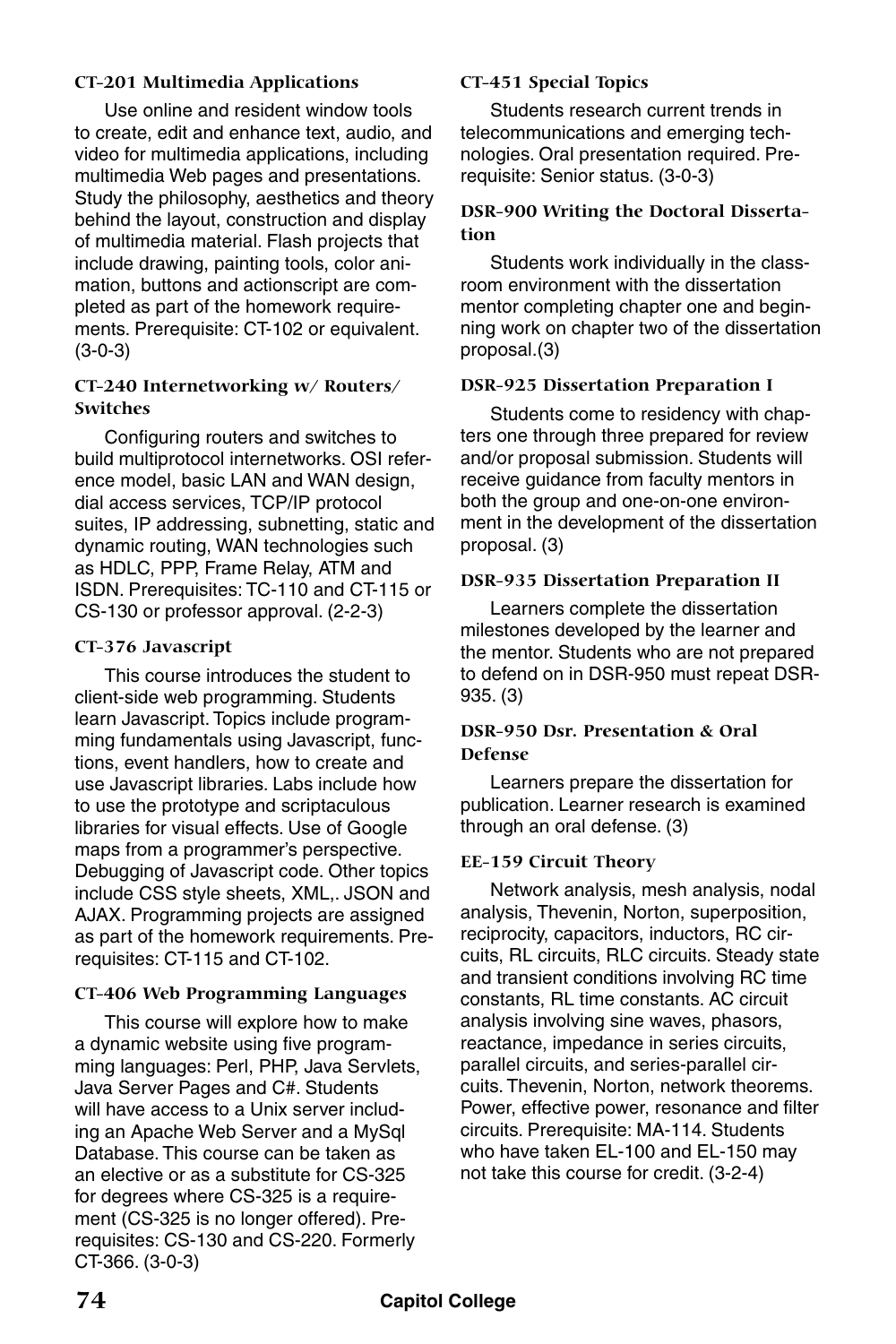#### CT-201 Multimedia Applications

Use online and resident window tools to create, edit and enhance text, audio, and video for multimedia applications, including multimedia Web pages and presentations. Study the philosophy, aesthetics and theory behind the layout, construction and display of multimedia material. Flash projects that include drawing, painting tools, color animation, buttons and actionscript are completed as part of the homework requirements. Prerequisite: CT-102 or equivalent. (3-0-3)

#### CT-240 Internetworking w/ Routers/ Switches

Configuring routers and switches to build multiprotocol internetworks. OSI reference model, basic LAN and WAN design, dial access services, TCP/IP protocol suites, IP addressing, subnetting, static and dynamic routing, WAN technologies such as HDLC, PPP, Frame Relay, ATM and ISDN. Prerequisites: TC-110 and CT-115 or CS-130 or professor approval. (2-2-3)

#### CT-376 Javascript

This course introduces the student to client-side web programming. Students learn Javascript. Topics include programming fundamentals using Javascript, functions, event handlers, how to create and use Javascript libraries. Labs include how to use the prototype and scriptaculous libraries for visual effects. Use of Google maps from a programmer's perspective. Debugging of Javascript code. Other topics include CSS style sheets, XML,. JSON and AJAX. Programming projects are assigned as part of the homework requirements. Prerequisites: CT-115 and CT-102.

#### CT-406 Web Programming Languages

This course will explore how to make a dynamic website using five programming languages: Perl, PHP, Java Servlets, Java Server Pages and C#. Students will have access to a Unix server including an Apache Web Server and a MySql Database. This course can be taken as an elective or as a substitute for CS-325 for degrees where CS-325 is a requirement (CS-325 is no longer offered). Prerequisites: CS-130 and CS-220. Formerly CT-366. (3-0-3)

#### CT-451 Special Topics

Students research current trends in telecommunications and emerging technologies. Oral presentation required. Prerequisite: Senior status. (3-0-3)

#### DSR-900 Writing the Doctoral Dissertation

Students work individually in the classroom environment with the dissertation mentor completing chapter one and beginning work on chapter two of the dissertation proposal.(3)

#### DSR-925 Dissertation Preparation I

Students come to residency with chapters one through three prepared for review and/or proposal submission. Students will receive guidance from faculty mentors in both the group and one-on-one environment in the development of the dissertation proposal. (3)

#### DSR-935 Dissertation Preparation II

Learners complete the dissertation milestones developed by the learner and the mentor. Students who are not prepared to defend on in DSR-950 must repeat DSR-935. (3)

#### DSR-950 Dsr. Presentation & Oral Defense

Learners prepare the dissertation for publication. Learner research is examined through an oral defense. (3)

#### EE-159 Circuit Theory

Network analysis, mesh analysis, nodal analysis, Thevenin, Norton, superposition, reciprocity, capacitors, inductors, RC circuits, RL circuits, RLC circuits. Steady state and transient conditions involving RC time constants, RL time constants. AC circuit analysis involving sine waves, phasors, reactance, impedance in series circuits, parallel circuits, and series-parallel circuits. Thevenin, Norton, network theorems. Power, effective power, resonance and filter circuits. Prerequisite: MA-114. Students who have taken EL-100 and EL-150 may not take this course for credit. (3-2-4)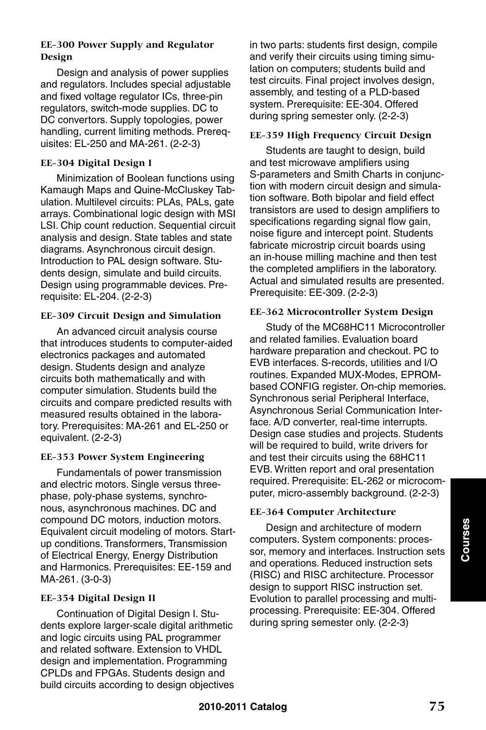### EE-300 Power Supply and Regulator Design

Design and analysis of power supplies and regulators. Includes special adjustable and fixed voltage regulator ICs, three-pin regulators, switch-mode supplies. DC to DC convertors. Supply topologies, power handling, current limiting methods. Prerequisites: EL-250 and MA-261. (2-2-3)

### EE-304 Digital Design I

Minimization of Boolean functions using Kamaugh Maps and Quine-McCluskey Tabulation. Multilevel circuits: PLAs, PALs, gate arrays. Combinational logic design with MSI LSI. Chip count reduction. Sequential circuit analysis and design. State tables and state diagrams. Asynchronous circuit design. Introduction to PAL design software. Students design, simulate and build circuits. Design using programmable devices. Prerequisite: EL-204. (2-2-3)

### EE-309 Circuit Design and Simulation

An advanced circuit analysis course that introduces students to computer-aided electronics packages and automated design. Students design and analyze circuits both mathematically and with computer simulation. Students build the circuits and compare predicted results with measured results obtained in the laboratory. Prerequisites: MA-261 and EL-250 or equivalent. (2-2-3)

### EE-353 Power System Engineering

Fundamentals of power transmission and electric motors. Single versus three-phase, poly-phase systems, synchronous, asynchronous machines. DC and compound DC motors, induction motors. Equivalent circuit modeling of motors. Start-up conditions. Transformers, Transmission of Electrical Energy, Energy Distribution and Harmonics. Prerequisites: EE-159 and MA-261. (3-0-3)

### EE-354 Digital Design II

Continuation of Digital Design I. Students explore larger-scale digital arithmetic and logic circuits using PAL programmer and related software. Extension to VHDL design and implementation. Programming CPLDs and FPGAs. Students design and build circuits according to design objectives in two parts: students first design, compile and verify their circuits using timing simulation on computers; students build and test circuits. Final project involves design, assembly, and testing of a PLD-based system. Prerequisite: EE-304. Offered during spring semester only. (2-2-3)

### EE-359 High Frequency Circuit Design

Students are taught to design, build and test microwave amplifiers using S-parameters and Smith Charts in conjunction with modern circuit design and simulation software. Both bipolar and field effect transistors are used to design amplifiers to specifications regarding signal flow gain, noise figure and intercept point. Students fabricate microstrip circuit boards using an in-house milling machine and then test the completed amplifiers in the laboratory. Actual and simulated results are presented. Prerequisite: EE-309. (2-2-3)

### EE-362 Microcontroller System Design

Study of the MC68HC11 Microcontroller and related families. Evaluation board hardware preparation and checkout. PC to EVB interfaces. S-records, utilities and I/O routines. Expanded MUX-Modes, EPROM-based CONFIG register. On-chip memories. Synchronous serial Peripheral Interface, Asynchronous Serial Communication Interface. A/D converter, real-time interrupts. Design case studies and projects. Students will be required to build, write drivers for and test their circuits using the 68HC11 EVB. Written report and oral presentation required. Prerequisite: EL-262 or microcomputer, micro-assembly background. (2-2-3)

### EE-364 Computer Architecture

Design and architecture of modern computers. System components: processor, memory and interfaces. Instruction sets and operations. Reduced instruction sets (RISC) and RISC architecture. Processor design to support RISC instruction set. Evolution to parallel processing and multiprocessing. Prerequisite: EE-304. Offered during spring semester only. (2-2-3)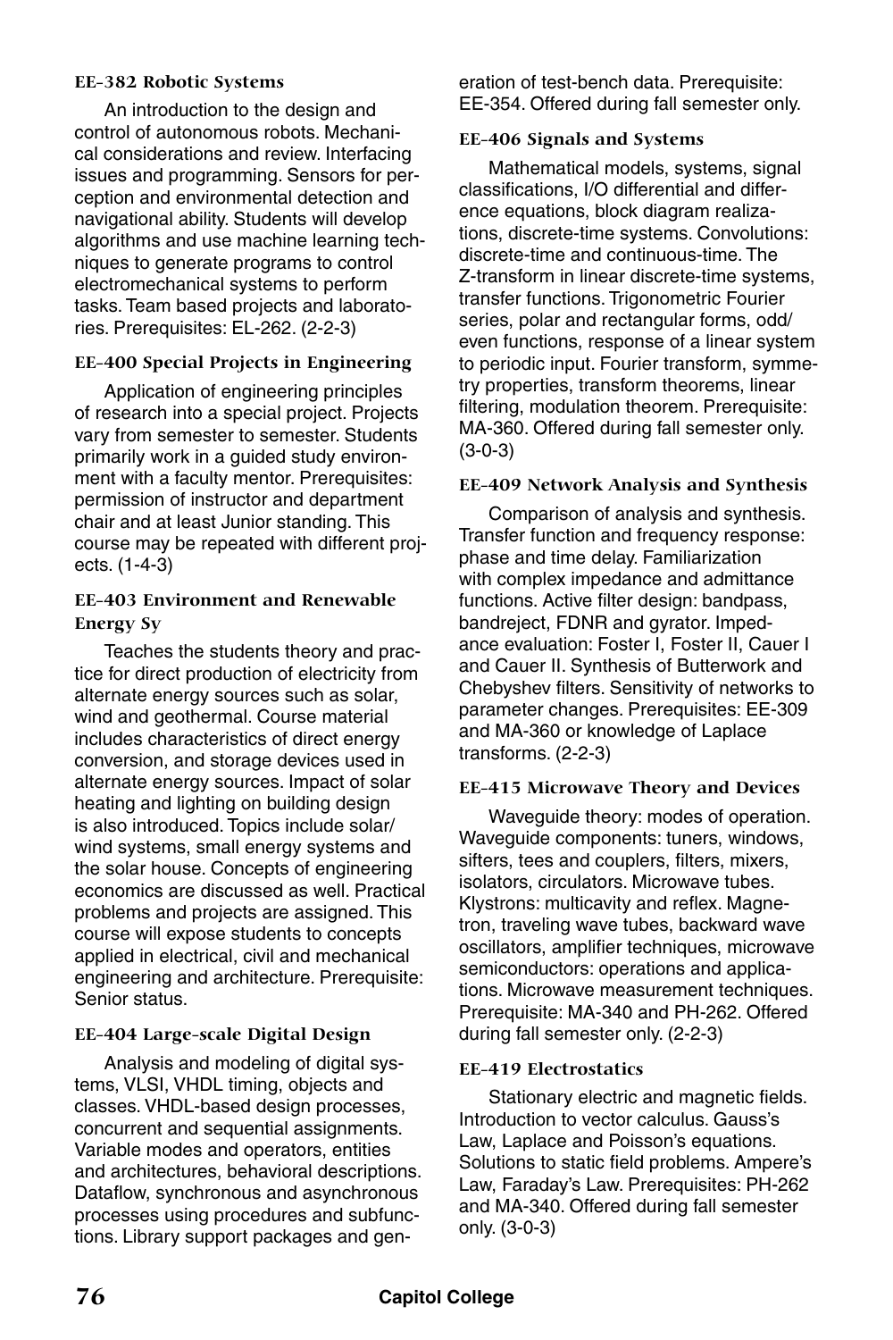### EE-382 Robotic Systems

An introduction to the design and control of autonomous robots. Mechanical considerations and review. Interfacing issues and programming. Sensors for perception and environmental detection and navigational ability. Students will develop algorithms and use machine learning techniques to generate programs to control electromechanical systems to perform tasks. Team based projects and laboratories. Prerequisites: EL-262. (2-2-3)

### EE-400 Special Projects in Engineering

Application of engineering principles of research into a special project. Projects vary from semester to semester. Students primarily work in a guided study environment with a faculty mentor. Prerequisites: permission of instructor and department chair and at least Junior standing. This course may be repeated with different projects. (1-4-3)

### EE-403 Environment and Renewable Energy Sy

Teaches the students theory and practice for direct production of electricity from alternate energy sources such as solar, wind and geothermal. Course material includes characteristics of direct energy conversion, and storage devices used in alternate energy sources. Impact of solar heating and lighting on building design is also introduced. Topics include solar/wind systems, small energy systems and the solar house. Concepts of engineering economics are discussed as well. Practical problems and projects are assigned. This course will expose students to concepts applied in electrical, civil and mechanical engineering and architecture. Prerequisite: Senior status.

### EE-404 Large-scale Digital Design

Analysis and modeling of digital systems, VLSI, VHDL timing, objects and classes. VHDL-based design processes, concurrent and sequential assignments. Variable modes and operators, entities and architectures, behavioral descriptions. Dataflow, synchronous and asynchronous processes using procedures and subfunctions. Library support packages and generation of test-bench data. Prerequisite: EE-354. Offered during fall semester only.

### EE-406 Signals and Systems

Mathematical models, systems, signal classifications, I/O differential and difference equations, block diagram realizations, discrete-time systems. Convolutions: discrete-time and continuous-time. The Z-transform in linear discrete-time systems, transfer functions. Trigonometric Fourier series, polar and rectangular forms, odd/even functions, response of a linear system to periodic input. Fourier transform, symmetry properties, transform theorems, linear filtering, modulation theorem. Prerequisite: MA-360. Offered during fall semester only. (3-0-3)

### EE-409 Network Analysis and Synthesis

Comparison of analysis and synthesis. Transfer function and frequency response: phase and time delay. Familiarization with complex impedance and admittance functions. Active filter design: bandpass, bandreject, FDNR and gyrator. Impedance evaluation: Foster I, Foster II, Cauer I and Cauer II. Synthesis of Butterwork and Chebyshev filters. Sensitivity of networks to parameter changes. Prerequisites: EE-309 and MA-360 or knowledge of Laplace transforms. (2-2-3)

### EE-415 Microwave Theory and Devices

Waveguide theory: modes of operation. Waveguide components: tuners, windows, sifters, tees and couplers, filters, mixers, isolators, circulators. Microwave tubes. Klystrons: multicavity and reflex. Magnetron, traveling wave tubes, backward wave oscillators, amplifier techniques, microwave semiconductors: operations and applications. Microwave measurement techniques. Prerequisite: MA-340 and PH-262. Offered during fall semester only. (2-2-3)

### EE-419 Electrostatics

Stationary electric and magnetic fields. Introduction to vector calculus. Gauss's Law, Laplace and Poisson's equations. Solutions to static field problems. Ampere's Law, Faraday's Law. Prerequisites: PH-262 and MA-340. Offered during fall semester only. (3-0-3)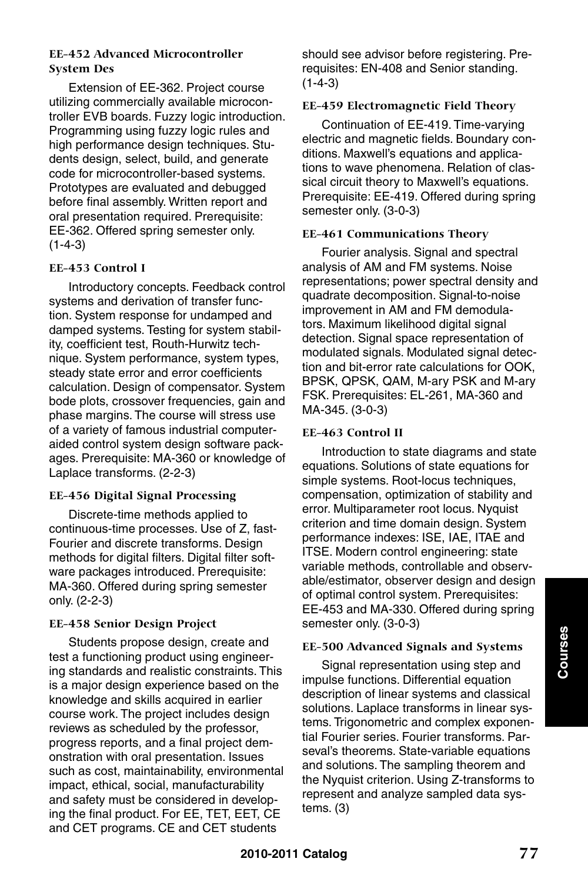### EE-452 Advanced Microcontroller System Des

Extension of EE-362. Project course utilizing commercially available microcontroller EVB boards. Fuzzy logic introduction. Programming using fuzzy logic rules and high performance design techniques. Students design, select, build, and generate code for microcontroller-based systems. Prototypes are evaluated and debugged before final assembly. Written report and oral presentation required. Prerequisite: EE-362. Offered spring semester only. (1-4-3)

### EE-453 Control I

Introductory concepts. Feedback control systems and derivation of transfer function. System response for undamped and damped systems. Testing for system stability, coefficient test, Routh-Hurwitz technique. System performance, system types, steady state error and error coefficients calculation. Design of compensator. System bode plots, crossover frequencies, gain and phase margins. The course will stress use of a variety of famous industrial computer-aided control system design software packages. Prerequisite: MA-360 or knowledge of Laplace transforms. (2-2-3)

### EE-456 Digital Signal Processing

Discrete-time methods applied to continuous-time processes. Use of Z, fast-Fourier and discrete transforms. Design methods for digital filters. Digital filter software packages introduced. Prerequisite: MA-360. Offered during spring semester only. (2-2-3)

### EE-458 Senior Design Project

Students propose design, create and test a functioning product using engineering standards and realistic constraints. This is a major design experience based on the knowledge and skills acquired in earlier course work. The project includes design reviews as scheduled by the professor, progress reports, and a final project demonstration with oral presentation. Issues such as cost, maintainability, environmental impact, ethical, social, manufacturability and safety must be considered in developing the final product. For EE, TET, EET, CE and CET programs. CE and CET students should see advisor before registering. Prerequisites: EN-408 and Senior standing. (1-4-3)

### EE-459 Electromagnetic Field Theory

Continuation of EE-419. Time-varying electric and magnetic fields. Boundary conditions. Maxwell's equations and applications to wave phenomena. Relation of classical circuit theory to Maxwell's equations. Prerequisite: EE-419. Offered during spring semester only. (3-0-3)

### EE-461 Communications Theory

Fourier analysis. Signal and spectral analysis of AM and FM systems. Noise representations; power spectral density and quadrate decomposition. Signal-to-noise improvement in AM and FM demodulators. Maximum likelihood digital signal detection. Signal space representation of modulated signals. Modulated signal detection and bit-error rate calculations for OOK, BPSK, QPSK, QAM, M-ary PSK and M-ary FSK. Prerequisites: EL-261, MA-360 and MA-345. (3-0-3)

### EE-463 Control II

Introduction to state diagrams and state equations. Solutions of state equations for simple systems. Root-locus techniques, compensation, optimization of stability and error. Multiparameter root locus. Nyquist criterion and time domain design. System performance indexes: ISE, IAE, ITAE and ITSE. Modern control engineering: state variable methods, controllable and observable/estimator, observer design and design of optimal control system. Prerequisites: EE-453 and MA-330. Offered during spring semester only. (3-0-3)

### EE-500 Advanced Signals and Systems

Signal representation using step and impulse functions. Differential equation description of linear systems and classical solutions. Laplace transforms in linear systems. Trigonometric and complex exponential Fourier series. Fourier transforms. Parseval's theorems. State-variable equations and solutions. The sampling theorem and the Nyquist criterion. Using Z-transforms to represent and analyze sampled data systems. (3)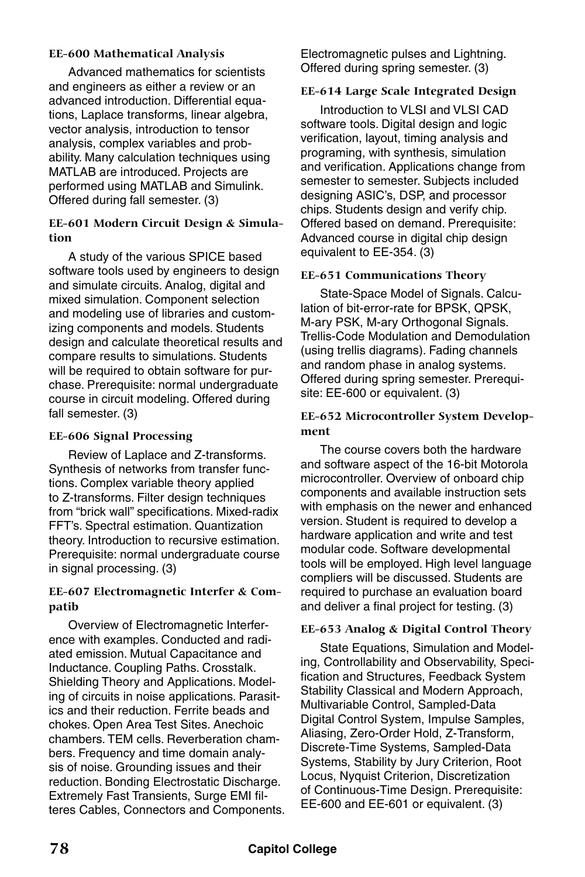#### EE-600 Mathematical Analysis

Advanced mathematics for scientists and engineers as either a review or an advanced introduction. Differential equations, Laplace transforms, linear algebra, vector analysis, introduction to tensor analysis, complex variables and probability. Many calculation techniques using MATLAB are introduced. Projects are performed using MATLAB and Simulink. Offered during fall semester. (3)

#### EE-601 Modern Circuit Design & Simulation

A study of the various SPICE based software tools used by engineers to design and simulate circuits. Analog, digital and mixed simulation. Component selection and modeling use of libraries and customizing components and models. Students design and calculate theoretical results and compare results to simulations. Students will be required to obtain software for purchase. Prerequisite: normal undergraduate course in circuit modeling. Offered during fall semester. (3)

#### EE-606 Signal Processing

Review of Laplace and Z-transforms. Synthesis of networks from transfer functions. Complex variable theory applied to Z-transforms. Filter design techniques from "brick wall" specifications. Mixed-radix FFT's. Spectral estimation. Quantization theory. Introduction to recursive estimation. Prerequisite: normal undergraduate course in signal processing. (3)

#### EE-607 Electromagnetic Interfer & Compatib

Overview of Electromagnetic Interference with examples. Conducted and radiated emission. Mutual Capacitance and Inductance. Coupling Paths. Crosstalk. Shielding Theory and Applications. Modeling of circuits in noise applications. Parasitics and their reduction. Ferrite beads and chokes. Open Area Test Sites. Anechoic chambers. TEM cells. Reverberation chambers. Frequency and time domain analysis of noise. Grounding issues and their reduction. Bonding Electrostatic Discharge. Extremely Fast Transients, Surge EMI filteres Cables, Connectors and Components. Electromagnetic pulses and Lightning. Offered during spring semester. (3)

#### EE-614 Large Scale Integrated Design

Introduction to VLSI and VLSI CAD software tools. Digital design and logic verification, layout, timing analysis and programing, with synthesis, simulation and verification. Applications change from semester to semester. Subjects included designing ASIC's, DSP, and processor chips. Students design and verify chip. Offered based on demand. Prerequisite: Advanced course in digital chip design equivalent to EE-354. (3)

#### EE-651 Communications Theory

State-Space Model of Signals. Calculation of bit-error-rate for BPSK, QPSK, M-ary PSK, M-ary Orthogonal Signals. Trellis-Code Modulation and Demodulation (using trellis diagrams). Fading channels and random phase in analog systems. Offered during spring semester. Prerequisite: EE-600 or equivalent. (3)

#### EE-652 Microcontroller System Development

The course covers both the hardware and software aspect of the 16-bit Motorola microcontroller. Overview of onboard chip components and available instruction sets with emphasis on the newer and enhanced version. Student is required to develop a hardware application and write and test modular code. Software developmental tools will be employed. High level language compliers will be discussed. Students are required to purchase an evaluation board and deliver a final project for testing. (3)

#### EE-653 Analog & Digital Control Theory

State Equations, Simulation and Modeling, Controllability and Observability, Specification and Structures, Feedback System Stability Classical and Modern Approach, Multivariable Control, Sampled-Data Digital Control System, Impulse Samples, Aliasing, Zero-Order Hold, Z-Transform, Discrete-Time Systems, Sampled-Data Systems, Stability by Jury Criterion, Root Locus, Nyquist Criterion, Discretization of Continuous-Time Design. Prerequisite: EE-600 and EE-601 or equivalent. (3)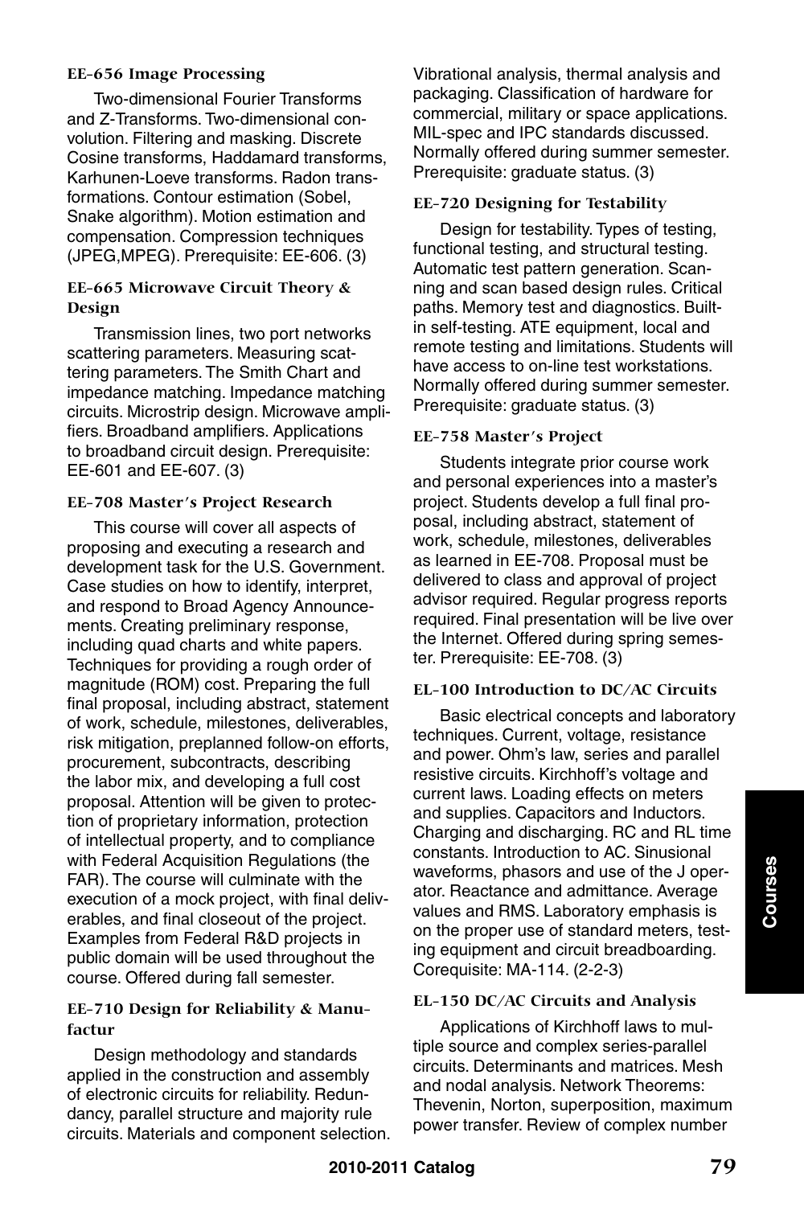#### EE-656 Image Processing

Two-dimensional Fourier Transforms and Z-Transforms. Two-dimensional convolution. Filtering and masking. Discrete Cosine transforms, Haddamard transforms, Karhunen-Loeve transforms. Radon transformations. Contour estimation (Sobel, Snake algorithm). Motion estimation and compensation. Compression techniques (JPEG,MPEG). Prerequisite: EE-606. (3)

#### EE-665 Microwave Circuit Theory & Design

Transmission lines, two port networks scattering parameters. Measuring scattering parameters. The Smith Chart and impedance matching. Impedance matching circuits. Microstrip design. Microwave amplifiers. Broadband amplifiers. Applications to broadband circuit design. Prerequisite: EE-601 and EE-607. (3)

#### EE-708 Master's Project Research

This course will cover all aspects of proposing and executing a research and development task for the U.S. Government. Case studies on how to identify, interpret, and respond to Broad Agency Announcements. Creating preliminary response, including quad charts and white papers. Techniques for providing a rough order of magnitude (ROM) cost. Preparing the full final proposal, including abstract, statement of work, schedule, milestones, deliverables, risk mitigation, preplanned follow-on efforts, procurement, subcontracts, describing the labor mix, and developing a full cost proposal. Attention will be given to protection of proprietary information, protection of intellectual property, and to compliance with Federal Acquisition Regulations (the FAR). The course will culminate with the execution of a mock project, with final deliverables, and final closeout of the project. Examples from Federal R&D projects in public domain will be used throughout the course. Offered during fall semester.

#### EE-710 Design for Reliability & Manufactur

Design methodology and standards applied in the construction and assembly of electronic circuits for reliability. Redundancy, parallel structure and majority rule circuits. Materials and component selection. Vibrational analysis, thermal analysis and packaging. Classification of hardware for commercial, military or space applications. MIL-spec and IPC standards discussed. Normally offered during summer semester. Prerequisite: graduate status. (3)

#### EE-720 Designing for Testability

Design for testability. Types of testing, functional testing, and structural testing. Automatic test pattern generation. Scanning and scan based design rules. Critical paths. Memory test and diagnostics. Built-in self-testing. ATE equipment, local and remote testing and limitations. Students will have access to on-line test workstations. Normally offered during summer semester. Prerequisite: graduate status. (3)

#### EE-758 Master's Project

Students integrate prior course work and personal experiences into a master's project. Students develop a full final proposal, including abstract, statement of work, schedule, milestones, deliverables as learned in EE-708. Proposal must be delivered to class and approval of project advisor required. Regular progress reports required. Final presentation will be live over the Internet. Offered during spring semester. Prerequisite: EE-708. (3)

#### EL-100 Introduction to DC/AC Circuits

Basic electrical concepts and laboratory techniques. Current, voltage, resistance and power. Ohm's law, series and parallel resistive circuits. Kirchhoff's voltage and current laws. Loading effects on meters and supplies. Capacitors and Inductors. Charging and discharging. RC and RL time constants. Introduction to AC. Sinusional waveforms, phasors and use of the J operator. Reactance and admittance. Average values and RMS. Laboratory emphasis is on the proper use of standard meters, testing equipment and circuit breadboarding. Corequisite: MA-114. (2-2-3)

#### EL-150 DC/AC Circuits and Analysis

Applications of Kirchhoff laws to multiple source and complex series-parallel circuits. Determinants and matrices. Mesh and nodal analysis. Network Theorems: Thevenin, Norton, superposition, maximum power transfer. Review of complex number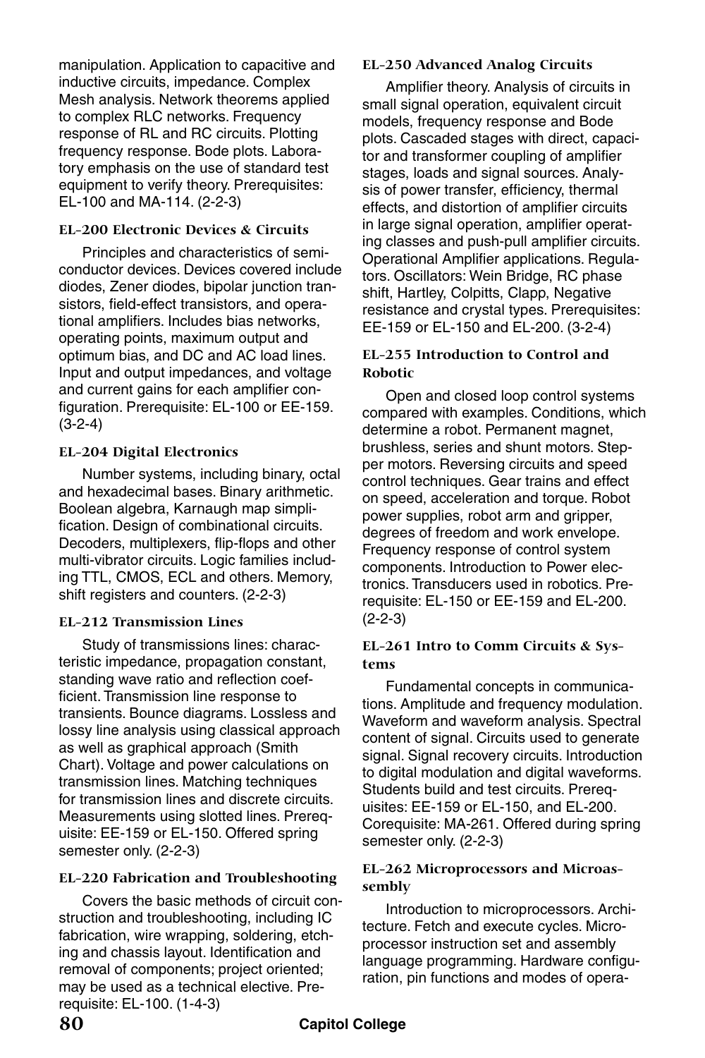manipulation. Application to capacitive and inductive circuits, impedance. Complex Mesh analysis. Network theorems applied to complex RLC networks. Frequency response of RL and RC circuits. Plotting frequency response. Bode plots. Laboratory emphasis on the use of standard test equipment to verify theory. Prerequisites: EL-100 and MA-114. (2-2-3)

#### EL-200 Electronic Devices & Circuits

Principles and characteristics of semiconductor devices. Devices covered include diodes, Zener diodes, bipolar junction transistors, field-effect transistors, and operational amplifiers. Includes bias networks, operating points, maximum output and optimum bias, and DC and AC load lines. Input and output impedances, and voltage and current gains for each amplifier configuration. Prerequisite: EL-100 or EE-159. (3-2-4)

#### EL-204 Digital Electronics

Number systems, including binary, octal and hexadecimal bases. Binary arithmetic. Boolean algebra, Karnaugh map simplification. Design of combinational circuits. Decoders, multiplexers, flip-flops and other multi-vibrator circuits. Logic families including TTL, CMOS, ECL and others. Memory, shift registers and counters. (2-2-3)

#### EL-212 Transmission Lines

Study of transmissions lines: characteristic impedance, propagation constant, standing wave ratio and reflection coefficient. Transmission line response to transients. Bounce diagrams. Lossless and lossy line analysis using classical approach as well as graphical approach (Smith Chart). Voltage and power calculations on transmission lines. Matching techniques for transmission lines and discrete circuits. Measurements using slotted lines. Prerequisite: EE-159 or EL-150. Offered spring semester only. (2-2-3)

#### EL-220 Fabrication and Troubleshooting

Covers the basic methods of circuit construction and troubleshooting, including IC fabrication, wire wrapping, soldering, etching and chassis layout. Identification and removal of components; project oriented; may be used as a technical elective. Prerequisite: EL-100. (1-4-3)

#### EL-250 Advanced Analog Circuits

Amplifier theory. Analysis of circuits in small signal operation, equivalent circuit models, frequency response and Bode plots. Cascaded stages with direct, capacitor and transformer coupling of amplifier stages, loads and signal sources. Analysis of power transfer, efficiency, thermal effects, and distortion of amplifier circuits in large signal operation, amplifier operating classes and push-pull amplifier circuits. Operational Amplifier applications. Regulators. Oscillators: Wein Bridge, RC phase shift, Hartley, Colpitts, Clapp, Negative resistance and crystal types. Prerequisites: EE-159 or EL-150 and EL-200. (3-2-4)

#### EL-255 Introduction to Control and Robotic

Open and closed loop control systems compared with examples. Conditions, which determine a robot. Permanent magnet, brushless, series and shunt motors. Stepper motors. Reversing circuits and speed control techniques. Gear trains and effect on speed, acceleration and torque. Robot power supplies, robot arm and gripper, degrees of freedom and work envelope. Frequency response of control system components. Introduction to Power electronics. Transducers used in robotics. Prerequisite: EL-150 or EE-159 and EL-200. (2-2-3)

#### EL-261 Intro to Comm Circuits & Systems

Fundamental concepts in communications. Amplitude and frequency modulation. Waveform and waveform analysis. Spectral content of signal. Circuits used to generate signal. Signal recovery circuits. Introduction to digital modulation and digital waveforms. Students build and test circuits. Prerequisites: EE-159 or EL-150, and EL-200. Corequisite: MA-261. Offered during spring semester only. (2-2-3)

#### EL-262 Microprocessors and Microassembly

Introduction to microprocessors. Architecture. Fetch and execute cycles. Microprocessor instruction set and assembly language programming. Hardware configuration, pin functions and modes of opera-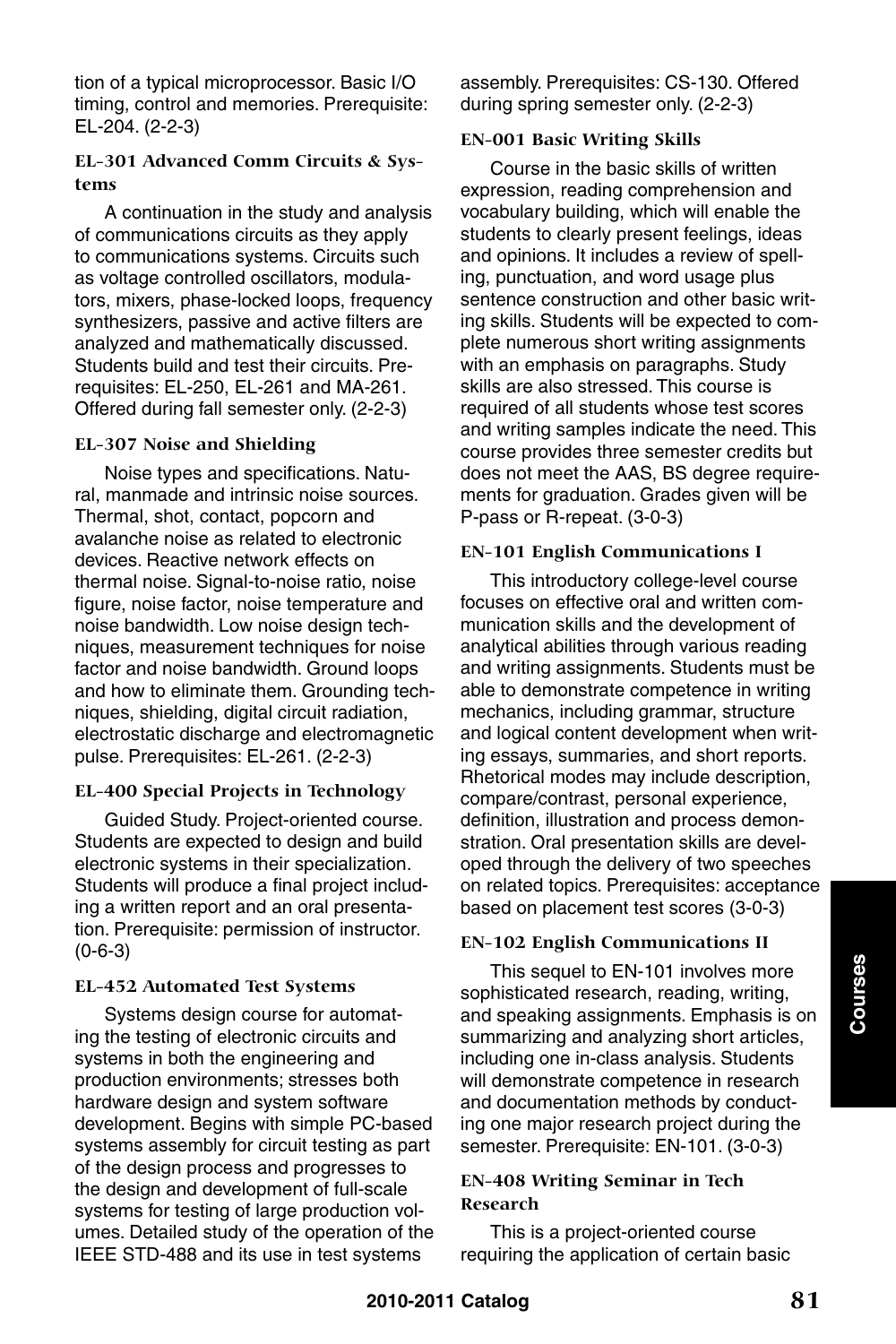tion of a typical microprocessor. Basic I/O timing, control and memories. Prerequisite: EL-204. (2-2-3)

### EL-301 Advanced Comm Circuits & Systems

A continuation in the study and analysis of communications circuits as they apply to communications systems. Circuits such as voltage controlled oscillators, modulators, mixers, phase-locked loops, frequency synthesizers, passive and active filters are analyzed and mathematically discussed. Students build and test their circuits. Prerequisites: EL-250, EL-261 and MA-261. Offered during fall semester only. (2-2-3)

### EL-307 Noise and Shielding

Noise types and specifications. Natural, manmade and intrinsic noise sources. Thermal, shot, contact, popcorn and avalanche noise as related to electronic devices. Reactive network effects on thermal noise. Signal-to-noise ratio, noise figure, noise factor, noise temperature and noise bandwidth. Low noise design techniques, measurement techniques for noise factor and noise bandwidth. Ground loops and how to eliminate them. Grounding techniques, shielding, digital circuit radiation, electrostatic discharge and electromagnetic pulse. Prerequisites: EL-261. (2-2-3)

### EL-400 Special Projects in Technology

Guided Study. Project-oriented course. Students are expected to design and build electronic systems in their specialization. Students will produce a final project including a written report and an oral presentation. Prerequisite: permission of instructor. (0-6-3)

### EL-452 Automated Test Systems

Systems design course for automating the testing of electronic circuits and systems in both the engineering and production environments; stresses both hardware design and system software development. Begins with simple PC-based systems assembly for circuit testing as part of the design process and progresses to the design and development of full-scale systems for testing of large production volumes. Detailed study of the operation of the IEEE STD-488 and its use in test systems assembly. Prerequisites: CS-130. Offered during spring semester only. (2-2-3)

### EN-001 Basic Writing Skills

Course in the basic skills of written expression, reading comprehension and vocabulary building, which will enable the students to clearly present feelings, ideas and opinions. It includes a review of spelling, punctuation, and word usage plus sentence construction and other basic writing skills. Students will be expected to complete numerous short writing assignments with an emphasis on paragraphs. Study skills are also stressed. This course is required of all students whose test scores and writing samples indicate the need. This course provides three semester credits but does not meet the AAS, BS degree requirements for graduation. Grades given will be P-pass or R-repeat. (3-0-3)

### EN-101 English Communications I

This introductory college-level course focuses on effective oral and written communication skills and the development of analytical abilities through various reading and writing assignments. Students must be able to demonstrate competence in writing mechanics, including grammar, structure and logical content development when writing essays, summaries, and short reports. Rhetorical modes may include description, compare/contrast, personal experience, definition, illustration and process demonstration. Oral presentation skills are developed through the delivery of two speeches on related topics. Prerequisites: acceptance based on placement test scores (3-0-3)

### EN-102 English Communications II

This sequel to EN-101 involves more sophisticated research, reading, writing, and speaking assignments. Emphasis is on summarizing and analyzing short articles, including one in-class analysis. Students will demonstrate competence in research and documentation methods by conducting one major research project during the semester. Prerequisite: EN-101. (3-0-3)

### EN-408 Writing Seminar in Tech Research

This is a project-oriented course requiring the application of certain basic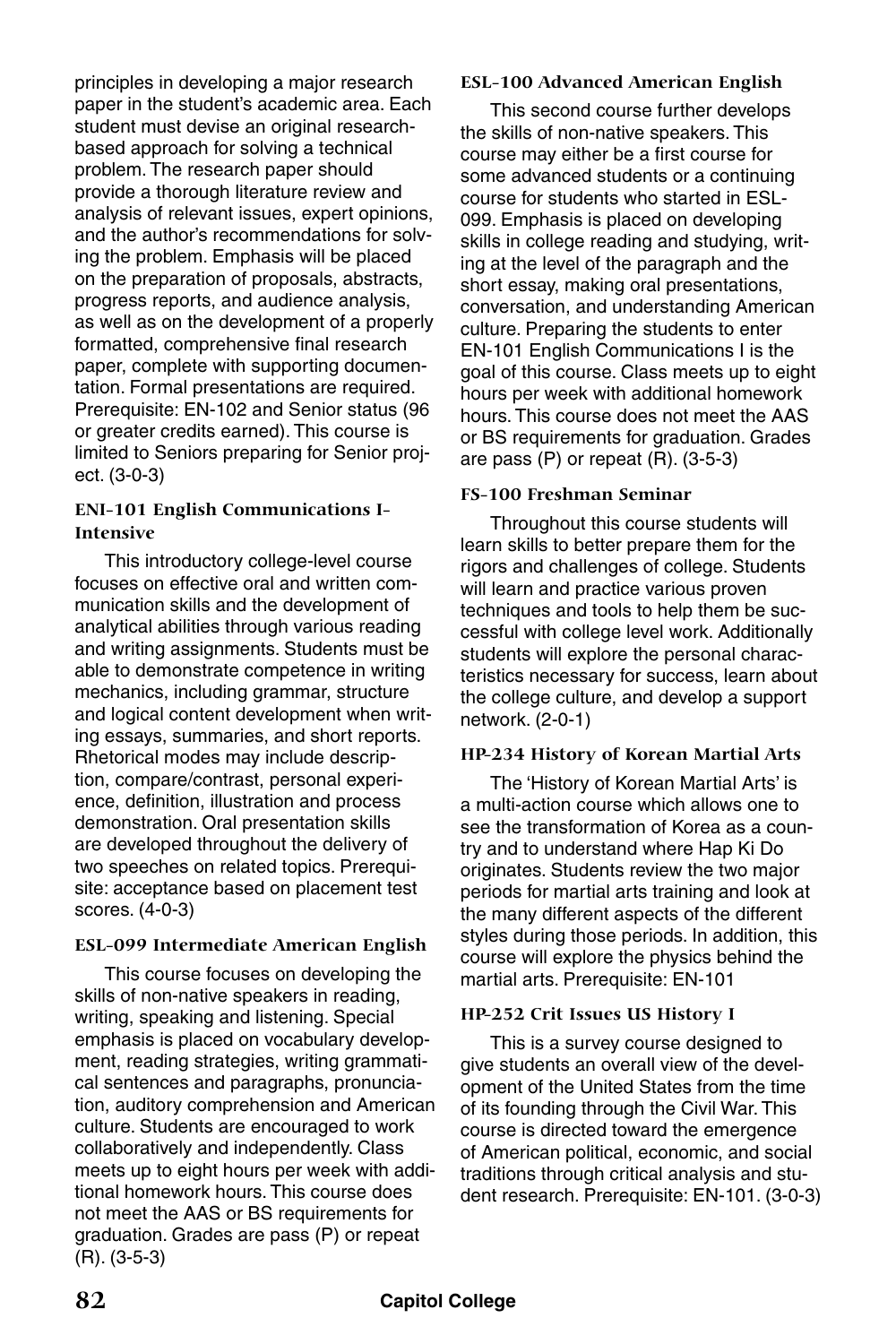principles in developing a major research paper in the student's academic area. Each student must devise an original research-based approach for solving a technical problem. The research paper should provide a thorough literature review and analysis of relevant issues, expert opinions, and the author's recommendations for solving the problem. Emphasis will be placed on the preparation of proposals, abstracts, progress reports, and audience analysis, as well as on the development of a properly formatted, comprehensive final research paper, complete with supporting documentation. Formal presentations are required. Prerequisite: EN-102 and Senior status (96 or greater credits earned). This course is limited to Seniors preparing for Senior project. (3-0-3)

#### ENI-101 English Communications I-Intensive

This introductory college-level course focuses on effective oral and written communication skills and the development of analytical abilities through various reading and writing assignments. Students must be able to demonstrate competence in writing mechanics, including grammar, structure and logical content development when writing essays, summaries, and short reports. Rhetorical modes may include description, compare/contrast, personal experience, definition, illustration and process demonstration. Oral presentation skills are developed throughout the delivery of two speeches on related topics. Prerequisite: acceptance based on placement test scores. (4-0-3)

#### ESL-099 Intermediate American English

This course focuses on developing the skills of non-native speakers in reading, writing, speaking and listening. Special emphasis is placed on vocabulary development, reading strategies, writing grammatical sentences and paragraphs, pronunciation, auditory comprehension and American culture. Students are encouraged to work collaboratively and independently. Class meets up to eight hours per week with additional homework hours. This course does not meet the AAS or BS requirements for graduation. Grades are pass (P) or repeat (R). (3-5-3)

#### ESL-100 Advanced American English

This second course further develops the skills of non-native speakers. This course may either be a first course for some advanced students or a continuing course for students who started in ESL-099. Emphasis is placed on developing skills in college reading and studying, writing at the level of the paragraph and the short essay, making oral presentations, conversation, and understanding American culture. Preparing the students to enter EN-101 English Communications I is the goal of this course. Class meets up to eight hours per week with additional homework hours. This course does not meet the AAS or BS requirements for graduation. Grades are pass (P) or repeat (R). (3-5-3)

#### FS-100 Freshman Seminar

Throughout this course students will learn skills to better prepare them for the rigors and challenges of college. Students will learn and practice various proven techniques and tools to help them be successful with college level work. Additionally students will explore the personal characteristics necessary for success, learn about the college culture, and develop a support network. (2-0-1)

#### HP-234 History of Korean Martial Arts

The 'History of Korean Martial Arts' is a multi-action course which allows one to see the transformation of Korea as a country and to understand where Hap Ki Do originates. Students review the two major periods for martial arts training and look at the many different aspects of the different styles during those periods. In addition, this course will explore the physics behind the martial arts. Prerequisite: EN-101

#### HP-252 Crit Issues US History I

This is a survey course designed to give students an overall view of the development of the United States from the time of its founding through the Civil War. This course is directed toward the emergence of American political, economic, and social traditions through critical analysis and student research. Prerequisite: EN-101. (3-0-3)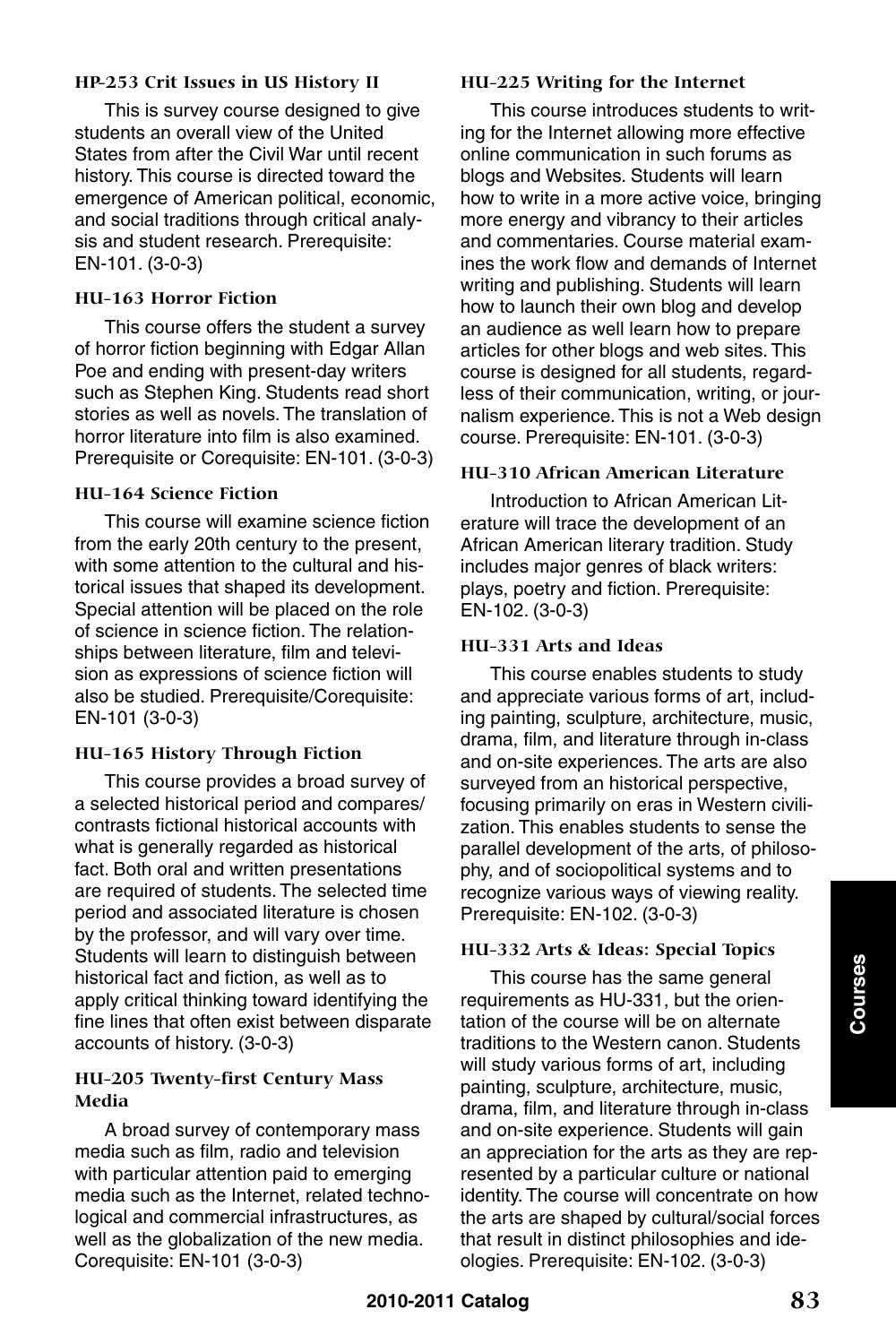### HP-253 Crit Issues in US History II

This is survey course designed to give students an overall view of the United States from after the Civil War until recent history. This course is directed toward the emergence of American political, economic, and social traditions through critical analysis and student research. Prerequisite: EN-101. (3-0-3)

### HU-163 Horror Fiction

This course offers the student a survey of horror fiction beginning with Edgar Allan Poe and ending with present-day writers such as Stephen King. Students read short stories as well as novels. The translation of horror literature into film is also examined. Prerequisite or Corequisite: EN-101. (3-0-3)

### HU-164 Science Fiction

This course will examine science fiction from the early 20th century to the present, with some attention to the cultural and historical issues that shaped its development. Special attention will be placed on the role of science in science fiction. The relationships between literature, film and television as expressions of science fiction will also be studied. Prerequisite/Corequisite: EN-101 (3-0-3)

### HU-165 History Through Fiction

This course provides a broad survey of a selected historical period and compares/contrasts fictional historical accounts with what is generally regarded as historical fact. Both oral and written presentations are required of students. The selected time period and associated literature is chosen by the professor, and will vary over time. Students will learn to distinguish between historical fact and fiction, as well as to apply critical thinking toward identifying the fine lines that often exist between disparate accounts of history. (3-0-3)

### HU-205 Twenty-first Century Mass Media

A broad survey of contemporary mass media such as film, radio and television with particular attention paid to emerging media such as the Internet, related technological and commercial infrastructures, as well as the globalization of the new media. Corequisite: EN-101 (3-0-3)

### HU-225 Writing for the Internet

This course introduces students to writing for the Internet allowing more effective online communication in such forums as blogs and Websites. Students will learn how to write in a more active voice, bringing more energy and vibrancy to their articles and commentaries. Course material examines the work flow and demands of Internet writing and publishing. Students will learn how to launch their own blog and develop an audience as well learn how to prepare articles for other blogs and web sites. This course is designed for all students, regardless of their communication, writing, or journalism experience. This is not a Web design course. Prerequisite: EN-101. (3-0-3)

### HU-310 African American Literature

Introduction to African American Literature will trace the development of an African American literary tradition. Study includes major genres of black writers: plays, poetry and fiction. Prerequisite: EN-102. (3-0-3)

### HU-331 Arts and Ideas

This course enables students to study and appreciate various forms of art, including painting, sculpture, architecture, music, drama, film, and literature through in-class and on-site experiences. The arts are also surveyed from an historical perspective, focusing primarily on eras in Western civilization. This enables students to sense the parallel development of the arts, of philosophy, and of sociopolitical systems and to recognize various ways of viewing reality. Prerequisite: EN-102. (3-0-3)

### HU-332 Arts & Ideas: Special Topics

This course has the same general requirements as HU-331, but the orientation of the course will be on alternate traditions to the Western canon. Students will study various forms of art, including painting, sculpture, architecture, music, drama, film, and literature through in-class and on-site experience. Students will gain an appreciation for the arts as they are represented by a particular culture or national identity. The course will concentrate on how the arts are shaped by cultural/social forces that result in distinct philosophies and ideologies. Prerequisite: EN-102. (3-0-3)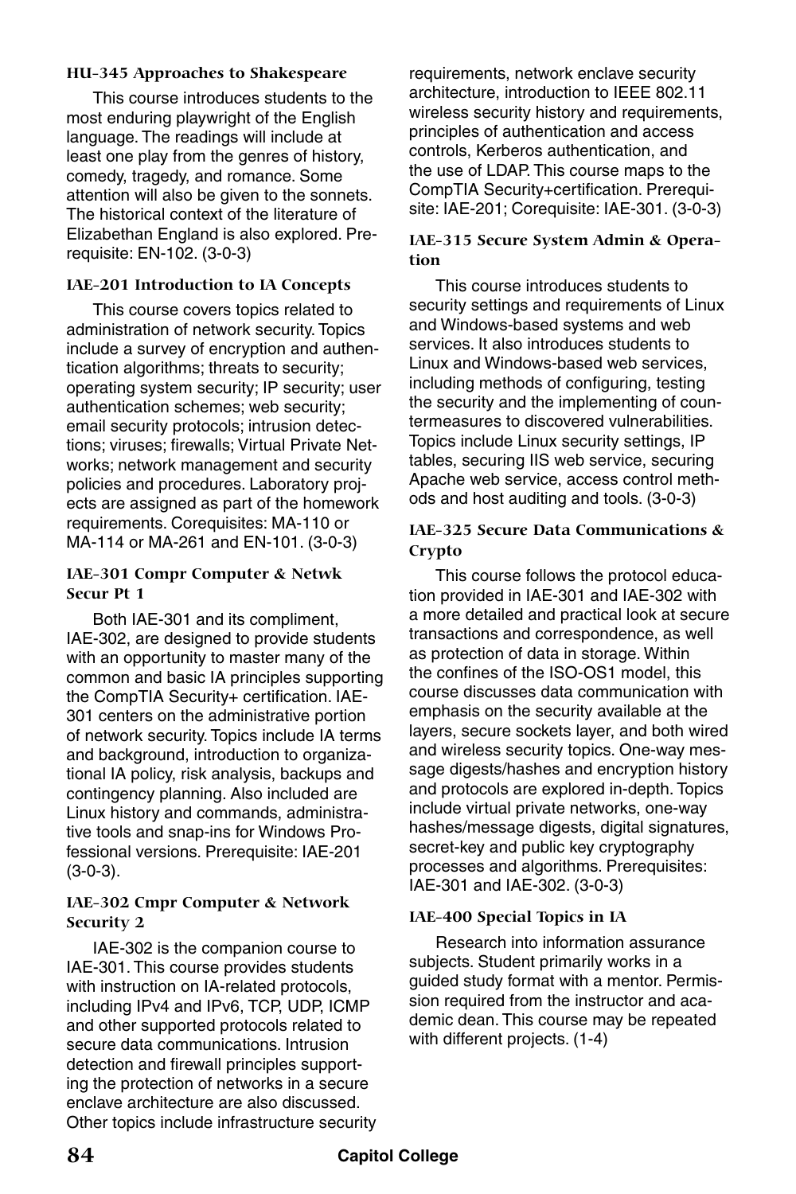### HU-345 Approaches to Shakespeare

This course introduces students to the most enduring playwright of the English language. The readings will include at least one play from the genres of history, comedy, tragedy, and romance. Some attention will also be given to the sonnets. The historical context of the literature of Elizabethan England is also explored. Prerequisite: EN-102. (3-0-3)

### IAE-201 Introduction to IA Concepts

This course covers topics related to administration of network security. Topics include a survey of encryption and authentication algorithms; threats to security; operating system security; IP security; user authentication schemes; web security; email security protocols; intrusion detections; viruses; firewalls; Virtual Private Networks; network management and security policies and procedures. Laboratory projects are assigned as part of the homework requirements. Corequisites: MA-110 or MA-114 or MA-261 and EN-101. (3-0-3)

### IAE-301 Compr Computer & Netwk Secur Pt 1

Both IAE-301 and its compliment, IAE-302, are designed to provide students with an opportunity to master many of the common and basic IA principles supporting the CompTIA Security+ certification. IAE-301 centers on the administrative portion of network security. Topics include IA terms and background, introduction to organizational IA policy, risk analysis, backups and contingency planning. Also included are Linux history and commands, administrative tools and snap-ins for Windows Professional versions. Prerequisite: IAE-201 (3-0-3).

### IAE-302 Cmpr Computer & Network Security 2

IAE-302 is the companion course to IAE-301. This course provides students with instruction on IA-related protocols, including IPv4 and IPv6, TCP, UDP, ICMP and other supported protocols related to secure data communications. Intrusion detection and firewall principles supporting the protection of networks in a secure enclave architecture are also discussed. Other topics include infrastructure security requirements, network enclave security architecture, introduction to IEEE 802.11 wireless security history and requirements, principles of authentication and access controls, Kerberos authentication, and the use of LDAP. This course maps to the CompTIA Security+certification. Prerequisite: IAE-201; Corequisite: IAE-301. (3-0-3)

### IAE-315 Secure System Admin & Operation

This course introduces students to security settings and requirements of Linux and Windows-based systems and web services. It also introduces students to Linux and Windows-based web services, including methods of configuring, testing the security and the implementing of countermeasures to discovered vulnerabilities. Topics include Linux security settings, IP tables, securing IIS web service, securing Apache web service, access control methods and host auditing and tools. (3-0-3)

### IAE-325 Secure Data Communications & Crypto

This course follows the protocol education provided in IAE-301 and IAE-302 with a more detailed and practical look at secure transactions and correspondence, as well as protection of data in storage. Within the confines of the ISO-OS1 model, this course discusses data communication with emphasis on the security available at the layers, secure sockets layer, and both wired and wireless security topics. One-way message digests/hashes and encryption history and protocols are explored in-depth. Topics include virtual private networks, one-way hashes/message digests, digital signatures, secret-key and public key cryptography processes and algorithms. Prerequisites: IAE-301 and IAE-302. (3-0-3)

### IAE-400 Special Topics in IA

Research into information assurance subjects. Student primarily works in a guided study format with a mentor. Permission required from the instructor and academic dean. This course may be repeated with different projects. (1-4)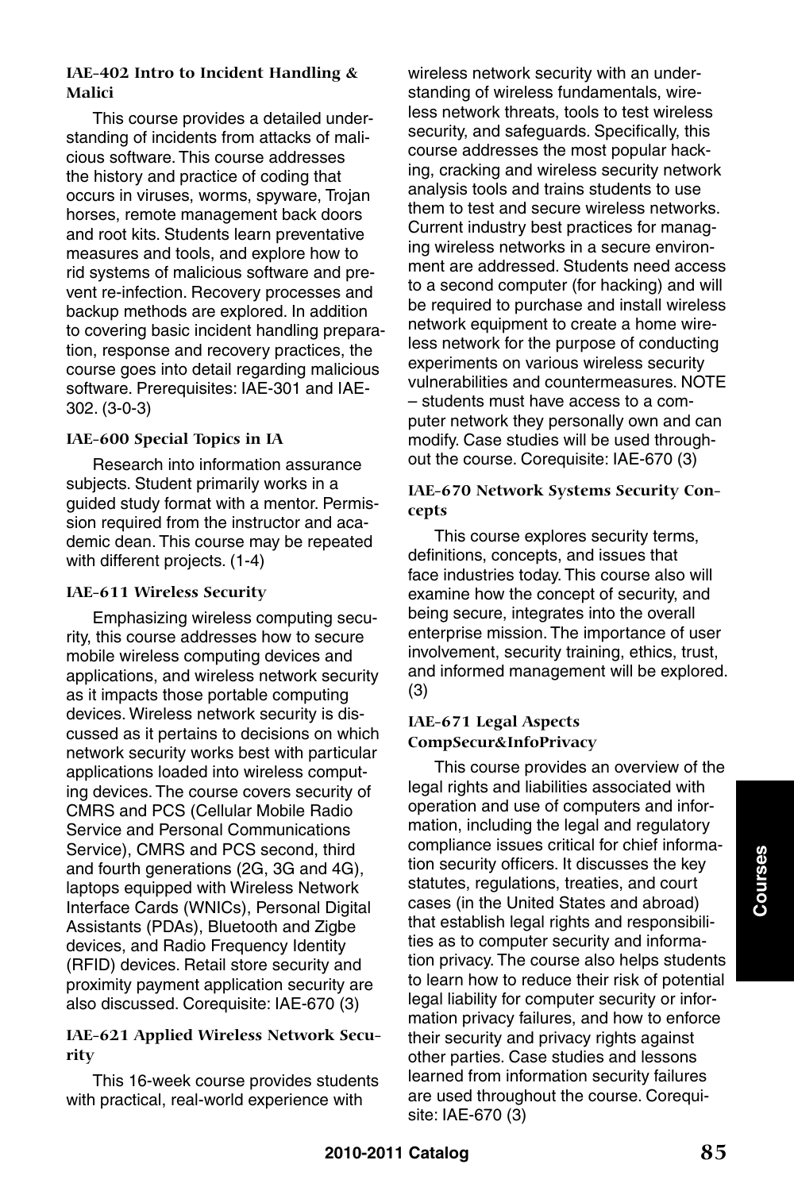### IAE-402 Intro to Incident Handling & Malici

This course provides a detailed understanding of incidents from attacks of malicious software. This course addresses the history and practice of coding that occurs in viruses, worms, spyware, Trojan horses, remote management back doors and root kits. Students learn preventative measures and tools, and explore how to rid systems of malicious software and prevent re-infection. Recovery processes and backup methods are explored. In addition to covering basic incident handling preparation, response and recovery practices, the course goes into detail regarding malicious software. Prerequisites: IAE-301 and IAE-302. (3-0-3)

### IAE-600 Special Topics in IA

Research into information assurance subjects. Student primarily works in a guided study format with a mentor. Permission required from the instructor and academic dean. This course may be repeated with different projects. (1-4)

### IAE-611 Wireless Security

Emphasizing wireless computing security, this course addresses how to secure mobile wireless computing devices and applications, and wireless network security as it impacts those portable computing devices. Wireless network security is discussed as it pertains to decisions on which network security works best with particular applications loaded into wireless computing devices. The course covers security of CMRS and PCS (Cellular Mobile Radio Service and Personal Communications Service), CMRS and PCS second, third and fourth generations (2G, 3G and 4G), laptops equipped with Wireless Network Interface Cards (WNICs), Personal Digital Assistants (PDAs), Bluetooth and Zigbe devices, and Radio Frequency Identity (RFID) devices. Retail store security and proximity payment application security are also discussed. Corequisite: IAE-670 (3)

### IAE-621 Applied Wireless Network Security

This 16-week course provides students with practical, real-world experience with wireless network security with an understanding of wireless fundamentals, wireless network threats, tools to test wireless security, and safeguards. Specifically, this course addresses the most popular hacking, cracking and wireless security network analysis tools and trains students to use them to test and secure wireless networks. Current industry best practices for managing wireless networks in a secure environment are addressed. Students need access to a second computer (for hacking) and will be required to purchase and install wireless network equipment to create a home wireless network for the purpose of conducting experiments on various wireless security vulnerabilities and countermeasures. NOTE – students must have access to a computer network they personally own and can modify. Case studies will be used throughout the course. Corequisite: IAE-670 (3)

### IAE-670 Network Systems Security Concepts

This course explores security terms, definitions, concepts, and issues that face industries today. This course also will examine how the concept of security, and being secure, integrates into the overall enterprise mission. The importance of user involvement, security training, ethics, trust, and informed management will be explored. (3)

### IAE-671 Legal Aspects CompSecur&InfoPrivacy

This course provides an overview of the legal rights and liabilities associated with operation and use of computers and information, including the legal and regulatory compliance issues critical for chief information security officers. It discusses the key statutes, regulations, treaties, and court cases (in the United States and abroad) that establish legal rights and responsibilities as to computer security and information privacy. The course also helps students to learn how to reduce their risk of potential legal liability for computer security or information privacy failures, and how to enforce their security and privacy rights against other parties. Case studies and lessons learned from information security failures are used throughout the course. Corequisite: IAE-670 (3)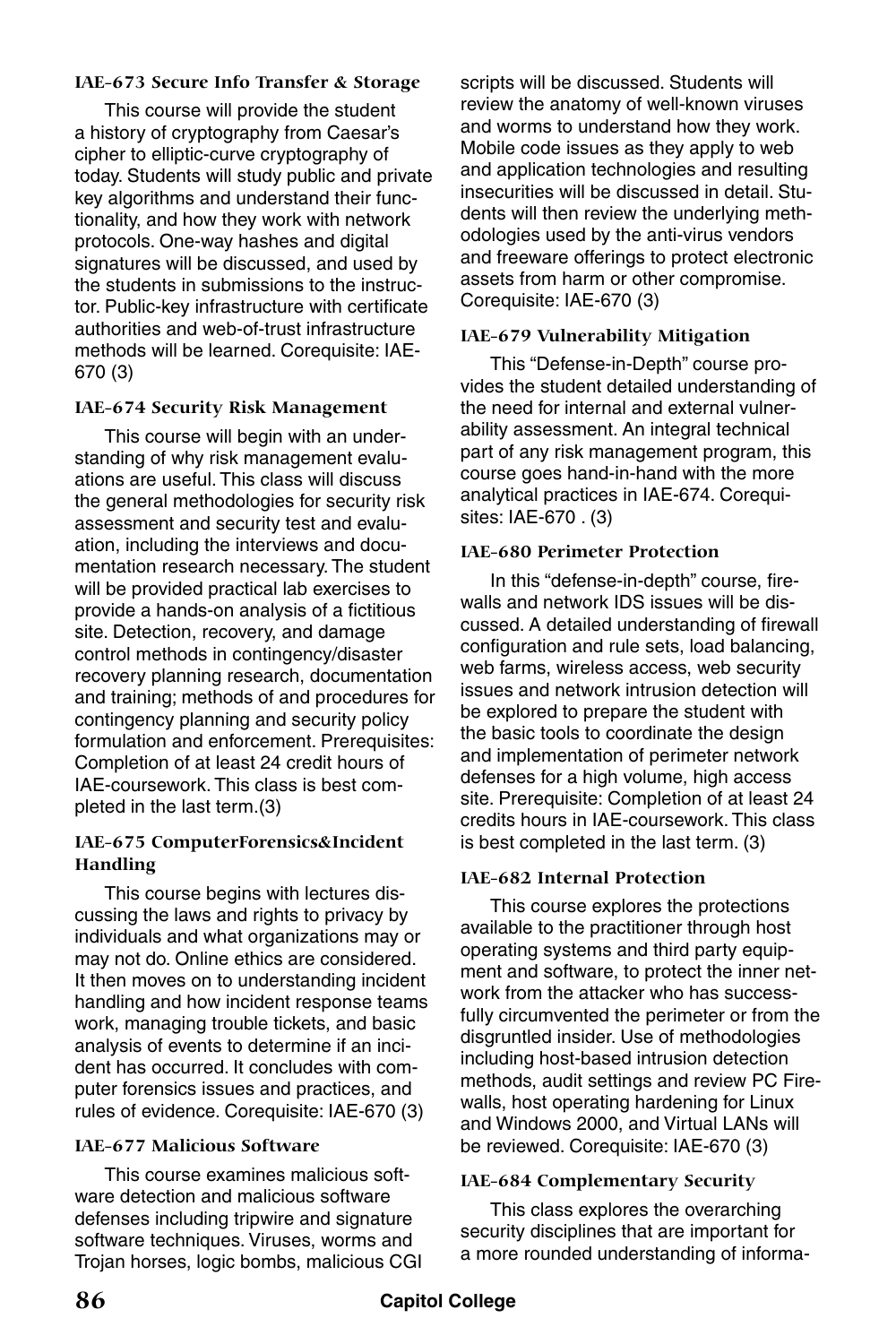### IAE-673 Secure Info Transfer & Storage

This course will provide the student a history of cryptography from Caesar's cipher to elliptic-curve cryptography of today. Students will study public and private key algorithms and understand their functionality, and how they work with network protocols. One-way hashes and digital signatures will be discussed, and used by the students in submissions to the instructor. Public-key infrastructure with certificate authorities and web-of-trust infrastructure methods will be learned. Corequisite: IAE-670 (3)

### IAE-674 Security Risk Management

This course will begin with an understanding of why risk management evaluations are useful. This class will discuss the general methodologies for security risk assessment and security test and evaluation, including the interviews and documentation research necessary. The student will be provided practical lab exercises to provide a hands-on analysis of a fictitious site. Detection, recovery, and damage control methods in contingency/disaster recovery planning research, documentation and training; methods of and procedures for contingency planning and security policy formulation and enforcement. Prerequisites: Completion of at least 24 credit hours of IAE-coursework. This class is best completed in the last term.(3)

### IAE-675 ComputerForensics&Incident Handling

This course begins with lectures discussing the laws and rights to privacy by individuals and what organizations may or may not do. Online ethics are considered. It then moves on to understanding incident handling and how incident response teams work, managing trouble tickets, and basic analysis of events to determine if an incident has occurred. It concludes with computer forensics issues and practices, and rules of evidence. Corequisite: IAE-670 (3)

### IAE-677 Malicious Software

This course examines malicious software detection and malicious software defenses including tripwire and signature software techniques. Viruses, worms and Trojan horses, logic bombs, malicious CGI scripts will be discussed. Students will review the anatomy of well-known viruses and worms to understand how they work. Mobile code issues as they apply to web and application technologies and resulting insecurities will be discussed in detail. Students will then review the underlying methodologies used by the anti-virus vendors and freeware offerings to protect electronic assets from harm or other compromise. Corequisite: IAE-670 (3)

### IAE-679 Vulnerability Mitigation

This "Defense-in-Depth" course provides the student detailed understanding of the need for internal and external vulnerability assessment. An integral technical part of any risk management program, this course goes hand-in-hand with the more analytical practices in IAE-674. Corequisites: IAE-670 . (3)

### IAE-680 Perimeter Protection

In this "defense-in-depth" course, firewalls and network IDS issues will be discussed. A detailed understanding of firewall configuration and rule sets, load balancing, web farms, wireless access, web security issues and network intrusion detection will be explored to prepare the student with the basic tools to coordinate the design and implementation of perimeter network defenses for a high volume, high access site. Prerequisite: Completion of at least 24 credits hours in IAE-coursework. This class is best completed in the last term. (3)

### IAE-682 Internal Protection

This course explores the protections available to the practitioner through host operating systems and third party equipment and software, to protect the inner network from the attacker who has successfully circumvented the perimeter or from the disgruntled insider. Use of methodologies including host-based intrusion detection methods, audit settings and review PC Firewalls, host operating hardening for Linux and Windows 2000, and Virtual LANs will be reviewed. Corequisite: IAE-670 (3)

### IAE-684 Complementary Security

This class explores the overarching security disciplines that are important for a more rounded understanding of informa-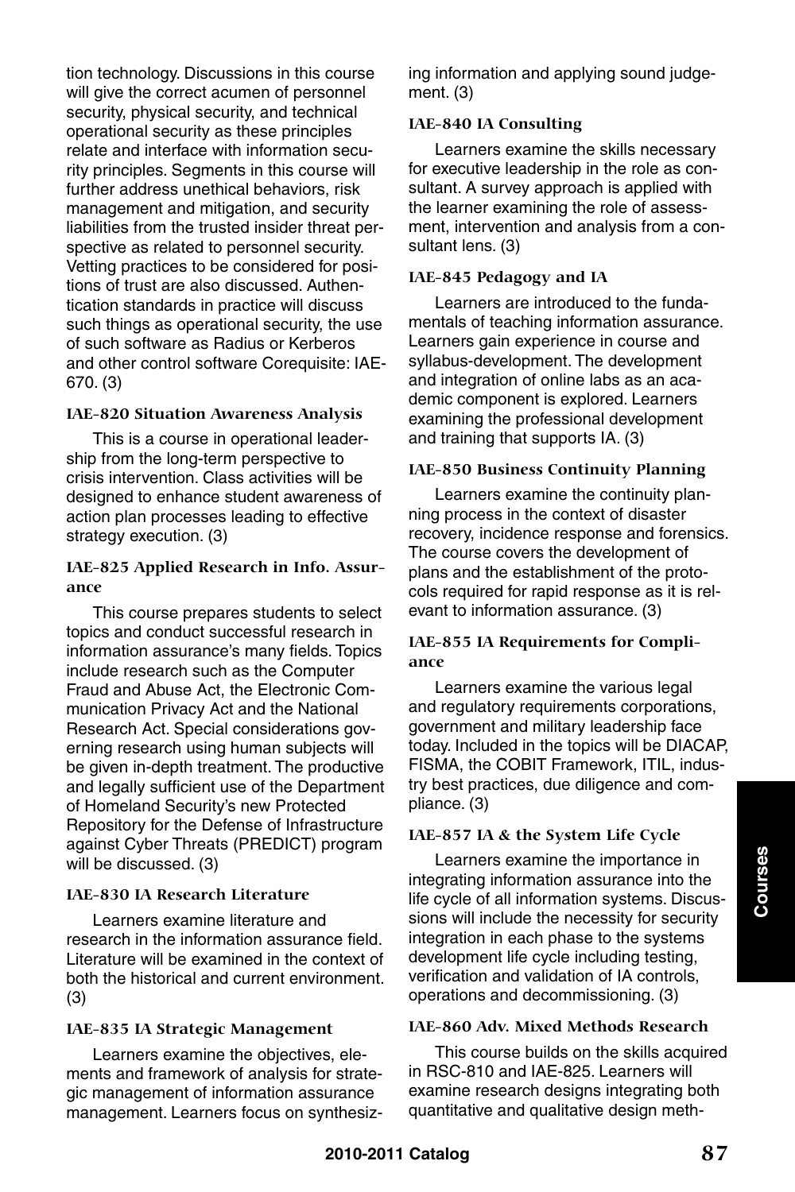tion technology. Discussions in this course will give the correct acumen of personnel security, physical security, and technical operational security as these principles relate and interface with information security principles. Segments in this course will further address unethical behaviors, risk management and mitigation, and security liabilities from the trusted insider threat perspective as related to personnel security. Vetting practices to be considered for positions of trust are also discussed. Authentication standards in practice will discuss such things as operational security, the use of such software as Radius or Kerberos and other control software Corequisite: IAE-670. (3)

### IAE-820 Situation Awareness Analysis

This is a course in operational leadership from the long-term perspective to crisis intervention. Class activities will be designed to enhance student awareness of action plan processes leading to effective strategy execution. (3)

### IAE-825 Applied Research in Info. Assurance

This course prepares students to select topics and conduct successful research in information assurance's many fields. Topics include research such as the Computer Fraud and Abuse Act, the Electronic Communication Privacy Act and the National Research Act. Special considerations governing research using human subjects will be given in-depth treatment. The productive and legally sufficient use of the Department of Homeland Security's new Protected Repository for the Defense of Infrastructure against Cyber Threats (PREDICT) program will be discussed. (3)

### IAE-830 IA Research Literature

Learners examine literature and research in the information assurance field. Literature will be examined in the context of both the historical and current environment. (3)

### IAE-835 IA Strategic Management

Learners examine the objectives, elements and framework of analysis for strategic management of information assurance management. Learners focus on synthesizing information and applying sound judgement. (3)

### IAE-840 IA Consulting

Learners examine the skills necessary for executive leadership in the role as consultant. A survey approach is applied with the learner examining the role of assessment, intervention and analysis from a consultant lens. (3)

### IAE-845 Pedagogy and IA

Learners are introduced to the fundamentals of teaching information assurance. Learners gain experience in course and syllabus-development. The development and integration of online labs as an academic component is explored. Learners examining the professional development and training that supports IA. (3)

### IAE-850 Business Continuity Planning

Learners examine the continuity planning process in the context of disaster recovery, incidence response and forensics. The course covers the development of plans and the establishment of the protocols required for rapid response as it is relevant to information assurance. (3)

### IAE-855 IA Requirements for Compliance

Learners examine the various legal and regulatory requirements corporations, government and military leadership face today. Included in the topics will be DIACAP, FISMA, the COBIT Framework, ITIL, industry best practices, due diligence and compliance. (3)

### IAE-857 IA & the System Life Cycle

Learners examine the importance in integrating information assurance into the life cycle of all information systems. Discussions will include the necessity for security integration in each phase to the systems development life cycle including testing, verification and validation of IA controls, operations and decommissioning. (3)

### IAE-860 Adv. Mixed Methods Research

This course builds on the skills acquired in RSC-810 and IAE-825. Learners will examine research designs integrating both quantitative and qualitative design meth-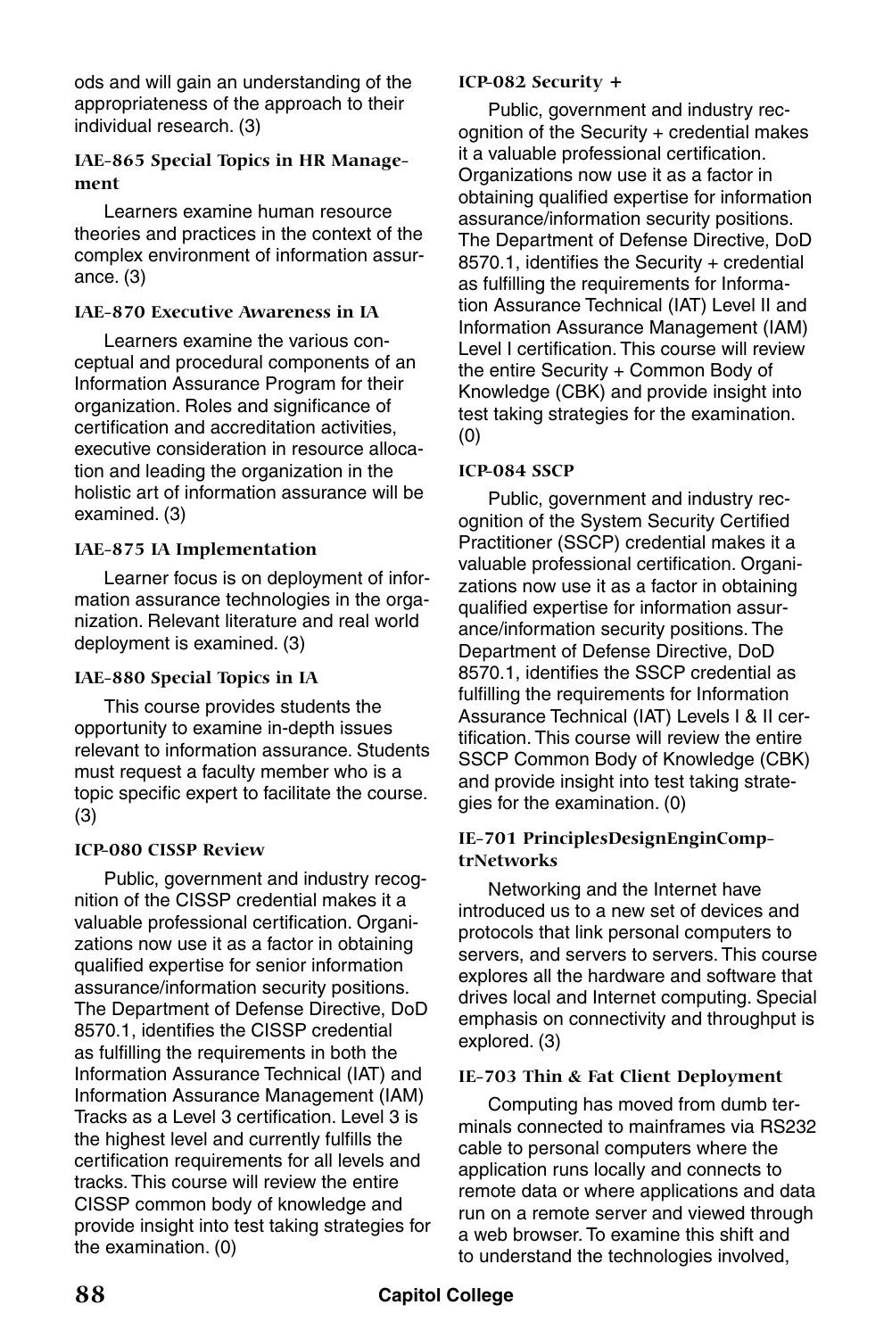ods and will gain an understanding of the appropriateness of the approach to their individual research. (3)

### IAE-865 Special Topics in HR Management

Learners examine human resource theories and practices in the context of the complex environment of information assurance. (3)

### IAE-870 Executive Awareness in IA

Learners examine the various conceptual and procedural components of an Information Assurance Program for their organization. Roles and significance of certification and accreditation activities, executive consideration in resource allocation and leading the organization in the holistic art of information assurance will be examined. (3)

### IAE-875 IA Implementation

Learner focus is on deployment of information assurance technologies in the organization. Relevant literature and real world deployment is examined. (3)

### IAE-880 Special Topics in IA

This course provides students the opportunity to examine in-depth issues relevant to information assurance. Students must request a faculty member who is a topic specific expert to facilitate the course. (3)

### ICP-080 CISSP Review

Public, government and industry recognition of the CISSP credential makes it a valuable professional certification. Organizations now use it as a factor in obtaining qualified expertise for senior information assurance/information security positions. The Department of Defense Directive, DoD 8570.1, identifies the CISSP credential as fulfilling the requirements in both the Information Assurance Technical (IAT) and Information Assurance Management (IAM) Tracks as a Level 3 certification. Level 3 is the highest level and currently fulfills the certification requirements for all levels and tracks. This course will review the entire CISSP common body of knowledge and provide insight into test taking strategies for the examination. (0)

### ICP-082 Security +

Public, government and industry recognition of the Security + credential makes it a valuable professional certification. Organizations now use it as a factor in obtaining qualified expertise for information assurance/information security positions. The Department of Defense Directive, DoD 8570.1, identifies the Security + credential as fulfilling the requirements for Information Assurance Technical (IAT) Level II and Information Assurance Management (IAM) Level I certification. This course will review the entire Security + Common Body of Knowledge (CBK) and provide insight into test taking strategies for the examination. (0)

### ICP-084 SSCP

Public, government and industry recognition of the System Security Certified Practitioner (SSCP) credential makes it a valuable professional certification. Organizations now use it as a factor in obtaining qualified expertise for information assurance/information security positions. The Department of Defense Directive, DoD 8570.1, identifies the SSCP credential as fulfilling the requirements for Information Assurance Technical (IAT) Levels I & II certification. This course will review the entire SSCP Common Body of Knowledge (CBK) and provide insight into test taking strategies for the examination. (0)

### IE-701 PrinciplesDesignEnginComptrNetworks

Networking and the Internet have introduced us to a new set of devices and protocols that link personal computers to servers, and servers to servers. This course explores all the hardware and software that drives local and Internet computing. Special emphasis on connectivity and throughput is explored. (3)

### IE-703 Thin & Fat Client Deployment

Computing has moved from dumb terminals connected to mainframes via RS232 cable to personal computers where the application runs locally and connects to remote data or where applications and data run on a remote server and viewed through a web browser. To examine this shift and to understand the technologies involved,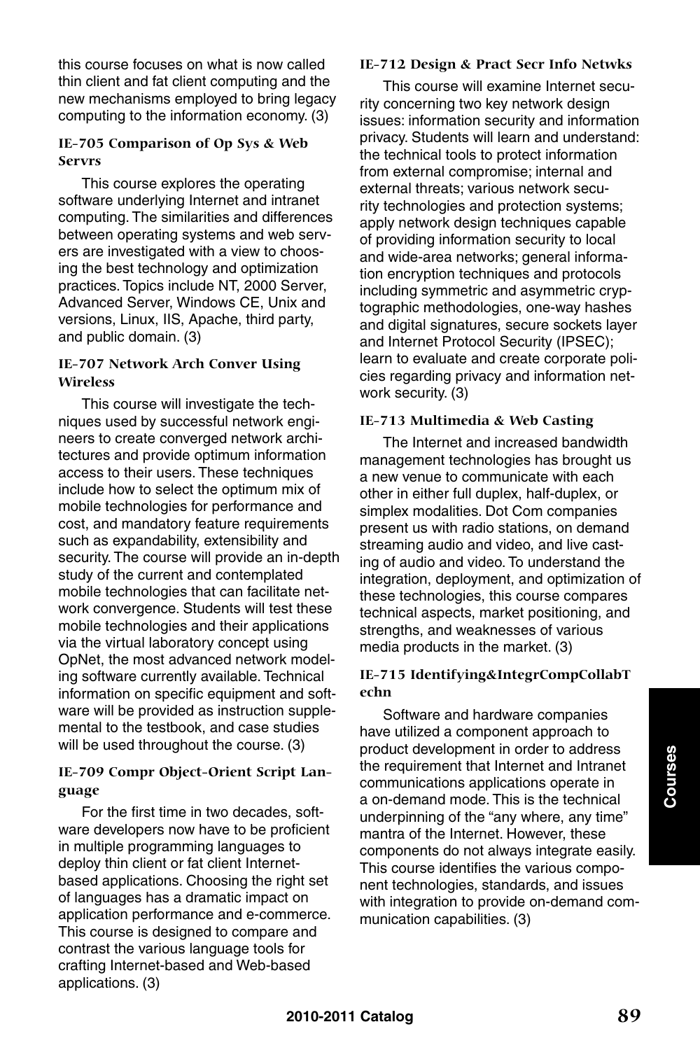this course focuses on what is now called thin client and fat client computing and the new mechanisms employed to bring legacy computing to the information economy. (3)

### IE-705 Comparison of Op Sys & Web Servrs

This course explores the operating software underlying Internet and intranet computing. The similarities and differences between operating systems and web servers are investigated with a view to choosing the best technology and optimization practices. Topics include NT, 2000 Server, Advanced Server, Windows CE, Unix and versions, Linux, IIS, Apache, third party, and public domain. (3)

### IE-707 Network Arch Conver Using Wireless

This course will investigate the techniques used by successful network engineers to create converged network architectures and provide optimum information access to their users. These techniques include how to select the optimum mix of mobile technologies for performance and cost, and mandatory feature requirements such as expandability, extensibility and security. The course will provide an in-depth study of the current and contemplated mobile technologies that can facilitate network convergence. Students will test these mobile technologies and their applications via the virtual laboratory concept using OpNet, the most advanced network modeling software currently available. Technical information on specific equipment and software will be provided as instruction supplemental to the testbook, and case studies will be used throughout the course. (3)

### IE-709 Compr Object-Orient Script Language

For the first time in two decades, software developers now have to be proficient in multiple programming languages to deploy thin client or fat client Internet-based applications. Choosing the right set of languages has a dramatic impact on application performance and e-commerce. This course is designed to compare and contrast the various language tools for crafting Internet-based and Web-based applications. (3)

### IE-712 Design & Pract Secr Info Netwks

This course will examine Internet security concerning two key network design issues: information security and information privacy. Students will learn and understand: the technical tools to protect information from external compromise; internal and external threats; various network security technologies and protection systems; apply network design techniques capable of providing information security to local and wide-area networks; general information encryption techniques and protocols including symmetric and asymmetric cryptographic methodologies, one-way hashes and digital signatures, secure sockets layer and Internet Protocol Security (IPSEC); learn to evaluate and create corporate policies regarding privacy and information network security. (3)

### IE-713 Multimedia & Web Casting

The Internet and increased bandwidth management technologies has brought us a new venue to communicate with each other in either full duplex, half-duplex, or simplex modalities. Dot Com companies present us with radio stations, on demand streaming audio and video, and live casting of audio and video. To understand the integration, deployment, and optimization of these technologies, this course compares technical aspects, market positioning, and strengths, and weaknesses of various media products in the market. (3)

### IE-715 Identifying&IntegrCompCollabTechn

Software and hardware companies have utilized a component approach to product development in order to address the requirement that Internet and Intranet communications applications operate in a on-demand mode. This is the technical underpinning of the “any where, any time” mantra of the Internet. However, these components do not always integrate easily. This course identifies the various component technologies, standards, and issues with integration to provide on-demand communication capabilities. (3)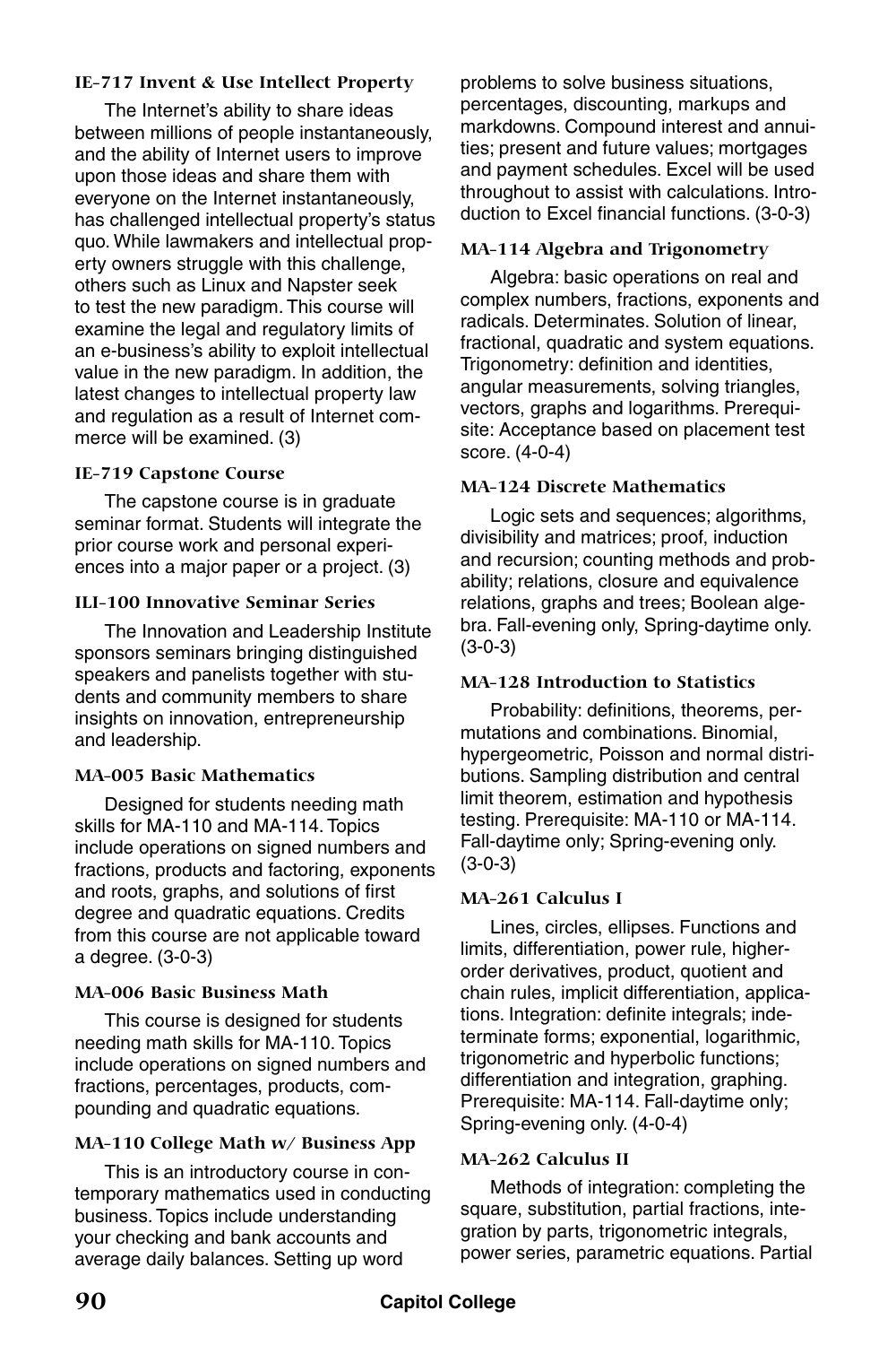#### IE-717 Invent & Use Intellect Property

The Internet's ability to share ideas between millions of people instantaneously, and the ability of Internet users to improve upon those ideas and share them with everyone on the Internet instantaneously, has challenged intellectual property's status quo. While lawmakers and intellectual property owners struggle with this challenge, others such as Linux and Napster seek to test the new paradigm. This course will examine the legal and regulatory limits of an e-business's ability to exploit intellectual value in the new paradigm. In addition, the latest changes to intellectual property law and regulation as a result of Internet commerce will be examined. (3)

#### IE-719 Capstone Course

The capstone course is in graduate seminar format. Students will integrate the prior course work and personal experiences into a major paper or a project. (3)

#### ILI-100 Innovative Seminar Series

The Innovation and Leadership Institute sponsors seminars bringing distinguished speakers and panelists together with students and community members to share insights on innovation, entrepreneurship and leadership.

#### MA-005 Basic Mathematics

Designed for students needing math skills for MA-110 and MA-114. Topics include operations on signed numbers and fractions, products and factoring, exponents and roots, graphs, and solutions of first degree and quadratic equations. Credits from this course are not applicable toward a degree. (3-0-3)

#### MA-006 Basic Business Math

This course is designed for students needing math skills for MA-110. Topics include operations on signed numbers and fractions, percentages, products, compounding and quadratic equations.

#### MA-110 College Math w/ Business App

This is an introductory course in contemporary mathematics used in conducting business. Topics include understanding your checking and bank accounts and average daily balances. Setting up word problems to solve business situations, percentages, discounting, markups and markdowns. Compound interest and annuities; present and future values; mortgages and payment schedules. Excel will be used throughout to assist with calculations. Introduction to Excel financial functions. (3-0-3)

#### MA-114 Algebra and Trigonometry

Algebra: basic operations on real and complex numbers, fractions, exponents and radicals. Determinates. Solution of linear, fractional, quadratic and system equations. Trigonometry: definition and identities, angular measurements, solving triangles, vectors, graphs and logarithms. Prerequisite: Acceptance based on placement test score. (4-0-4)

#### MA-124 Discrete Mathematics

Logic sets and sequences; algorithms, divisibility and matrices; proof, induction and recursion; counting methods and probability; relations, closure and equivalence relations, graphs and trees; Boolean algebra. Fall-evening only, Spring-daytime only. (3-0-3)

#### MA-128 Introduction to Statistics

Probability: definitions, theorems, permutations and combinations. Binomial, hypergeometric, Poisson and normal distributions. Sampling distribution and central limit theorem, estimation and hypothesis testing. Prerequisite: MA-110 or MA-114. Fall-daytime only; Spring-evening only. (3-0-3)

#### MA-261 Calculus I

Lines, circles, ellipses. Functions and limits, differentiation, power rule, higher-order derivatives, product, quotient and chain rules, implicit differentiation, applications. Integration: definite integrals; indeterminate forms; exponential, logarithmic, trigonometric and hyperbolic functions; differentiation and integration, graphing. Prerequisite: MA-114. Fall-daytime only; Spring-evening only. (4-0-4)

#### MA-262 Calculus II

Methods of integration: completing the square, substitution, partial fractions, integration by parts, trigonometric integrals, power series, parametric equations. Partial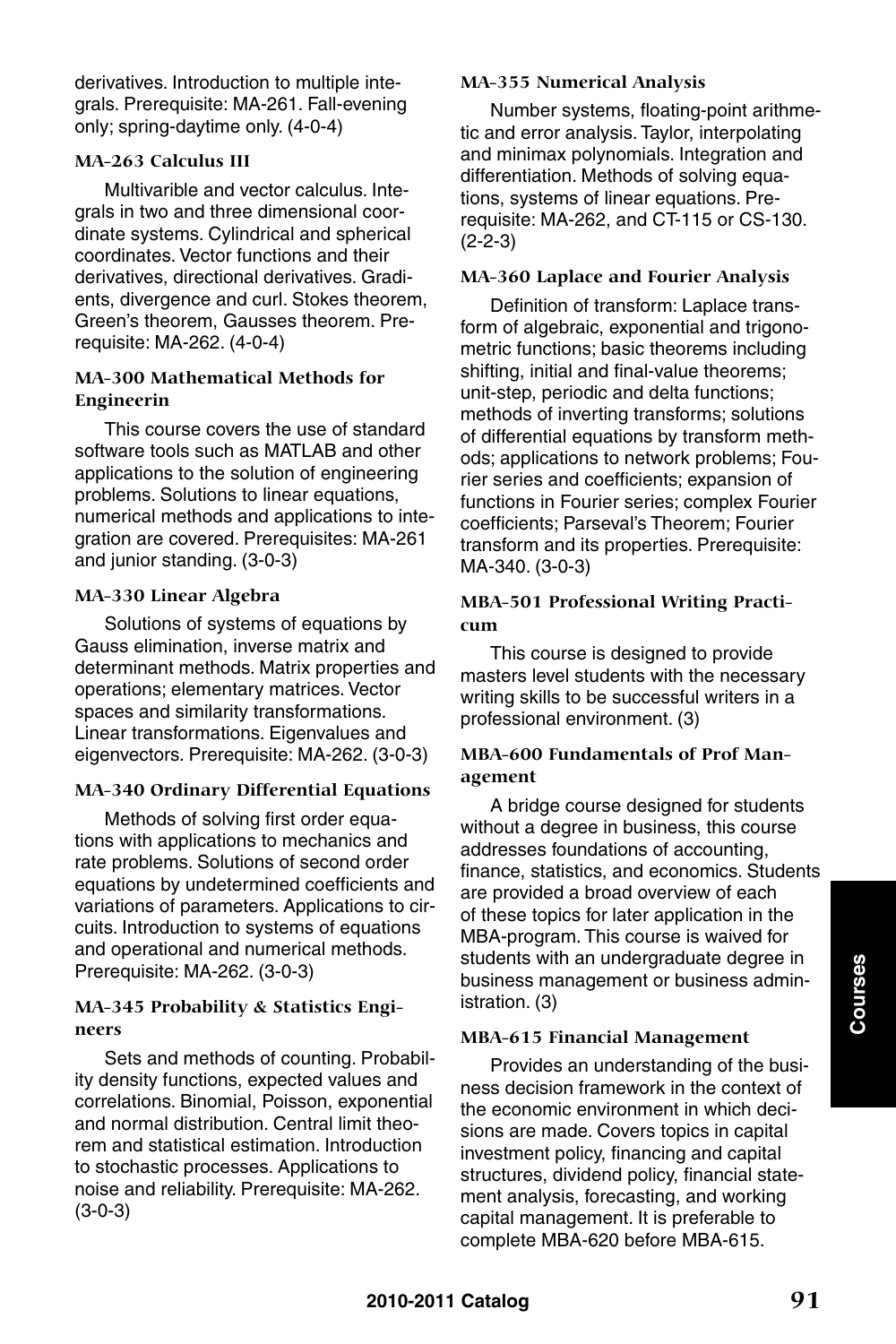derivatives. Introduction to multiple integrals. Prerequisite: MA-261. Fall-evening only; spring-daytime only. (4-0-4)

### MA-263 Calculus III

Multivarible and vector calculus. Integrals in two and three dimensional coordinate systems. Cylindrical and spherical coordinates. Vector functions and their derivatives, directional derivatives. Gradients, divergence and curl. Stokes theorem, Green's theorem, Gausses theorem. Prerequisite: MA-262. (4-0-4)

### MA-300 Mathematical Methods for Engineerin

This course covers the use of standard software tools such as MATLAB and other applications to the solution of engineering problems. Solutions to linear equations, numerical methods and applications to integration are covered. Prerequisites: MA-261 and junior standing. (3-0-3)

### MA-330 Linear Algebra

Solutions of systems of equations by Gauss elimination, inverse matrix and determinant methods. Matrix properties and operations; elementary matrices. Vector spaces and similarity transformations. Linear transformations. Eigenvalues and eigenvectors. Prerequisite: MA-262. (3-0-3)

### MA-340 Ordinary Differential Equations

Methods of solving first order equations with applications to mechanics and rate problems. Solutions of second order equations by undetermined coefficients and variations of parameters. Applications to circuits. Introduction to systems of equations and operational and numerical methods. Prerequisite: MA-262. (3-0-3)

### MA-345 Probability & Statistics Engineers

Sets and methods of counting. Probability density functions, expected values and correlations. Binomial, Poisson, exponential and normal distribution. Central limit theorem and statistical estimation. Introduction to stochastic processes. Applications to noise and reliability. Prerequisite: MA-262. (3-0-3)

### MA-355 Numerical Analysis

Number systems, floating-point arithmetic and error analysis. Taylor, interpolating and minimax polynomials. Integration and differentiation. Methods of solving equations, systems of linear equations. Prerequisite: MA-262, and CT-115 or CS-130. (2-2-3)

### MA-360 Laplace and Fourier Analysis

Definition of transform: Laplace transform of algebraic, exponential and trigonometric functions; basic theorems including shifting, initial and final-value theorems; unit-step, periodic and delta functions; methods of inverting transforms; solutions of differential equations by transform methods; applications to network problems; Fourier series and coefficients; expansion of functions in Fourier series; complex Fourier coefficients; Parseval's Theorem; Fourier transform and its properties. Prerequisite: MA-340. (3-0-3)

### MBA-501 Professional Writing Practicum

This course is designed to provide masters level students with the necessary writing skills to be successful writers in a professional environment. (3)

### MBA-600 Fundamentals of Prof Management

A bridge course designed for students without a degree in business, this course addresses foundations of accounting, finance, statistics, and economics. Students are provided a broad overview of each of these topics for later application in the MBA-program. This course is waived for students with an undergraduate degree in business management or business administration. (3)

### MBA-615 Financial Management

Provides an understanding of the business decision framework in the context of the economic environment in which decisions are made. Covers topics in capital investment policy, financing and capital structures, dividend policy, financial statement analysis, forecasting, and working capital management. It is preferable to complete MBA-620 before MBA-615.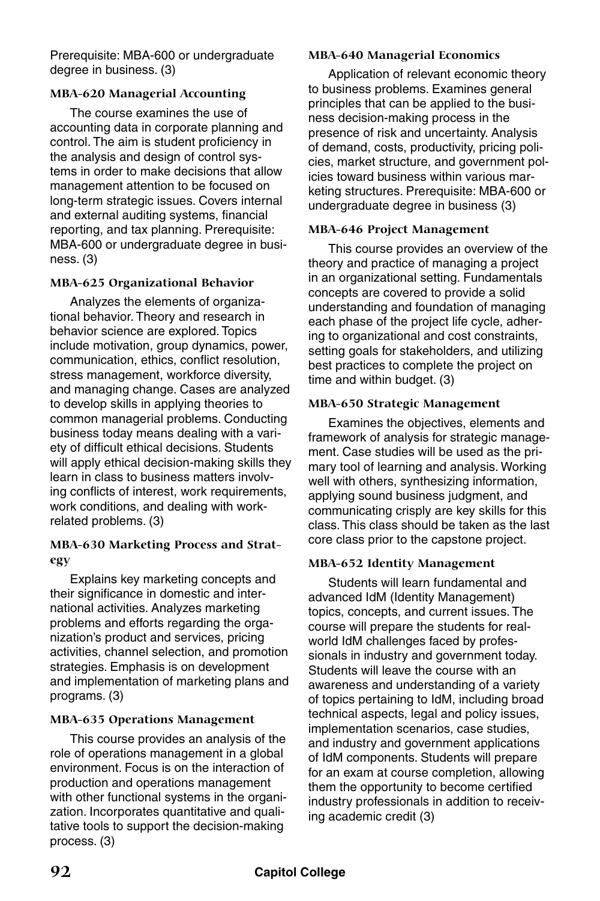Prerequisite: MBA-600 or undergraduate degree in business. (3)

### MBA-620 Managerial Accounting

The course examines the use of accounting data in corporate planning and control. The aim is student proficiency in the analysis and design of control systems in order to make decisions that allow management attention to be focused on long-term strategic issues. Covers internal and external auditing systems, financial reporting, and tax planning. Prerequisite: MBA-600 or undergraduate degree in business. (3)

### MBA-625 Organizational Behavior

Analyzes the elements of organizational behavior. Theory and research in behavior science are explored. Topics include motivation, group dynamics, power, communication, ethics, conflict resolution, stress management, workforce diversity, and managing change. Cases are analyzed to develop skills in applying theories to common managerial problems. Conducting business today means dealing with a variety of difficult ethical decisions. Students will apply ethical decision-making skills they learn in class to business matters involving conflicts of interest, work requirements, work conditions, and dealing with work-related problems. (3)

### MBA-630 Marketing Process and Strategy

Explains key marketing concepts and their significance in domestic and international activities. Analyzes marketing problems and efforts regarding the organization's product and services, pricing activities, channel selection, and promotion strategies. Emphasis is on development and implementation of marketing plans and programs. (3)

### MBA-635 Operations Management

This course provides an analysis of the role of operations management in a global environment. Focus is on the interaction of production and operations management with other functional systems in the organization. Incorporates quantitative and qualitative tools to support the decision-making process. (3)

### MBA-640 Managerial Economics

Application of relevant economic theory to business problems. Examines general principles that can be applied to the business decision-making process in the presence of risk and uncertainty. Analysis of demand, costs, productivity, pricing policies, market structure, and government policies toward business within various marketing structures. Prerequisite: MBA-600 or undergraduate degree in business (3)

### MBA-646 Project Management

This course provides an overview of the theory and practice of managing a project in an organizational setting. Fundamentals concepts are covered to provide a solid understanding and foundation of managing each phase of the project life cycle, adhering to organizational and cost constraints, setting goals for stakeholders, and utilizing best practices to complete the project on time and within budget. (3)

### MBA-650 Strategic Management

Examines the objectives, elements and framework of analysis for strategic management. Case studies will be used as the primary tool of learning and analysis. Working well with others, synthesizing information, applying sound business judgment, and communicating crisply are key skills for this class. This class should be taken as the last core class prior to the capstone project.

### MBA-652 Identity Management

Students will learn fundamental and advanced IdM (Identity Management) topics, concepts, and current issues. The course will prepare the students for real-world IdM challenges faced by professionals in industry and government today. Students will leave the course with an awareness and understanding of a variety of topics pertaining to IdM, including broad technical aspects, legal and policy issues, implementation scenarios, case studies, and industry and government applications of IdM components. Students will prepare for an exam at course completion, allowing them the opportunity to become certified industry professionals in addition to receiving academic credit (3)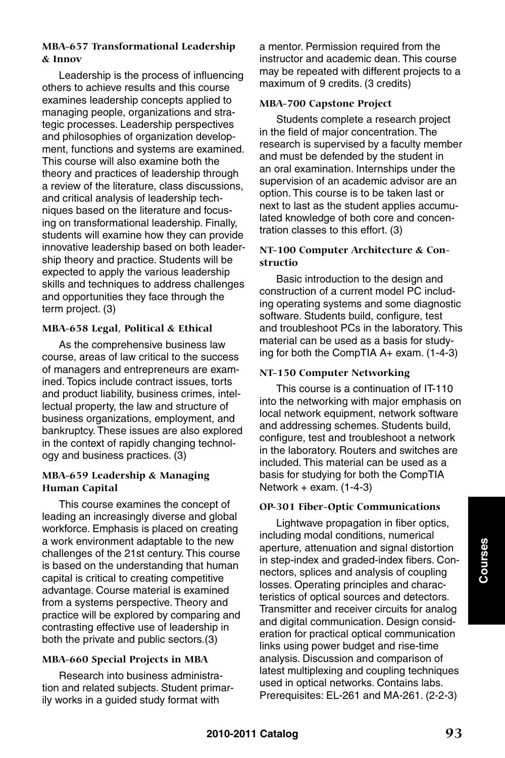**MBA-657 Transformational Leadership & Innov**

Leadership is the process of influencing others to achieve results and this course examines leadership concepts applied to managing people, organizations and strategic processes. Leadership perspectives and philosophies of organization development, functions and systems are examined. This course will also examine both the theory and practices of leadership through a review of the literature, class discussions, and critical analysis of leadership techniques based on the literature and focusing on transformational leadership. Finally, students will examine how they can provide innovative leadership based on both leadership theory and practice. Students will be expected to apply the various leadership skills and techniques to address challenges and opportunities they face through the term project. (3)

**MBA-658 Legal, Political & Ethical**

As the comprehensive business law course, areas of law critical to the success of managers and entrepreneurs are examined. Topics include contract issues, torts and product liability, business crimes, intellectual property, the law and structure of business organizations, employment, and bankruptcy. These issues are also explored in the context of rapidly changing technology and business practices. (3)

**MBA-659 Leadership & Managing Human Capital**

This course examines the concept of leading an increasingly diverse and global workforce. Emphasis is placed on creating a work environment adaptable to the new challenges of the 21st century. This course is based on the understanding that human capital is critical to creating competitive advantage. Course material is examined from a systems perspective. Theory and practice will be explored by comparing and contrasting effective use of leadership in both the private and public sectors.(3)

**MBA-660 Special Projects in MBA**

Research into business administration and related subjects. Student primarily works in a guided study format with a mentor. Permission required from the instructor and academic dean. This course may be repeated with different projects to a maximum of 9 credits. (3 credits)

**MBA-700 Capstone Project**

Students complete a research project in the field of major concentration. The research is supervised by a faculty member and must be defended by the student in an oral examination. Internships under the supervision of an academic advisor are an option. This course is to be taken last or next to last as the student applies accumulated knowledge of both core and concentration classes to this effort. (3)

**NT-100 Computer Architecture & Constructio**

Basic introduction to the design and construction of a current model PC including operating systems and some diagnostic software. Students build, configure, test and troubleshoot PCs in the laboratory. This material can be used as a basis for studying for both the CompTIA A+ exam. (1-4-3)

**NT-150 Computer Networking**

This course is a continuation of IT-110 into the networking with major emphasis on local network equipment, network software and addressing schemes. Students build, configure, test and troubleshoot a network in the laboratory. Routers and switches are included. This material can be used as a basis for studying for both the CompTIA Network + exam. (1-4-3)

**OP-301 Fiber-Optic Communications**

Lightwave propagation in fiber optics, including modal conditions, numerical aperture, attenuation and signal distortion in step-index and graded-index fibers. Connectors, splices and analysis of coupling losses. Operating principles and characteristics of optical sources and detectors. Transmitter and receiver circuits for analog and digital communication. Design consideration for practical optical communication links using power budget and rise-time analysis. Discussion and comparison of latest multiplexing and coupling techniques used in optical networks. Contains labs. Prerequisites: EL-261 and MA-261. (2-2-3)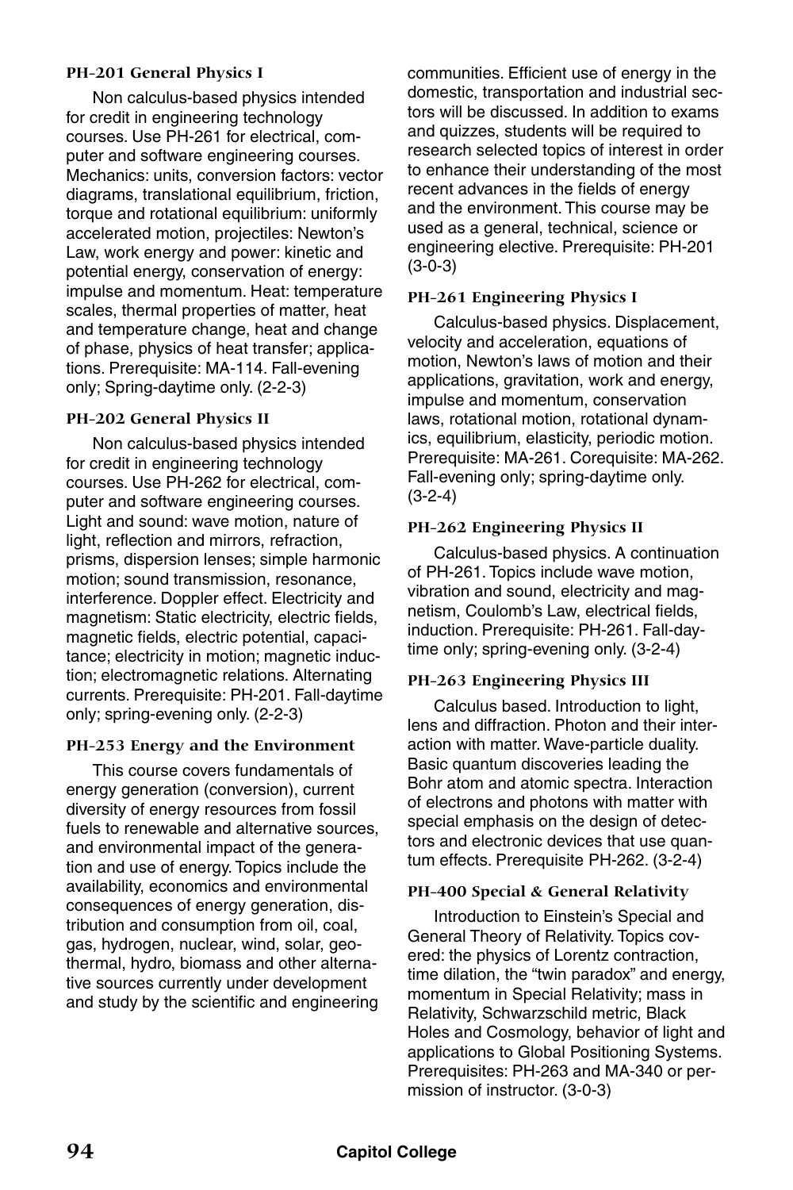### PH-201 General Physics I

Non calculus-based physics intended for credit in engineering technology courses. Use PH-261 for electrical, computer and software engineering courses. Mechanics: units, conversion factors: vector diagrams, translational equilibrium, friction, torque and rotational equilibrium: uniformly accelerated motion, projectiles: Newton's Law, work energy and power: kinetic and potential energy, conservation of energy: impulse and momentum. Heat: temperature scales, thermal properties of matter, heat and temperature change, heat and change of phase, physics of heat transfer; applications. Prerequisite: MA-114. Fall-evening only; Spring-daytime only. (2-2-3)

### PH-202 General Physics II

Non calculus-based physics intended for credit in engineering technology courses. Use PH-262 for electrical, computer and software engineering courses. Light and sound: wave motion, nature of light, reflection and mirrors, refraction, prisms, dispersion lenses; simple harmonic motion; sound transmission, resonance, interference. Doppler effect. Electricity and magnetism: Static electricity, electric fields, magnetic fields, electric potential, capacitance; electricity in motion; magnetic induction; electromagnetic relations. Alternating currents. Prerequisite: PH-201. Fall-daytime only; spring-evening only. (2-2-3)

### PH-253 Energy and the Environment

This course covers fundamentals of energy generation (conversion), current diversity of energy resources from fossil fuels to renewable and alternative sources, and environmental impact of the generation and use of energy. Topics include the availability, economics and environmental consequences of energy generation, distribution and consumption from oil, coal, gas, hydrogen, nuclear, wind, solar, geothermal, hydro, biomass and other alternative sources currently under development and study by the scientific and engineering communities. Efficient use of energy in the domestic, transportation and industrial sectors will be discussed. In addition to exams and quizzes, students will be required to research selected topics of interest in order to enhance their understanding of the most recent advances in the fields of energy and the environment. This course may be used as a general, technical, science or engineering elective. Prerequisite: PH-201 (3-0-3)

### PH-261 Engineering Physics I

Calculus-based physics. Displacement, velocity and acceleration, equations of motion, Newton's laws of motion and their applications, gravitation, work and energy, impulse and momentum, conservation laws, rotational motion, rotational dynamics, equilibrium, elasticity, periodic motion. Prerequisite: MA-261. Corequisite: MA-262. Fall-evening only; spring-daytime only. (3-2-4)

### PH-262 Engineering Physics II

Calculus-based physics. A continuation of PH-261. Topics include wave motion, vibration and sound, electricity and magnetism, Coulomb's Law, electrical fields, induction. Prerequisite: PH-261. Fall-daytime only; spring-evening only. (3-2-4)

### PH-263 Engineering Physics III

Calculus based. Introduction to light, lens and diffraction. Photon and their interaction with matter. Wave-particle duality. Basic quantum discoveries leading the Bohr atom and atomic spectra. Interaction of electrons and photons with matter with special emphasis on the design of detectors and electronic devices that use quantum effects. Prerequisite PH-262. (3-2-4)

### PH-400 Special & General Relativity

Introduction to Einstein's Special and General Theory of Relativity. Topics covered: the physics of Lorentz contraction, time dilation, the "twin paradox" and energy, momentum in Special Relativity; mass in Relativity, Schwarzschild metric, Black Holes and Cosmology, behavior of light and applications to Global Positioning Systems. Prerequisites: PH-263 and MA-340 or permission of instructor. (3-0-3)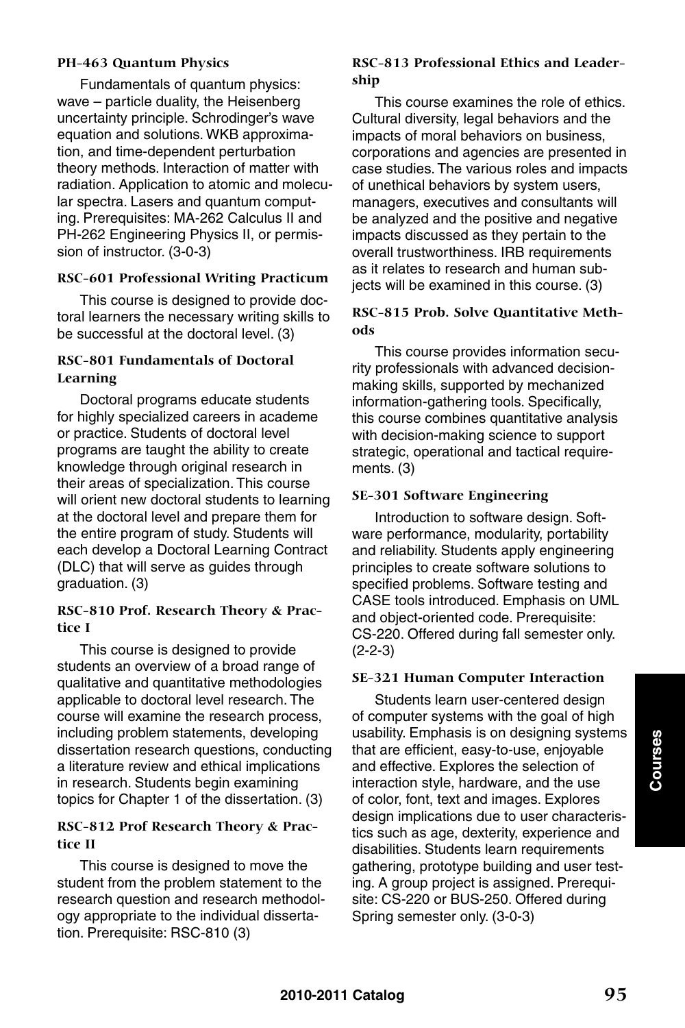### PH-463 Quantum Physics

Fundamentals of quantum physics: wave – particle duality, the Heisenberg uncertainty principle. Schrodinger's wave equation and solutions. WKB approximation, and time-dependent perturbation theory methods. Interaction of matter with radiation. Application to atomic and molecular spectra. Lasers and quantum computing. Prerequisites: MA-262 Calculus II and PH-262 Engineering Physics II, or permission of instructor. (3-0-3)

### RSC-601 Professional Writing Practicum

This course is designed to provide doctoral learners the necessary writing skills to be successful at the doctoral level. (3)

### RSC-801 Fundamentals of Doctoral Learning

Doctoral programs educate students for highly specialized careers in academe or practice. Students of doctoral level programs are taught the ability to create knowledge through original research in their areas of specialization. This course will orient new doctoral students to learning at the doctoral level and prepare them for the entire program of study. Students will each develop a Doctoral Learning Contract (DLC) that will serve as guides through graduation. (3)

### RSC-810 Prof. Research Theory & Practice I

This course is designed to provide students an overview of a broad range of qualitative and quantitative methodologies applicable to doctoral level research. The course will examine the research process, including problem statements, developing dissertation research questions, conducting a literature review and ethical implications in research. Students begin examining topics for Chapter 1 of the dissertation. (3)

### RSC-812 Prof Research Theory & Practice II

This course is designed to move the student from the problem statement to the research question and research methodology appropriate to the individual dissertation. Prerequisite: RSC-810 (3)

### RSC-813 Professional Ethics and Leadership

This course examines the role of ethics. Cultural diversity, legal behaviors and the impacts of moral behaviors on business, corporations and agencies are presented in case studies. The various roles and impacts of unethical behaviors by system users, managers, executives and consultants will be analyzed and the positive and negative impacts discussed as they pertain to the overall trustworthiness. IRB requirements as it relates to research and human subjects will be examined in this course. (3)

### RSC-815 Prob. Solve Quantitative Methods

This course provides information security professionals with advanced decision-making skills, supported by mechanized information-gathering tools. Specifically, this course combines quantitative analysis with decision-making science to support strategic, operational and tactical requirements. (3)

### SE-301 Software Engineering

Introduction to software design. Software performance, modularity, portability and reliability. Students apply engineering principles to create software solutions to specified problems. Software testing and CASE tools introduced. Emphasis on UML and object-oriented code. Prerequisite: CS-220. Offered during fall semester only. (2-2-3)

### SE-321 Human Computer Interaction

Students learn user-centered design of computer systems with the goal of high usability. Emphasis is on designing systems that are efficient, easy-to-use, enjoyable and effective. Explores the selection of interaction style, hardware, and the use of color, font, text and images. Explores design implications due to user characteristics such as age, dexterity, experience and disabilities. Students learn requirements gathering, prototype building and user testing. A group project is assigned. Prerequisite: CS-220 or BUS-250. Offered during Spring semester only. (3-0-3)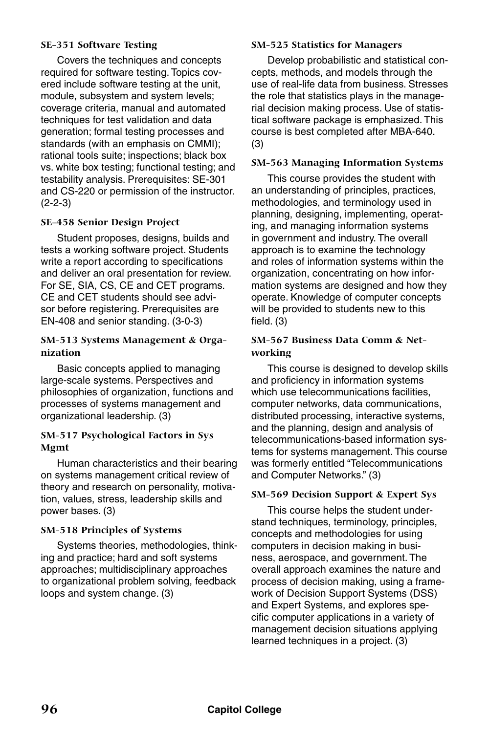### SE-351 Software Testing

Covers the techniques and concepts required for software testing. Topics covered include software testing at the unit, module, subsystem and system levels; coverage criteria, manual and automated techniques for test validation and data generation; formal testing processes and standards (with an emphasis on CMMI); rational tools suite; inspections; black box vs. white box testing; functional testing; and testability analysis. Prerequisites: SE-301 and CS-220 or permission of the instructor. (2-2-3)

### SE-458 Senior Design Project

Student proposes, designs, builds and tests a working software project. Students write a report according to specifications and deliver an oral presentation for review. For SE, SIA, CS, CE and CET programs. CE and CET students should see advisor before registering. Prerequisites are EN-408 and senior standing. (3-0-3)

### SM-513 Systems Management & Organization

Basic concepts applied to managing large-scale systems. Perspectives and philosophies of organization, functions and processes of systems management and organizational leadership. (3)

### SM-517 Psychological Factors in Sys Mgmt

Human characteristics and their bearing on systems management critical review of theory and research on personality, motivation, values, stress, leadership skills and power bases. (3)

### SM-518 Principles of Systems

Systems theories, methodologies, thinking and practice; hard and soft systems approaches; multidisciplinary approaches to organizational problem solving, feedback loops and system change. (3)

### SM-525 Statistics for Managers

Develop probabilistic and statistical concepts, methods, and models through the use of real-life data from business. Stresses the role that statistics plays in the managerial decision making process. Use of statistical software package is emphasized. This course is best completed after MBA-640. (3)

### SM-563 Managing Information Systems

This course provides the student with an understanding of principles, practices, methodologies, and terminology used in planning, designing, implementing, operating, and managing information systems in government and industry. The overall approach is to examine the technology and roles of information systems within the organization, concentrating on how information systems are designed and how they operate. Knowledge of computer concepts will be provided to students new to this field. (3)

### SM-567 Business Data Comm & Networking

This course is designed to develop skills and proficiency in information systems which use telecommunications facilities, computer networks, data communications, distributed processing, interactive systems, and the planning, design and analysis of telecommunications-based information systems for systems management. This course was formerly entitled "Telecommunications and Computer Networks." (3)

### SM-569 Decision Support & Expert Sys

This course helps the student understand techniques, terminology, principles, concepts and methodologies for using computers in decision making in business, aerospace, and government. The overall approach examines the nature and process of decision making, using a framework of Decision Support Systems (DSS) and Expert Systems, and explores specific computer applications in a variety of management decision situations applying learned techniques in a project. (3)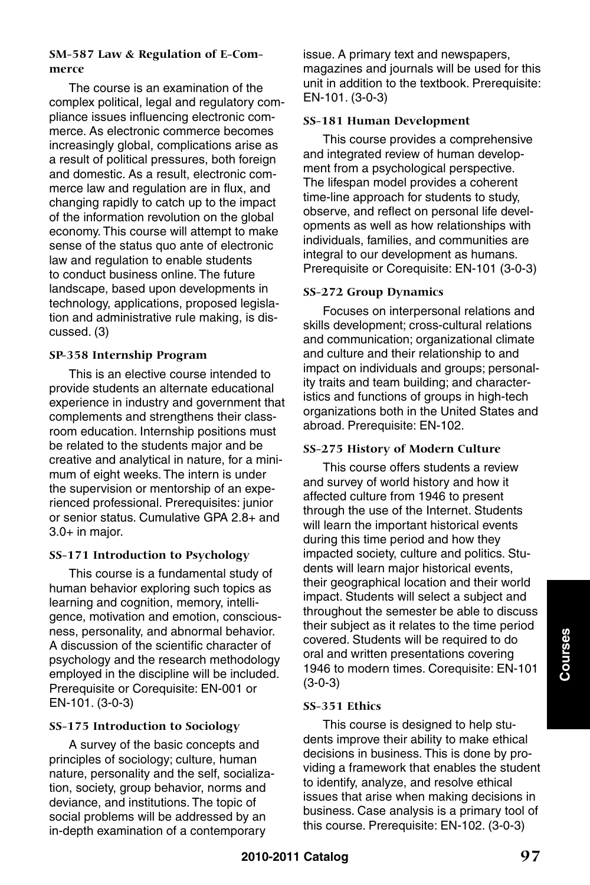### SM-587 Law & Regulation of E-Commerce

The course is an examination of the complex political, legal and regulatory compliance issues influencing electronic commerce. As electronic commerce becomes increasingly global, complications arise as a result of political pressures, both foreign and domestic. As a result, electronic commerce law and regulation are in flux, and changing rapidly to catch up to the impact of the information revolution on the global economy. This course will attempt to make sense of the status quo ante of electronic law and regulation to enable students to conduct business online. The future landscape, based upon developments in technology, applications, proposed legislation and administrative rule making, is discussed. (3)

### SP-358 Internship Program

This is an elective course intended to provide students an alternate educational experience in industry and government that complements and strengthens their classroom education. Internship positions must be related to the students major and be creative and analytical in nature, for a minimum of eight weeks. The intern is under the supervision or mentorship of an experienced professional. Prerequisites: junior or senior status. Cumulative GPA 2.8+ and 3.0+ in major.

### SS-171 Introduction to Psychology

This course is a fundamental study of human behavior exploring such topics as learning and cognition, memory, intelligence, motivation and emotion, consciousness, personality, and abnormal behavior. A discussion of the scientific character of psychology and the research methodology employed in the discipline will be included. Prerequisite or Corequisite: EN-001 or EN-101. (3-0-3)

### SS-175 Introduction to Sociology

A survey of the basic concepts and principles of sociology; culture, human nature, personality and the self, socialization, society, group behavior, norms and deviance, and institutions. The topic of social problems will be addressed by an in-depth examination of a contemporary issue. A primary text and newspapers, magazines and journals will be used for this unit in addition to the textbook. Prerequisite: EN-101. (3-0-3)

### SS-181 Human Development

This course provides a comprehensive and integrated review of human development from a psychological perspective. The lifespan model provides a coherent time-line approach for students to study, observe, and reflect on personal life developments as well as how relationships with individuals, families, and communities are integral to our development as humans. Prerequisite or Corequisite: EN-101 (3-0-3)

### SS-272 Group Dynamics

Focuses on interpersonal relations and skills development; cross-cultural relations and communication; organizational climate and culture and their relationship to and impact on individuals and groups; personality traits and team building; and characteristics and functions of groups in high-tech organizations both in the United States and abroad. Prerequisite: EN-102.

### SS-275 History of Modern Culture

This course offers students a review and survey of world history and how it affected culture from 1946 to present through the use of the Internet. Students will learn the important historical events during this time period and how they impacted society, culture and politics. Students will learn major historical events, their geographical location and their world impact. Students will select a subject and throughout the semester be able to discuss their subject as it relates to the time period covered. Students will be required to do oral and written presentations covering 1946 to modern times. Corequisite: EN-101 (3-0-3)

### SS-351 Ethics

This course is designed to help students improve their ability to make ethical decisions in business. This is done by providing a framework that enables the student to identify, analyze, and resolve ethical issues that arise when making decisions in business. Case analysis is a primary tool of this course. Prerequisite: EN-102. (3-0-3)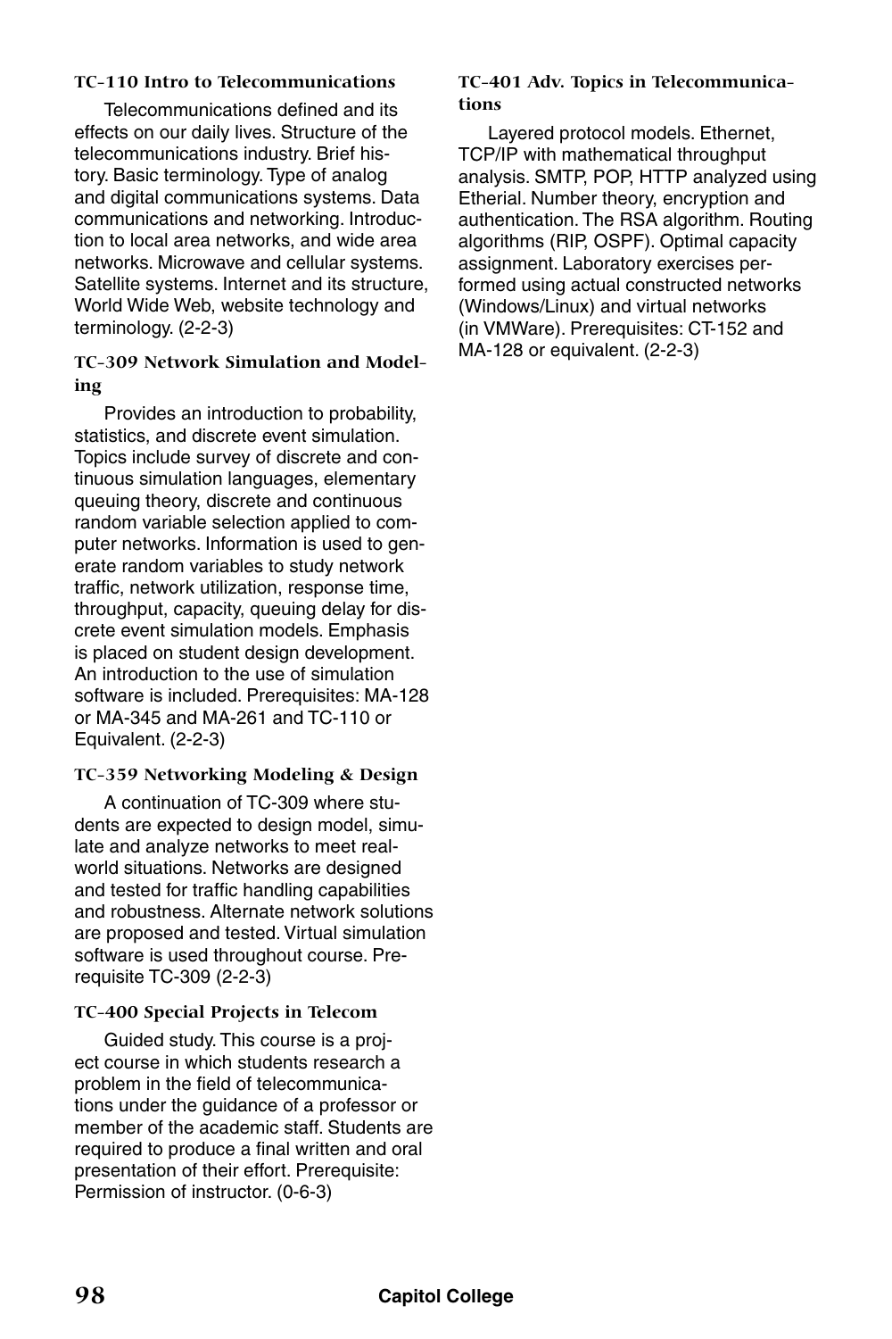### TC-110 Intro to Telecommunications

Telecommunications defined and its effects on our daily lives. Structure of the telecommunications industry. Brief history. Basic terminology. Type of analog and digital communications systems. Data communications and networking. Introduction to local area networks, and wide area networks. Microwave and cellular systems. Satellite systems. Internet and its structure, World Wide Web, website technology and terminology. (2-2-3)

### TC-309 Network Simulation and Modeling

Provides an introduction to probability, statistics, and discrete event simulation. Topics include survey of discrete and continuous simulation languages, elementary queuing theory, discrete and continuous random variable selection applied to computer networks. Information is used to generate random variables to study network traffic, network utilization, response time, throughput, capacity, queuing delay for discrete event simulation models. Emphasis is placed on student design development. An introduction to the use of simulation software is included. Prerequisites: MA-128 or MA-345 and MA-261 and TC-110 or Equivalent. (2-2-3)

### TC-359 Networking Modeling & Design

A continuation of TC-309 where students are expected to design model, simulate and analyze networks to meet real-world situations. Networks are designed and tested for traffic handling capabilities and robustness. Alternate network solutions are proposed and tested. Virtual simulation software is used throughout course. Prerequisite TC-309 (2-2-3)

### TC-400 Special Projects in Telecom

Guided study. This course is a project course in which students research a problem in the field of telecommunications under the guidance of a professor or member of the academic staff. Students are required to produce a final written and oral presentation of their effort. Prerequisite: Permission of instructor. (0-6-3)

### TC-401 Adv. Topics in Telecommunications

Layered protocol models. Ethernet, TCP/IP with mathematical throughput analysis. SMTP, POP, HTTP analyzed using Etherial. Number theory, encryption and authentication. The RSA algorithm. Routing algorithms (RIP, OSPF). Optimal capacity assignment. Laboratory exercises performed using actual constructed networks (Windows/Linux) and virtual networks (in VMWare). Prerequisites: CT-152 and MA-128 or equivalent. (2-2-3)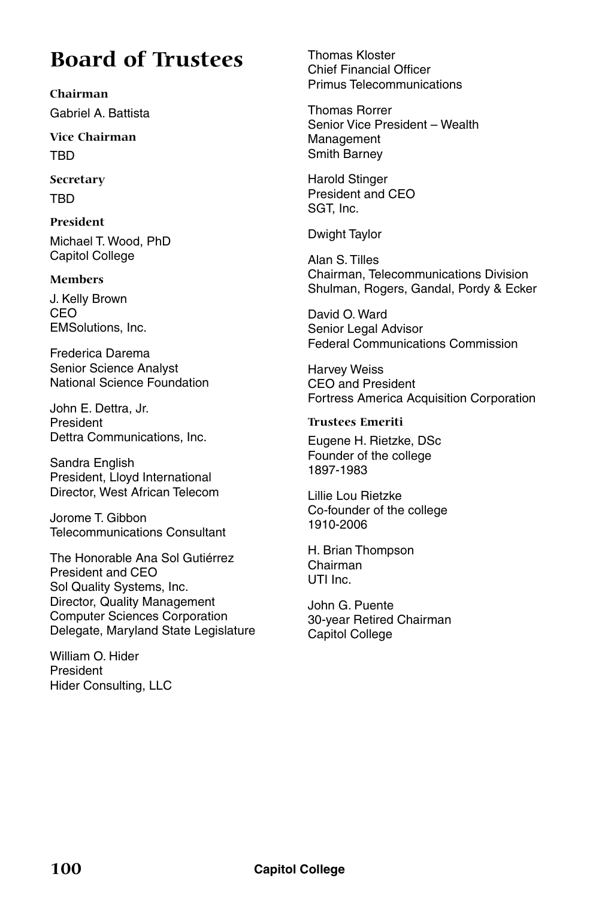# Board of Trustees

### Chairman

Gabriel A. Battista

### Vice Chairman

TBD

### Secretary

TBD

### President

Michael T. Wood, PhD
Capitol College

### Members

J. Kelly Brown
CEO
EMSolutions, Inc.

Frederica Darema
Senior Science Analyst
National Science Foundation

John E. Dettra, Jr.
President
Dettra Communications, Inc.

Sandra English
President, Lloyd International
Director, West African Telecom

Jorome T. Gibbon
Telecommunications Consultant

The Honorable Ana Sol Gutiérrez
President and CEO
Sol Quality Systems, Inc.
Director, Quality Management
Computer Sciences Corporation
Delegate, Maryland State Legislature

William O. Hider
President
Hider Consulting, LLC

Thomas Kloster
Chief Financial Officer
Primus Telecommunications

Thomas Rorrer
Senior Vice President – Wealth Management
Smith Barney

Harold Stinger
President and CEO
SGT, Inc.

Dwight Taylor

Alan S. Tilles
Chairman, Telecommunications Division
Shulman, Rogers, Gandal, Pordy & Ecker

David O. Ward
Senior Legal Advisor
Federal Communications Commission

Harvey Weiss
CEO and President
Fortress America Acquisition Corporation

### Trustees Emeriti

Eugene H. Rietzke, DSc
Founder of the college
1897-1983

Lillie Lou Rietzke
Co-founder of the college
1910-2006

H. Brian Thompson
Chairman
UTI Inc.

John G. Puente
30-year Retired Chairman
Capitol College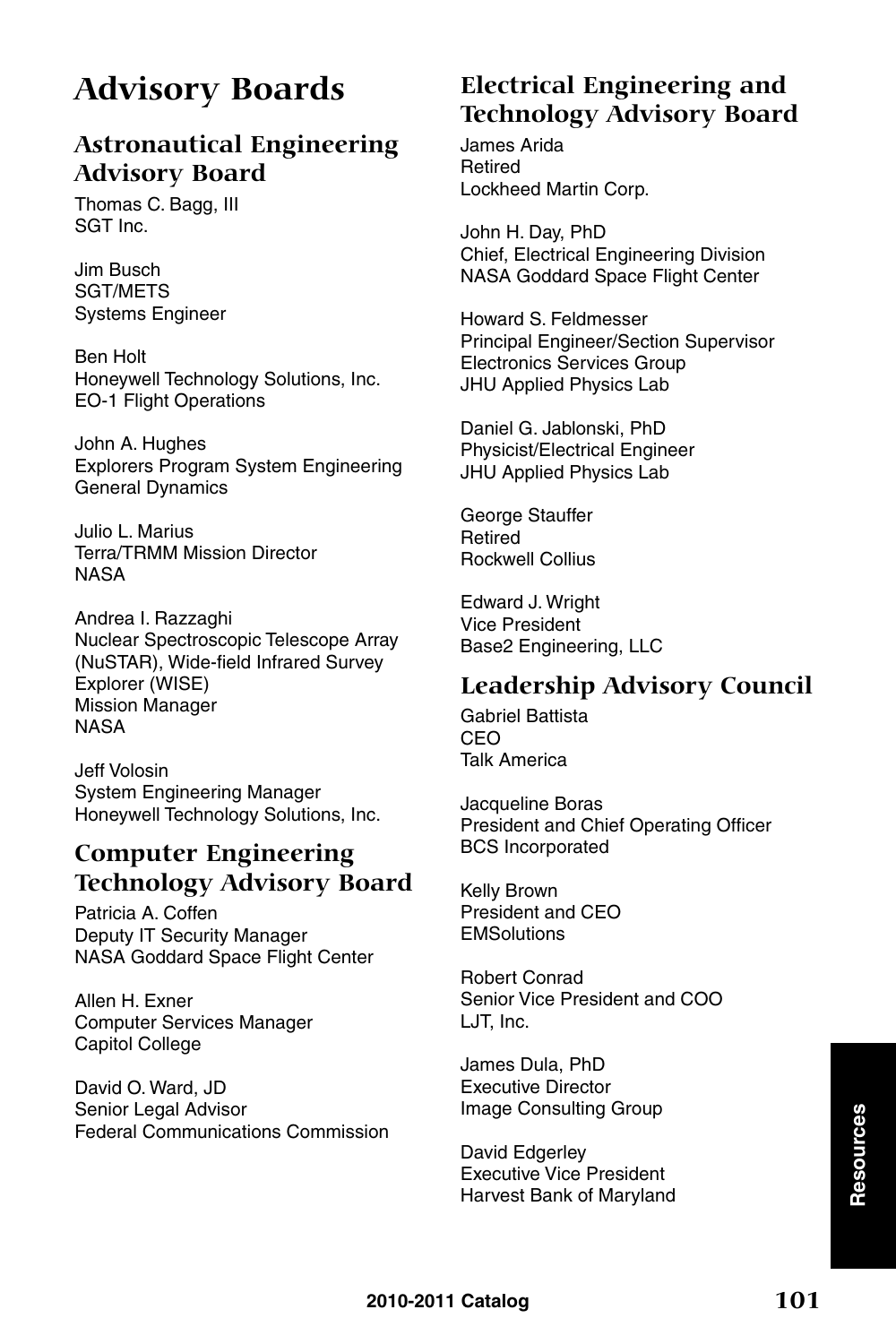# Advisory Boards

## Astronautical Engineering Advisory Board

Thomas C. Bagg, III
SGT Inc.

Jim Busch
SGT/METS
Systems Engineer

Ben Holt
Honeywell Technology Solutions, Inc.
EO-1 Flight Operations

John A. Hughes
Explorers Program System Engineering
General Dynamics

Julio L. Marius
Terra/TRMM Mission Director
NASA

Andrea I. Razzaghi
Nuclear Spectroscopic Telescope Array (NuSTAR), Wide-field Infrared Survey Explorer (WISE)
Mission Manager
NASA

Jeff Volosin
System Engineering Manager
Honeywell Technology Solutions, Inc.

## Computer Engineering Technology Advisory Board

Patricia A. Coffen
Deputy IT Security Manager
NASA Goddard Space Flight Center

Allen H. Exner
Computer Services Manager
Capitol College

David O. Ward, JD
Senior Legal Advisor
Federal Communications Commission

## Electrical Engineering and Technology Advisory Board

James Arida
Retired
Lockheed Martin Corp.

John H. Day, PhD
Chief, Electrical Engineering Division
NASA Goddard Space Flight Center

Howard S. Feldmesser
Principal Engineer/Section Supervisor
Electronics Services Group
JHU Applied Physics Lab

Daniel G. Jablonski, PhD
Physicist/Electrical Engineer
JHU Applied Physics Lab

George Stauffer
Retired
Rockwell Collius

Edward J. Wright
Vice President
Base2 Engineering, LLC

## Leadership Advisory Council

Gabriel Battista
CEO
Talk America

Jacqueline Boras
President and Chief Operating Officer
BCS Incorporated

Kelly Brown
President and CEO
EMSolutions

Robert Conrad
Senior Vice President and COO
LJT, Inc.

James Dula, PhD
Executive Director
Image Consulting Group

David Edgerley
Executive Vice President
Harvest Bank of Maryland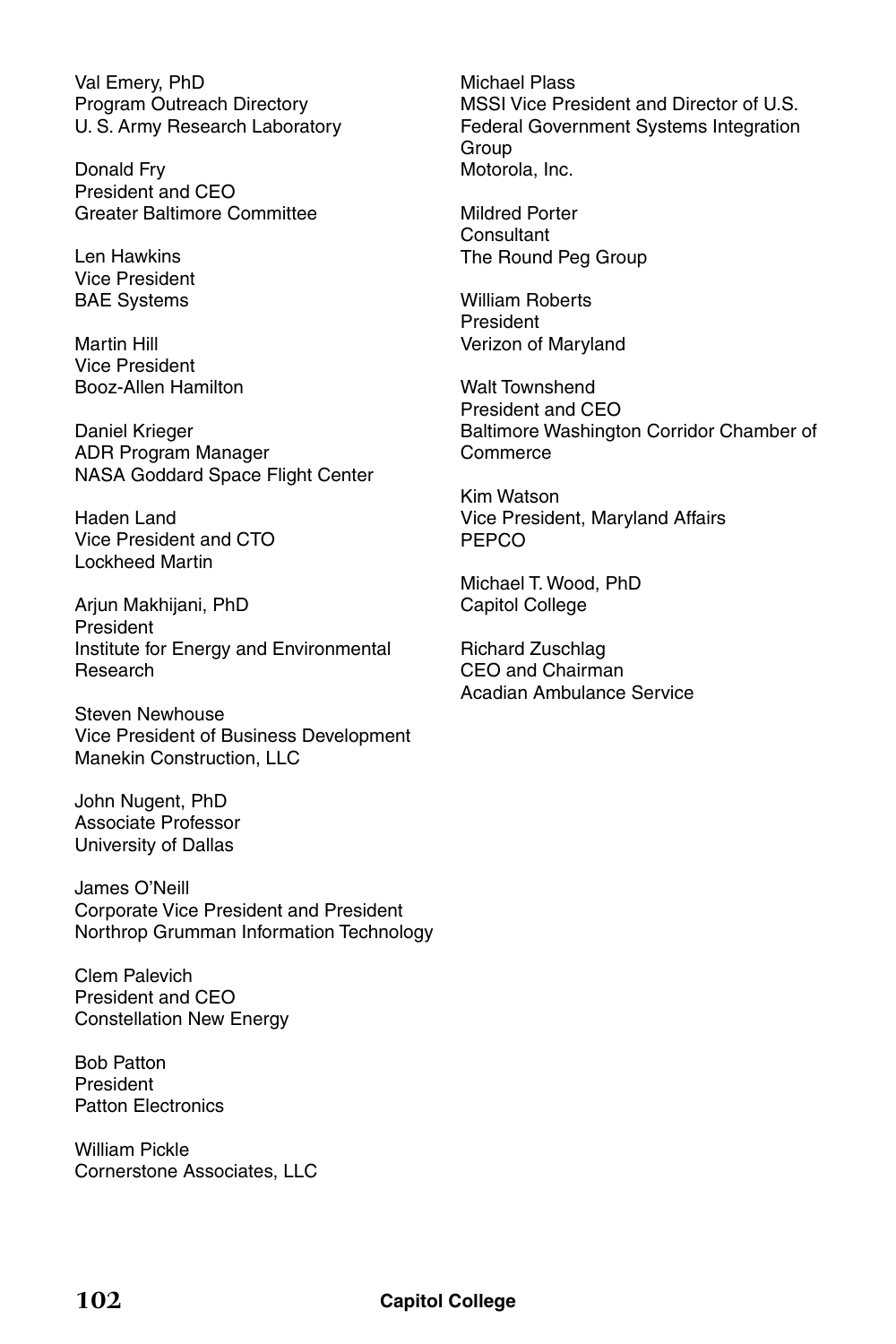Val Emery, PhD
Program Outreach Directory
U. S. Army Research Laboratory

Donald Fry
President and CEO
Greater Baltimore Committee

Len Hawkins
Vice President
BAE Systems

Martin Hill
Vice President
Booz-Allen Hamilton

Daniel Krieger
ADR Program Manager
NASA Goddard Space Flight Center

Haden Land
Vice President and CTO
Lockheed Martin

Arjun Makhijani, PhD
President
Institute for Energy and Environmental Research

Steven Newhouse
Vice President of Business Development
Manekin Construction, LLC

John Nugent, PhD
Associate Professor
University of Dallas

James O'Neill
Corporate Vice President and President
Northrop Grumman Information Technology

Clem Palevich
President and CEO
Constellation New Energy

Bob Patton
President
Patton Electronics

William Pickle
Cornerstone Associates, LLC

Michael Plass
MSSI Vice President and Director of U.S. Federal Government Systems Integration Group
Motorola, Inc.

Mildred Porter
Consultant
The Round Peg Group

William Roberts
President
Verizon of Maryland

Walt Townshend
President and CEO
Baltimore Washington Corridor Chamber of Commerce

Kim Watson
Vice President, Maryland Affairs
PEPCO

Michael T. Wood, PhD
Capitol College

Richard Zuschlag
CEO and Chairman
Acadian Ambulance Service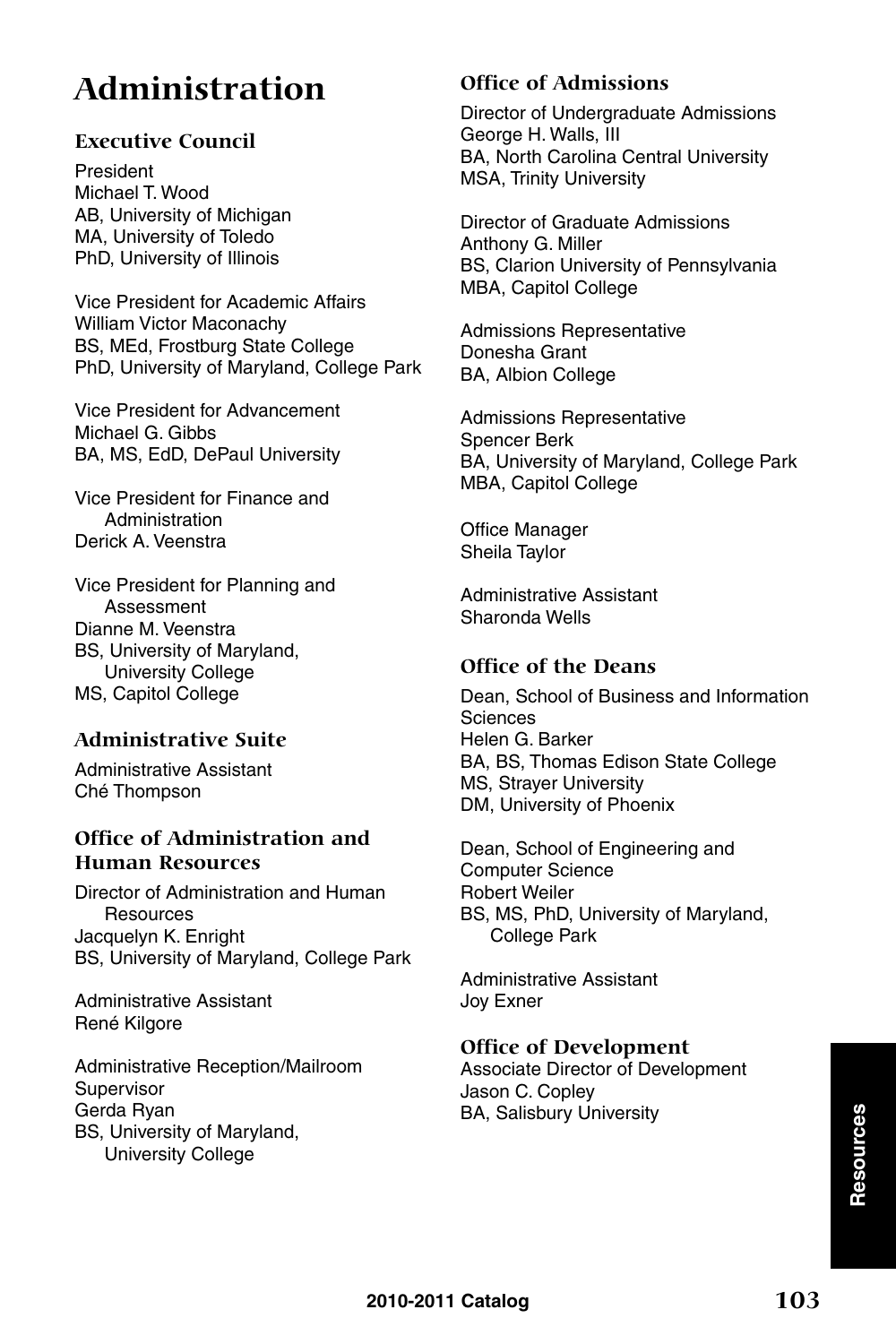# Administration

## Executive Council

President
Michael T. Wood
AB, University of Michigan
MA, University of Toledo
PhD, University of Illinois

Vice President for Academic Affairs
William Victor Maconachy
BS, MEd, Frostburg State College
PhD, University of Maryland, College Park

Vice President for Advancement
Michael G. Gibbs
BA, MS, EdD, DePaul University

Vice President for Finance and Administration
Derick A. Veenstra

Vice President for Planning and Assessment
Dianne M. Veenstra
BS, University of Maryland, University College
MS, Capitol College

## Administrative Suite

Administrative Assistant
Ché Thompson

## Office of Administration and Human Resources

Director of Administration and Human Resources
Jacquelyn K. Enright
BS, University of Maryland, College Park

Administrative Assistant
René Kilgore

Administrative Reception/Mailroom Supervisor
Gerda Ryan
BS, University of Maryland, University College

## Office of Admissions

Director of Undergraduate Admissions
George H. Walls, III
BA, North Carolina Central University
MSA, Trinity University

Director of Graduate Admissions
Anthony G. Miller
BS, Clarion University of Pennsylvania
MBA, Capitol College

Admissions Representative
Donesha Grant
BA, Albion College

Admissions Representative
Spencer Berk
BA, University of Maryland, College Park
MBA, Capitol College

Office Manager
Sheila Taylor

Administrative Assistant
Sharonda Wells

## Office of the Deans

Dean, School of Business and Information Sciences
Helen G. Barker
BA, BS, Thomas Edison State College
MS, Strayer University
DM, University of Phoenix

Dean, School of Engineering and Computer Science
Robert Weiler
BS, MS, PhD, University of Maryland, College Park

Administrative Assistant
Joy Exner

## Office of Development

Associate Director of Development
Jason C. Copley
BA, Salisbury University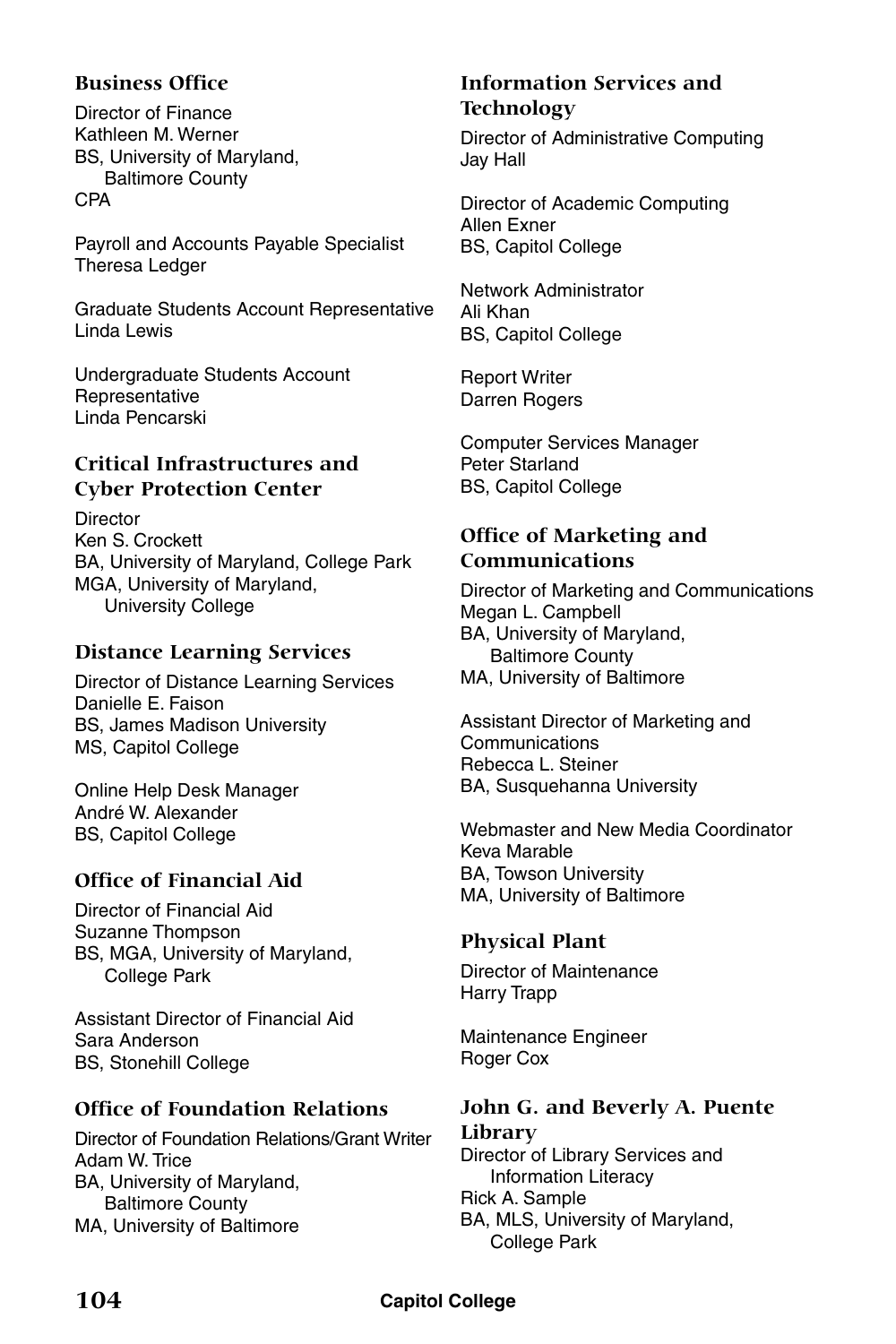### Business Office

Director of Finance
Kathleen M. Werner
BS, University of Maryland, Baltimore County
CPA

Payroll and Accounts Payable Specialist
Theresa Ledger

Graduate Students Account Representative
Linda Lewis

Undergraduate Students Account Representative
Linda Pencarski

### Critical Infrastructures and Cyber Protection Center

Director
Ken S. Crockett
BA, University of Maryland, College Park
MGA, University of Maryland, University College

### Distance Learning Services

Director of Distance Learning Services
Danielle E. Faison
BS, James Madison University
MS, Capitol College

Online Help Desk Manager
André W. Alexander
BS, Capitol College

### Office of Financial Aid

Director of Financial Aid
Suzanne Thompson
BS, MGA, University of Maryland, College Park

Assistant Director of Financial Aid
Sara Anderson
BS, Stonehill College

### Office of Foundation Relations

Director of Foundation Relations/Grant Writer
Adam W. Trice
BA, University of Maryland, Baltimore County
MA, University of Baltimore

### Information Services and Technology

Director of Administrative Computing
Jay Hall

Director of Academic Computing
Allen Exner
BS, Capitol College

Network Administrator
Ali Khan
BS, Capitol College

Report Writer
Darren Rogers

Computer Services Manager
Peter Starland
BS, Capitol College

### Office of Marketing and Communications

Director of Marketing and Communications
Megan L. Campbell
BA, University of Maryland, Baltimore County
MA, University of Baltimore

Assistant Director of Marketing and Communications
Rebecca L. Steiner
BA, Susquehanna University

Webmaster and New Media Coordinator
Keva Marable
BA, Towson University
MA, University of Baltimore

### Physical Plant

Director of Maintenance
Harry Trapp

Maintenance Engineer
Roger Cox

### John G. and Beverly A. Puente Library

Director of Library Services and Information Literacy
Rick A. Sample
BA, MLS, University of Maryland, College Park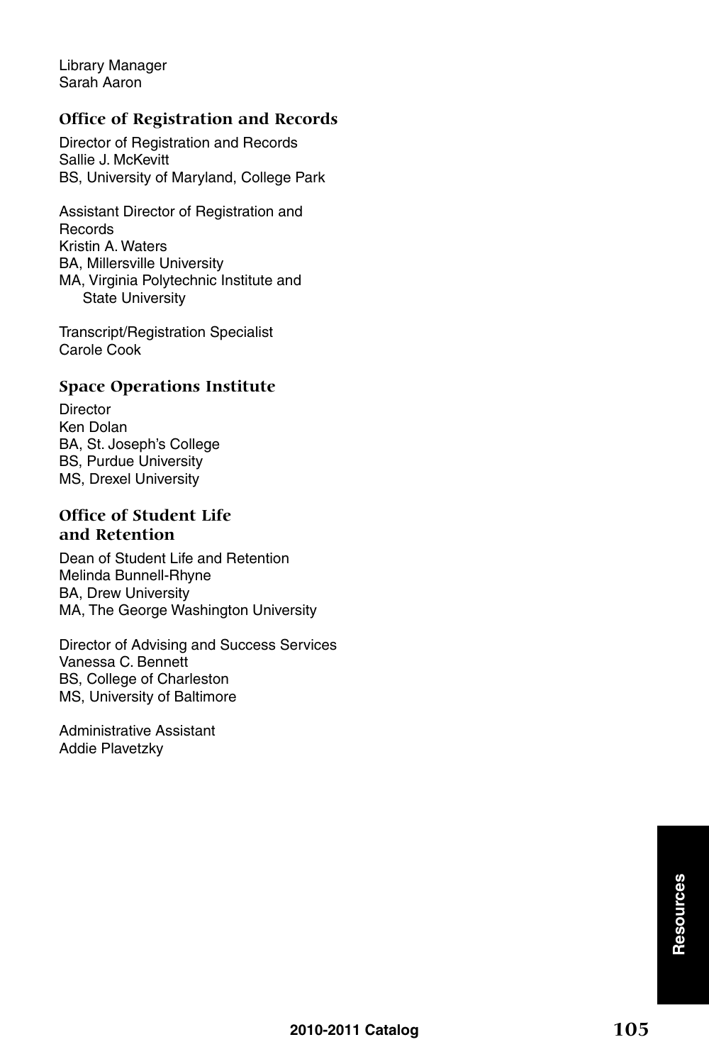Library Manager
Sarah Aaron

### Office of Registration and Records

Director of Registration and Records
Sallie J. McKevitt
BS, University of Maryland, College Park

Assistant Director of Registration and Records
Kristin A. Waters
BA, Millersville University
MA, Virginia Polytechnic Institute and State University

Transcript/Registration Specialist
Carole Cook

### Space Operations Institute

Director
Ken Dolan
BA, St. Joseph's College
BS, Purdue University
MS, Drexel University

### Office of Student Life and Retention

Dean of Student Life and Retention
Melinda Bunnell-Rhyne
BA, Drew University
MA, The George Washington University

Director of Advising and Success Services
Vanessa C. Bennett
BS, College of Charleston
MS, University of Baltimore

Administrative Assistant
Addie Plavetzky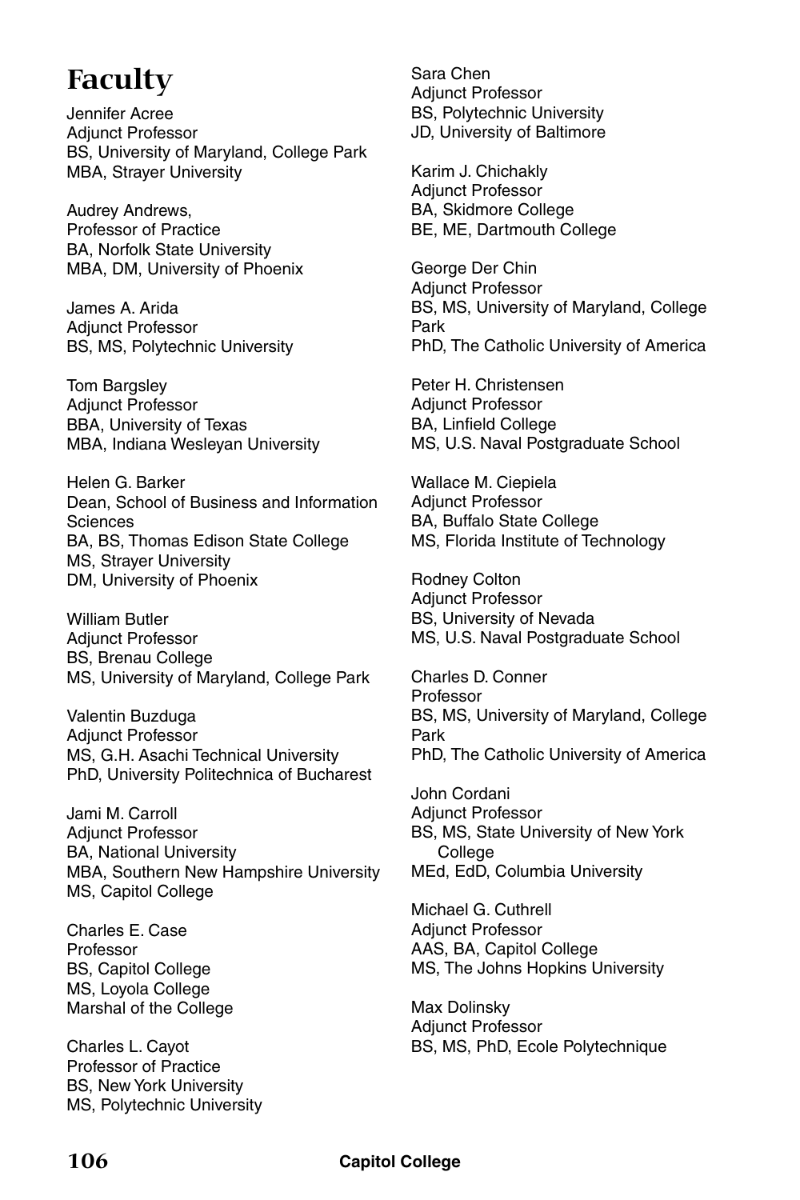# Faculty

Jennifer Acree
Adjunct Professor
BS, University of Maryland, College Park
MBA, Strayer University

Audrey Andrews,
Professor of Practice
BA, Norfolk State University
MBA, DM, University of Phoenix

James A. Arida
Adjunct Professor
BS, MS, Polytechnic University

Tom Bargsley
Adjunct Professor
BBA, University of Texas
MBA, Indiana Wesleyan University

Helen G. Barker
Dean, School of Business and Information Sciences
BA, BS, Thomas Edison State College
MS, Strayer University
DM, University of Phoenix

William Butler
Adjunct Professor
BS, Brenau College
MS, University of Maryland, College Park

Valentin Buzduga
Adjunct Professor
MS, G.H. Asachi Technical University
PhD, University Politechnica of Bucharest

Jami M. Carroll
Adjunct Professor
BA, National University
MBA, Southern New Hampshire University
MS, Capitol College

Charles E. Case
Professor
BS, Capitol College
MS, Loyola College
Marshal of the College

Charles L. Cayot
Professor of Practice
BS, New York University
MS, Polytechnic University

Sara Chen
Adjunct Professor
BS, Polytechnic University
JD, University of Baltimore

Karim J. Chichakly
Adjunct Professor
BA, Skidmore College
BE, ME, Dartmouth College

George Der Chin
Adjunct Professor
BS, MS, University of Maryland, College Park
PhD, The Catholic University of America

Peter H. Christensen
Adjunct Professor
BA, Linfield College
MS, U.S. Naval Postgraduate School

Wallace M. Ciepiela
Adjunct Professor
BA, Buffalo State College
MS, Florida Institute of Technology

Rodney Colton
Adjunct Professor
BS, University of Nevada
MS, U.S. Naval Postgraduate School

Charles D. Conner
Professor
BS, MS, University of Maryland, College Park
PhD, The Catholic University of America

John Cordani
Adjunct Professor
BS, MS, State University of New York College
MEd, EdD, Columbia University

Michael G. Cuthrell
Adjunct Professor
AAS, BA, Capitol College
MS, The Johns Hopkins University

Max Dolinsky
Adjunct Professor
BS, MS, PhD, Ecole Polytechnique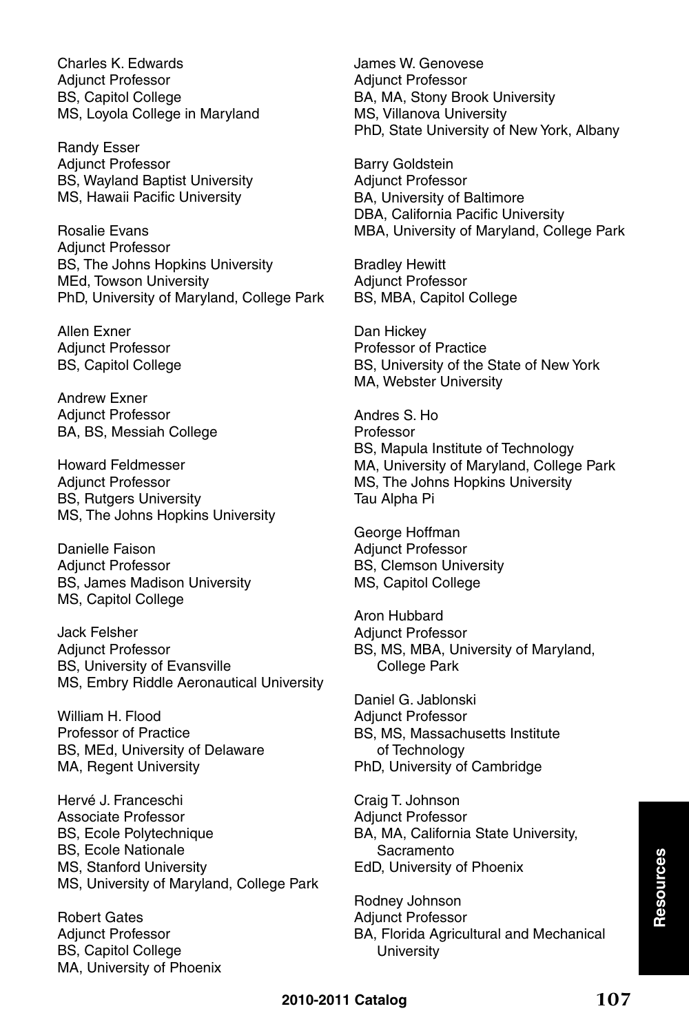Charles K. Edwards
Adjunct Professor
BS, Capitol College
MS, Loyola College in Maryland

Randy Esser
Adjunct Professor
BS, Wayland Baptist University
MS, Hawaii Pacific University

Rosalie Evans
Adjunct Professor
BS, The Johns Hopkins University
MEd, Towson University
PhD, University of Maryland, College Park

Allen Exner
Adjunct Professor
BS, Capitol College

Andrew Exner
Adjunct Professor
BA, BS, Messiah College

Howard Feldmesser
Adjunct Professor
BS, Rutgers University
MS, The Johns Hopkins University

Danielle Faison
Adjunct Professor
BS, James Madison University
MS, Capitol College

Jack Felsher
Adjunct Professor
BS, University of Evansville
MS, Embry Riddle Aeronautical University

William H. Flood
Professor of Practice
BS, MEd, University of Delaware
MA, Regent University

Hervé J. Franceschi
Associate Professor
BS, Ecole Polytechnique
BS, Ecole Nationale
MS, Stanford University
MS, University of Maryland, College Park

Robert Gates
Adjunct Professor
BS, Capitol College
MA, University of Phoenix

James W. Genovese
Adjunct Professor
BA, MA, Stony Brook University
MS, Villanova University
PhD, State University of New York, Albany

Barry Goldstein
Adjunct Professor
BA, University of Baltimore
DBA, California Pacific University
MBA, University of Maryland, College Park

Bradley Hewitt
Adjunct Professor
BS, MBA, Capitol College

Dan Hickey
Professor of Practice
BS, University of the State of New York
MA, Webster University

Andres S. Ho
Professor
BS, Mapula Institute of Technology
MA, University of Maryland, College Park
MS, The Johns Hopkins University
Tau Alpha Pi

George Hoffman
Adjunct Professor
BS, Clemson University
MS, Capitol College

Aron Hubbard
Adjunct Professor
BS, MS, MBA, University of Maryland, College Park

Daniel G. Jablonski
Adjunct Professor
BS, MS, Massachusetts Institute of Technology
PhD, University of Cambridge

Craig T. Johnson
Adjunct Professor
BA, MA, California State University, Sacramento
EdD, University of Phoenix

Rodney Johnson
Adjunct Professor
BA, Florida Agricultural and Mechanical University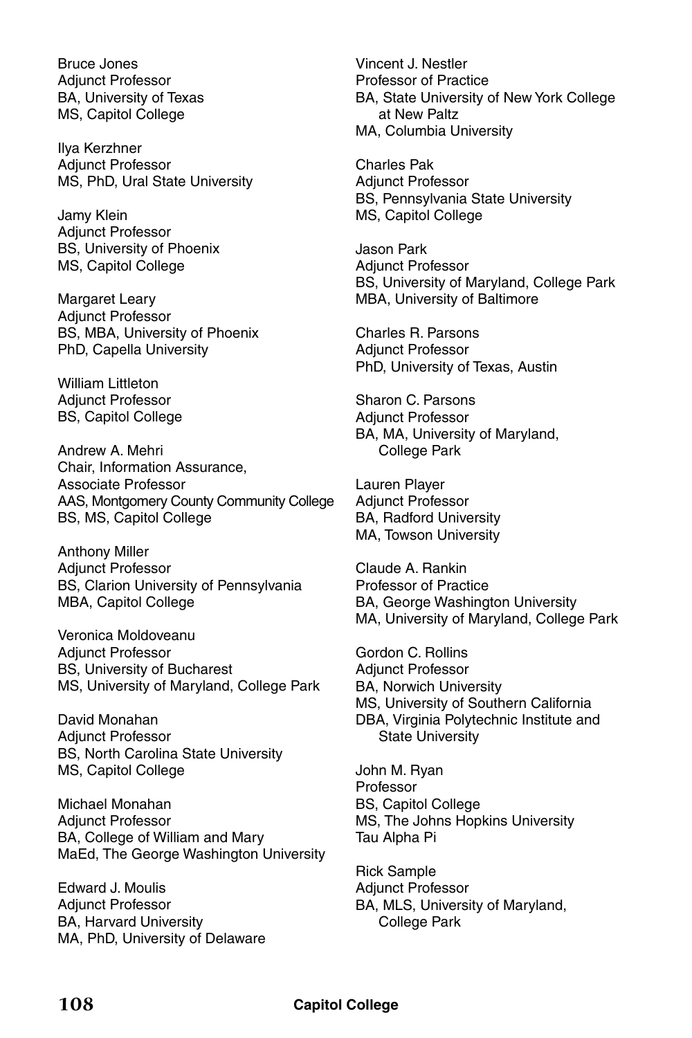Bruce Jones
Adjunct Professor
BA, University of Texas
MS, Capitol College

Ilya Kerzhner
Adjunct Professor
MS, PhD, Ural State University

Jamy Klein
Adjunct Professor
BS, University of Phoenix
MS, Capitol College

Margaret Leary
Adjunct Professor
BS, MBA, University of Phoenix
PhD, Capella University

William Littleton
Adjunct Professor
BS, Capitol College

Andrew A. Mehri
Chair, Information Assurance,
Associate Professor
AAS, Montgomery County Community College
BS, MS, Capitol College

Anthony Miller
Adjunct Professor
BS, Clarion University of Pennsylvania
MBA, Capitol College

Veronica Moldoveanu
Adjunct Professor
BS, University of Bucharest
MS, University of Maryland, College Park

David Monahan
Adjunct Professor
BS, North Carolina State University
MS, Capitol College

Michael Monahan
Adjunct Professor
BA, College of William and Mary
MaEd, The George Washington University

Edward J. Moulis
Adjunct Professor
BA, Harvard University
MA, PhD, University of Delaware

Vincent J. Nestler
Professor of Practice
BA, State University of New York College at New Paltz
MA, Columbia University

Charles Pak
Adjunct Professor
BS, Pennsylvania State University
MS, Capitol College

Jason Park
Adjunct Professor
BS, University of Maryland, College Park
MBA, University of Baltimore

Charles R. Parsons
Adjunct Professor
PhD, University of Texas, Austin

Sharon C. Parsons
Adjunct Professor
BA, MA, University of Maryland, College Park

Lauren Player
Adjunct Professor
BA, Radford University
MA, Towson University

Claude A. Rankin
Professor of Practice
BA, George Washington University
MA, University of Maryland, College Park

Gordon C. Rollins
Adjunct Professor
BA, Norwich University
MS, University of Southern California
DBA, Virginia Polytechnic Institute and State University

John M. Ryan
Professor
BS, Capitol College
MS, The Johns Hopkins University
Tau Alpha Pi

Rick Sample
Adjunct Professor
BA, MLS, University of Maryland, College Park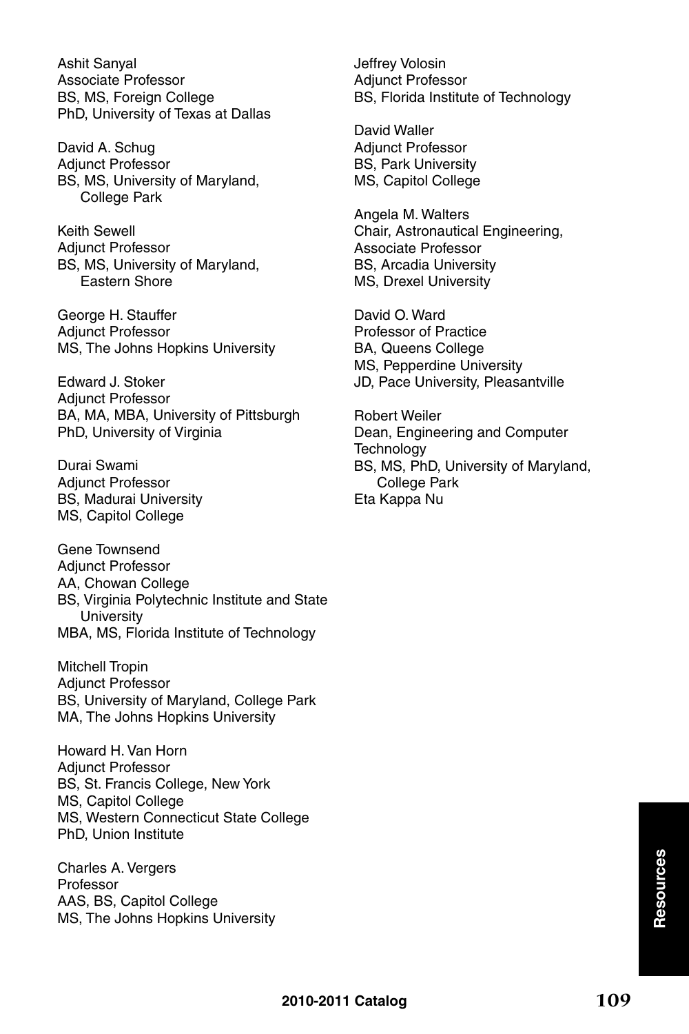Ashit Sanyal
Associate Professor
BS, MS, Foreign College
PhD, University of Texas at Dallas

David A. Schug
Adjunct Professor
BS, MS, University of Maryland, College Park

Keith Sewell
Adjunct Professor
BS, MS, University of Maryland, Eastern Shore

George H. Stauffer
Adjunct Professor
MS, The Johns Hopkins University

Edward J. Stoker
Adjunct Professor
BA, MA, MBA, University of Pittsburgh
PhD, University of Virginia

Durai Swami
Adjunct Professor
BS, Madurai University
MS, Capitol College

Gene Townsend
Adjunct Professor
AA, Chowan College
BS, Virginia Polytechnic Institute and State University
MBA, MS, Florida Institute of Technology

Mitchell Tropin
Adjunct Professor
BS, University of Maryland, College Park
MA, The Johns Hopkins University

Howard H. Van Horn
Adjunct Professor
BS, St. Francis College, New York
MS, Capitol College
MS, Western Connecticut State College
PhD, Union Institute

Charles A. Vergers
Professor
AAS, BS, Capitol College
MS, The Johns Hopkins University

Jeffrey Volosin
Adjunct Professor
BS, Florida Institute of Technology

David Waller
Adjunct Professor
BS, Park University
MS, Capitol College

Angela M. Walters
Chair, Astronautical Engineering, Associate Professor
BS, Arcadia University
MS, Drexel University

David O. Ward
Professor of Practice
BA, Queens College
MS, Pepperdine University
JD, Pace University, Pleasantville

Robert Weiler
Dean, Engineering and Computer Technology
BS, MS, PhD, University of Maryland, College Park
Eta Kappa Nu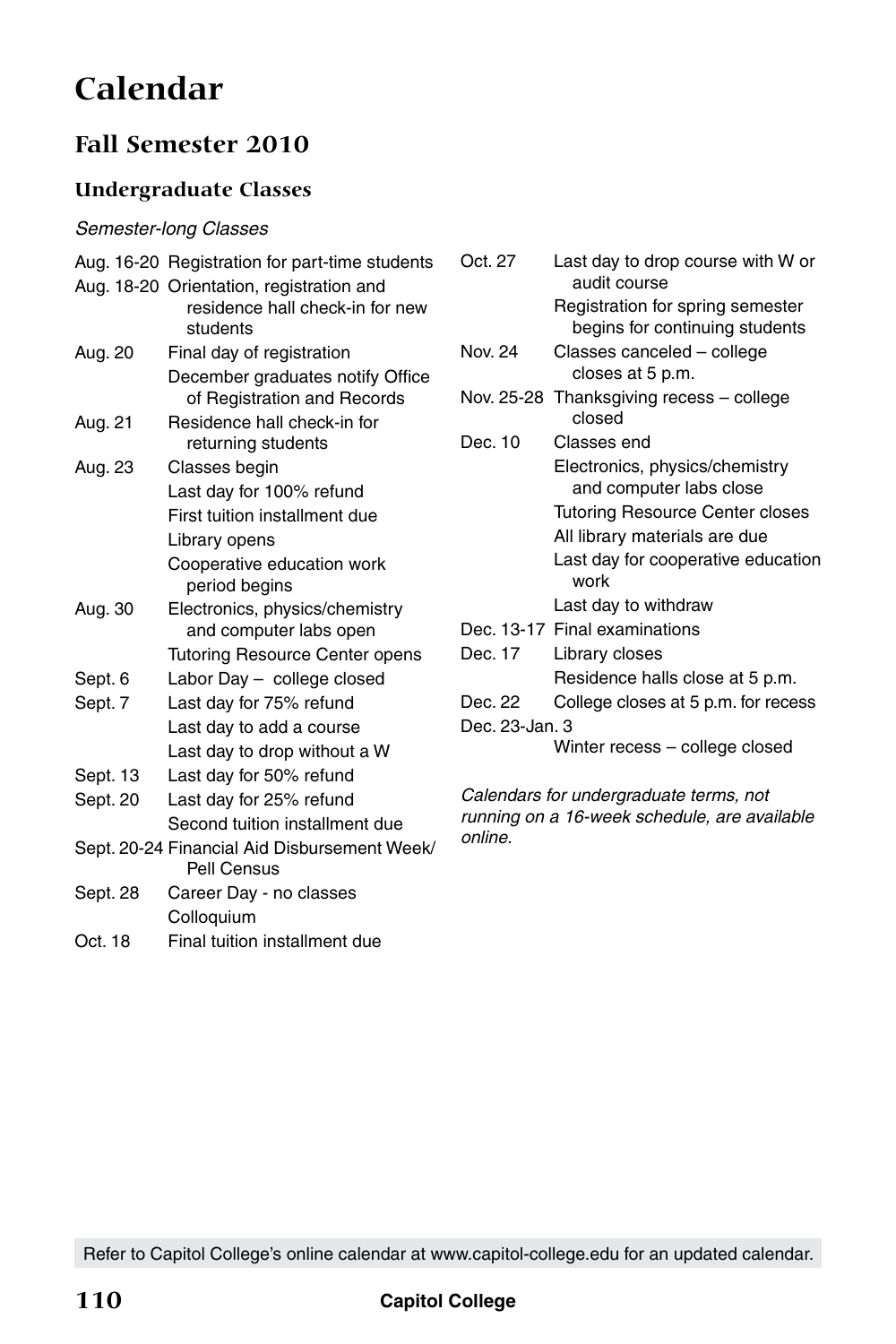# Calendar

## Fall Semester 2010

### Undergraduate Classes

*Semester-long Classes*

| | |
|---|---|
| Aug. 16-20 | Registration for part-time students |
| Aug. 18-20 | Orientation, registration and residence hall check-in for new students |
| Aug. 20 | Final day of registration |
| | December graduates notify Office of Registration and Records |
| Aug. 21 | Residence hall check-in for returning students |
| Aug. 23 | Classes begin |
| | Last day for 100% refund |
| | First tuition installment due |
| | Library opens |
| | Cooperative education work period begins |
| Aug. 30 | Electronics, physics/chemistry and computer labs open |
| | Tutoring Resource Center opens |
| Sept. 6 | Labor Day – college closed |
| Sept. 7 | Last day for 75% refund |
| | Last day to add a course |
| | Last day to drop without a W |
| Sept. 13 | Last day for 50% refund |
| Sept. 20 | Last day for 25% refund |
| | Second tuition installment due |
| Sept. 20-24 | Financial Aid Disbursement Week/ Pell Census |
| Sept. 28 | Career Day - no classes |
| | Colloquium |
| Oct. 18 | Final tuition installment due |
| Oct. 27 | Last day to drop course with W or audit course |
| | Registration for spring semester begins for continuing students |
| Nov. 24 | Classes canceled – college closes at 5 p.m. |
| Nov. 25-28 | Thanksgiving recess – college closed |
| Dec. 10 | Classes end |
| | Electronics, physics/chemistry and computer labs close |
| | Tutoring Resource Center closes |
| | All library materials are due |
| | Last day for cooperative education work |
| | Last day to withdraw |
| Dec. 13-17 | Final examinations |
| Dec. 17 | Library closes |
| | Residence halls close at 5 p.m. |
| Dec. 22 | College closes at 5 p.m. for recess |
| Dec. 23-Jan. 3 | Winter recess – college closed |

*Calendars for undergraduate terms, not running on a 16-week schedule, are available online.*

Refer to Capitol College's online calendar at www.capitol-college.edu for an updated calendar.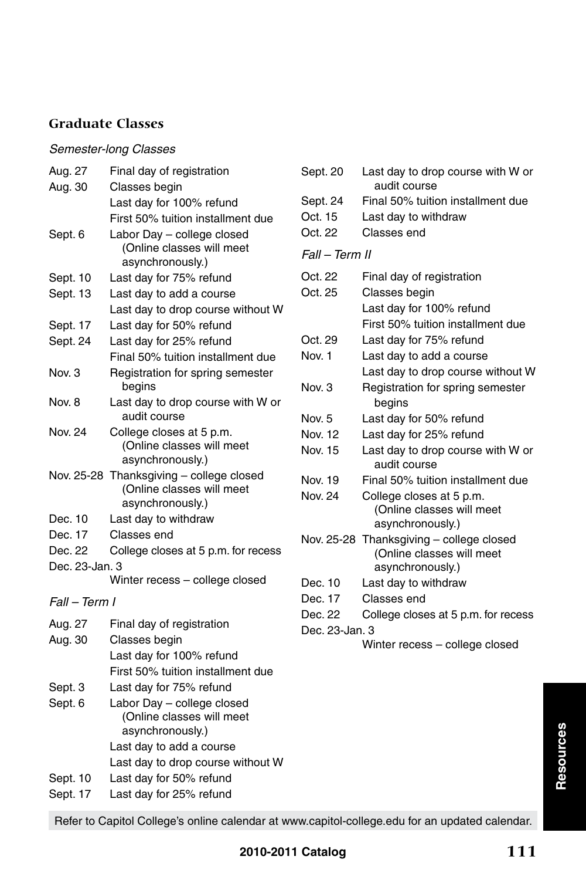## Graduate Classes

*Semester-long Classes*

| | |
|---|---|
| Aug. 27 | Final day of registration |
| Aug. 30 | Classes begin |
| | Last day for 100% refund |
| | First 50% tuition installment due |
| Sept. 6 | Labor Day – college closed (Online classes will meet asynchronously.) |
| Sept. 10 | Last day for 75% refund |
| Sept. 13 | Last day to add a course |
| | Last day to drop course without W |
| Sept. 17 | Last day for 50% refund |
| Sept. 24 | Last day for 25% refund |
| | Final 50% tuition installment due |
| Nov. 3 | Registration for spring semester begins |
| Nov. 8 | Last day to drop course with W or audit course |
| Nov. 24 | College closes at 5 p.m. (Online classes will meet asynchronously.) |
| Nov. 25-28 | Thanksgiving – college closed (Online classes will meet asynchronously.) |
| Dec. 10 | Last day to withdraw |
| Dec. 17 | Classes end |
| Dec. 22 | College closes at 5 p.m. for recess |
| Dec. 23-Jan. 3 | Winter recess – college closed |

*Fall – Term I*

| | |
|---|---|
| Aug. 27 | Final day of registration |
| Aug. 30 | Classes begin |
| | Last day for 100% refund |
| | First 50% tuition installment due |
| Sept. 3 | Last day for 75% refund |
| Sept. 6 | Labor Day – college closed (Online classes will meet asynchronously.) |
| | Last day to add a course |
| | Last day to drop course without W |
| Sept. 10 | Last day for 50% refund |
| Sept. 17 | Last day for 25% refund |
| Sept. 20 | Last day to drop course with W or audit course |
| Sept. 24 | Final 50% tuition installment due |
| Oct. 15 | Last day to withdraw |
| Oct. 22 | Classes end |

*Fall – Term II*

| | |
|---|---|
| Oct. 22 | Final day of registration |
| Oct. 25 | Classes begin |
| | Last day for 100% refund |
| | First 50% tuition installment due |
| Oct. 29 | Last day for 75% refund |
| Nov. 1 | Last day to add a course |
| | Last day to drop course without W |
| Nov. 3 | Registration for spring semester begins |
| Nov. 5 | Last day for 50% refund |
| Nov. 12 | Last day for 25% refund |
| Nov. 15 | Last day to drop course with W or audit course |
| Nov. 19 | Final 50% tuition installment due |
| Nov. 24 | College closes at 5 p.m. (Online classes will meet asynchronously.) |
| Nov. 25-28 | Thanksgiving – college closed (Online classes will meet asynchronously.) |
| Dec. 10 | Last day to withdraw |
| Dec. 17 | Classes end |
| Dec. 22 | College closes at 5 p.m. for recess |
| Dec. 23-Jan. 3 | Winter recess – college closed |

Refer to Capitol College's online calendar at www.capitol-college.edu for an updated calendar.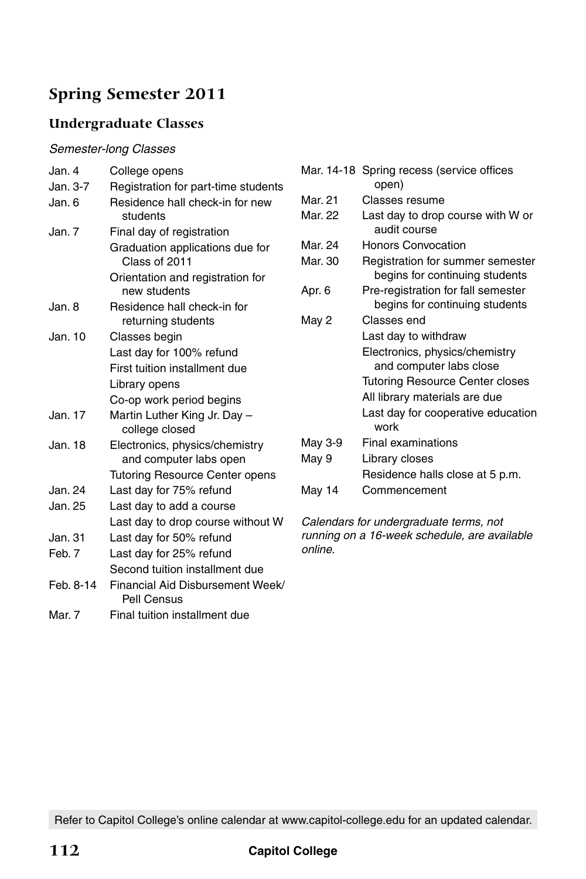## Spring Semester 2011

### Undergraduate Classes

*Semester-long Classes*

| | |
|---|---|
| Jan. 4 | College opens |
| Jan. 3-7 | Registration for part-time students |
| Jan. 6 | Residence hall check-in for new students |
| Jan. 7 | Final day of registration |
| | Graduation applications due for Class of 2011 |
| | Orientation and registration for new students |
| Jan. 8 | Residence hall check-in for returning students |
| Jan. 10 | Classes begin |
| | Last day for 100% refund |
| | First tuition installment due |
| | Library opens |
| | Co-op work period begins |
| Jan. 17 | Martin Luther King Jr. Day – college closed |
| Jan. 18 | Electronics, physics/chemistry and computer labs open |
| | Tutoring Resource Center opens |
| Jan. 24 | Last day for 75% refund |
| Jan. 25 | Last day to add a course |
| | Last day to drop course without W |
| Jan. 31 | Last day for 50% refund |
| Feb. 7 | Last day for 25% refund |
| | Second tuition installment due |
| Feb. 8-14 | Financial Aid Disbursement Week/ Pell Census |
| Mar. 7 | Final tuition installment due |
| Mar. 14-18 | Spring recess (service offices open) |
| Mar. 21 | Classes resume |
| Mar. 22 | Last day to drop course with W or audit course |
| Mar. 24 | Honors Convocation |
| Mar. 30 | Registration for summer semester begins for continuing students |
| Apr. 6 | Pre-registration for fall semester begins for continuing students |
| May 2 | Classes end |
| | Last day to withdraw |
| | Electronics, physics/chemistry and computer labs close |
| | Tutoring Resource Center closes |
| | All library materials are due |
| | Last day for cooperative education work |
| May 3-9 | Final examinations |
| May 9 | Library closes |
| | Residence halls close at 5 p.m. |
| May 14 | Commencement |

*Calendars for undergraduate terms, not running on a 16-week schedule, are available online.*

Refer to Capitol College's online calendar at www.capitol-college.edu for an updated calendar.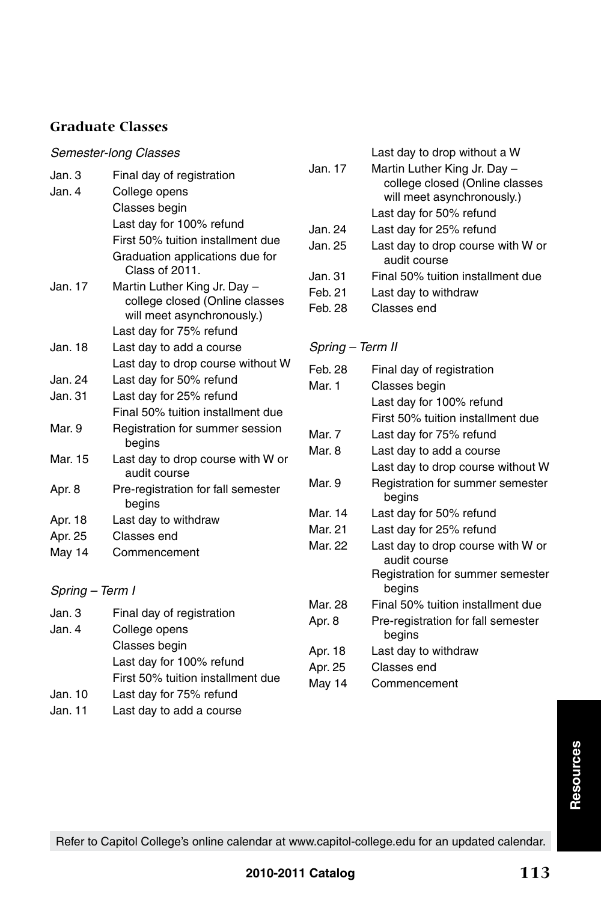## Graduate Classes

*Semester-long Classes*

| | |
|---|---|
| Jan. 3 | Final day of registration |
| Jan. 4 | College opens |
| | Classes begin |
| | Last day for 100% refund |
| | First 50% tuition installment due |
| | Graduation applications due for Class of 2011. |
| Jan. 17 | Martin Luther King Jr. Day – college closed (Online classes will meet asynchronously.) |
| | Last day for 75% refund |
| Jan. 18 | Last day to add a course |
| | Last day to drop course without W |
| Jan. 24 | Last day for 50% refund |
| Jan. 31 | Last day for 25% refund |
| | Final 50% tuition installment due |
| Mar. 9 | Registration for summer session begins |
| Mar. 15 | Last day to drop course with W or audit course |
| Apr. 8 | Pre-registration for fall semester begins |
| Apr. 18 | Last day to withdraw |
| Apr. 25 | Classes end |
| May 14 | Commencement |

*Spring – Term I*

| | |
|---|---|
| Jan. 3 | Final day of registration |
| Jan. 4 | College opens |
| | Classes begin |
| | Last day for 100% refund |
| | First 50% tuition installment due |
| Jan. 10 | Last day for 75% refund |
| Jan. 11 | Last day to add a course |
| | Last day to drop without a W |
| Jan. 17 | Martin Luther King Jr. Day – college closed (Online classes will meet asynchronously.) |
| | Last day for 50% refund |
| Jan. 24 | Last day for 25% refund |
| Jan. 25 | Last day to drop course with W or audit course |
| Jan. 31 | Final 50% tuition installment due |
| Feb. 21 | Last day to withdraw |
| Feb. 28 | Classes end |

*Spring – Term II*

| | |
|---|---|
| Feb. 28 | Final day of registration |
| Mar. 1 | Classes begin |
| | Last day for 100% refund |
| | First 50% tuition installment due |
| Mar. 7 | Last day for 75% refund |
| Mar. 8 | Last day to add a course |
| | Last day to drop course without W |
| Mar. 9 | Registration for summer semester begins |
| Mar. 14 | Last day for 50% refund |
| Mar. 21 | Last day for 25% refund |
| Mar. 22 | Last day to drop course with W or audit course |
| | Registration for summer semester begins |
| Mar. 28 | Final 50% tuition installment due |
| Apr. 8 | Pre-registration for fall semester begins |
| Apr. 18 | Last day to withdraw |
| Apr. 25 | Classes end |
| May 14 | Commencement |

Refer to Capitol College's online calendar at www.capitol-college.edu for an updated calendar.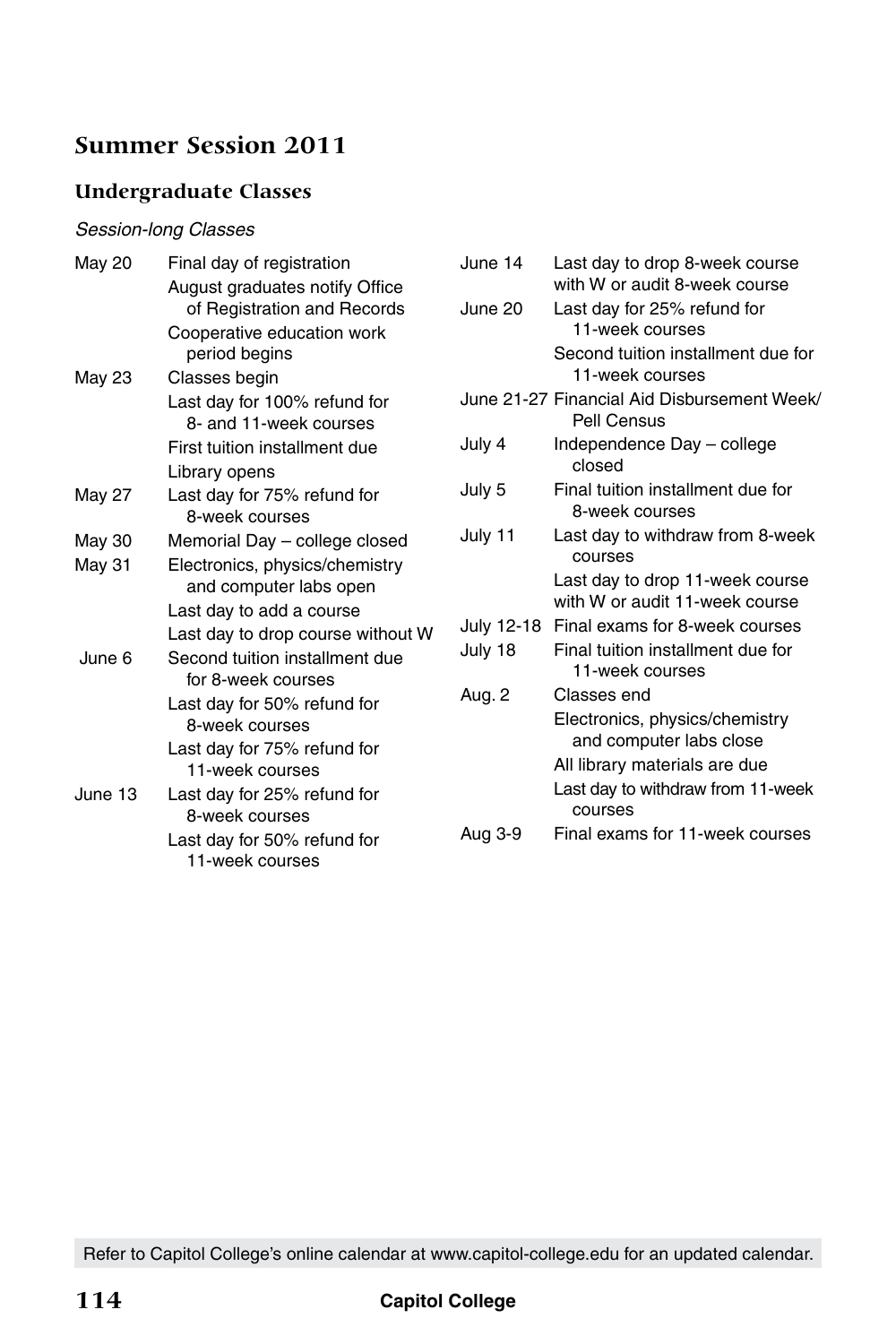# Summer Session 2011

## Undergraduate Classes

*Session-long Classes*

| | |
|---|---|
| May 20 | Final day of registration |
| | August graduates notify Office of Registration and Records |
| | Cooperative education work period begins |
| May 23 | Classes begin |
| | Last day for 100% refund for 8- and 11-week courses |
| | First tuition installment due |
| | Library opens |
| May 27 | Last day for 75% refund for 8-week courses |
| May 30 | Memorial Day – college closed |
| May 31 | Electronics, physics/chemistry and computer labs open |
| | Last day to add a course |
| | Last day to drop course without W |
| June 6 | Second tuition installment due for 8-week courses |
| | Last day for 50% refund for 8-week courses |
| | Last day for 75% refund for 11-week courses |
| June 13 | Last day for 25% refund for 8-week courses |
| | Last day for 50% refund for 11-week courses |
| June 14 | Last day to drop 8-week course with W or audit 8-week course |
| June 20 | Last day for 25% refund for 11-week courses |
| | Second tuition installment due for 11-week courses |
| June 21-27 | Financial Aid Disbursement Week/ Pell Census |
| July 4 | Independence Day – college closed |
| July 5 | Final tuition installment due for 8-week courses |
| July 11 | Last day to withdraw from 8-week courses |
| | Last day to drop 11-week course with W or audit 11-week course |
| July 12-18 | Final exams for 8-week courses |
| July 18 | Final tuition installment due for 11-week courses |
| Aug. 2 | Classes end |
| | Electronics, physics/chemistry and computer labs close |
| | All library materials are due |
| | Last day to withdraw from 11-week courses |
| Aug 3-9 | Final exams for 11-week courses |

Refer to Capitol College's online calendar at www.capitol-college.edu for an updated calendar.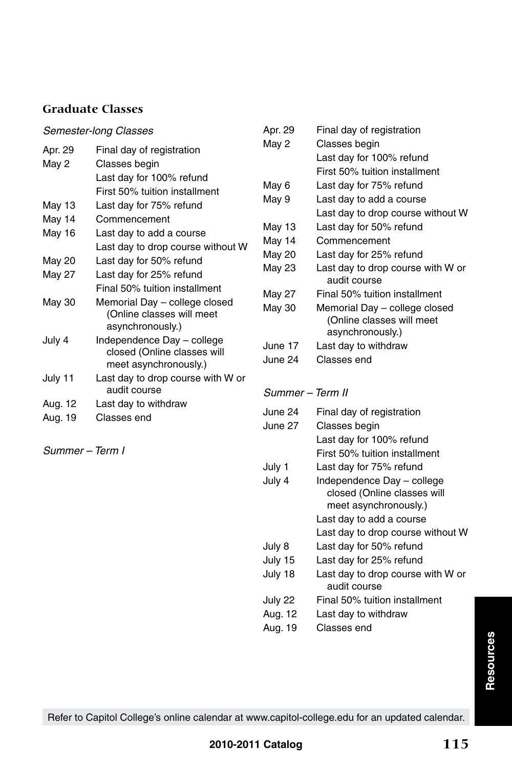## Graduate Classes

*Semester-long Classes*

| | |
|---|---|
| Apr. 29 | Final day of registration |
| May 2 | Classes begin |
| | Last day for 100% refund |
| | First 50% tuition installment |
| May 13 | Last day for 75% refund |
| May 14 | Commencement |
| May 16 | Last day to add a course |
| | Last day to drop course without W |
| May 20 | Last day for 50% refund |
| May 27 | Last day for 25% refund |
| | Final 50% tuition installment |
| May 30 | Memorial Day – college closed (Online classes will meet asynchronously.) |
| July 4 | Independence Day – college closed (Online classes will meet asynchronously.) |
| July 11 | Last day to drop course with W or audit course |
| Aug. 12 | Last day to withdraw |
| Aug. 19 | Classes end |

*Summer – Term I*

| | |
|---|---|
| Apr. 29 | Final day of registration |
| May 2 | Classes begin |
| | Last day for 100% refund |
| | First 50% tuition installment |
| May 6 | Last day for 75% refund |
| May 9 | Last day to add a course |
| | Last day to drop course without W |
| May 13 | Last day for 50% refund |
| May 14 | Commencement |
| May 20 | Last day for 25% refund |
| May 23 | Last day to drop course with W or audit course |
| May 27 | Final 50% tuition installment |
| May 30 | Memorial Day – college closed (Online classes will meet asynchronously.) |
| June 17 | Last day to withdraw |
| June 24 | Classes end |

*Summer – Term II*

| | |
|---|---|
| June 24 | Final day of registration |
| June 27 | Classes begin |
| | Last day for 100% refund |
| | First 50% tuition installment |
| July 1 | Last day for 75% refund |
| July 4 | Independence Day – college closed (Online classes will meet asynchronously.) |
| | Last day to add a course |
| | Last day to drop course without W |
| July 8 | Last day for 50% refund |
| July 15 | Last day for 25% refund |
| July 18 | Last day to drop course with W or audit course |
| July 22 | Final 50% tuition installment |
| Aug. 12 | Last day to withdraw |
| Aug. 19 | Classes end |

Refer to Capitol College's online calendar at www.capitol-college.edu for an updated calendar.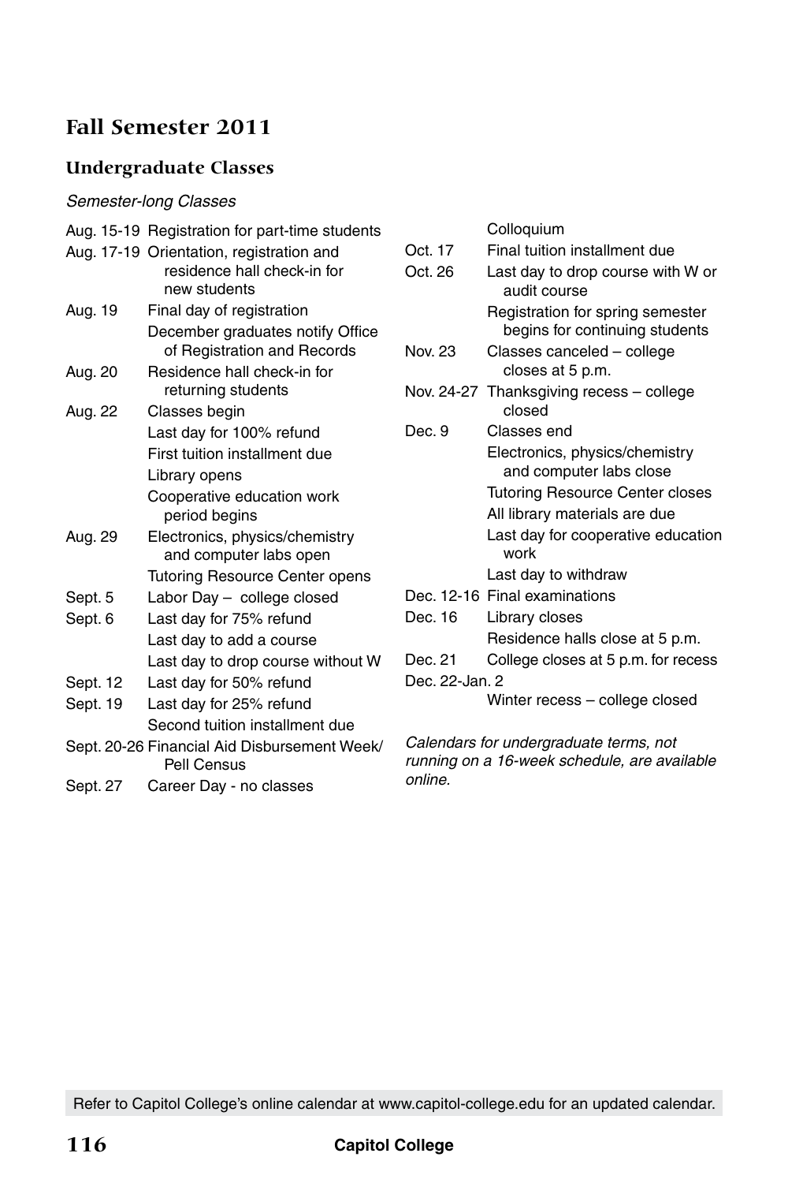## Fall Semester 2011

### Undergraduate Classes

*Semester-long Classes*

| | |
|---|---|
| Aug. 15-19 | Registration for part-time students |
| Aug. 17-19 | Orientation, registration and residence hall check-in for new students |
| Aug. 19 | Final day of registration |
| | December graduates notify Office of Registration and Records |
| Aug. 20 | Residence hall check-in for returning students |
| Aug. 22 | Classes begin |
| | Last day for 100% refund |
| | First tuition installment due |
| | Library opens |
| | Cooperative education work period begins |
| Aug. 29 | Electronics, physics/chemistry and computer labs open |
| | Tutoring Resource Center opens |
| Sept. 5 | Labor Day – college closed |
| Sept. 6 | Last day for 75% refund |
| | Last day to add a course |
| | Last day to drop course without W |
| Sept. 12 | Last day for 50% refund |
| Sept. 19 | Last day for 25% refund |
| | Second tuition installment due |
| Sept. 20-26 | Financial Aid Disbursement Week/ Pell Census |
| Sept. 27 | Career Day - no classes |
| | Colloquium |
| Oct. 17 | Final tuition installment due |
| Oct. 26 | Last day to drop course with W or audit course |
| | Registration for spring semester begins for continuing students |
| Nov. 23 | Classes canceled – college closes at 5 p.m. |
| Nov. 24-27 | Thanksgiving recess – college closed |
| Dec. 9 | Classes end |
| | Electronics, physics/chemistry and computer labs close |
| | Tutoring Resource Center closes |
| | All library materials are due |
| | Last day for cooperative education work |
| | Last day to withdraw |
| Dec. 12-16 | Final examinations |
| Dec. 16 | Library closes |
| | Residence halls close at 5 p.m. |
| Dec. 21 | College closes at 5 p.m. for recess |
| Dec. 22-Jan. 2 | Winter recess – college closed |

*Calendars for undergraduate terms, not running on a 16-week schedule, are available online.*

Refer to Capitol College's online calendar at www.capitol-college.edu for an updated calendar.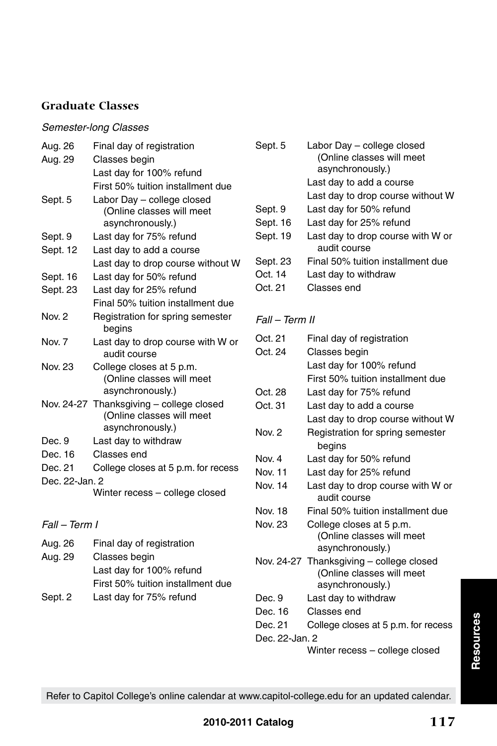## Graduate Classes

### *Semester-long Classes*

| | |
|---|---|
| Aug. 26 | Final day of registration |
| Aug. 29 | Classes begin |
| | Last day for 100% refund |
| | First 50% tuition installment due |
| Sept. 5 | Labor Day – college closed (Online classes will meet asynchronously.) |
| Sept. 9 | Last day for 75% refund |
| Sept. 12 | Last day to add a course |
| | Last day to drop course without W |
| Sept. 16 | Last day for 50% refund |
| Sept. 23 | Last day for 25% refund |
| | Final 50% tuition installment due |
| Nov. 2 | Registration for spring semester begins |
| Nov. 7 | Last day to drop course with W or audit course |
| Nov. 23 | College closes at 5 p.m. (Online classes will meet asynchronously.) |
| Nov. 24-27 | Thanksgiving – college closed (Online classes will meet asynchronously.) |
| Dec. 9 | Last day to withdraw |
| Dec. 16 | Classes end |
| Dec. 21 | College closes at 5 p.m. for recess |
| Dec. 22-Jan. 2 | Winter recess – college closed |

### *Fall – Term I*

| | |
|---|---|
| Aug. 26 | Final day of registration |
| Aug. 29 | Classes begin |
| | Last day for 100% refund |
| | First 50% tuition installment due |
| Sept. 2 | Last day for 75% refund |
| Sept. 5 | Labor Day – college closed (Online classes will meet asynchronously.) |
| | Last day to add a course |
| | Last day to drop course without W |
| Sept. 9 | Last day for 50% refund |
| Sept. 16 | Last day for 25% refund |
| Sept. 19 | Last day to drop course with W or audit course |
| Sept. 23 | Final 50% tuition installment due |
| Oct. 14 | Last day to withdraw |
| Oct. 21 | Classes end |

### *Fall – Term II*

| | |
|---|---|
| Oct. 21 | Final day of registration |
| Oct. 24 | Classes begin |
| | Last day for 100% refund |
| | First 50% tuition installment due |
| Oct. 28 | Last day for 75% refund |
| Oct. 31 | Last day to add a course |
| | Last day to drop course without W |
| Nov. 2 | Registration for spring semester begins |
| Nov. 4 | Last day for 50% refund |
| Nov. 11 | Last day for 25% refund |
| Nov. 14 | Last day to drop course with W or audit course |
| Nov. 18 | Final 50% tuition installment due |
| Nov. 23 | College closes at 5 p.m. (Online classes will meet asynchronously.) |
| Nov. 24-27 | Thanksgiving – college closed (Online classes will meet asynchronously.) |
| Dec. 9 | Last day to withdraw |
| Dec. 16 | Classes end |
| Dec. 21 | College closes at 5 p.m. for recess |
| Dec. 22-Jan. 2 | Winter recess – college closed |

Refer to Capitol College's online calendar at www.capitol-college.edu for an updated calendar.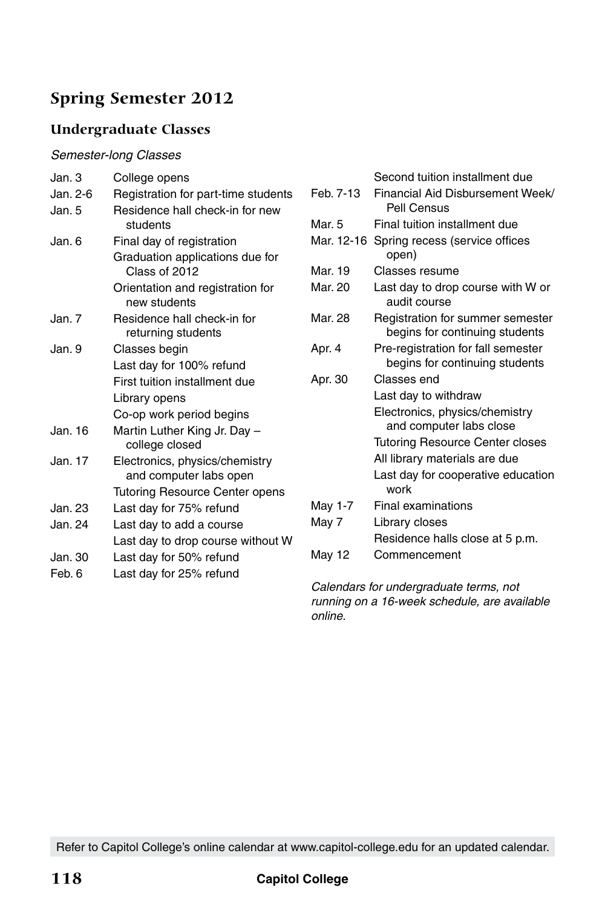## Spring Semester 2012

### Undergraduate Classes

*Semester-long Classes*

| | |
|---|---|
| Jan. 3 | College opens |
| Jan. 2-6 | Registration for part-time students |
| Jan. 5 | Residence hall check-in for new students |
| Jan. 6 | Final day of registration |
| | Graduation applications due for Class of 2012 |
| | Orientation and registration for new students |
| Jan. 7 | Residence hall check-in for returning students |
| Jan. 9 | Classes begin |
| | Last day for 100% refund |
| | First tuition installment due |
| | Library opens |
| | Co-op work period begins |
| Jan. 16 | Martin Luther King Jr. Day – college closed |
| Jan. 17 | Electronics, physics/chemistry and computer labs open |
| | Tutoring Resource Center opens |
| Jan. 23 | Last day for 75% refund |
| Jan. 24 | Last day to add a course |
| | Last day to drop course without W |
| Jan. 30 | Last day for 50% refund |
| Feb. 6 | Last day for 25% refund |
| | Second tuition installment due |
| Feb. 7-13 | Financial Aid Disbursement Week/ Pell Census |
| Mar. 5 | Final tuition installment due |
| Mar. 12-16 | Spring recess (service offices open) |
| Mar. 19 | Classes resume |
| Mar. 20 | Last day to drop course with W or audit course |
| Mar. 28 | Registration for summer semester begins for continuing students |
| Apr. 4 | Pre-registration for fall semester begins for continuing students |
| Apr. 30 | Classes end |
| | Last day to withdraw |
| | Electronics, physics/chemistry and computer labs close |
| | Tutoring Resource Center closes |
| | All library materials are due |
| | Last day for cooperative education work |
| May 1-7 | Final examinations |
| May 7 | Library closes |
| | Residence halls close at 5 p.m. |
| May 12 | Commencement |

*Calendars for undergraduate terms, not running on a 16-week schedule, are available online.*

Refer to Capitol College's online calendar at www.capitol-college.edu for an updated calendar.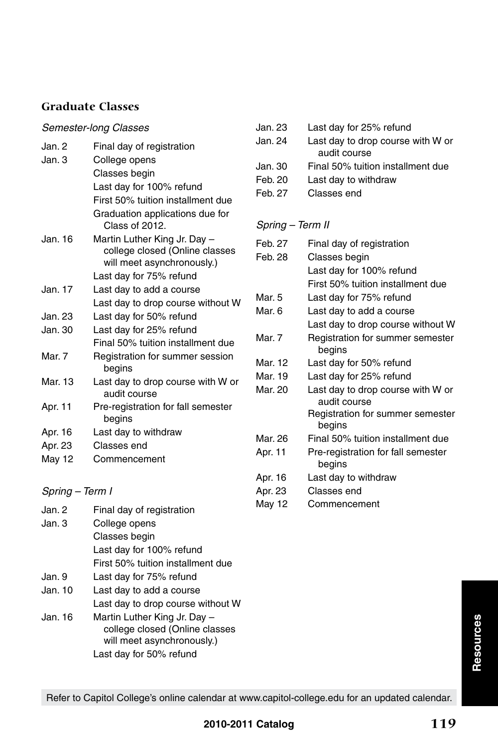## Graduate Classes

*Semester-long Classes*

| | |
|---|---|
| Jan. 2 | Final day of registration |
| Jan. 3 | College opens |
| | Classes begin |
| | Last day for 100% refund |
| | First 50% tuition installment due |
| | Graduation applications due for Class of 2012. |
| Jan. 16 | Martin Luther King Jr. Day – college closed (Online classes will meet asynchronously.) |
| | Last day for 75% refund |
| Jan. 17 | Last day to add a course |
| | Last day to drop course without W |
| Jan. 23 | Last day for 50% refund |
| Jan. 30 | Last day for 25% refund |
| | Final 50% tuition installment due |
| Mar. 7 | Registration for summer session begins |
| Mar. 13 | Last day to drop course with W or audit course |
| Apr. 11 | Pre-registration for fall semester begins |
| Apr. 16 | Last day to withdraw |
| Apr. 23 | Classes end |
| May 12 | Commencement |

*Spring – Term I*

| | |
|---|---|
| Jan. 2 | Final day of registration |
| Jan. 3 | College opens |
| | Classes begin |
| | Last day for 100% refund |
| | First 50% tuition installment due |
| Jan. 9 | Last day for 75% refund |
| Jan. 10 | Last day to add a course |
| | Last day to drop course without W |
| Jan. 16 | Martin Luther King Jr. Day – college closed (Online classes will meet asynchronously.) |
| | Last day for 50% refund |
| Jan. 23 | Last day for 25% refund |
| Jan. 24 | Last day to drop course with W or audit course |
| Jan. 30 | Final 50% tuition installment due |
| Feb. 20 | Last day to withdraw |
| Feb. 27 | Classes end |

*Spring – Term II*

| | |
|---|---|
| Feb. 27 | Final day of registration |
| Feb. 28 | Classes begin |
| | Last day for 100% refund |
| | First 50% tuition installment due |
| Mar. 5 | Last day for 75% refund |
| Mar. 6 | Last day to add a course |
| | Last day to drop course without W |
| Mar. 7 | Registration for summer semester begins |
| Mar. 12 | Last day for 50% refund |
| Mar. 19 | Last day for 25% refund |
| Mar. 20 | Last day to drop course with W or audit course |
| | Registration for summer semester begins |
| Mar. 26 | Final 50% tuition installment due |
| Apr. 11 | Pre-registration for fall semester begins |
| Apr. 16 | Last day to withdraw |
| Apr. 23 | Classes end |
| May 12 | Commencement |

Refer to Capitol College's online calendar at www.capitol-college.edu for an updated calendar.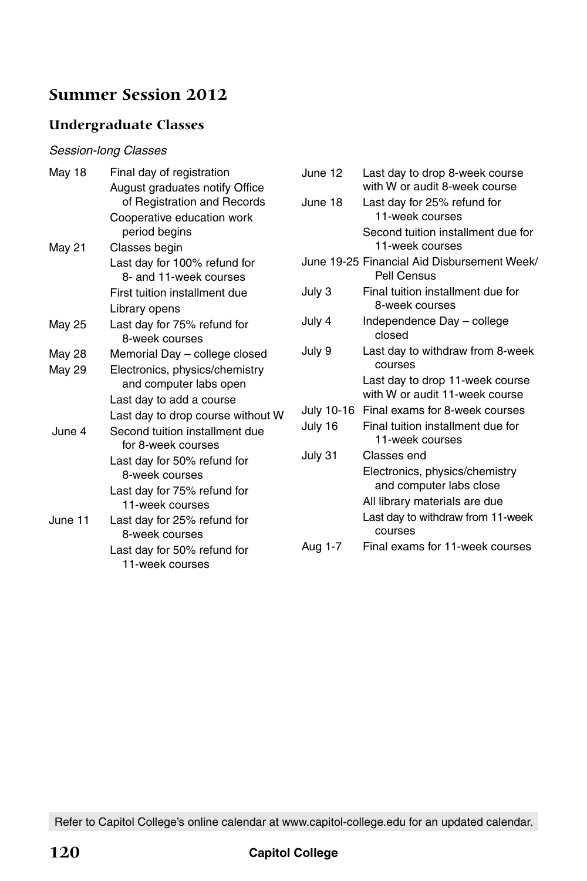## Summer Session 2012

### Undergraduate Classes

*Session-long Classes*

| | |
|---|---|
| May 18 | Final day of registration |
| | August graduates notify Office of Registration and Records |
| | Cooperative education work period begins |
| May 21 | Classes begin |
| | Last day for 100% refund for 8- and 11-week courses |
| | First tuition installment due |
| | Library opens |
| May 25 | Last day for 75% refund for 8-week courses |
| May 28 | Memorial Day – college closed |
| May 29 | Electronics, physics/chemistry and computer labs open |
| | Last day to add a course |
| | Last day to drop course without W |
| June 4 | Second tuition installment due for 8-week courses |
| | Last day for 50% refund for 8-week courses |
| | Last day for 75% refund for 11-week courses |
| June 11 | Last day for 25% refund for 8-week courses |
| | Last day for 50% refund for 11-week courses |
| June 12 | Last day to drop 8-week course with W or audit 8-week course |
| June 18 | Last day for 25% refund for 11-week courses |
| | Second tuition installment due for 11-week courses |
| June 19-25 | Financial Aid Disbursement Week/ Pell Census |
| July 3 | Final tuition installment due for 8-week courses |
| July 4 | Independence Day – college closed |
| July 9 | Last day to withdraw from 8-week courses |
| | Last day to drop 11-week course with W or audit 11-week course |
| July 10-16 | Final exams for 8-week courses |
| July 16 | Final tuition installment due for 11-week courses |
| July 31 | Classes end |
| | Electronics, physics/chemistry and computer labs close |
| | All library materials are due |
| | Last day to withdraw from 11-week courses |
| Aug 1-7 | Final exams for 11-week courses |

Refer to Capitol College's online calendar at www.capitol-college.edu for an updated calendar.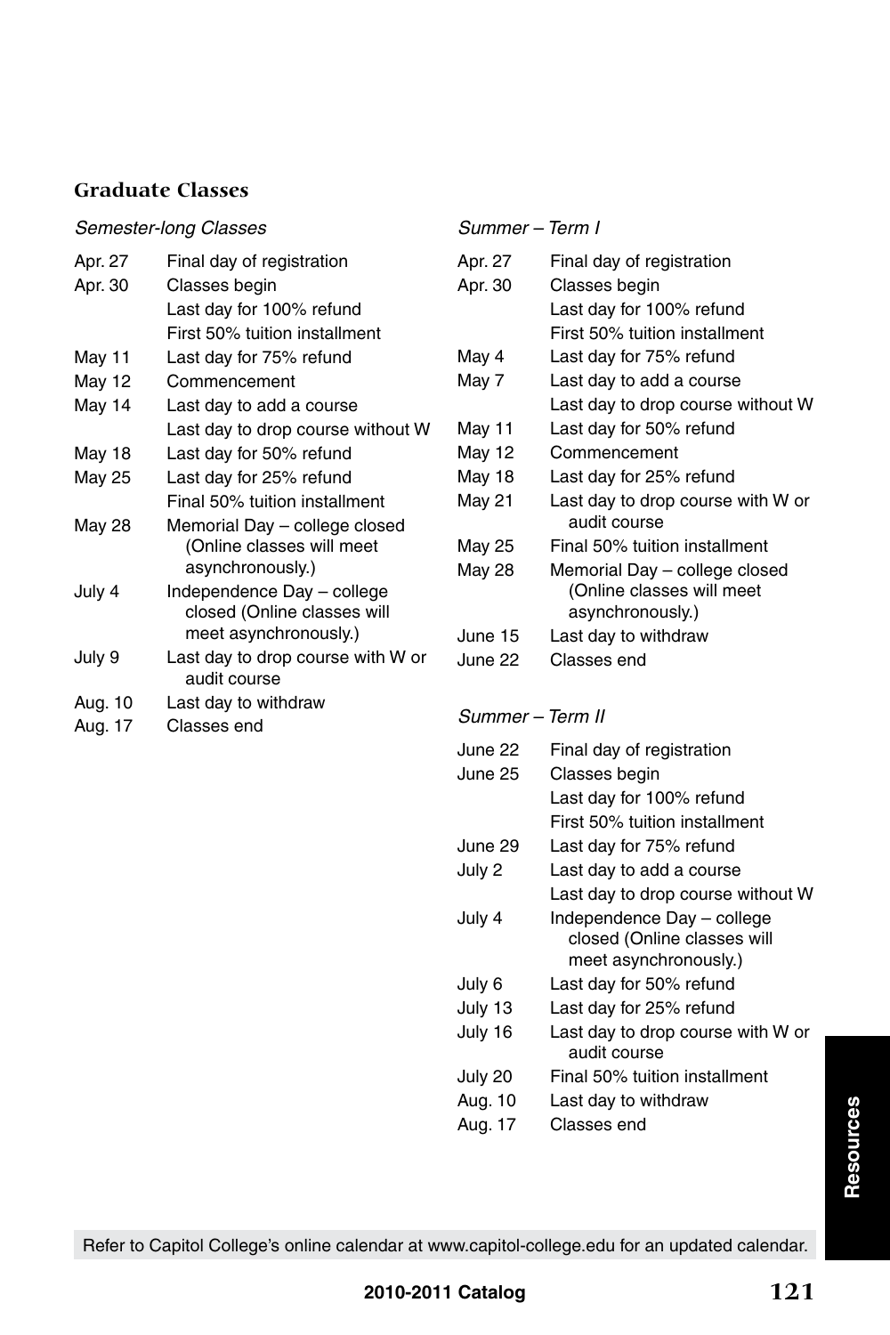## Graduate Classes

*Semester-long Classes*

| | |
|---|---|
| Apr. 27 | Final day of registration |
| Apr. 30 | Classes begin |
| | Last day for 100% refund |
| | First 50% tuition installment |
| May 11 | Last day for 75% refund |
| May 12 | Commencement |
| May 14 | Last day to add a course |
| | Last day to drop course without W |
| May 18 | Last day for 50% refund |
| May 25 | Last day for 25% refund |
| | Final 50% tuition installment |
| May 28 | Memorial Day – college closed (Online classes will meet asynchronously.) |
| July 4 | Independence Day – college closed (Online classes will meet asynchronously.) |
| July 9 | Last day to drop course with W or audit course |
| Aug. 10 | Last day to withdraw |
| Aug. 17 | Classes end |

*Summer – Term I*

| | |
|---|---|
| Apr. 27 | Final day of registration |
| Apr. 30 | Classes begin |
| | Last day for 100% refund |
| | First 50% tuition installment |
| May 4 | Last day for 75% refund |
| May 7 | Last day to add a course |
| | Last day to drop course without W |
| May 11 | Last day for 50% refund |
| May 12 | Commencement |
| May 18 | Last day for 25% refund |
| May 21 | Last day to drop course with W or audit course |
| May 25 | Final 50% tuition installment |
| May 28 | Memorial Day – college closed (Online classes will meet asynchronously.) |
| June 15 | Last day to withdraw |
| June 22 | Classes end |

*Summer – Term II*

| | |
|---|---|
| June 22 | Final day of registration |
| June 25 | Classes begin |
| | Last day for 100% refund |
| | First 50% tuition installment |
| June 29 | Last day for 75% refund |
| July 2 | Last day to add a course |
| | Last day to drop course without W |
| July 4 | Independence Day – college closed (Online classes will meet asynchronously.) |
| July 6 | Last day for 50% refund |
| July 13 | Last day for 25% refund |
| July 16 | Last day to drop course with W or audit course |
| July 20 | Final 50% tuition installment |
| Aug. 10 | Last day to withdraw |
| Aug. 17 | Classes end |

Refer to Capitol College's online calendar at www.capitol-college.edu for an updated calendar.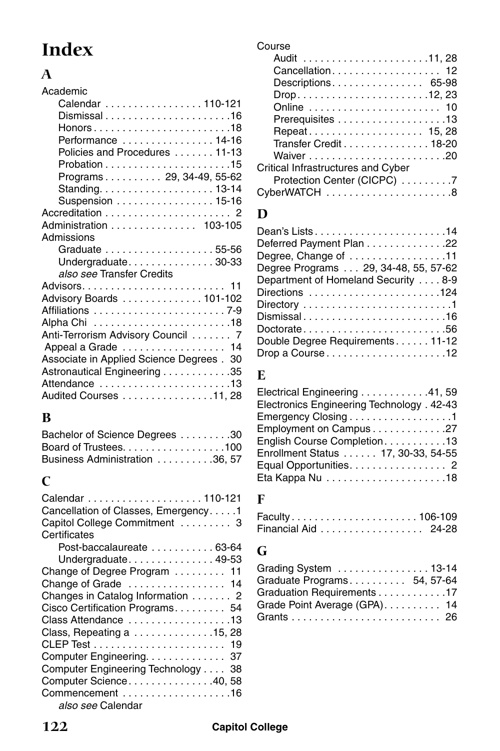# Index

## A

Academic
- Calendar . . . . . . . . . . . . . . . . . 110-121
- Dismissal . . . . . . . . . . . . . . . . . . . . . .16
- Honors . . . . . . . . . . . . . . . . . . . . . . . .18
- Performance . . . . . . . . . . . . . . . . 14-16
- Policies and Procedures . . . . . . . 11-13
- Probation . . . . . . . . . . . . . . . . . . . . . .15
- Programs . . . . . . . . . . 29, 34-49, 55-62
- Standing. . . . . . . . . . . . . . . . . . . . 13-14
- Suspension . . . . . . . . . . . . . . . . . 15-16

Accreditation . . . . . . . . . . . . . . . . . . . . . . 2
Administration . . . . . . . . . . . . . . . 103-105
Admissions
- Graduate . . . . . . . . . . . . . . . . . . . 55-56
- Undergraduate. . . . . . . . . . . . . . . 30-33
- *also see* Transfer Credits

Advisors. . . . . . . . . . . . . . . . . . . . . . . . . 11
Advisory Boards . . . . . . . . . . . . . . 101-102
Affiliations . . . . . . . . . . . . . . . . . . . . . . .7-9
Alpha Chi . . . . . . . . . . . . . . . . . . . . . . . .18
Anti-Terrorism Advisory Council . . . . . . . 7
Appeal a Grade . . . . . . . . . . . . . . . . . . 14
Associate in Applied Science Degrees . 30
Astronautical Engineering . . . . . . . . . . . .35
Attendance . . . . . . . . . . . . . . . . . . . . . . .13
Audited Courses . . . . . . . . . . . . . . . .11, 28

## B

Bachelor of Science Degrees . . . . . . . . .30
Board of Trustees. . . . . . . . . . . . . . . . . .100
Business Administration . . . . . . . . . .36, 57

## C

Calendar . . . . . . . . . . . . . . . . . . . . 110-121
Cancellation of Classes, Emergency. . . . .1
Capitol College Commitment . . . . . . . . . 3
Certificates
- Post-baccalaureate . . . . . . . . . . . 63-64
- Undergraduate. . . . . . . . . . . . . . . 49-53

Change of Degree Program . . . . . . . . . 11
Change of Grade . . . . . . . . . . . . . . . . . 14
Changes in Catalog Information . . . . . . . 2
Cisco Certification Programs. . . . . . . . . 54
Class Attendance . . . . . . . . . . . . . . . . . .13
Class, Repeating a . . . . . . . . . . . . . .15, 28
CLEP Test . . . . . . . . . . . . . . . . . . . . . . . 19
Computer Engineering. . . . . . . . . . . . . . 37
Computer Engineering Technology . . . . 38
Computer Science. . . . . . . . . . . . . . .40, 58
Commencement . . . . . . . . . . . . . . . . . . .16
- *also see* Calendar

Course
- Audit . . . . . . . . . . . . . . . . . . . . . .11, 28
- Cancellation. . . . . . . . . . . . . . . . . . . 12
- Descriptions. . . . . . . . . . . . . . . . 65-98
- Drop. . . . . . . . . . . . . . . . . . . . . . .12, 23
- Online . . . . . . . . . . . . . . . . . . . . . . . 10
- Prerequisites . . . . . . . . . . . . . . . . . . .13
- Repeat . . . . . . . . . . . . . . . . . . . . 15, 28
- Transfer Credit . . . . . . . . . . . . . . . 18-20
- Waiver . . . . . . . . . . . . . . . . . . . . . . . .20

Critical Infrastructures and Cyber Protection Center (CICPC) . . . . . . . . .7
CyberWATCH . . . . . . . . . . . . . . . . . . . . .8

## D

Dean's Lists . . . . . . . . . . . . . . . . . . . . . . .14
Deferred Payment Plan . . . . . . . . . . . . . .22
Degree, Change of . . . . . . . . . . . . . . . . .11
Degree Programs . . . 29, 34-48, 55, 57-62
Department of Homeland Security . . . . 8-9
Directions . . . . . . . . . . . . . . . . . . . . . . .124
Directory . . . . . . . . . . . . . . . . . . . . . . . . . .1
Dismissal . . . . . . . . . . . . . . . . . . . . . . . . .16
Doctorate . . . . . . . . . . . . . . . . . . . . . . . . .56
Double Degree Requirements . . . . . . 11-12
Drop a Course . . . . . . . . . . . . . . . . . . . . .12

## E

Electrical Engineering . . . . . . . . . . . .41, 59
Electronics Engineering Technology . 42-43
Emergency Closing . . . . . . . . . . . . . . . . . .1
Employment on Campus . . . . . . . . . . . . .27
English Course Completion . . . . . . . . . . .13
Enrollment Status . . . . . . 17, 30-33, 54-55
Equal Opportunities. . . . . . . . . . . . . . . . . 2
Eta Kappa Nu . . . . . . . . . . . . . . . . . . . . .18

## F

Faculty . . . . . . . . . . . . . . . . . . . . . . 106-109
Financial Aid . . . . . . . . . . . . . . . . . . 24-28

## G

Grading System . . . . . . . . . . . . . . . . 13-14
Graduate Programs. . . . . . . . . . 54, 57-64
Graduation Requirements . . . . . . . . . . . .17
Grade Point Average (GPA). . . . . . . . . . 14
Grants . . . . . . . . . . . . . . . . . . . . . . . . . . 26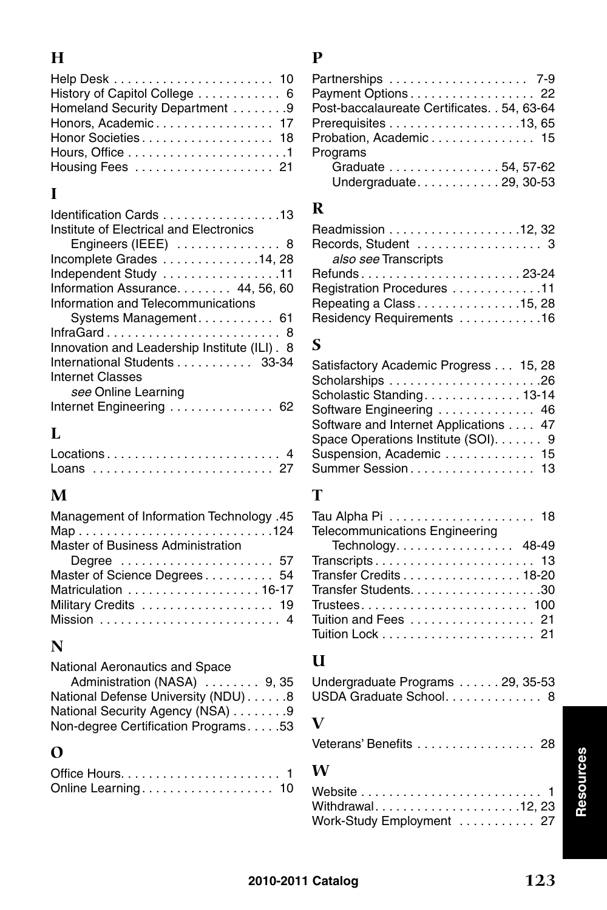## H

Help Desk . . . . . . . . . . . . . . . . . . . . . . . 10
History of Capitol College . . . . . . . . . . . . 6
Homeland Security Department . . . . . . . .9
Honors, Academic . . . . . . . . . . . . . . . . . 17
Honor Societies . . . . . . . . . . . . . . . . . . . 18
Hours, Office . . . . . . . . . . . . . . . . . . . . . . .1
Housing Fees . . . . . . . . . . . . . . . . . . . . 21

## I

Identification Cards . . . . . . . . . . . . . . . . .13
Institute of Electrical and Electronics
  Engineers (IEEE) . . . . . . . . . . . . . . . 8
Incomplete Grades . . . . . . . . . . . . . .14, 28
Independent Study . . . . . . . . . . . . . . . . .11
Information Assurance. . . . . . . . 44, 56, 60
Information and Telecommunications
  Systems Management . . . . . . . . . . . 61
InfraGard . . . . . . . . . . . . . . . . . . . . . . . . . 8
Innovation and Leadership Institute (ILI) . 8
International Students . . . . . . . . . . . 33-34
Internet Classes
  *see* Online Learning
Internet Engineering . . . . . . . . . . . . . . . 62

## L

Locations . . . . . . . . . . . . . . . . . . . . . . . . . 4
Loans . . . . . . . . . . . . . . . . . . . . . . . . . . 27

## M

Management of Information Technology .45
Map . . . . . . . . . . . . . . . . . . . . . . . . . . . .124
Master of Business Administration
  Degree . . . . . . . . . . . . . . . . . . . . . . 57
Master of Science Degrees . . . . . . . . . . 54
Matriculation . . . . . . . . . . . . . . . . . . . 16-17
Military Credits . . . . . . . . . . . . . . . . . . . 19
Mission . . . . . . . . . . . . . . . . . . . . . . . . . . 4

## N

National Aeronautics and Space
  Administration (NASA) . . . . . . . . 9, 35
National Defense University (NDU) . . . . . .8
National Security Agency (NSA) . . . . . . . .9
Non-degree Certification Programs . . . . .53

## O

Office Hours. . . . . . . . . . . . . . . . . . . . . . . 1
Online Learning . . . . . . . . . . . . . . . . . . . 10

## P

Partnerships . . . . . . . . . . . . . . . . . . . . 7-9
Payment Options . . . . . . . . . . . . . . . . . . 22
Post-baccalaureate Certificates. . 54, 63-64
Prerequisites . . . . . . . . . . . . . . . . . . .13, 65
Probation, Academic . . . . . . . . . . . . . . . 15
Programs
  Graduate . . . . . . . . . . . . . . . . 54, 57-62
  Undergraduate. . . . . . . . . . . . 29, 30-53

## R

Readmission . . . . . . . . . . . . . . . . . . .12, 32
Records, Student . . . . . . . . . . . . . . . . . . 3
  *also see* Transcripts
Refunds . . . . . . . . . . . . . . . . . . . . . . . 23-24
Registration Procedures . . . . . . . . . . . . .11
Repeating a Class . . . . . . . . . . . . . . .15, 28
Residency Requirements . . . . . . . . . . . .16

## S

Satisfactory Academic Progress . . . 15, 28
Scholarships . . . . . . . . . . . . . . . . . . . . . .26
Scholastic Standing. . . . . . . . . . . . . . 13-14
Software Engineering . . . . . . . . . . . . . . 46
Software and Internet Applications . . . . 47
Space Operations Institute (SOI). . . . . . . 9
Suspension, Academic . . . . . . . . . . . . . 15
Summer Session . . . . . . . . . . . . . . . . . . 13

## T

Tau Alpha Pi . . . . . . . . . . . . . . . . . . . . . 18
Telecommunications Engineering
  Technology. . . . . . . . . . . . . . . . . 48-49
Transcripts . . . . . . . . . . . . . . . . . . . . . . . 13
Transfer Credits . . . . . . . . . . . . . . . . . 18-20
Transfer Students. . . . . . . . . . . . . . . . . . .30
Trustees. . . . . . . . . . . . . . . . . . . . . . . . 100
Tuition and Fees . . . . . . . . . . . . . . . . . . 21
Tuition Lock . . . . . . . . . . . . . . . . . . . . . . 21

## U

Undergraduate Programs . . . . . . 29, 35-53
USDA Graduate School. . . . . . . . . . . . . . 8

## V

Veterans' Benefits . . . . . . . . . . . . . . . . . 28

## W

Website . . . . . . . . . . . . . . . . . . . . . . . . . . 1
Withdrawal. . . . . . . . . . . . . . . . . . . . .12, 23
Work-Study Employment . . . . . . . . . . . 27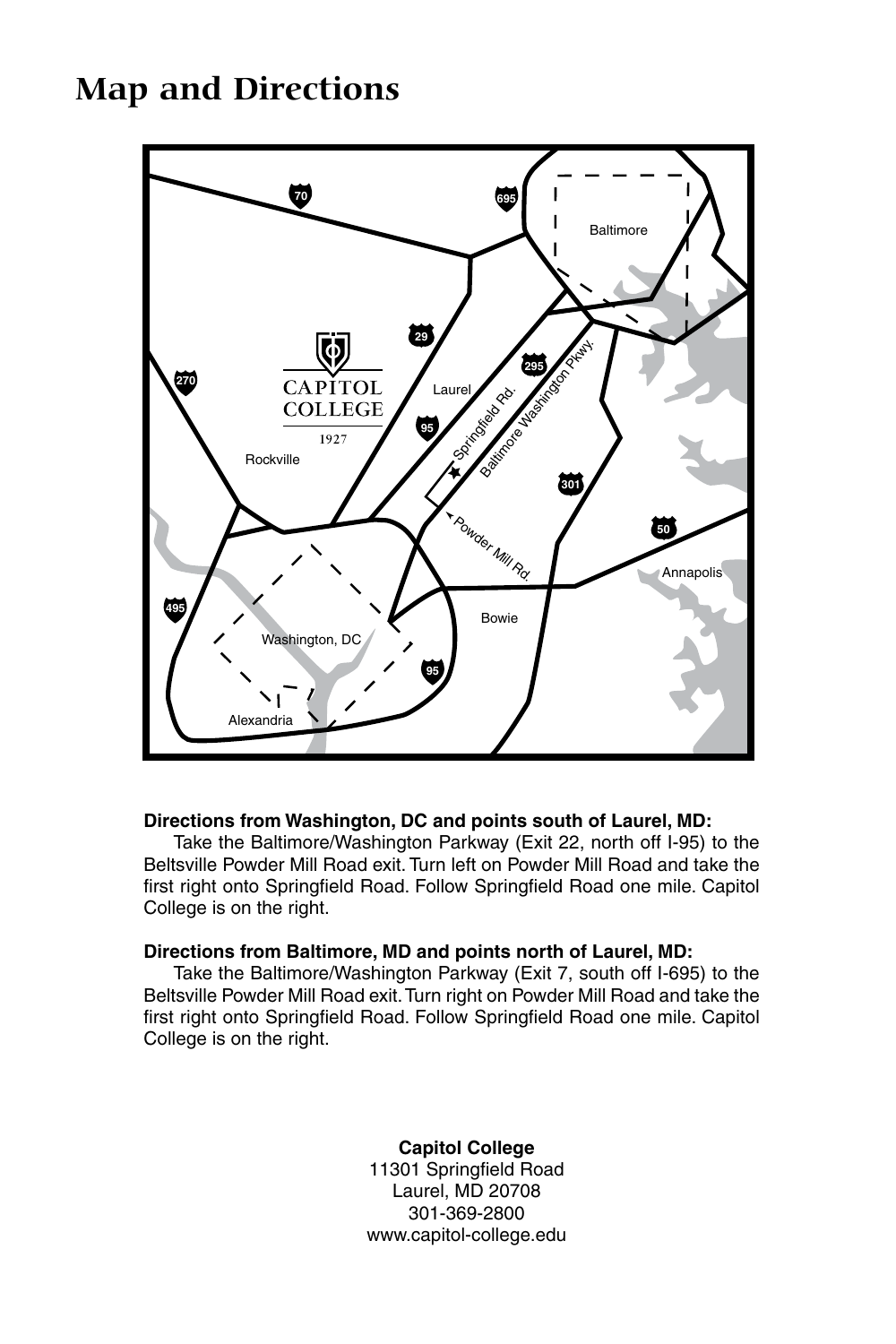# Map and Directions

**Directions from Washington, DC and points south of Laurel, MD:**

Take the Baltimore/Washington Parkway (Exit 22, north off I-95) to the Beltsville Powder Mill Road exit. Turn left on Powder Mill Road and take the first right onto Springfield Road. Follow Springfield Road one mile. Capitol College is on the right.

**Directions from Baltimore, MD and points north of Laurel, MD:**

Take the Baltimore/Washington Parkway (Exit 7, south off I-695) to the Beltsville Powder Mill Road exit. Turn right on Powder Mill Road and take the first right onto Springfield Road. Follow Springfield Road one mile. Capitol College is on the right.

**Capitol College**
11301 Springfield Road
Laurel, MD 20708
301-369-2800
www.capitol-college.edu